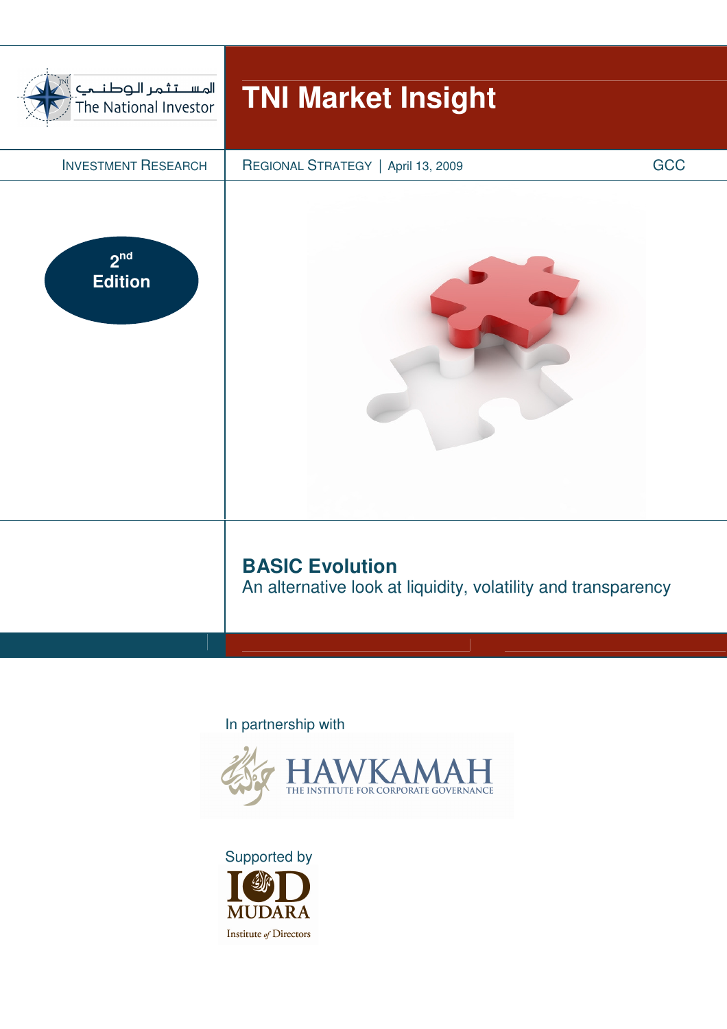المستثمر الوطني

The National Investor

# TNI Market Insight

INVESTMENT RESEARCH

REGIONAL STRATEGY | April 13, 2009

GCC

2nd Edition

## BASIC Evolution

An alternative look at liquidity, volatility and transparency

In partnership with

HAWKAMAH
THE INSTITUTE FOR CORPORATE GOVERNANCE

Supported by

IOD MUDARA
Institute of Directors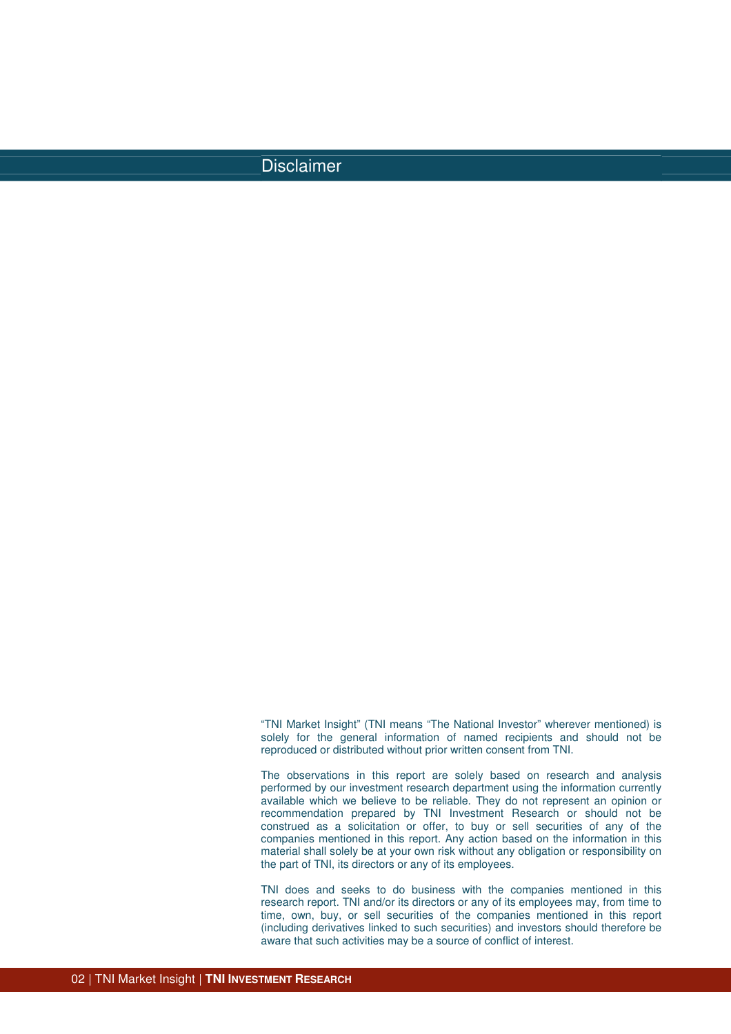# Disclaimer

"TNI Market Insight" (TNI means "The National Investor" wherever mentioned) is solely for the general information of named recipients and should not be reproduced or distributed without prior written consent from TNI.

The observations in this report are solely based on research and analysis performed by our investment research department using the information currently available which we believe to be reliable. They do not represent an opinion or recommendation prepared by TNI Investment Research or should not be construed as a solicitation or offer, to buy or sell securities of any of the companies mentioned in this report. Any action based on the information in this material shall solely be at your own risk without any obligation or responsibility on the part of TNI, its directors or any of its employees.

TNI does and seeks to do business with the companies mentioned in this research report. TNI and/or its directors or any of its employees may, from time to time, own, buy, or sell securities of the companies mentioned in this report (including derivatives linked to such securities) and investors should therefore be aware that such activities may be a source of conflict of interest.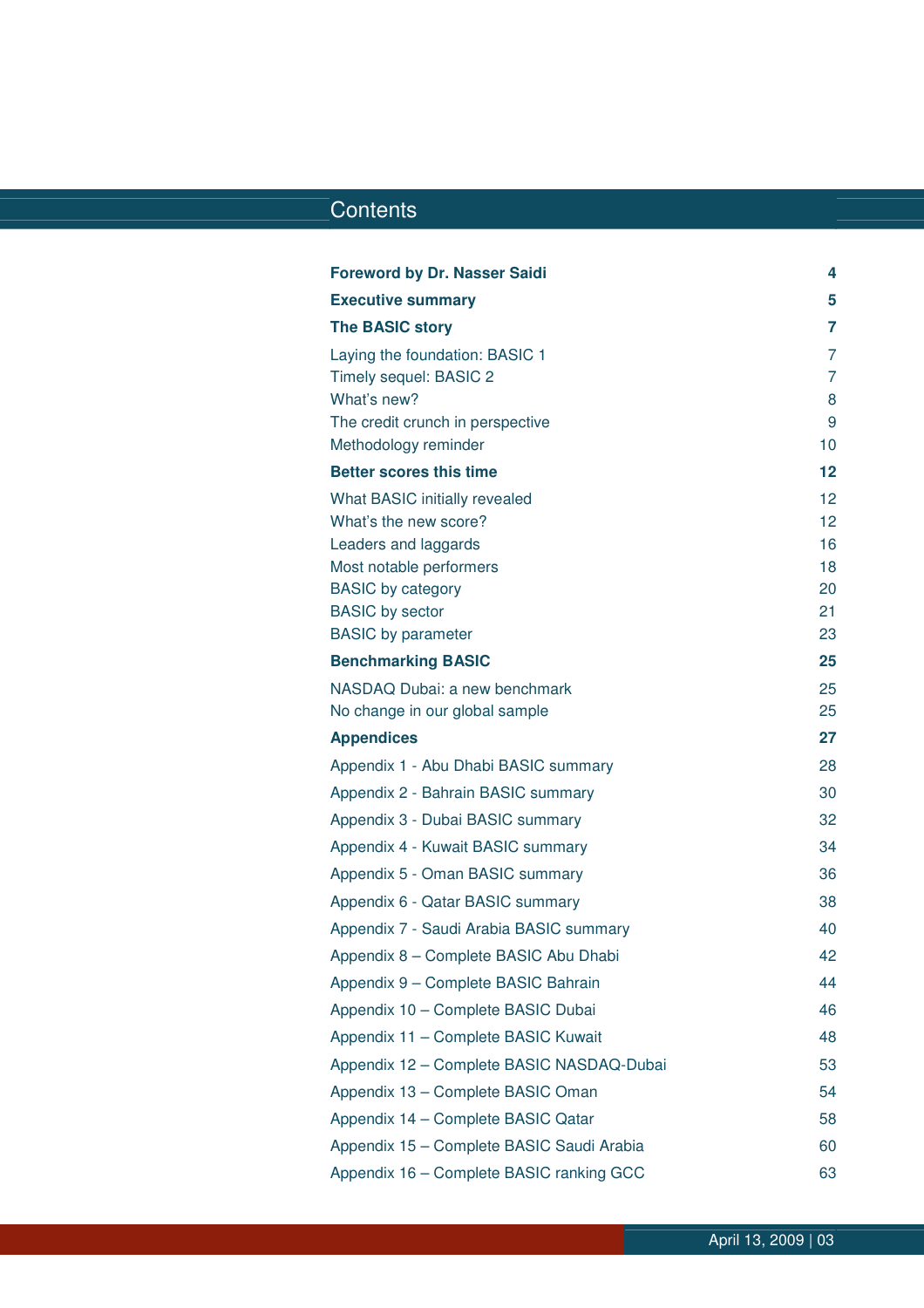# Contents

| | |
|---|---|
| **Foreword by Dr. Nasser Saidi** | **4** |
| **Executive summary** | **5** |
| **The BASIC story** | **7** |
| Laying the foundation: BASIC 1 | 7 |
| Timely sequel: BASIC 2 | 7 |
| What's new? | 8 |
| The credit crunch in perspective | 9 |
| Methodology reminder | 10 |
| **Better scores this time** | **12** |
| What BASIC initially revealed | 12 |
| What's the new score? | 12 |
| Leaders and laggards | 16 |
| Most notable performers | 18 |
| BASIC by category | 20 |
| BASIC by sector | 21 |
| BASIC by parameter | 23 |
| **Benchmarking BASIC** | **25** |
| NASDAQ Dubai: a new benchmark | 25 |
| No change in our global sample | 25 |
| **Appendices** | **27** |
| Appendix 1 - Abu Dhabi BASIC summary | 28 |
| Appendix 2 - Bahrain BASIC summary | 30 |
| Appendix 3 - Dubai BASIC summary | 32 |
| Appendix 4 - Kuwait BASIC summary | 34 |
| Appendix 5 - Oman BASIC summary | 36 |
| Appendix 6 - Qatar BASIC summary | 38 |
| Appendix 7 - Saudi Arabia BASIC summary | 40 |
| Appendix 8 – Complete BASIC Abu Dhabi | 42 |
| Appendix 9 – Complete BASIC Bahrain | 44 |
| Appendix 10 – Complete BASIC Dubai | 46 |
| Appendix 11 – Complete BASIC Kuwait | 48 |
| Appendix 12 – Complete BASIC NASDAQ-Dubai | 53 |
| Appendix 13 – Complete BASIC Oman | 54 |
| Appendix 14 – Complete BASIC Qatar | 58 |
| Appendix 15 – Complete BASIC Saudi Arabia | 60 |
| Appendix 16 – Complete BASIC ranking GCC | 63 |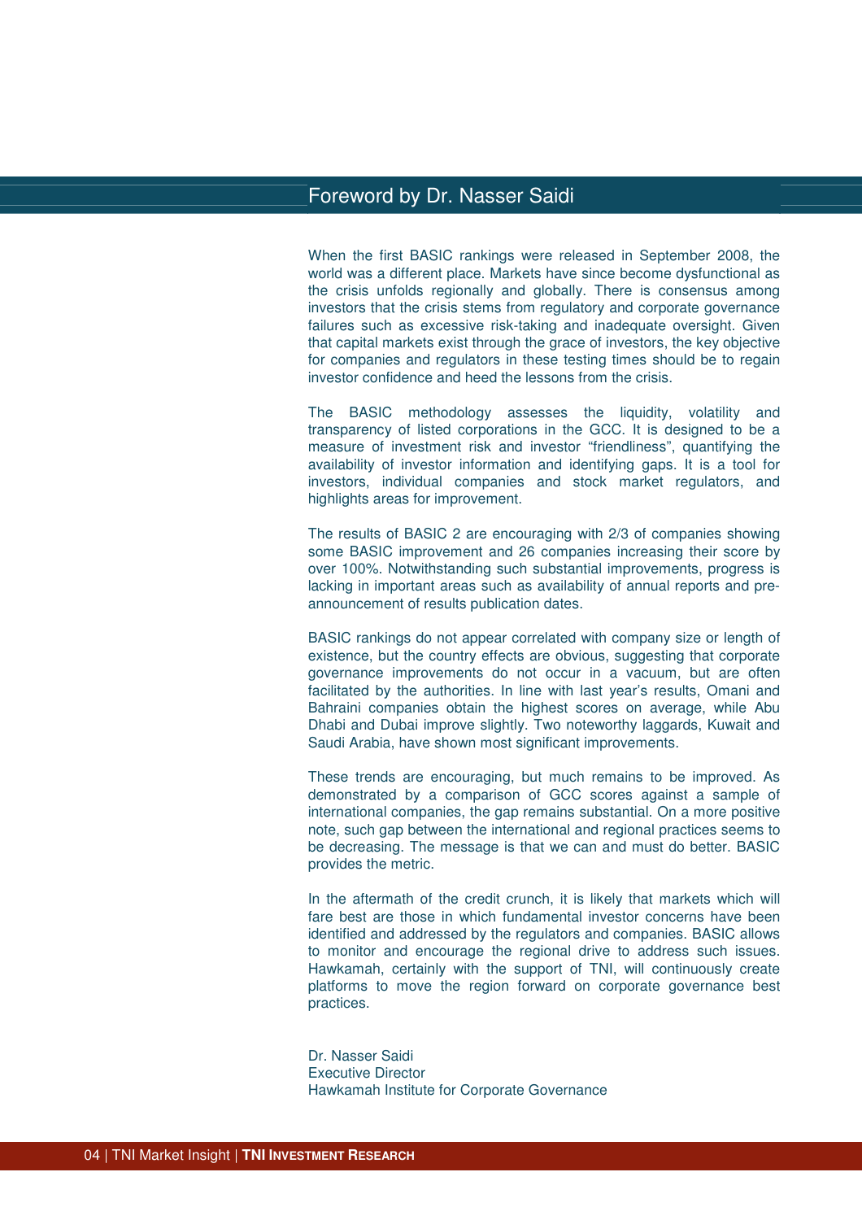# Foreword by Dr. Nasser Saidi

When the first BASIC rankings were released in September 2008, the world was a different place. Markets have since become dysfunctional as the crisis unfolds regionally and globally. There is consensus among investors that the crisis stems from regulatory and corporate governance failures such as excessive risk-taking and inadequate oversight. Given that capital markets exist through the grace of investors, the key objective for companies and regulators in these testing times should be to regain investor confidence and heed the lessons from the crisis.

The BASIC methodology assesses the liquidity, volatility and transparency of listed corporations in the GCC. It is designed to be a measure of investment risk and investor "friendliness", quantifying the availability of investor information and identifying gaps. It is a tool for investors, individual companies and stock market regulators, and highlights areas for improvement.

The results of BASIC 2 are encouraging with 2/3 of companies showing some BASIC improvement and 26 companies increasing their score by over 100%. Notwithstanding such substantial improvements, progress is lacking in important areas such as availability of annual reports and pre-announcement of results publication dates.

BASIC rankings do not appear correlated with company size or length of existence, but the country effects are obvious, suggesting that corporate governance improvements do not occur in a vacuum, but are often facilitated by the authorities. In line with last year's results, Omani and Bahraini companies obtain the highest scores on average, while Abu Dhabi and Dubai improve slightly. Two noteworthy laggards, Kuwait and Saudi Arabia, have shown most significant improvements.

These trends are encouraging, but much remains to be improved. As demonstrated by a comparison of GCC scores against a sample of international companies, the gap remains substantial. On a more positive note, such gap between the international and regional practices seems to be decreasing. The message is that we can and must do better. BASIC provides the metric.

In the aftermath of the credit crunch, it is likely that markets which will fare best are those in which fundamental investor concerns have been identified and addressed by the regulators and companies. BASIC allows to monitor and encourage the regional drive to address such issues. Hawkamah, certainly with the support of TNI, will continuously create platforms to move the region forward on corporate governance best practices.

Dr. Nasser Saidi
Executive Director
Hawkamah Institute for Corporate Governance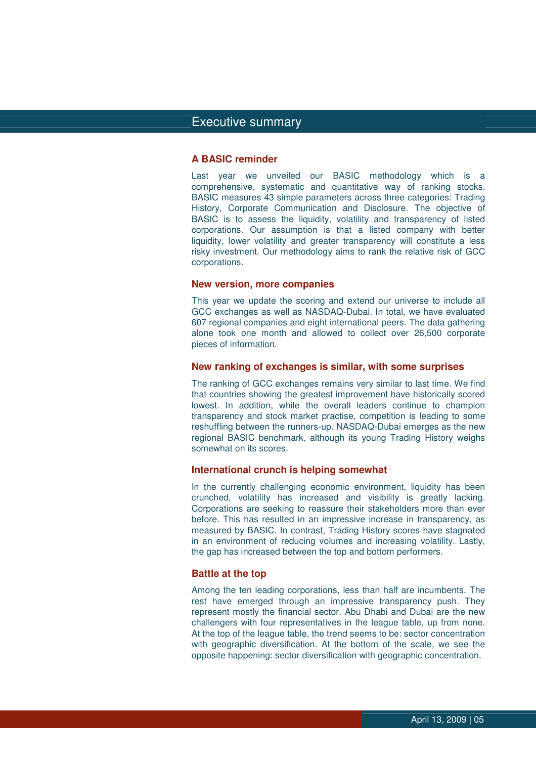# Executive summary

## A BASIC reminder

Last year we unveiled our BASIC methodology which is a comprehensive, systematic and quantitative way of ranking stocks. BASIC measures 43 simple parameters across three categories: Trading History, Corporate Communication and Disclosure. The objective of BASIC is to assess the liquidity, volatility and transparency of listed corporations. Our assumption is that a listed company with better liquidity, lower volatility and greater transparency will constitute a less risky investment. Our methodology aims to rank the relative risk of GCC corporations.

## New version, more companies

This year we update the scoring and extend our universe to include all GCC exchanges as well as NASDAQ-Dubai. In total, we have evaluated 607 regional companies and eight international peers. The data gathering alone took one month and allowed to collect over 26,500 corporate pieces of information.

## New ranking of exchanges is similar, with some surprises

The ranking of GCC exchanges remains very similar to last time. We find that countries showing the greatest improvement have historically scored lowest. In addition, while the overall leaders continue to champion transparency and stock market practise, competition is leading to some reshuffling between the runners-up. NASDAQ-Dubai emerges as the new regional BASIC benchmark, although its young Trading History weighs somewhat on its scores.

## International crunch is helping somewhat

In the currently challenging economic environment, liquidity has been crunched, volatility has increased and visibility is greatly lacking. Corporations are seeking to reassure their stakeholders more than ever before. This has resulted in an impressive increase in transparency, as measured by BASIC. In contrast, Trading History scores have stagnated in an environment of reducing volumes and increasing volatility. Lastly, the gap has increased between the top and bottom performers.

## Battle at the top

Among the ten leading corporations, less than half are incumbents. The rest have emerged through an impressive transparency push. They represent mostly the financial sector. Abu Dhabi and Dubai are the new challengers with four representatives in the league table, up from none. At the top of the league table, the trend seems to be: sector concentration with geographic diversification. At the bottom of the scale, we see the opposite happening: sector diversification with geographic concentration.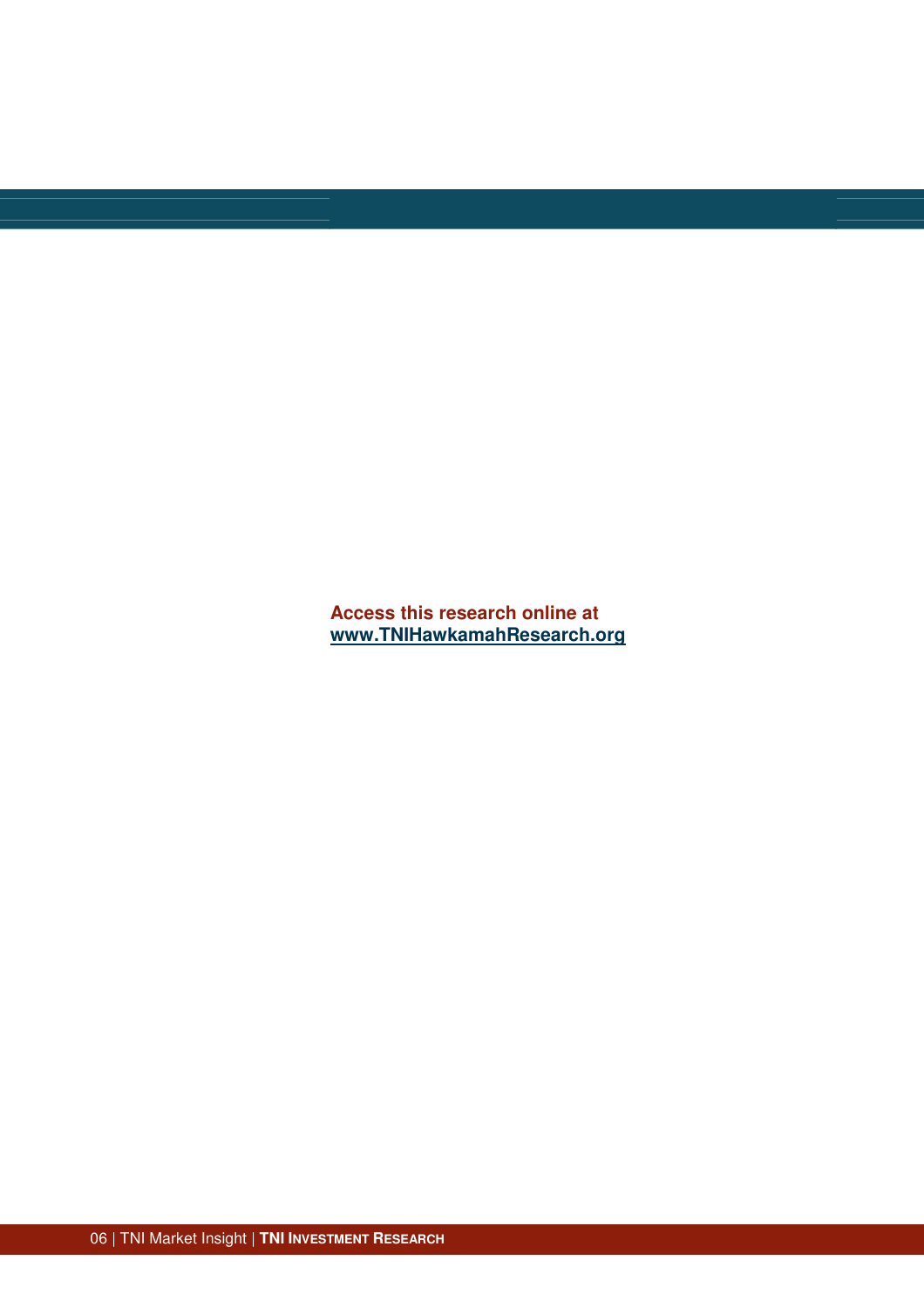**Access this research online at**
**[www.TNIHawkamahResearch.org](http://www.TNIHawkamahResearch.org)**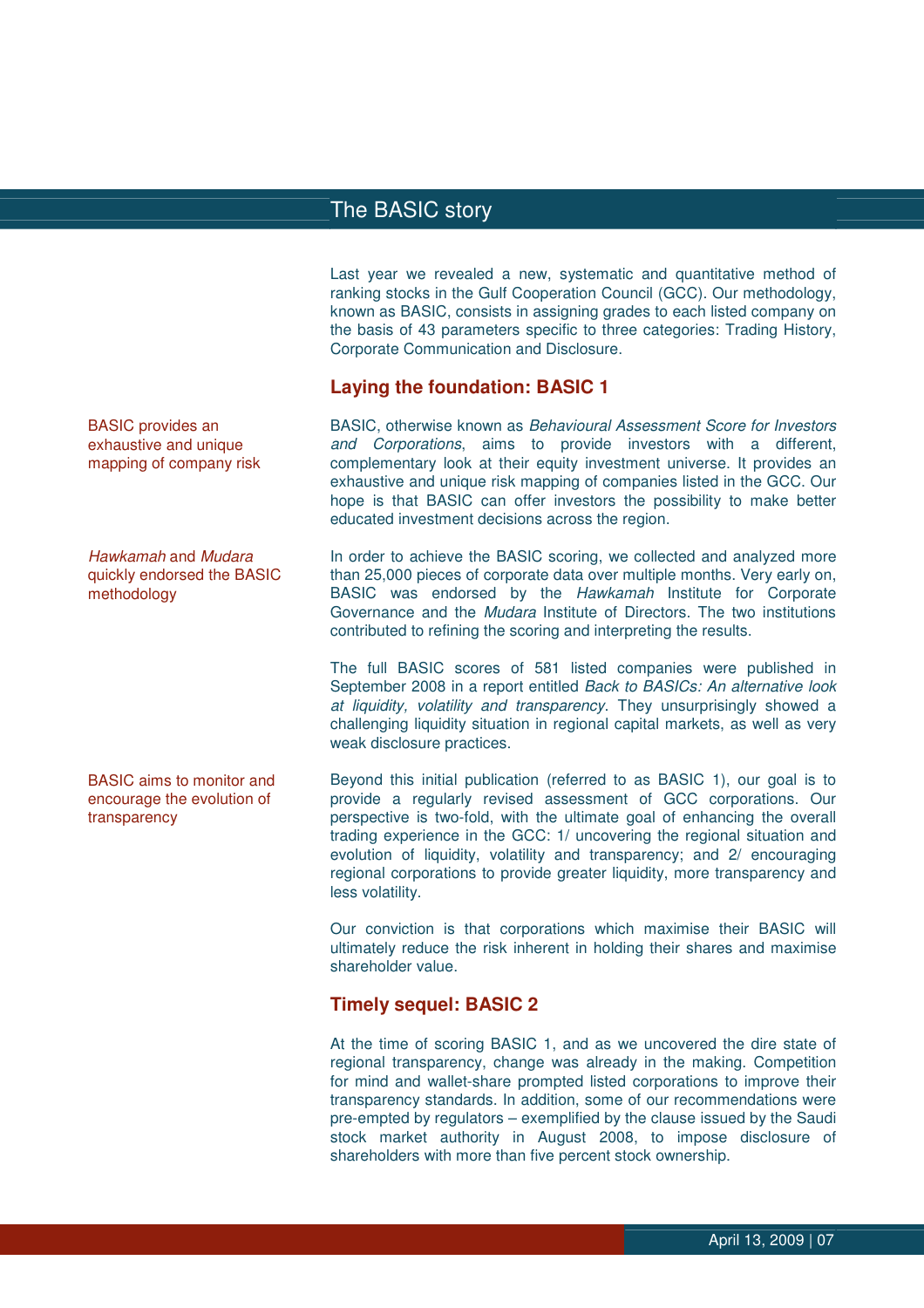## The BASIC story

Last year we revealed a new, systematic and quantitative method of ranking stocks in the Gulf Cooperation Council (GCC). Our methodology, known as BASIC, consists in assigning grades to each listed company on the basis of 43 parameters specific to three categories: Trading History, Corporate Communication and Disclosure.

### Laying the foundation: BASIC 1

BASIC provides an exhaustive and unique mapping of company risk

BASIC, otherwise known as *Behavioural Assessment Score for Investors and Corporations*, aims to provide investors with a different, complementary look at their equity investment universe. It provides an exhaustive and unique risk mapping of companies listed in the GCC. Our hope is that BASIC can offer investors the possibility to make better educated investment decisions across the region.

*Hawkamah* and *Mudara* quickly endorsed the BASIC methodology

In order to achieve the BASIC scoring, we collected and analyzed more than 25,000 pieces of corporate data over multiple months. Very early on, BASIC was endorsed by the *Hawkamah* Institute for Corporate Governance and the *Mudara* Institute of Directors. The two institutions contributed to refining the scoring and interpreting the results.

The full BASIC scores of 581 listed companies were published in September 2008 in a report entitled *Back to BASICs: An alternative look at liquidity, volatility and transparency*. They unsurprisingly showed a challenging liquidity situation in regional capital markets, as well as very weak disclosure practices.

BASIC aims to monitor and encourage the evolution of transparency

Beyond this initial publication (referred to as BASIC 1), our goal is to provide a regularly revised assessment of GCC corporations. Our perspective is two-fold, with the ultimate goal of enhancing the overall trading experience in the GCC: 1/ uncovering the regional situation and evolution of liquidity, volatility and transparency; and 2/ encouraging regional corporations to provide greater liquidity, more transparency and less volatility.

Our conviction is that corporations which maximise their BASIC will ultimately reduce the risk inherent in holding their shares and maximise shareholder value.

### Timely sequel: BASIC 2

At the time of scoring BASIC 1, and as we uncovered the dire state of regional transparency, change was already in the making. Competition for mind and wallet-share prompted listed corporations to improve their transparency standards. In addition, some of our recommendations were pre-empted by regulators – exemplified by the clause issued by the Saudi stock market authority in August 2008, to impose disclosure of shareholders with more than five percent stock ownership.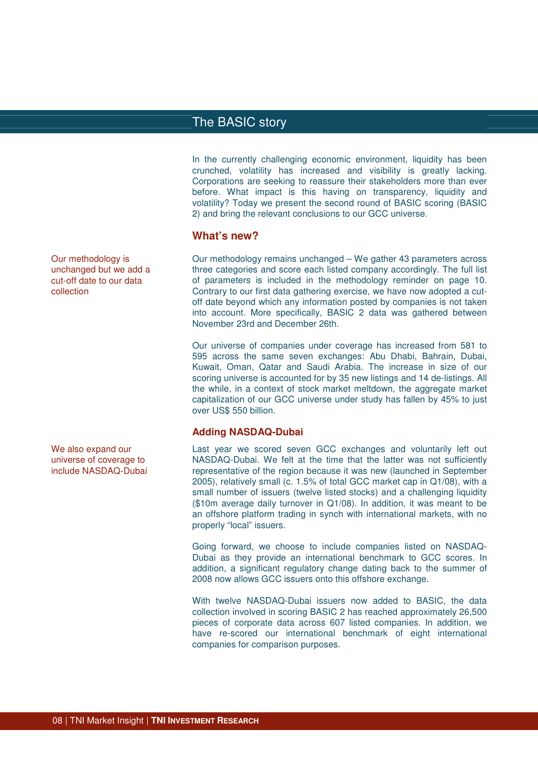# The BASIC story

In the currently challenging economic environment, liquidity has been crunched, volatility has increased and visibility is greatly lacking. Corporations are seeking to reassure their stakeholders more than ever before. What impact is this having on transparency, liquidity and volatility? Today we present the second round of BASIC scoring (BASIC 2) and bring the relevant conclusions to our GCC universe.

## What's new?

Our methodology is unchanged but we add a cut-off date to our data collection

Our methodology remains unchanged – We gather 43 parameters across three categories and score each listed company accordingly. The full list of parameters is included in the methodology reminder on page 10. Contrary to our first data gathering exercise, we have now adopted a cut-off date beyond which any information posted by companies is not taken into account. More specifically, BASIC 2 data was gathered between November 23rd and December 26th.

Our universe of companies under coverage has increased from 581 to 595 across the same seven exchanges: Abu Dhabi, Bahrain, Dubai, Kuwait, Oman, Qatar and Saudi Arabia. The increase in size of our scoring universe is accounted for by 35 new listings and 14 de-listings. All the while, in a context of stock market meltdown, the aggregate market capitalization of our GCC universe under study has fallen by 45% to just over US$ 550 billion.

### Adding NASDAQ-Dubai

We also expand our universe of coverage to include NASDAQ-Dubai

Last year we scored seven GCC exchanges and voluntarily left out NASDAQ-Dubai. We felt at the time that the latter was not sufficiently representative of the region because it was new (launched in September 2005), relatively small (c. 1.5% of total GCC market cap in Q1/08), with a small number of issuers (twelve listed stocks) and a challenging liquidity ($10m average daily turnover in Q1/08). In addition, it was meant to be an offshore platform trading in synch with international markets, with no properly "local" issuers.

Going forward, we choose to include companies listed on NASDAQ-Dubai as they provide an international benchmark to GCC scores. In addition, a significant regulatory change dating back to the summer of 2008 now allows GCC issuers onto this offshore exchange.

With twelve NASDAQ-Dubai issuers now added to BASIC, the data collection involved in scoring BASIC 2 has reached approximately 26,500 pieces of corporate data across 607 listed companies. In addition, we have re-scored our international benchmark of eight international companies for comparison purposes.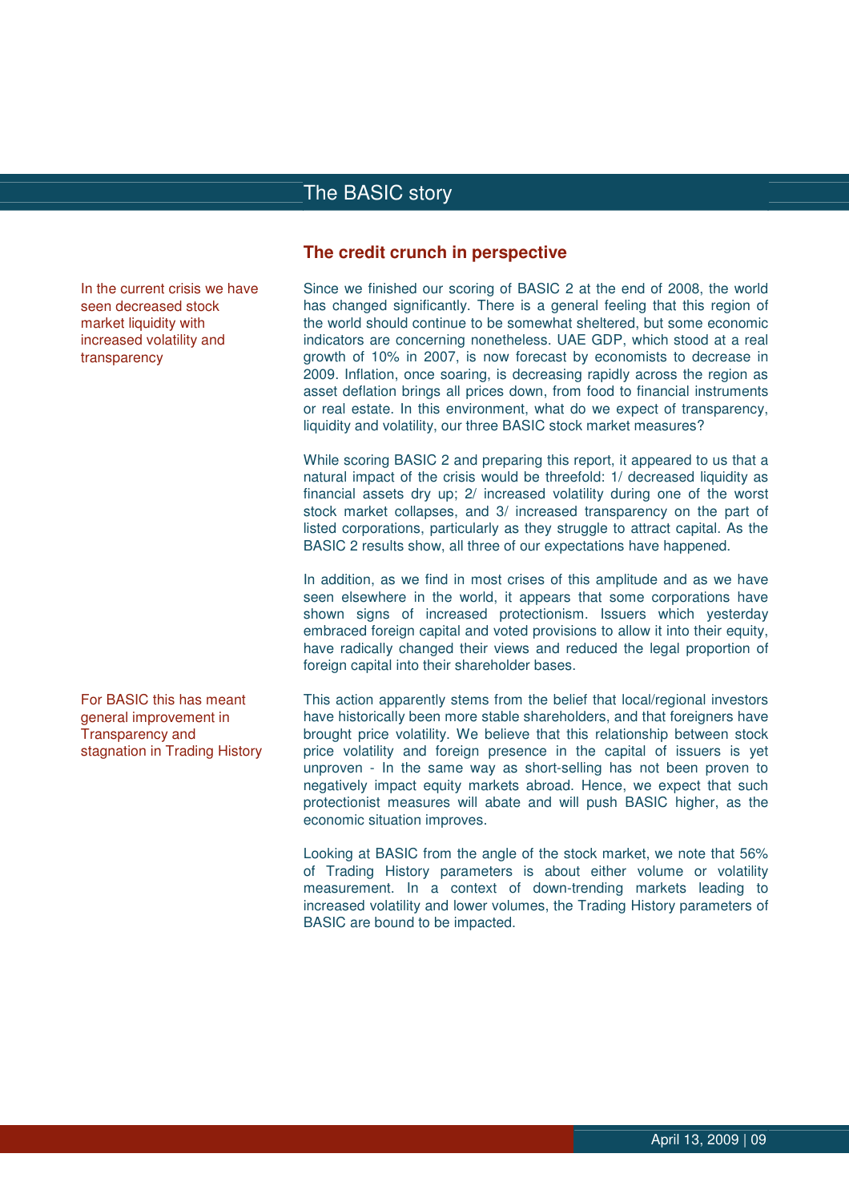## The credit crunch in perspective

In the current crisis we have seen decreased stock market liquidity with increased volatility and transparency

Since we finished our scoring of BASIC 2 at the end of 2008, the world has changed significantly. There is a general feeling that this region of the world should continue to be somewhat sheltered, but some economic indicators are concerning nonetheless. UAE GDP, which stood at a real growth of 10% in 2007, is now forecast by economists to decrease in 2009. Inflation, once soaring, is decreasing rapidly across the region as asset deflation brings all prices down, from food to financial instruments or real estate. In this environment, what do we expect of transparency, liquidity and volatility, our three BASIC stock market measures?

While scoring BASIC 2 and preparing this report, it appeared to us that a natural impact of the crisis would be threefold: 1/ decreased liquidity as financial assets dry up; 2/ increased volatility during one of the worst stock market collapses, and 3/ increased transparency on the part of listed corporations, particularly as they struggle to attract capital. As the BASIC 2 results show, all three of our expectations have happened.

In addition, as we find in most crises of this amplitude and as we have seen elsewhere in the world, it appears that some corporations have shown signs of increased protectionism. Issuers which yesterday embraced foreign capital and voted provisions to allow it into their equity, have radically changed their views and reduced the legal proportion of foreign capital into their shareholder bases.

For BASIC this has meant general improvement in Transparency and stagnation in Trading History

This action apparently stems from the belief that local/regional investors have historically been more stable shareholders, and that foreigners have brought price volatility. We believe that this relationship between stock price volatility and foreign presence in the capital of issuers is yet unproven - In the same way as short-selling has not been proven to negatively impact equity markets abroad. Hence, we expect that such protectionist measures will abate and will push BASIC higher, as the economic situation improves.

Looking at BASIC from the angle of the stock market, we note that 56% of Trading History parameters is about either volume or volatility measurement. In a context of down-trending markets leading to increased volatility and lower volumes, the Trading History parameters of BASIC are bound to be impacted.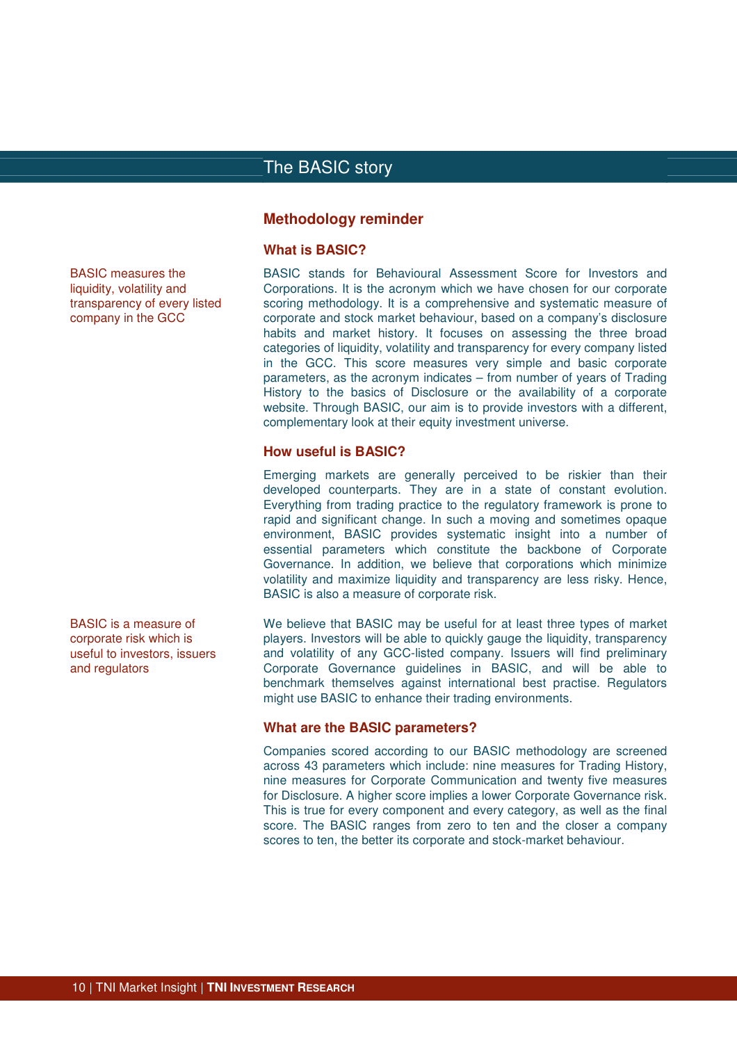# The BASIC story

## Methodology reminder

### What is BASIC?

BASIC measures the liquidity, volatility and transparency of every listed company in the GCC

BASIC stands for Behavioural Assessment Score for Investors and Corporations. It is the acronym which we have chosen for our corporate scoring methodology. It is a comprehensive and systematic measure of corporate and stock market behaviour, based on a company's disclosure habits and market history. It focuses on assessing the three broad categories of liquidity, volatility and transparency for every company listed in the GCC. This score measures very simple and basic corporate parameters, as the acronym indicates – from number of years of Trading History to the basics of Disclosure or the availability of a corporate website. Through BASIC, our aim is to provide investors with a different, complementary look at their equity investment universe.

### How useful is BASIC?

Emerging markets are generally perceived to be riskier than their developed counterparts. They are in a state of constant evolution. Everything from trading practice to the regulatory framework is prone to rapid and significant change. In such a moving and sometimes opaque environment, BASIC provides systematic insight into a number of essential parameters which constitute the backbone of Corporate Governance. In addition, we believe that corporations which minimize volatility and maximize liquidity and transparency are less risky. Hence, BASIC is also a measure of corporate risk.

BASIC is a measure of corporate risk which is useful to investors, issuers and regulators

We believe that BASIC may be useful for at least three types of market players. Investors will be able to quickly gauge the liquidity, transparency and volatility of any GCC-listed company. Issuers will find preliminary Corporate Governance guidelines in BASIC, and will be able to benchmark themselves against international best practise. Regulators might use BASIC to enhance their trading environments.

### What are the BASIC parameters?

Companies scored according to our BASIC methodology are screened across 43 parameters which include: nine measures for Trading History, nine measures for Corporate Communication and twenty five measures for Disclosure. A higher score implies a lower Corporate Governance risk. This is true for every component and every category, as well as the final score. The BASIC ranges from zero to ten and the closer a company scores to ten, the better its corporate and stock-market behaviour.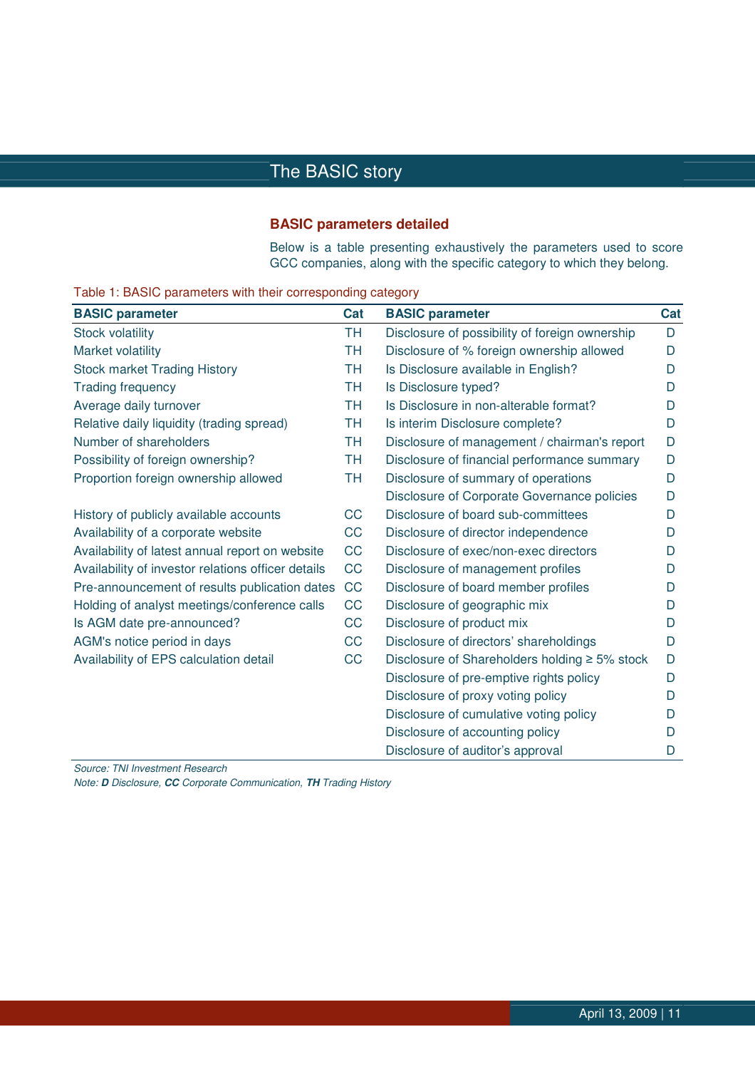## The BASIC story

### BASIC parameters detailed

Below is a table presenting exhaustively the parameters used to score GCC companies, along with the specific category to which they belong.

Table 1: BASIC parameters with their corresponding category

| BASIC parameter | Cat | BASIC parameter | Cat |
|---|---|---|---|
| Stock volatility | TH | Disclosure of possibility of foreign ownership | D |
| Market volatility | TH | Disclosure of % foreign ownership allowed | D |
| Stock market Trading History | TH | Is Disclosure available in English? | D |
| Trading frequency | TH | Is Disclosure typed? | D |
| Average daily turnover | TH | Is Disclosure in non-alterable format? | D |
| Relative daily liquidity (trading spread) | TH | Is interim Disclosure complete? | D |
| Number of shareholders | TH | Disclosure of management / chairman's report | D |
| Possibility of foreign ownership? | TH | Disclosure of financial performance summary | D |
| Proportion foreign ownership allowed | TH | Disclosure of summary of operations | D |
| | | Disclosure of Corporate Governance policies | D |
| History of publicly available accounts | CC | Disclosure of board sub-committees | D |
| Availability of a corporate website | CC | Disclosure of director independence | D |
| Availability of latest annual report on website | CC | Disclosure of exec/non-exec directors | D |
| Availability of investor relations officer details | CC | Disclosure of management profiles | D |
| Pre-announcement of results publication dates | CC | Disclosure of board member profiles | D |
| Holding of analyst meetings/conference calls | CC | Disclosure of geographic mix | D |
| Is AGM date pre-announced? | CC | Disclosure of product mix | D |
| AGM's notice period in days | CC | Disclosure of directors' shareholdings | D |
| Availability of EPS calculation detail | CC | Disclosure of Shareholders holding ≥ 5% stock | D |
| | | Disclosure of pre-emptive rights policy | D |
| | | Disclosure of proxy voting policy | D |
| | | Disclosure of cumulative voting policy | D |
| | | Disclosure of accounting policy | D |
| | | Disclosure of auditor's approval | D |

*Source: TNI Investment Research*
*Note: **D** Disclosure, **CC** Corporate Communication, **TH** Trading History*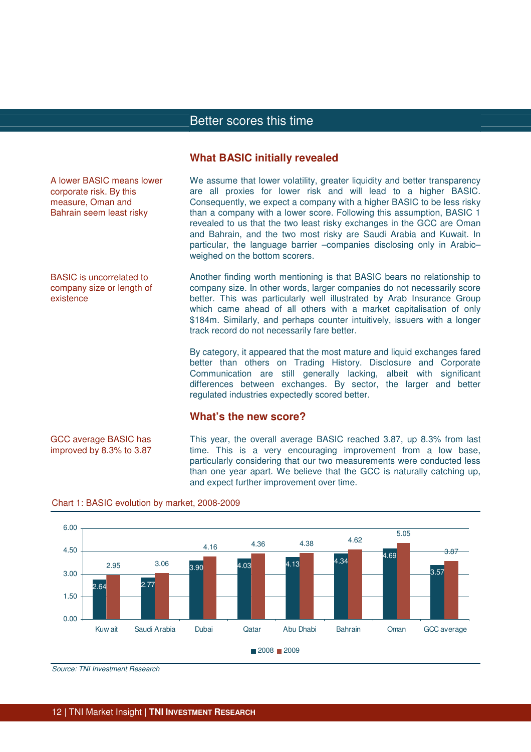# Better scores this time

## What BASIC initially revealed

A lower BASIC means lower corporate risk. By this measure, Oman and Bahrain seem least risky

We assume that lower volatility, greater liquidity and better transparency are all proxies for lower risk and will lead to a higher BASIC. Consequently, we expect a company with a higher BASIC to be less risky than a company with a lower score. Following this assumption, BASIC 1 revealed to us that the two least risky exchanges in the GCC are Oman and Bahrain, and the two most risky are Saudi Arabia and Kuwait. In particular, the language barrier –companies disclosing only in Arabic– weighed on the bottom scorers.

BASIC is uncorrelated to company size or length of existence

Another finding worth mentioning is that BASIC bears no relationship to company size. In other words, larger companies do not necessarily score better. This was particularly well illustrated by Arab Insurance Group which came ahead of all others with a market capitalisation of only $184m. Similarly, and perhaps counter intuitively, issuers with a longer track record do not necessarily fare better.

By category, it appeared that the most mature and liquid exchanges fared better than others on Trading History. Disclosure and Corporate Communication are still generally lacking, albeit with significant differences between exchanges. By sector, the larger and better regulated industries expectedly scored better.

## What's the new score?

GCC average BASIC has improved by 8.3% to 3.87

This year, the overall average BASIC reached 3.87, up 8.3% from last time. This is a very encouraging improvement from a low base, particularly considering that our two measurements were conducted less than one year apart. We believe that the GCC is naturally catching up, and expect further improvement over time.

Chart 1: BASIC evolution by market, 2008-2009

| Market | 2008 | 2009 |
|---|---|---|
| Kuwait | 2.64 | 2.95 |
| Saudi Arabia | 2.77 | 3.06 |
| Dubai | 3.90 | 4.16 |
| Qatar | 4.03 | 4.36 |
| Abu Dhabi | 4.13 | 4.38 |
| Bahrain | 4.34 | 4.62 |
| Oman | 4.69 | 5.05 |
| GCC average | 3.57 | 3.87 |

*Source: TNI Investment Research*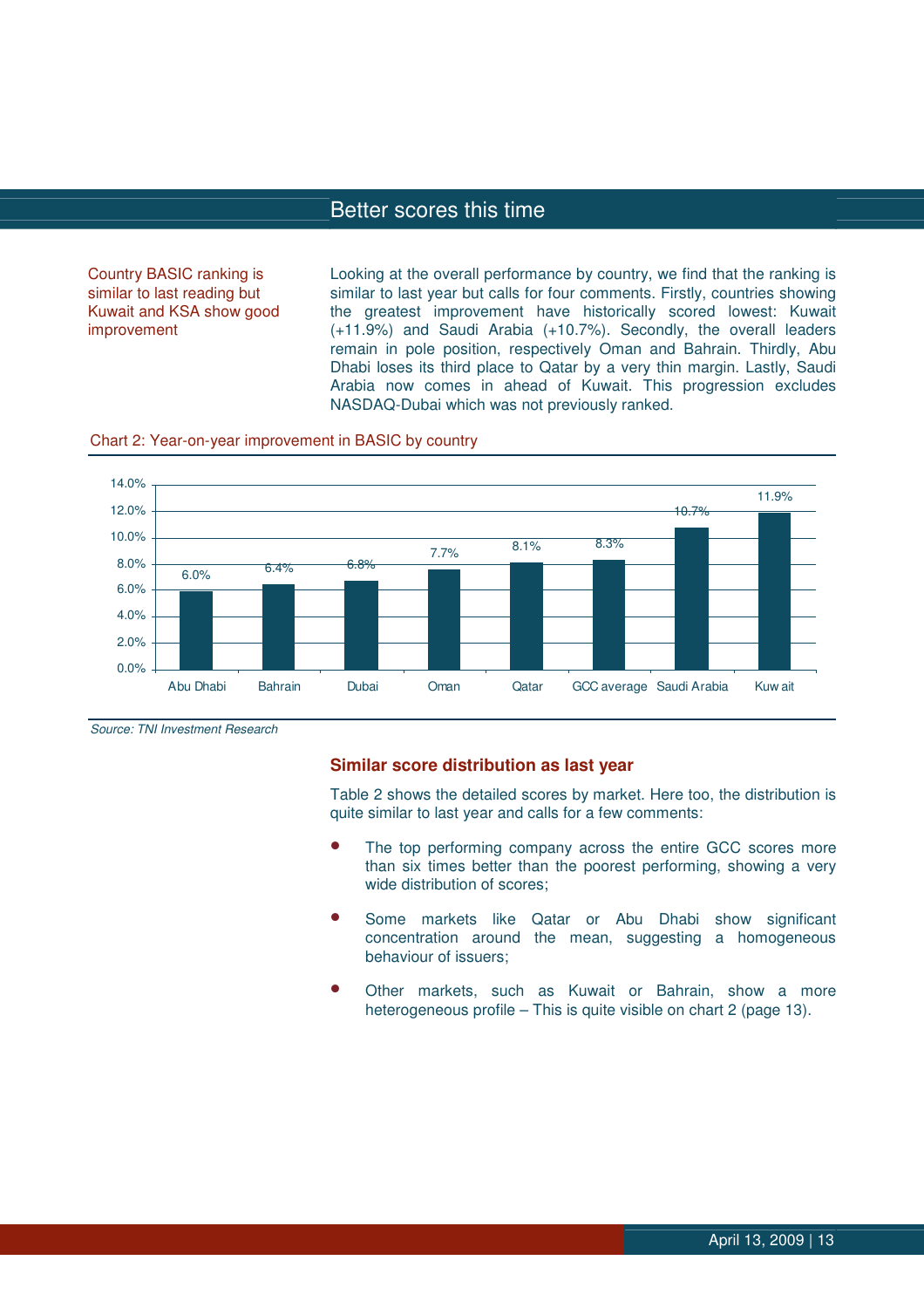## Better scores this time

Country BASIC ranking is similar to last reading but Kuwait and KSA show good improvement

Looking at the overall performance by country, we find that the ranking is similar to last year but calls for four comments. Firstly, countries showing the greatest improvement have historically scored lowest: Kuwait (+11.9%) and Saudi Arabia (+10.7%). Secondly, the overall leaders remain in pole position, respectively Oman and Bahrain. Thirdly, Abu Dhabi loses its third place to Qatar by a very thin margin. Lastly, Saudi Arabia now comes in ahead of Kuwait. This progression excludes NASDAQ-Dubai which was not previously ranked.

Chart 2: Year-on-year improvement in BASIC by country

| Country | Improvement |
|---|---|
| Abu Dhabi | 6.0% |
| Bahrain | 6.4% |
| Dubai | 6.8% |
| Oman | 7.7% |
| Qatar | 8.1% |
| GCC average | 8.3% |
| Saudi Arabia | 10.7% |
| Kuwait | 11.9% |

*Source: TNI Investment Research*

### Similar score distribution as last year

Table 2 shows the detailed scores by market. Here too, the distribution is quite similar to last year and calls for a few comments:

- The top performing company across the entire GCC scores more than six times better than the poorest performing, showing a very wide distribution of scores;
- Some markets like Qatar or Abu Dhabi show significant concentration around the mean, suggesting a homogeneous behaviour of issuers;
- Other markets, such as Kuwait or Bahrain, show a more heterogeneous profile – This is quite visible on chart 2 (page 13).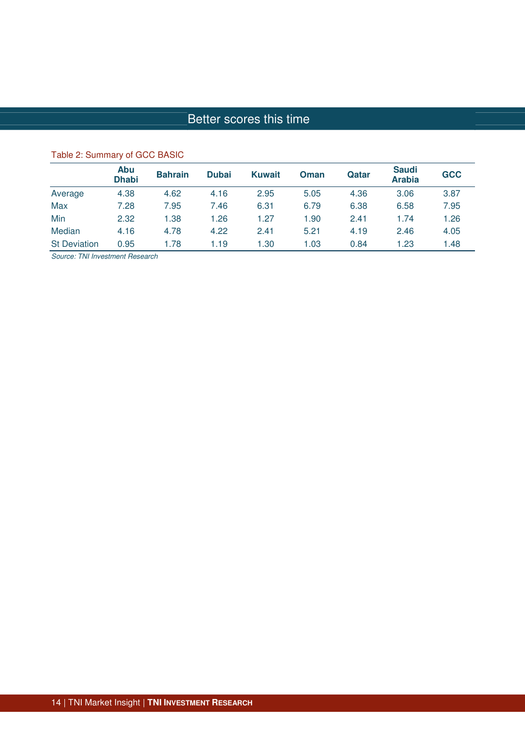## Better scores this time

Table 2: Summary of GCC BASIC

| | Abu Dhabi | Bahrain | Dubai | Kuwait | Oman | Qatar | Saudi Arabia | GCC |
|---|---|---|---|---|---|---|---|---|
| Average | 4.38 | 4.62 | 4.16 | 2.95 | 5.05 | 4.36 | 3.06 | 3.87 |
| Max | 7.28 | 7.95 | 7.46 | 6.31 | 6.79 | 6.38 | 6.58 | 7.95 |
| Min | 2.32 | 1.38 | 1.26 | 1.27 | 1.90 | 2.41 | 1.74 | 1.26 |
| Median | 4.16 | 4.78 | 4.22 | 2.41 | 5.21 | 4.19 | 2.46 | 4.05 |
| St Deviation | 0.95 | 1.78 | 1.19 | 1.30 | 1.03 | 0.84 | 1.23 | 1.48 |

*Source: TNI Investment Research*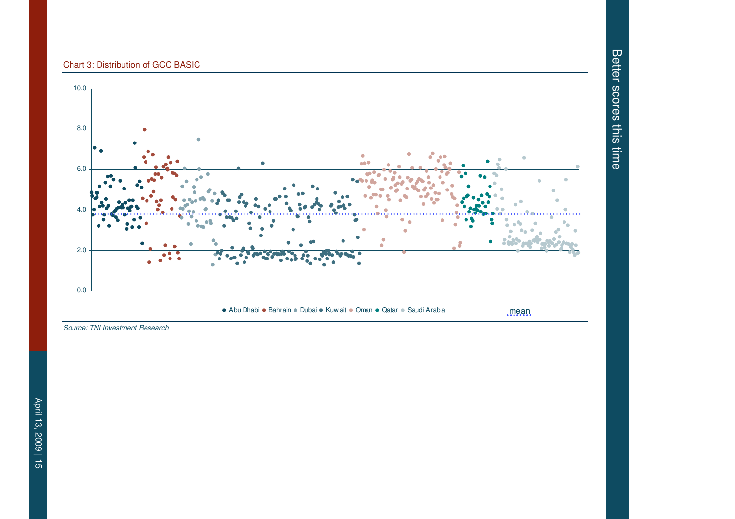Chart 3: Distribution of GCC BASIC

Source: TNI Investment Research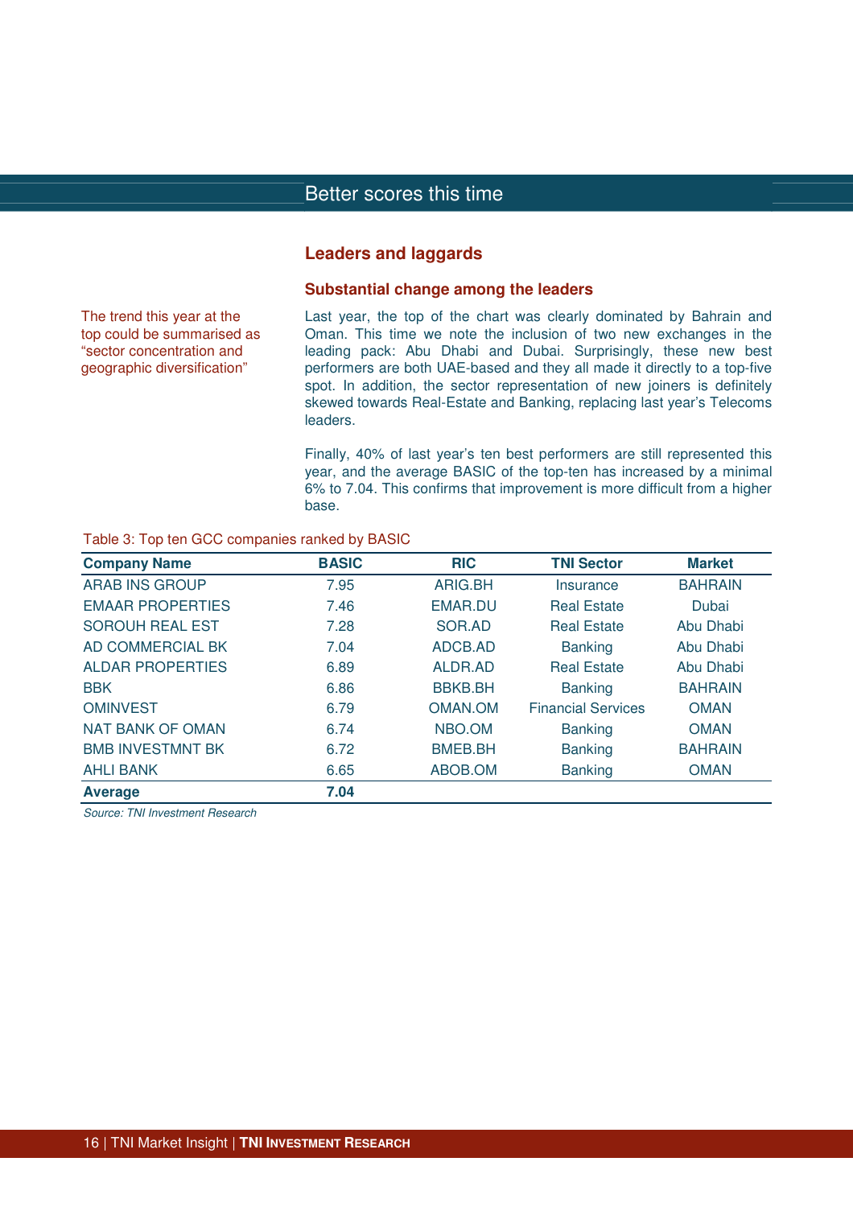# Better scores this time

## Leaders and laggards

### Substantial change among the leaders

The trend this year at the top could be summarised as "sector concentration and geographic diversification"

Last year, the top of the chart was clearly dominated by Bahrain and Oman. This time we note the inclusion of two new exchanges in the leading pack: Abu Dhabi and Dubai. Surprisingly, these new best performers are both UAE-based and they all made it directly to a top-five spot. In addition, the sector representation of new joiners is definitely skewed towards Real-Estate and Banking, replacing last year's Telecoms leaders.

Finally, 40% of last year's ten best performers are still represented this year, and the average BASIC of the top-ten has increased by a minimal 6% to 7.04. This confirms that improvement is more difficult from a higher base.

Table 3: Top ten GCC companies ranked by BASIC

| Company Name | BASIC | RIC | TNI Sector | Market |
|---|---|---|---|---|
| ARAB INS GROUP | 7.95 | ARIG.BH | Insurance | BAHRAIN |
| EMAAR PROPERTIES | 7.46 | EMAR.DU | Real Estate | Dubai |
| SOROUH REAL EST | 7.28 | SOR.AD | Real Estate | Abu Dhabi |
| AD COMMERCIAL BK | 7.04 | ADCB.AD | Banking | Abu Dhabi |
| ALDAR PROPERTIES | 6.89 | ALDR.AD | Real Estate | Abu Dhabi |
| BBK | 6.86 | BBKB.BH | Banking | BAHRAIN |
| OMINVEST | 6.79 | OMAN.OM | Financial Services | OMAN |
| NAT BANK OF OMAN | 6.74 | NBO.OM | Banking | OMAN |
| BMB INVESTMNT BK | 6.72 | BMEB.BH | Banking | BAHRAIN |
| AHLI BANK | 6.65 | ABOB.OM | Banking | OMAN |
| **Average** | **7.04** | | | |

*Source: TNI Investment Research*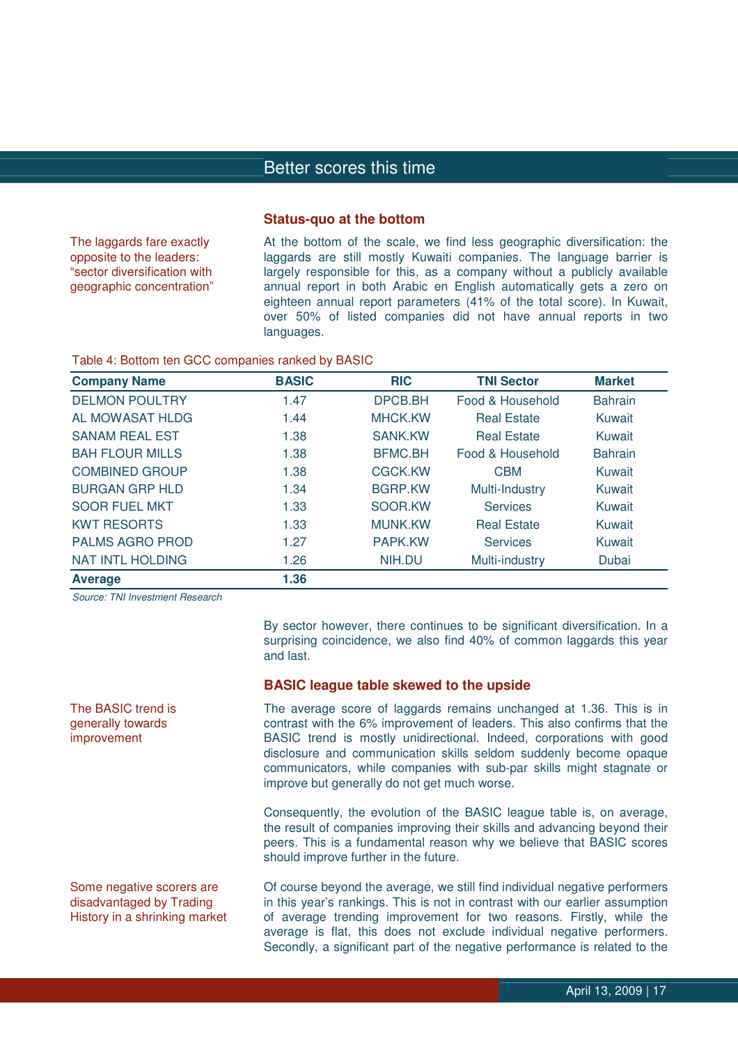## Better scores this time

### Status-quo at the bottom

The laggards fare exactly opposite to the leaders: "sector diversification with geographic concentration"

At the bottom of the scale, we find less geographic diversification: the laggards are still mostly Kuwaiti companies. The language barrier is largely responsible for this, as a company without a publicly available annual report in both Arabic en English automatically gets a zero on eighteen annual report parameters (41% of the total score). In Kuwait, over 50% of listed companies did not have annual reports in two languages.

Table 4: Bottom ten GCC companies ranked by BASIC

| Company Name | BASIC | RIC | TNI Sector | Market |
|---|---|---|---|---|
| DELMON POULTRY | 1.47 | DPCB.BH | Food & Household | Bahrain |
| AL MOWASAT HLDG | 1.44 | MHCK.KW | Real Estate | Kuwait |
| SANAM REAL EST | 1.38 | SANK.KW | Real Estate | Kuwait |
| BAH FLOUR MILLS | 1.38 | BFMC.BH | Food & Household | Bahrain |
| COMBINED GROUP | 1.38 | CGCK.KW | CBM | Kuwait |
| BURGAN GRP HLD | 1.34 | BGRP.KW | Multi-Industry | Kuwait |
| SOOR FUEL MKT | 1.33 | SOOR.KW | Services | Kuwait |
| KWT RESORTS | 1.33 | MUNK.KW | Real Estate | Kuwait |
| PALMS AGRO PROD | 1.27 | PAPK.KW | Services | Kuwait |
| NAT INTL HOLDING | 1.26 | NIH.DU | Multi-industry | Dubai |
| **Average** | **1.36** | | | |

*Source: TNI Investment Research*

By sector however, there continues to be significant diversification. In a surprising coincidence, we also find 40% of common laggards this year and last.

### BASIC league table skewed to the upside

The BASIC trend is generally towards improvement

The average score of laggards remains unchanged at 1.36. This is in contrast with the 6% improvement of leaders. This also confirms that the BASIC trend is mostly unidirectional. Indeed, corporations with good disclosure and communication skills seldom suddenly become opaque communicators, while companies with sub-par skills might stagnate or improve but generally do not get much worse.

Consequently, the evolution of the BASIC league table is, on average, the result of companies improving their skills and advancing beyond their peers. This is a fundamental reason why we believe that BASIC scores should improve further in the future.

Some negative scorers are disadvantaged by Trading History in a shrinking market

Of course beyond the average, we still find individual negative performers in this year's rankings. This is not in contrast with our earlier assumption of average trending improvement for two reasons. Firstly, while the average is flat, this does not exclude individual negative performers. Secondly, a significant part of the negative performance is related to the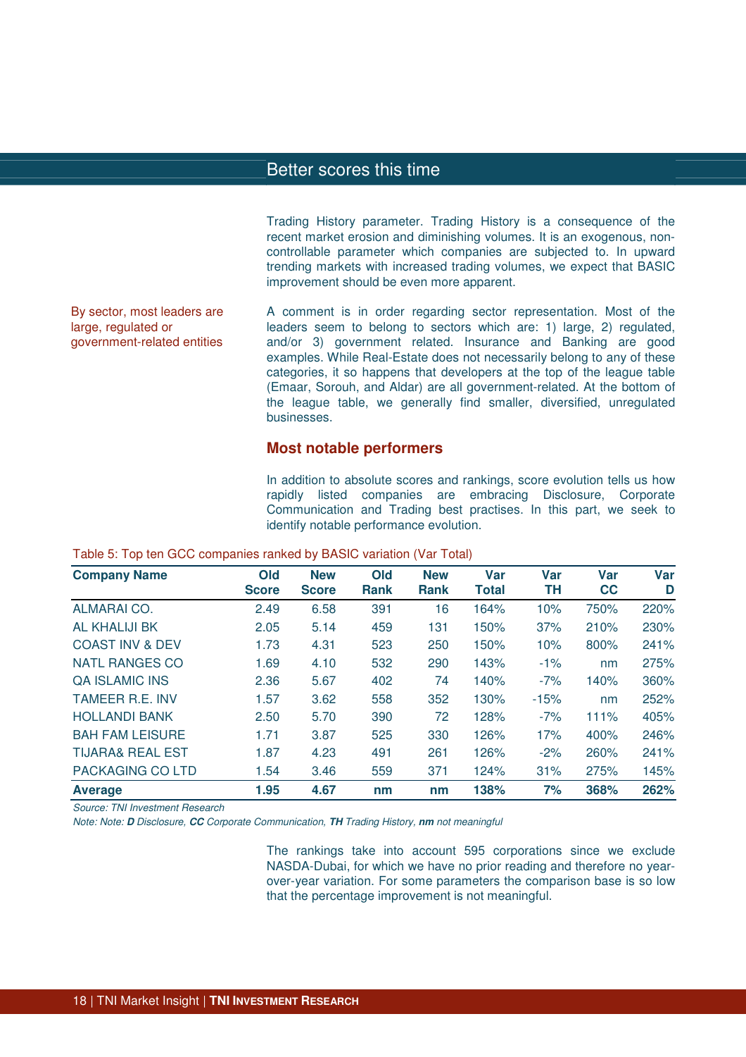Trading History parameter. Trading History is a consequence of the recent market erosion and diminishing volumes. It is an exogenous, non-controllable parameter which companies are subjected to. In upward trending markets with increased trading volumes, we expect that BASIC improvement should be even more apparent.

By sector, most leaders are large, regulated or government-related entities

A comment is in order regarding sector representation. Most of the leaders seem to belong to sectors which are: 1) large, 2) regulated, and/or 3) government related. Insurance and Banking are good examples. While Real-Estate does not necessarily belong to any of these categories, it so happens that developers at the top of the league table (Emaar, Sorouh, and Aldar) are all government-related. At the bottom of the league table, we generally find smaller, diversified, unregulated businesses.

## Most notable performers

In addition to absolute scores and rankings, score evolution tells us how rapidly listed companies are embracing Disclosure, Corporate Communication and Trading best practises. In this part, we seek to identify notable performance evolution.

Table 5: Top ten GCC companies ranked by BASIC variation (Var Total)

| Company Name | Old Score | New Score | Old Rank | New Rank | Var Total | Var TH | Var CC | Var D |
|---|---|---|---|---|---|---|---|---|
| ALMARAI CO. | 2.49 | 6.58 | 391 | 16 | 164% | 10% | 750% | 220% |
| AL KHALIJI BK | 2.05 | 5.14 | 459 | 131 | 150% | 37% | 210% | 230% |
| COAST INV & DEV | 1.73 | 4.31 | 523 | 250 | 150% | 10% | 800% | 241% |
| NATL RANGES CO | 1.69 | 4.10 | 532 | 290 | 143% | -1% | nm | 275% |
| QA ISLAMIC INS | 2.36 | 5.67 | 402 | 74 | 140% | -7% | 140% | 360% |
| TAMEER R.E. INV | 1.57 | 3.62 | 558 | 352 | 130% | -15% | nm | 252% |
| HOLLANDI BANK | 2.50 | 5.70 | 390 | 72 | 128% | -7% | 111% | 405% |
| BAH FAM LEISURE | 1.71 | 3.87 | 525 | 330 | 126% | 17% | 400% | 246% |
| TIJARA& REAL EST | 1.87 | 4.23 | 491 | 261 | 126% | -2% | 260% | 241% |
| PACKAGING CO LTD | 1.54 | 3.46 | 559 | 371 | 124% | 31% | 275% | 145% |
| **Average** | **1.95** | **4.67** | **nm** | **nm** | **138%** | **7%** | **368%** | **262%** |

*Source: TNI Investment Research*

*Note: Note: **D** Disclosure, **CC** Corporate Communication, **TH** Trading History, **nm** not meaningful*

The rankings take into account 595 corporations since we exclude NASDA-Dubai, for which we have no prior reading and therefore no year-over-year variation. For some parameters the comparison base is so low that the percentage improvement is not meaningful.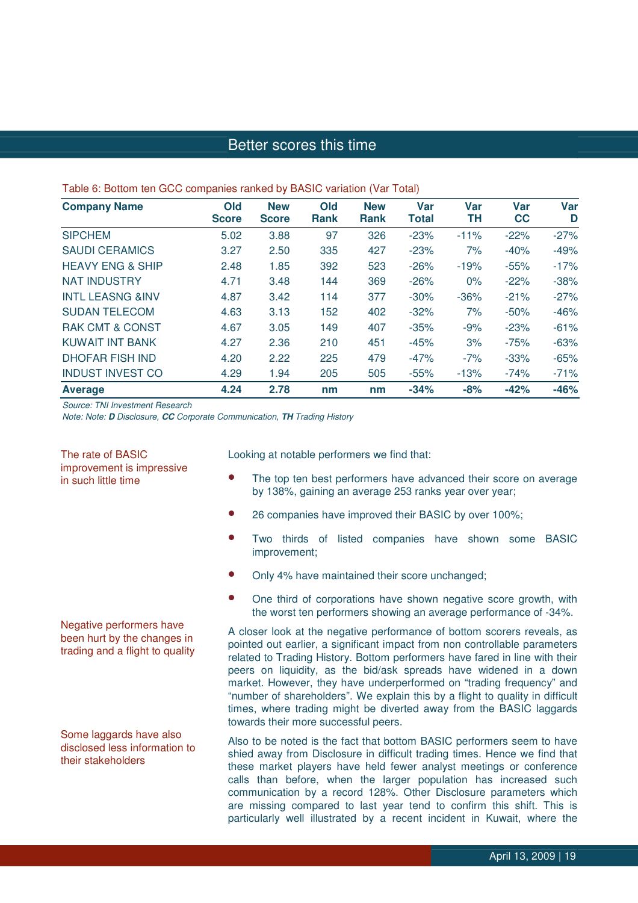## Better scores this time

Table 6: Bottom ten GCC companies ranked by BASIC variation (Var Total)

| Company Name | Old Score | New Score | Old Rank | New Rank | Var Total | Var TH | Var CC | Var D |
|---|---|---|---|---|---|---|---|---|
| SIPCHEM | 5.02 | 3.88 | 97 | 326 | -23% | -11% | -22% | -27% |
| SAUDI CERAMICS | 3.27 | 2.50 | 335 | 427 | -23% | 7% | -40% | -49% |
| HEAVY ENG & SHIP | 2.48 | 1.85 | 392 | 523 | -26% | -19% | -55% | -17% |
| NAT INDUSTRY | 4.71 | 3.48 | 144 | 369 | -26% | 0% | -22% | -38% |
| INTL LEASNG &INV | 4.87 | 3.42 | 114 | 377 | -30% | -36% | -21% | -27% |
| SUDAN TELECOM | 4.63 | 3.13 | 152 | 402 | -32% | 7% | -50% | -46% |
| RAK CMT & CONST | 4.67 | 3.05 | 149 | 407 | -35% | -9% | -23% | -61% |
| KUWAIT INT BANK | 4.27 | 2.36 | 210 | 451 | -45% | 3% | -75% | -63% |
| DHOFAR FISH IND | 4.20 | 2.22 | 225 | 479 | -47% | -7% | -33% | -65% |
| INDUST INVEST CO | 4.29 | 1.94 | 205 | 505 | -55% | -13% | -74% | -71% |
| **Average** | **4.24** | **2.78** | **nm** | **nm** | **-34%** | **-8%** | **-42%** | **-46%** |

*Source: TNI Investment Research*
*Note: Note: **D** Disclosure, **CC** Corporate Communication, **TH** Trading History*

The rate of BASIC improvement is impressive in such little time

Looking at notable performers we find that:

- The top ten best performers have advanced their score on average by 138%, gaining an average 253 ranks year over year;
- 26 companies have improved their BASIC by over 100%;
- Two thirds of listed companies have shown some BASIC improvement;
- Only 4% have maintained their score unchanged;
- One third of corporations have shown negative score growth, with the worst ten performers showing an average performance of -34%.

Negative performers have been hurt by the changes in trading and a flight to quality

A closer look at the negative performance of bottom scorers reveals, as pointed out earlier, a significant impact from non controllable parameters related to Trading History. Bottom performers have fared in line with their peers on liquidity, as the bid/ask spreads have widened in a down market. However, they have underperformed on "trading frequency" and "number of shareholders". We explain this by a flight to quality in difficult times, where trading might be diverted away from the BASIC laggards towards their more successful peers.

Some laggards have also disclosed less information to their stakeholders

Also to be noted is the fact that bottom BASIC performers seem to have shied away from Disclosure in difficult trading times. Hence we find that these market players have held fewer analyst meetings or conference calls than before, when the larger population has increased such communication by a record 128%. Other Disclosure parameters which are missing compared to last year tend to confirm this shift. This is particularly well illustrated by a recent incident in Kuwait, where the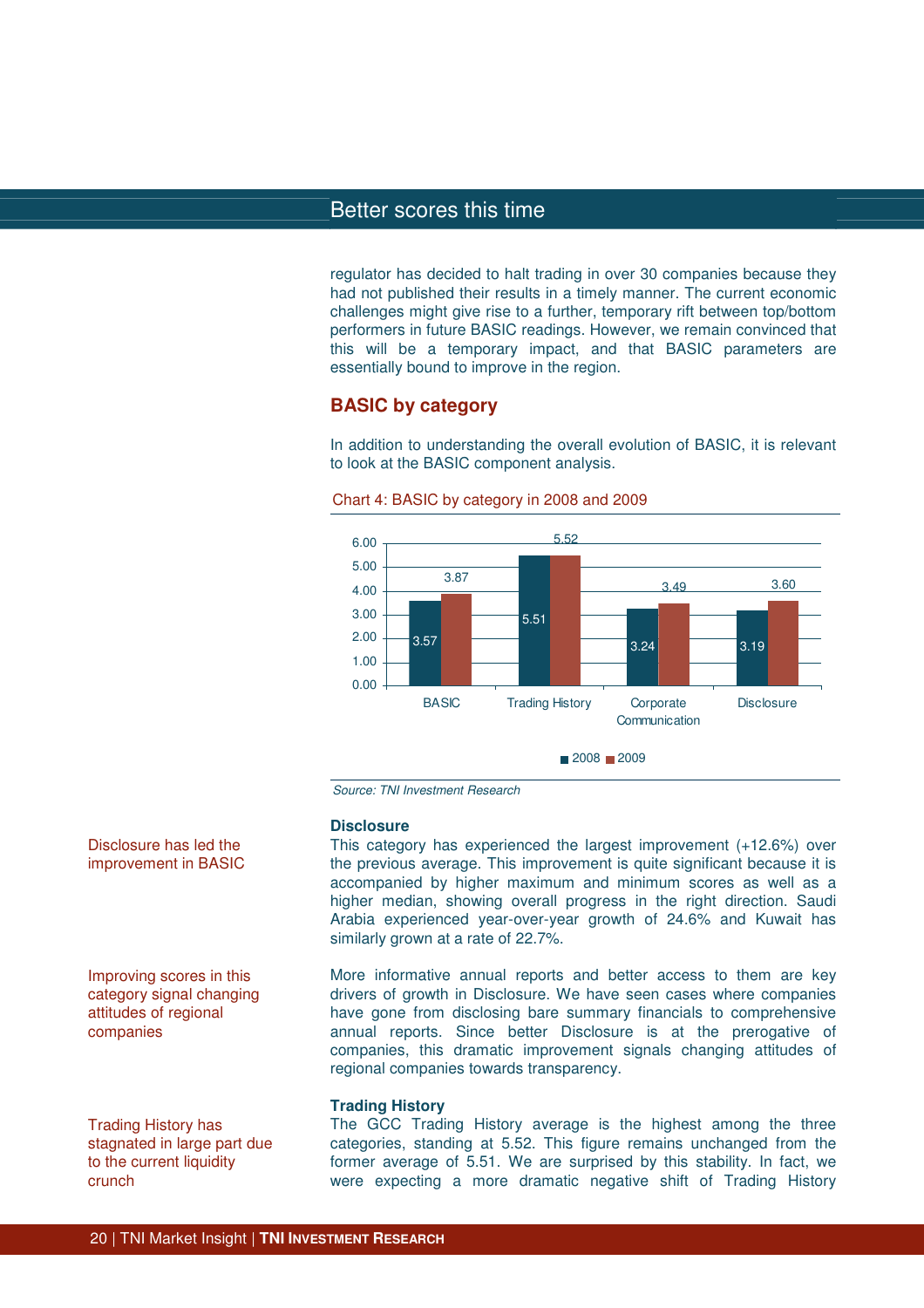regulator has decided to halt trading in over 30 companies because they had not published their results in a timely manner. The current economic challenges might give rise to a further, temporary rift between top/bottom performers in future BASIC readings. However, we remain convinced that this will be a temporary impact, and that BASIC parameters are essentially bound to improve in the region.

## BASIC by category

In addition to understanding the overall evolution of BASIC, it is relevant to look at the BASIC component analysis.

Chart 4: BASIC by category in 2008 and 2009

| Category | 2008 | 2009 |
|---|---|---|
| BASIC | 3.57 | 3.87 |
| Trading History | 5.51 | 5.52 |
| Corporate Communication | 3.24 | 3.49 |
| Disclosure | 3.19 | 3.60 |

*Source: TNI Investment Research*

### Disclosure

Disclosure has led the improvement in BASIC

This category has experienced the largest improvement (+12.6%) over the previous average. This improvement is quite significant because it is accompanied by higher maximum and minimum scores as well as a higher median, showing overall progress in the right direction. Saudi Arabia experienced year-over-year growth of 24.6% and Kuwait has similarly grown at a rate of 22.7%.

Improving scores in this category signal changing attitudes of regional companies

More informative annual reports and better access to them are key drivers of growth in Disclosure. We have seen cases where companies have gone from disclosing bare summary financials to comprehensive annual reports. Since better Disclosure is at the prerogative of companies, this dramatic improvement signals changing attitudes of regional companies towards transparency.

### Trading History

Trading History has stagnated in large part due to the current liquidity crunch

The GCC Trading History average is the highest among the three categories, standing at 5.52. This figure remains unchanged from the former average of 5.51. We are surprised by this stability. In fact, we were expecting a more dramatic negative shift of Trading History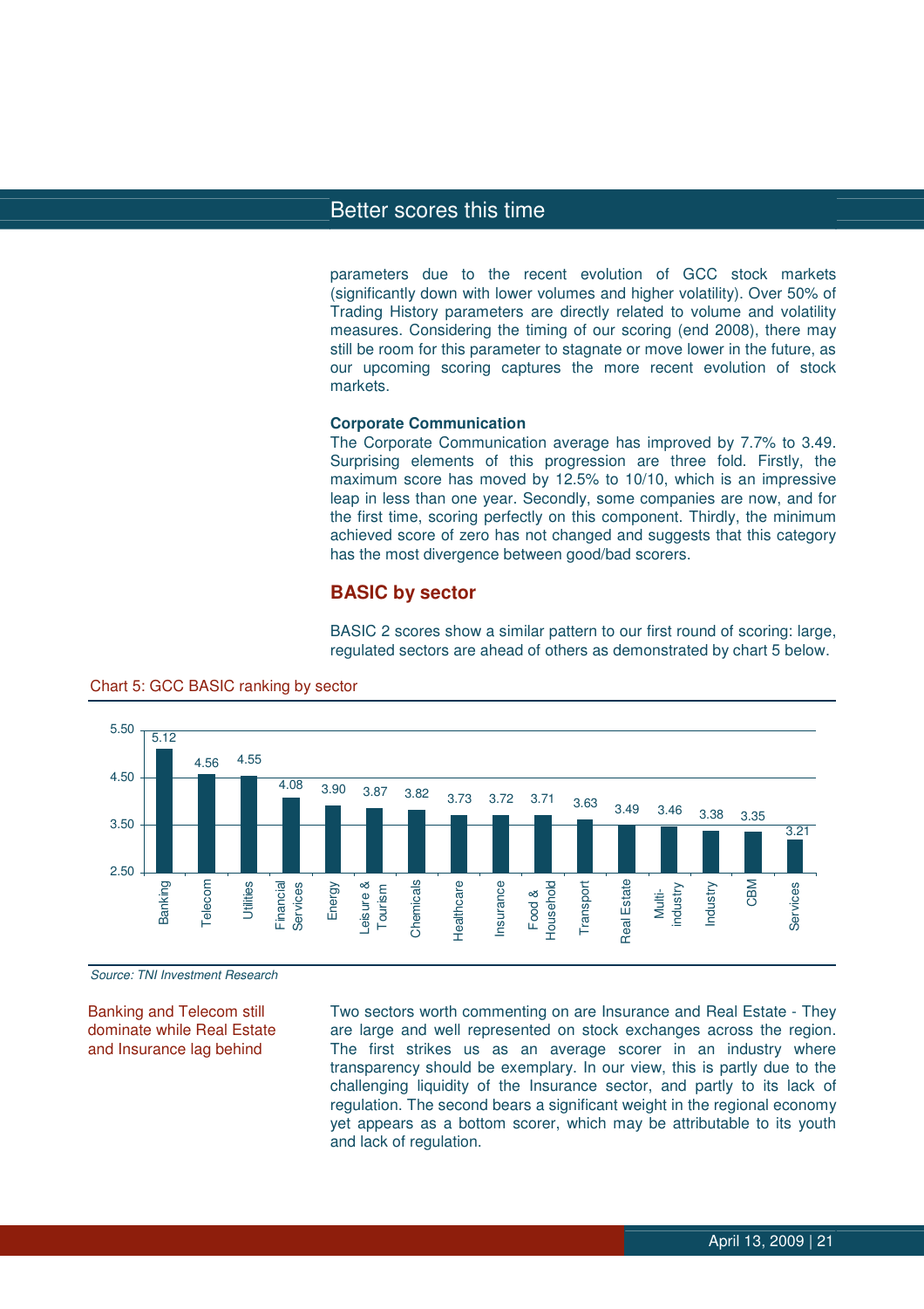parameters due to the recent evolution of GCC stock markets (significantly down with lower volumes and higher volatility). Over 50% of Trading History parameters are directly related to volume and volatility measures. Considering the timing of our scoring (end 2008), there may still be room for this parameter to stagnate or move lower in the future, as our upcoming scoring captures the more recent evolution of stock markets.

**Corporate Communication**

The Corporate Communication average has improved by 7.7% to 3.49. Surprising elements of this progression are three fold. Firstly, the maximum score has moved by 12.5% to 10/10, which is an impressive leap in less than one year. Secondly, some companies are now, and for the first time, scoring perfectly on this component. Thirdly, the minimum achieved score of zero has not changed and suggests that this category has the most divergence between good/bad scorers.

## BASIC by sector

BASIC 2 scores show a similar pattern to our first round of scoring: large, regulated sectors are ahead of others as demonstrated by chart 5 below.

Chart 5: GCC BASIC ranking by sector

| Sector | Score |
|---|---|
| Banking | 5.12 |
| Telecom | 4.56 |
| Utilities | 4.55 |
| Financial Services | 4.08 |
| Energy | 3.90 |
| Leisure & Tourism | 3.87 |
| Chemicals | 3.82 |
| Healthcare | 3.73 |
| Insurance | 3.72 |
| Food & Household | 3.71 |
| Transport | 3.63 |
| Real Estate | 3.49 |
| Multi-industry | 3.46 |
| Industry | 3.38 |
| CBM | 3.35 |
| Services | 3.21 |

*Source: TNI Investment Research*

Banking and Telecom still dominate while Real Estate and Insurance lag behind

Two sectors worth commenting on are Insurance and Real Estate - They are large and well represented on stock exchanges across the region. The first strikes us as an average scorer in an industry where transparency should be exemplary. In our view, this is partly due to the challenging liquidity of the Insurance sector, and partly to its lack of regulation. The second bears a significant weight in the regional economy yet appears as a bottom scorer, which may be attributable to its youth and lack of regulation.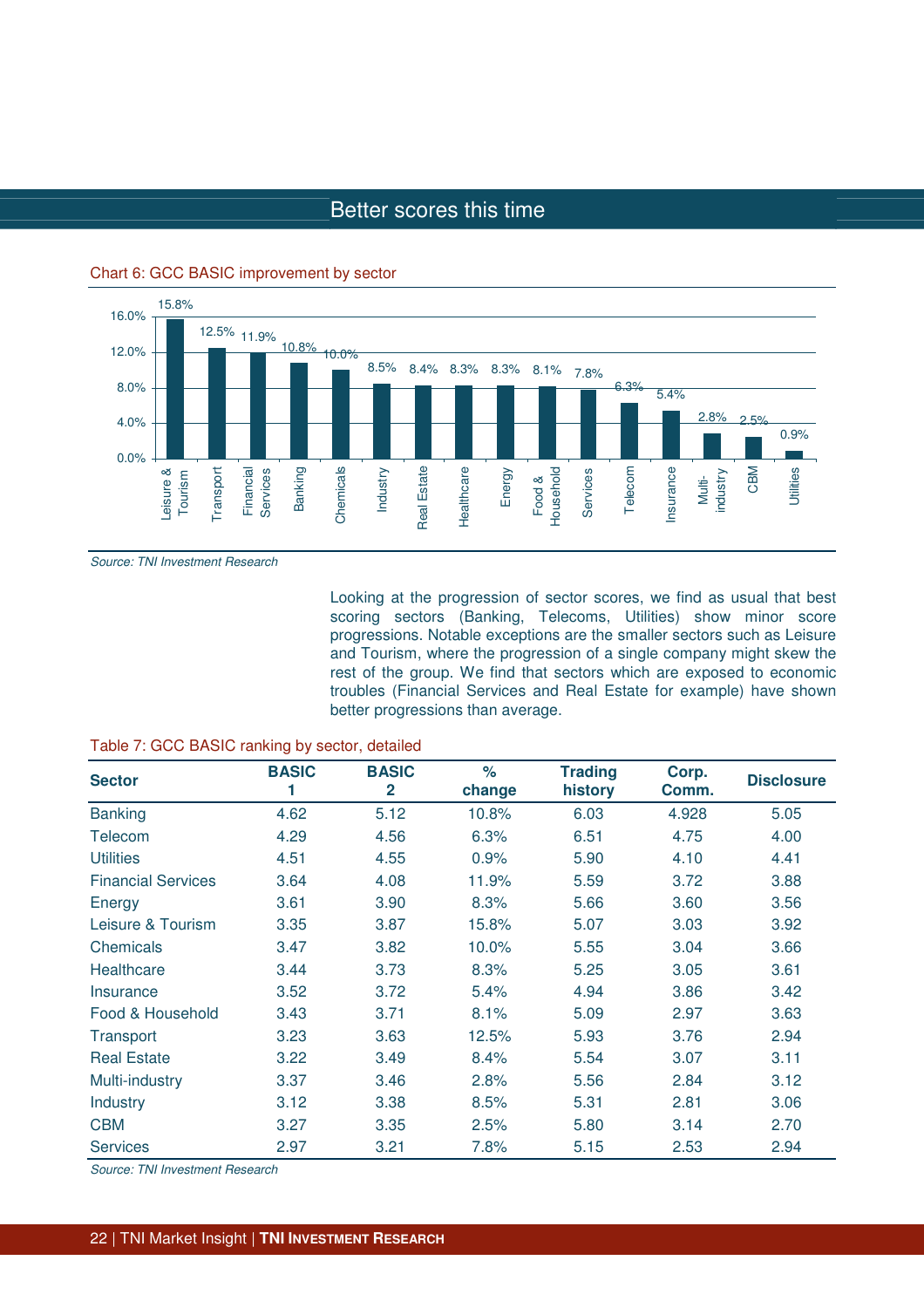## Better scores this time

Chart 6: GCC BASIC improvement by sector

| Sector | Improvement |
|---|---|
| Leisure & Tourism | 15.8% |
| Transport | 12.5% |
| Financial Services | 11.9% |
| Banking | 10.8% |
| Chemicals | 10.0% |
| Industry | 8.5% |
| Real Estate | 8.4% |
| Healthcare | 8.3% |
| Energy | 8.3% |
| Food & Household | 8.1% |
| Services | 7.8% |
| Telecom | 6.3% |
| Insurance | 5.4% |
| Multi-industry | 2.8% |
| CBM | 2.5% |
| Utilities | 0.9% |

*Source: TNI Investment Research*

Looking at the progression of sector scores, we find as usual that best scoring sectors (Banking, Telecoms, Utilities) show minor score progressions. Notable exceptions are the smaller sectors such as Leisure and Tourism, where the progression of a single company might skew the rest of the group. We find that sectors which are exposed to economic troubles (Financial Services and Real Estate for example) have shown better progressions than average.

Table 7: GCC BASIC ranking by sector, detailed

| Sector | BASIC 1 | BASIC 2 | % change | Trading history | Corp. Comm. | Disclosure |
|---|---|---|---|---|---|---|
| Banking | 4.62 | 5.12 | 10.8% | 6.03 | 4.928 | 5.05 |
| Telecom | 4.29 | 4.56 | 6.3% | 6.51 | 4.75 | 4.00 |
| Utilities | 4.51 | 4.55 | 0.9% | 5.90 | 4.10 | 4.41 |
| Financial Services | 3.64 | 4.08 | 11.9% | 5.59 | 3.72 | 3.88 |
| Energy | 3.61 | 3.90 | 8.3% | 5.66 | 3.60 | 3.56 |
| Leisure & Tourism | 3.35 | 3.87 | 15.8% | 5.07 | 3.03 | 3.92 |
| Chemicals | 3.47 | 3.82 | 10.0% | 5.55 | 3.04 | 3.66 |
| Healthcare | 3.44 | 3.73 | 8.3% | 5.25 | 3.05 | 3.61 |
| Insurance | 3.52 | 3.72 | 5.4% | 4.94 | 3.86 | 3.42 |
| Food & Household | 3.43 | 3.71 | 8.1% | 5.09 | 2.97 | 3.63 |
| Transport | 3.23 | 3.63 | 12.5% | 5.93 | 3.76 | 2.94 |
| Real Estate | 3.22 | 3.49 | 8.4% | 5.54 | 3.07 | 3.11 |
| Multi-industry | 3.37 | 3.46 | 2.8% | 5.56 | 2.84 | 3.12 |
| Industry | 3.12 | 3.38 | 8.5% | 5.31 | 2.81 | 3.06 |
| CBM | 3.27 | 3.35 | 2.5% | 5.80 | 3.14 | 2.70 |
| Services | 2.97 | 3.21 | 7.8% | 5.15 | 2.53 | 2.94 |

*Source: TNI Investment Research*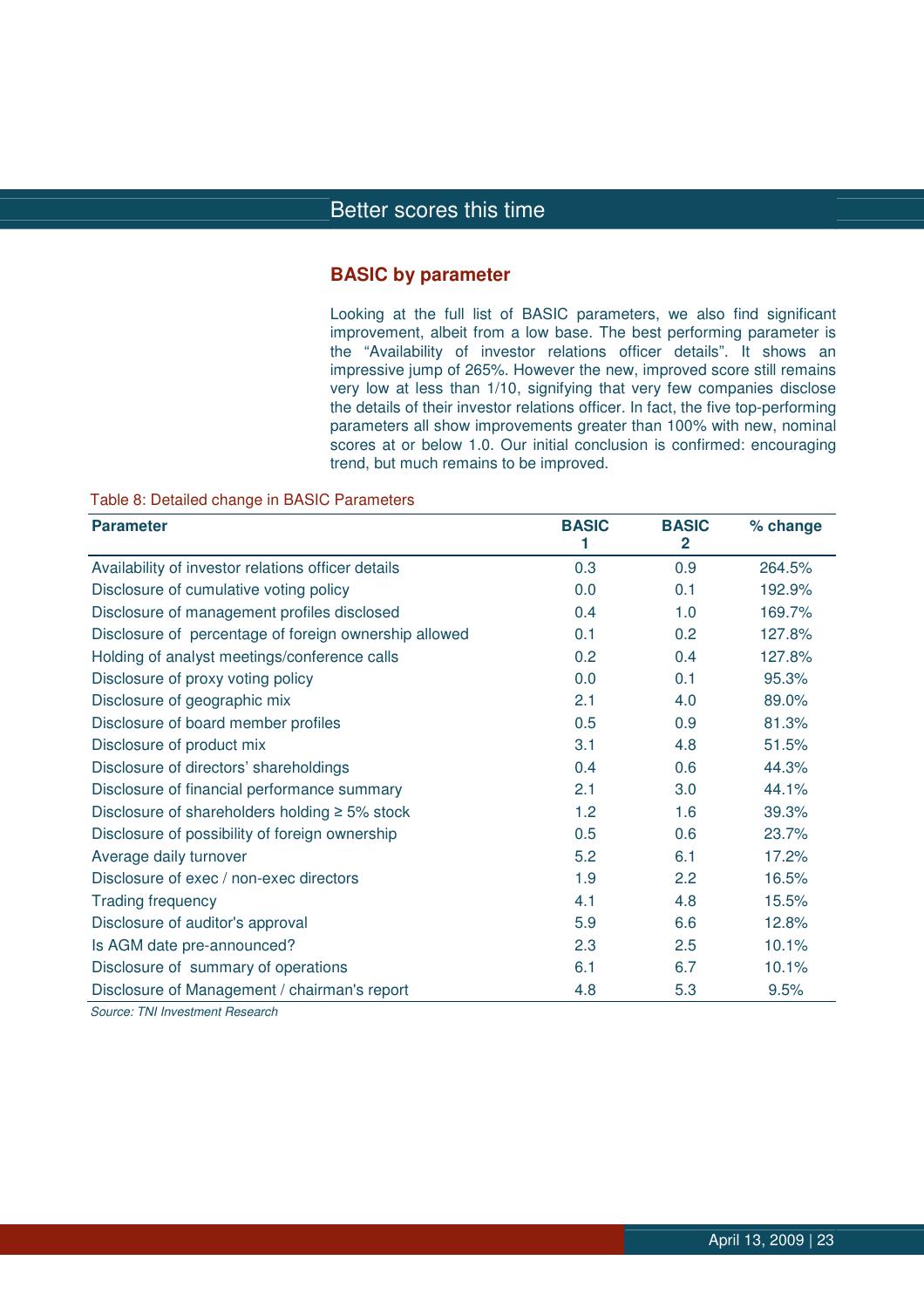## Better scores this time

### BASIC by parameter

Looking at the full list of BASIC parameters, we also find significant improvement, albeit from a low base. The best performing parameter is the "Availability of investor relations officer details". It shows an impressive jump of 265%. However the new, improved score still remains very low at less than 1/10, signifying that very few companies disclose the details of their investor relations officer. In fact, the five top-performing parameters all show improvements greater than 100% with new, nominal scores at or below 1.0. Our initial conclusion is confirmed: encouraging trend, but much remains to be improved.

Table 8: Detailed change in BASIC Parameters

| Parameter | BASIC 1 | BASIC 2 | % change |
|---|---|---|---|
| Availability of investor relations officer details | 0.3 | 0.9 | 264.5% |
| Disclosure of cumulative voting policy | 0.0 | 0.1 | 192.9% |
| Disclosure of management profiles disclosed | 0.4 | 1.0 | 169.7% |
| Disclosure of percentage of foreign ownership allowed | 0.1 | 0.2 | 127.8% |
| Holding of analyst meetings/conference calls | 0.2 | 0.4 | 127.8% |
| Disclosure of proxy voting policy | 0.0 | 0.1 | 95.3% |
| Disclosure of geographic mix | 2.1 | 4.0 | 89.0% |
| Disclosure of board member profiles | 0.5 | 0.9 | 81.3% |
| Disclosure of product mix | 3.1 | 4.8 | 51.5% |
| Disclosure of directors' shareholdings | 0.4 | 0.6 | 44.3% |
| Disclosure of financial performance summary | 2.1 | 3.0 | 44.1% |
| Disclosure of shareholders holding ≥ 5% stock | 1.2 | 1.6 | 39.3% |
| Disclosure of possibility of foreign ownership | 0.5 | 0.6 | 23.7% |
| Average daily turnover | 5.2 | 6.1 | 17.2% |
| Disclosure of exec / non-exec directors | 1.9 | 2.2 | 16.5% |
| Trading frequency | 4.1 | 4.8 | 15.5% |
| Disclosure of auditor's approval | 5.9 | 6.6 | 12.8% |
| Is AGM date pre-announced? | 2.3 | 2.5 | 10.1% |
| Disclosure of summary of operations | 6.1 | 6.7 | 10.1% |
| Disclosure of Management / chairman's report | 4.8 | 5.3 | 9.5% |

*Source: TNI Investment Research*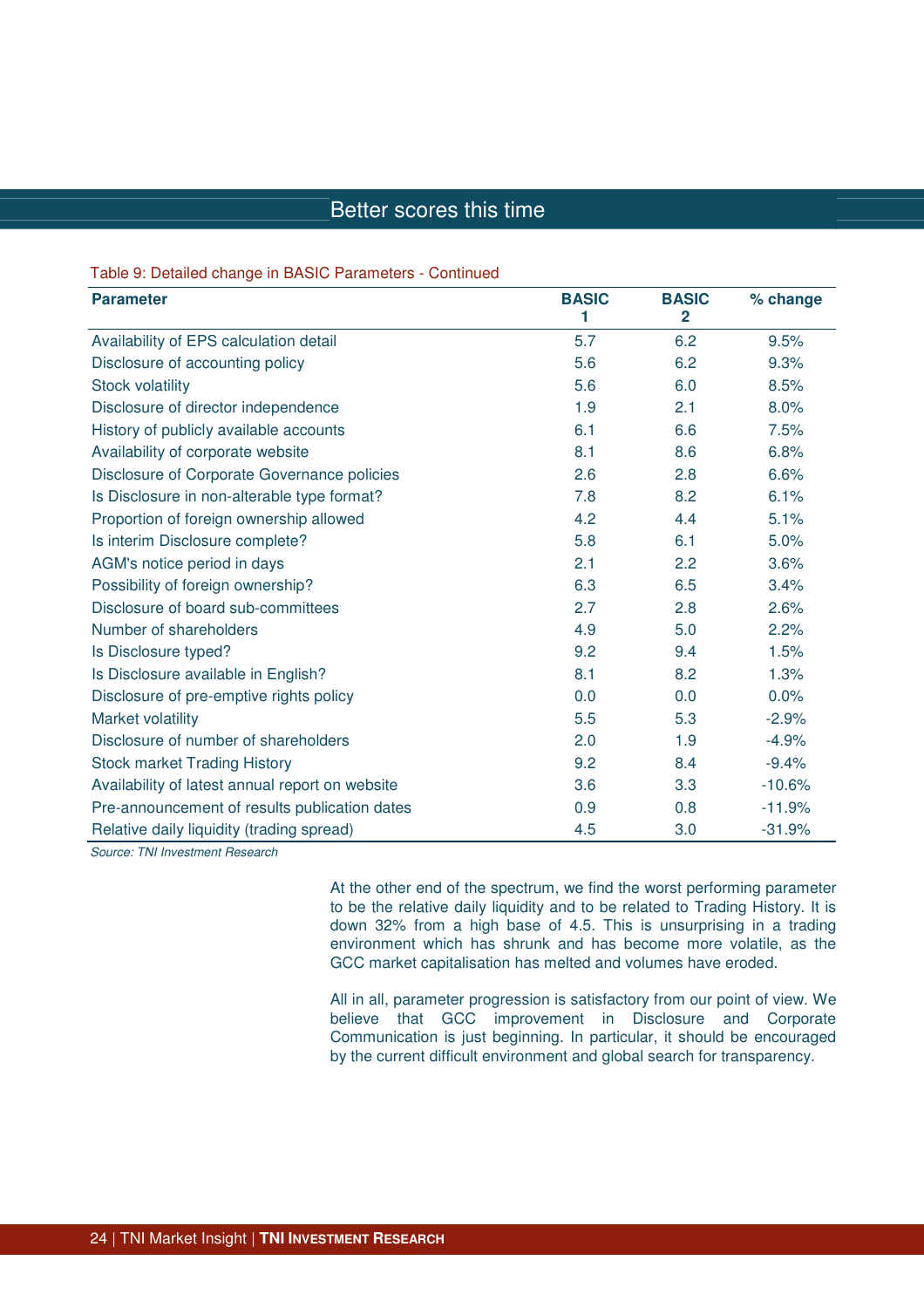## Better scores this time

Table 9: Detailed change in BASIC Parameters - Continued

| Parameter | BASIC 1 | BASIC 2 | % change |
|---|---|---|---|
| Availability of EPS calculation detail | 5.7 | 6.2 | 9.5% |
| Disclosure of accounting policy | 5.6 | 6.2 | 9.3% |
| Stock volatility | 5.6 | 6.0 | 8.5% |
| Disclosure of director independence | 1.9 | 2.1 | 8.0% |
| History of publicly available accounts | 6.1 | 6.6 | 7.5% |
| Availability of corporate website | 8.1 | 8.6 | 6.8% |
| Disclosure of Corporate Governance policies | 2.6 | 2.8 | 6.6% |
| Is Disclosure in non-alterable type format? | 7.8 | 8.2 | 6.1% |
| Proportion of foreign ownership allowed | 4.2 | 4.4 | 5.1% |
| Is interim Disclosure complete? | 5.8 | 6.1 | 5.0% |
| AGM's notice period in days | 2.1 | 2.2 | 3.6% |
| Possibility of foreign ownership? | 6.3 | 6.5 | 3.4% |
| Disclosure of board sub-committees | 2.7 | 2.8 | 2.6% |
| Number of shareholders | 4.9 | 5.0 | 2.2% |
| Is Disclosure typed? | 9.2 | 9.4 | 1.5% |
| Is Disclosure available in English? | 8.1 | 8.2 | 1.3% |
| Disclosure of pre-emptive rights policy | 0.0 | 0.0 | 0.0% |
| Market volatility | 5.5 | 5.3 | -2.9% |
| Disclosure of number of shareholders | 2.0 | 1.9 | -4.9% |
| Stock market Trading History | 9.2 | 8.4 | -9.4% |
| Availability of latest annual report on website | 3.6 | 3.3 | -10.6% |
| Pre-announcement of results publication dates | 0.9 | 0.8 | -11.9% |
| Relative daily liquidity (trading spread) | 4.5 | 3.0 | -31.9% |

*Source: TNI Investment Research*

At the other end of the spectrum, we find the worst performing parameter to be the relative daily liquidity and to be related to Trading History. It is down 32% from a high base of 4.5. This is unsurprising in a trading environment which has shrunk and has become more volatile, as the GCC market capitalisation has melted and volumes have eroded.

All in all, parameter progression is satisfactory from our point of view. We believe that GCC improvement in Disclosure and Corporate Communication is just beginning. In particular, it should be encouraged by the current difficult environment and global search for transparency.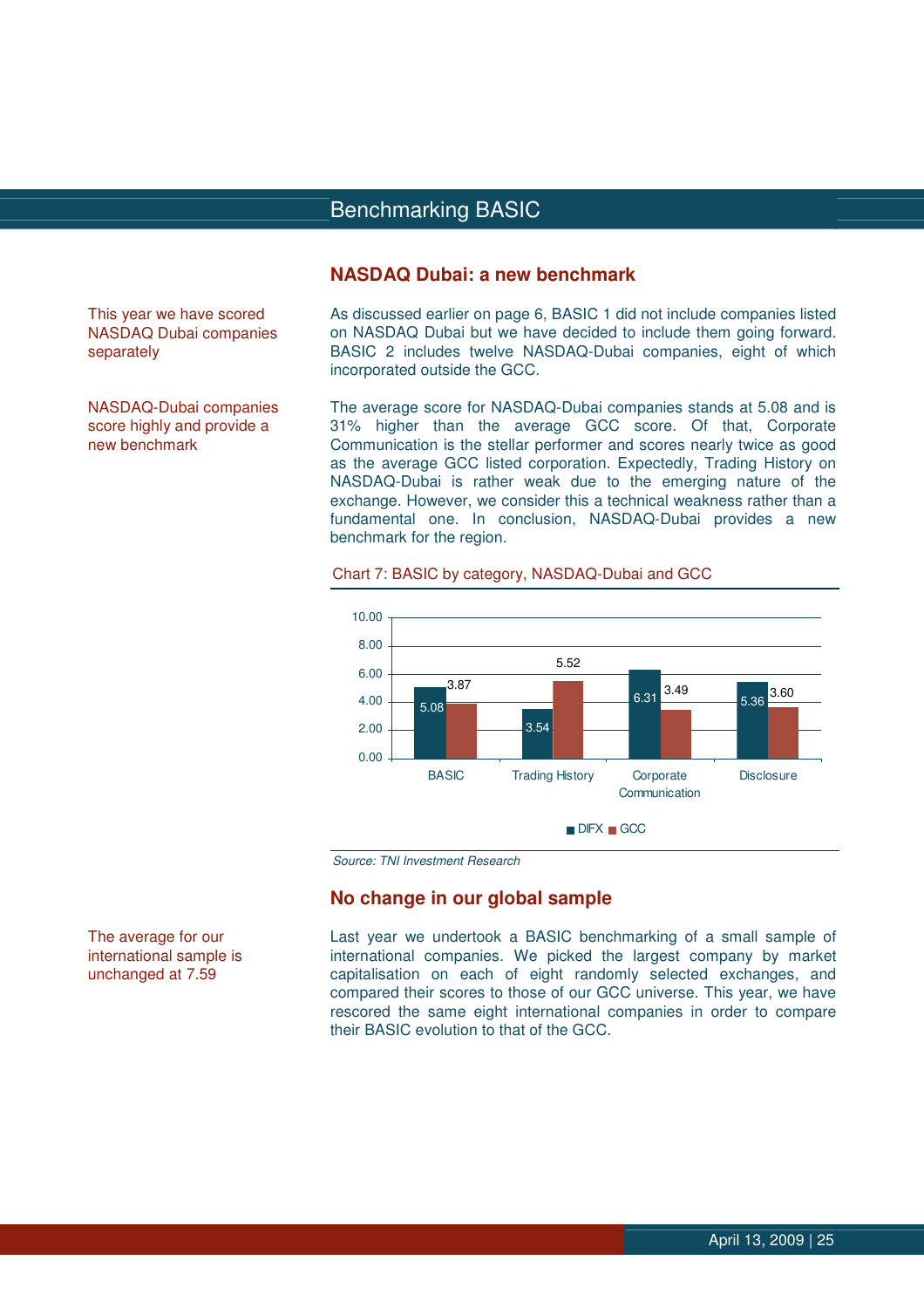## NASDAQ Dubai: a new benchmark

This year we have scored NASDAQ Dubai companies separately

As discussed earlier on page 6, BASIC 1 did not include companies listed on NASDAQ Dubai but we have decided to include them going forward. BASIC 2 includes twelve NASDAQ-Dubai companies, eight of which incorporated outside the GCC.

NASDAQ-Dubai companies score highly and provide a new benchmark

The average score for NASDAQ-Dubai companies stands at 5.08 and is 31% higher than the average GCC score. Of that, Corporate Communication is the stellar performer and scores nearly twice as good as the average GCC listed corporation. Expectedly, Trading History on NASDAQ-Dubai is rather weak due to the emerging nature of the exchange. However, we consider this a technical weakness rather than a fundamental one. In conclusion, NASDAQ-Dubai provides a new benchmark for the region.

Chart 7: BASIC by category, NASDAQ-Dubai and GCC

| | DIFX | GCC |
|---|---|---|
| BASIC | 5.08 | 3.87 |
| Trading History | 3.54 | 5.52 |
| Corporate Communication | 6.31 | 3.49 |
| Disclosure | 5.36 | 3.60 |

*Source: TNI Investment Research*

## No change in our global sample

The average for our international sample is unchanged at 7.59

Last year we undertook a BASIC benchmarking of a small sample of international companies. We picked the largest company by market capitalisation on each of eight randomly selected exchanges, and compared their scores to those of our GCC universe. This year, we have rescored the same eight international companies in order to compare their BASIC evolution to that of the GCC.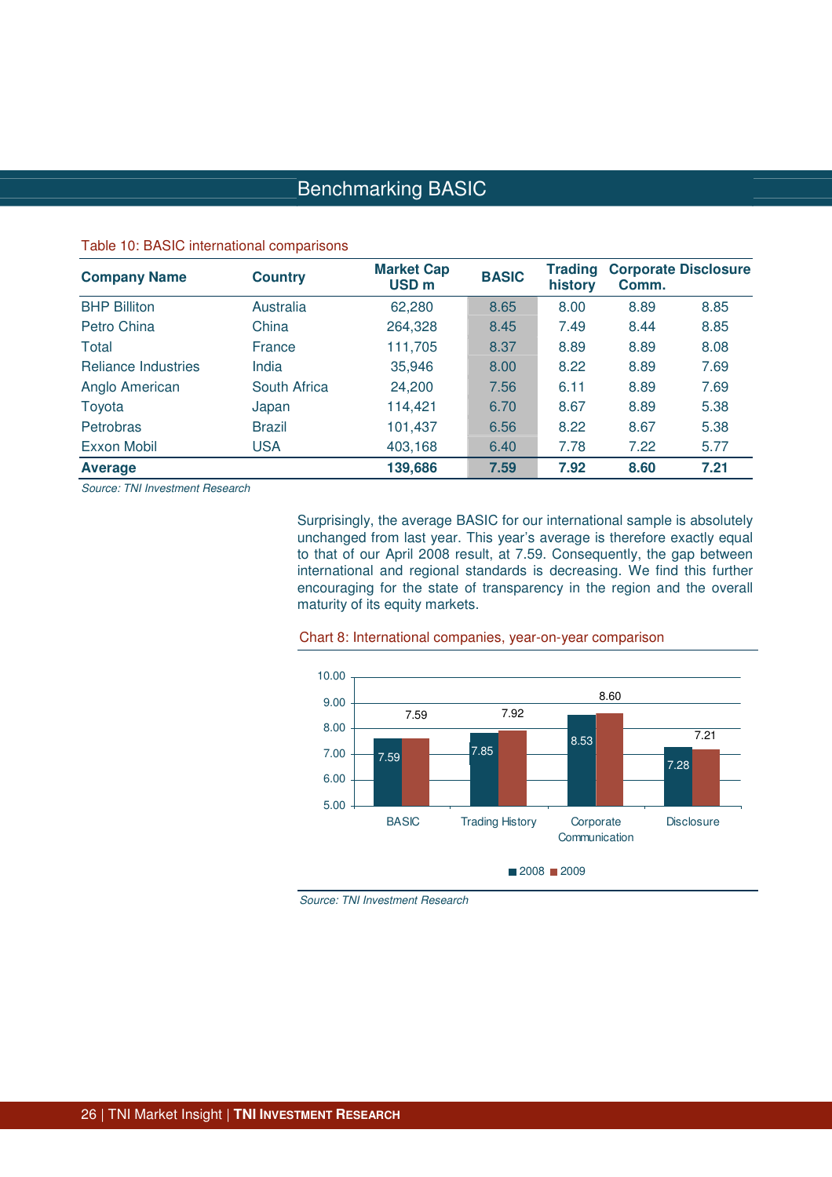## Benchmarking BASIC

Table 10: BASIC international comparisons

| Company Name | Country | Market Cap USD m | BASIC | Trading history | Corporate Comm. | Disclosure |
|---|---|---|---|---|---|---|
| BHP Billiton | Australia | 62,280 | 8.65 | 8.00 | 8.89 | 8.85 |
| Petro China | China | 264,328 | 8.45 | 7.49 | 8.44 | 8.85 |
| Total | France | 111,705 | 8.37 | 8.89 | 8.89 | 8.08 |
| Reliance Industries | India | 35,946 | 8.00 | 8.22 | 8.89 | 7.69 |
| Anglo American | South Africa | 24,200 | 7.56 | 6.11 | 8.89 | 7.69 |
| Toyota | Japan | 114,421 | 6.70 | 8.67 | 8.89 | 5.38 |
| Petrobras | Brazil | 101,437 | 6.56 | 8.22 | 8.67 | 5.38 |
| Exxon Mobil | USA | 403,168 | 6.40 | 7.78 | 7.22 | 5.77 |
| **Average** | | **139,686** | **7.59** | **7.92** | **8.60** | **7.21** |

*Source: TNI Investment Research*

Surprisingly, the average BASIC for our international sample is absolutely unchanged from last year. This year's average is therefore exactly equal to that of our April 2008 result, at 7.59. Consequently, the gap between international and regional standards is decreasing. We find this further encouraging for the state of transparency in the region and the overall maturity of its equity markets.

Chart 8: International companies, year-on-year comparison

| | 2008 | 2009 |
|---|---|---|
| BASIC | 7.59 | 7.59 |
| Trading History | 7.85 | 7.92 |
| Corporate Communication | 8.53 | 8.60 |
| Disclosure | 7.28 | 7.21 |

*Source: TNI Investment Research*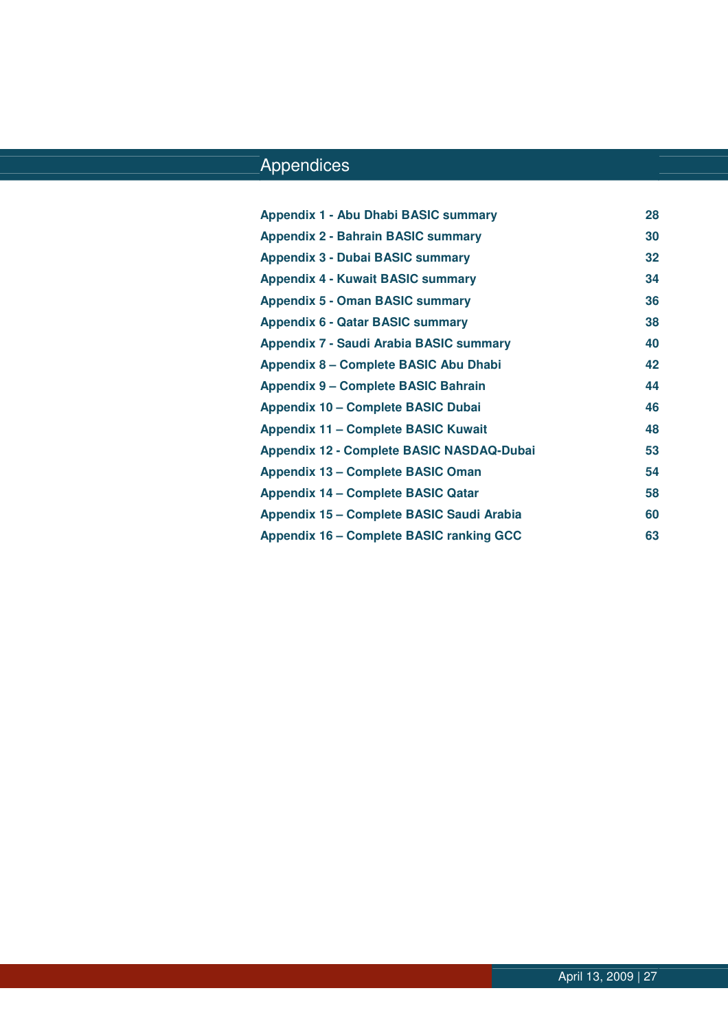# Appendices

| | |
|---|---|
| **Appendix 1 - Abu Dhabi BASIC summary** | **28** |
| **Appendix 2 - Bahrain BASIC summary** | **30** |
| **Appendix 3 - Dubai BASIC summary** | **32** |
| **Appendix 4 - Kuwait BASIC summary** | **34** |
| **Appendix 5 - Oman BASIC summary** | **36** |
| **Appendix 6 - Qatar BASIC summary** | **38** |
| **Appendix 7 - Saudi Arabia BASIC summary** | **40** |
| **Appendix 8 – Complete BASIC Abu Dhabi** | **42** |
| **Appendix 9 – Complete BASIC Bahrain** | **44** |
| **Appendix 10 – Complete BASIC Dubai** | **46** |
| **Appendix 11 – Complete BASIC Kuwait** | **48** |
| **Appendix 12 - Complete BASIC NASDAQ-Dubai** | **53** |
| **Appendix 13 – Complete BASIC Oman** | **54** |
| **Appendix 14 – Complete BASIC Qatar** | **58** |
| **Appendix 15 – Complete BASIC Saudi Arabia** | **60** |
| **Appendix 16 – Complete BASIC ranking GCC** | **63** |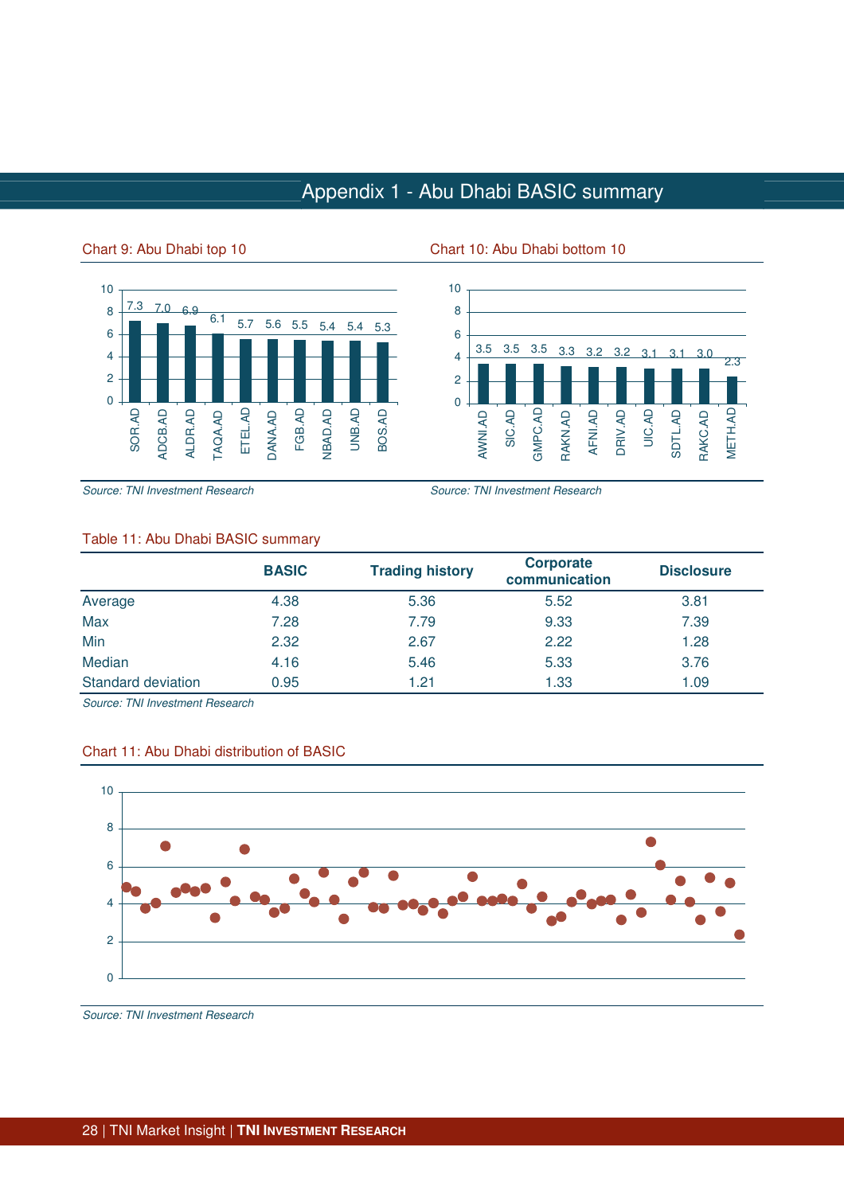# Appendix 1 - Abu Dhabi BASIC summary

Chart 9: Abu Dhabi top 10

| SOR.AD | ADCB.AD | ALDR.AD | TAQA.AD | ETEL.AD | DANA.AD | FGB.AD | NBAD.AD | UNB.AD | BOS.AD |
|---|---|---|---|---|---|---|---|---|---|
| 7.3 | 7.0 | 6.9 | 6.1 | 5.7 | 5.6 | 5.5 | 5.4 | 5.4 | 5.3 |

*Source: TNI Investment Research*

Chart 10: Abu Dhabi bottom 10

| AWNI.AD | SIC.AD | GMPC.AD | RAKN.AD | AFNI.AD | DRIV.AD | UIC.AD | SDTL.AD | RAKC.AD | METH.AD |
|---|---|---|---|---|---|---|---|---|---|
| 3.5 | 3.5 | 3.5 | 3.3 | 3.2 | 3.2 | 3.1 | 3.1 | 3.0 | 2.3 |

*Source: TNI Investment Research*

Table 11: Abu Dhabi BASIC summary

| | BASIC | Trading history | Corporate communication | Disclosure |
|---|---|---|---|---|
| Average | 4.38 | 5.36 | 5.52 | 3.81 |
| Max | 7.28 | 7.79 | 9.33 | 7.39 |
| Min | 2.32 | 2.67 | 2.22 | 1.28 |
| Median | 4.16 | 5.46 | 5.33 | 3.76 |
| Standard deviation | 0.95 | 1.21 | 1.33 | 1.09 |

*Source: TNI Investment Research*

Chart 11: Abu Dhabi distribution of BASIC

*Source: TNI Investment Research*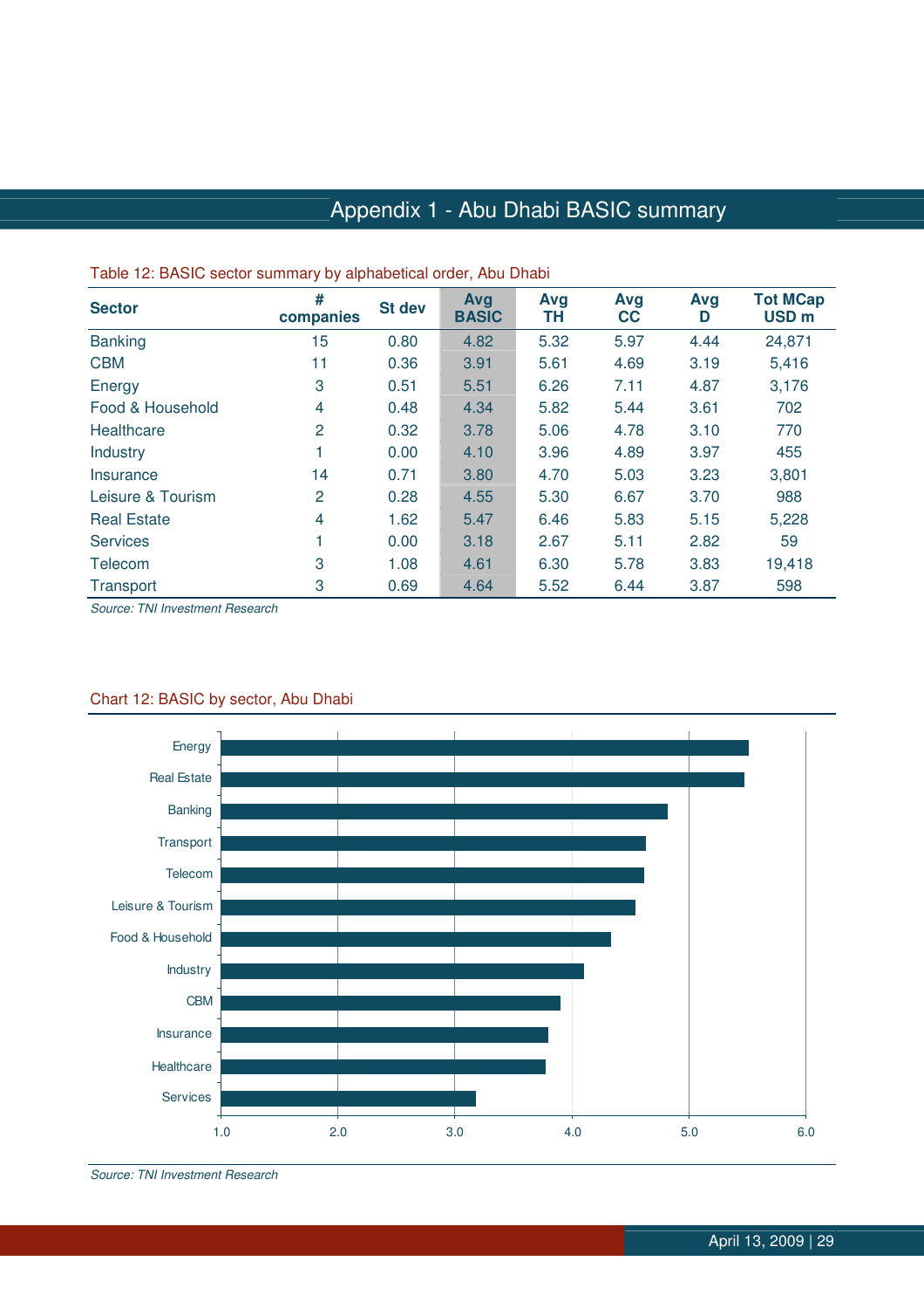# Appendix 1 - Abu Dhabi BASIC summary

Table 12: BASIC sector summary by alphabetical order, Abu Dhabi

| Sector | # companies | St dev | Avg BASIC | Avg TH | Avg CC | Avg D | Tot MCap USD m |
|---|---|---|---|---|---|---|---|
| Banking | 15 | 0.80 | 4.82 | 5.32 | 5.97 | 4.44 | 24,871 |
| CBM | 11 | 0.36 | 3.91 | 5.61 | 4.69 | 3.19 | 5,416 |
| Energy | 3 | 0.51 | 5.51 | 6.26 | 7.11 | 4.87 | 3,176 |
| Food & Household | 4 | 0.48 | 4.34 | 5.82 | 5.44 | 3.61 | 702 |
| Healthcare | 2 | 0.32 | 3.78 | 5.06 | 4.78 | 3.10 | 770 |
| Industry | 1 | 0.00 | 4.10 | 3.96 | 4.89 | 3.97 | 455 |
| Insurance | 14 | 0.71 | 3.80 | 4.70 | 5.03 | 3.23 | 3,801 |
| Leisure & Tourism | 2 | 0.28 | 4.55 | 5.30 | 6.67 | 3.70 | 988 |
| Real Estate | 4 | 1.62 | 5.47 | 6.46 | 5.83 | 5.15 | 5,228 |
| Services | 1 | 0.00 | 3.18 | 2.67 | 5.11 | 2.82 | 59 |
| Telecom | 3 | 1.08 | 4.61 | 6.30 | 5.78 | 3.83 | 19,418 |
| Transport | 3 | 0.69 | 4.64 | 5.52 | 6.44 | 3.87 | 598 |

*Source: TNI Investment Research*

Chart 12: BASIC by sector, Abu Dhabi

| Sector | BASIC |
|---|---|
| Energy | 5.51 |
| Real Estate | 5.47 |
| Banking | 4.82 |
| Transport | 4.64 |
| Telecom | 4.61 |
| Leisure & Tourism | 4.55 |
| Food & Household | 4.34 |
| Industry | 4.10 |
| CBM | 3.91 |
| Insurance | 3.80 |
| Healthcare | 3.78 |
| Services | 3.18 |

*Source: TNI Investment Research*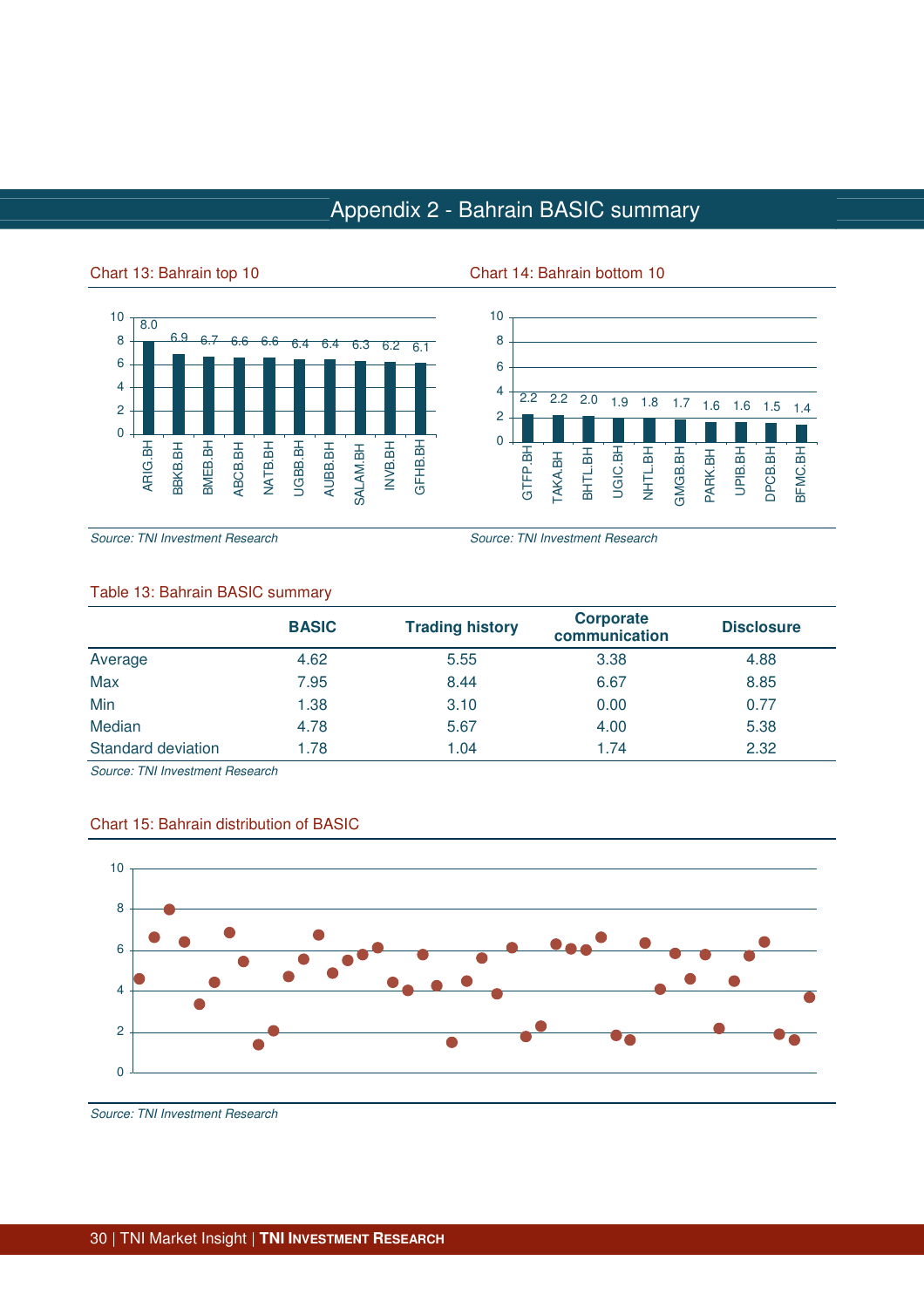# Appendix 2 - Bahrain BASIC summary

Chart 13: Bahrain top 10

| Company | Score |
|---|---|
| ARIG.BH | 8.0 |
| BBKB.BH | 6.9 |
| BMEB.BH | 6.7 |
| ABCB.BH | 6.6 |
| NATB.BH | 6.6 |
| UGBB.BH | 6.4 |
| AUBB.BH | 6.4 |
| SALAM.BH | 6.3 |
| INVB.BH | 6.2 |
| GFHB.BH | 6.1 |

*Source: TNI Investment Research*

Chart 14: Bahrain bottom 10

| Company | Score |
|---|---|
| GTFP.BH | 2.2 |
| TAKA.BH | 2.2 |
| BHTL.BH | 2.0 |
| UGIC.BH | 1.9 |
| NHTL.BH | 1.8 |
| GMGB.BH | 1.7 |
| PARK.BH | 1.6 |
| UPIB.BH | 1.6 |
| DPCB.BH | 1.5 |
| BFMC.BH | 1.4 |

*Source: TNI Investment Research*

Table 13: Bahrain BASIC summary

| | BASIC | Trading history | Corporate communication | Disclosure |
|---|---|---|---|---|
| Average | 4.62 | 5.55 | 3.38 | 4.88 |
| Max | 7.95 | 8.44 | 6.67 | 8.85 |
| Min | 1.38 | 3.10 | 0.00 | 0.77 |
| Median | 4.78 | 5.67 | 4.00 | 5.38 |
| Standard deviation | 1.78 | 1.04 | 1.74 | 2.32 |

*Source: TNI Investment Research*

Chart 15: Bahrain distribution of BASIC

*Source: TNI Investment Research*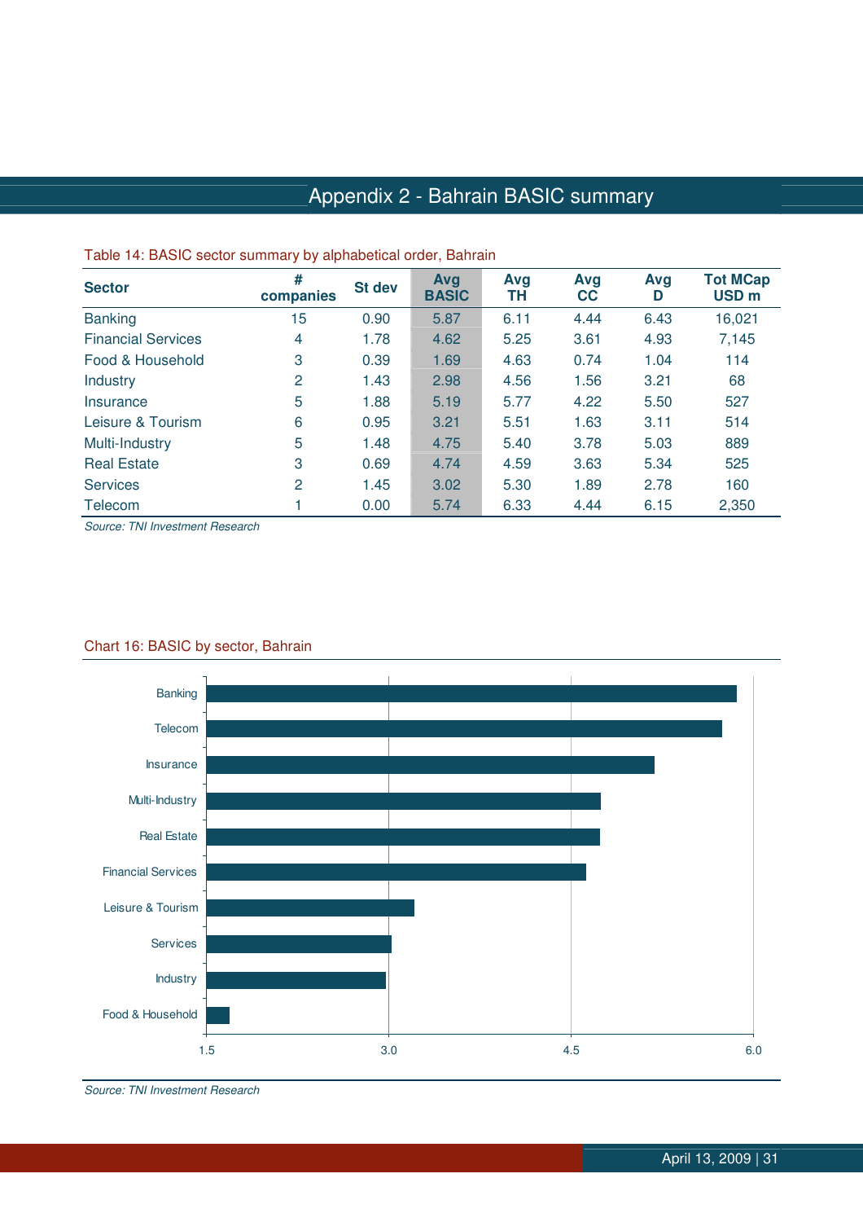# Appendix 2 - Bahrain BASIC summary

Table 14: BASIC sector summary by alphabetical order, Bahrain

| Sector | # companies | St dev | Avg BASIC | Avg TH | Avg CC | Avg D | Tot MCap USD m |
|---|---|---|---|---|---|---|---|
| Banking | 15 | 0.90 | 5.87 | 6.11 | 4.44 | 6.43 | 16,021 |
| Financial Services | 4 | 1.78 | 4.62 | 5.25 | 3.61 | 4.93 | 7,145 |
| Food & Household | 3 | 0.39 | 1.69 | 4.63 | 0.74 | 1.04 | 114 |
| Industry | 2 | 1.43 | 2.98 | 4.56 | 1.56 | 3.21 | 68 |
| Insurance | 5 | 1.88 | 5.19 | 5.77 | 4.22 | 5.50 | 527 |
| Leisure & Tourism | 6 | 0.95 | 3.21 | 5.51 | 1.63 | 3.11 | 514 |
| Multi-Industry | 5 | 1.48 | 4.75 | 5.40 | 3.78 | 5.03 | 889 |
| Real Estate | 3 | 0.69 | 4.74 | 4.59 | 3.63 | 5.34 | 525 |
| Services | 2 | 1.45 | 3.02 | 5.30 | 1.89 | 2.78 | 160 |
| Telecom | 1 | 0.00 | 5.74 | 6.33 | 4.44 | 6.15 | 2,350 |

*Source: TNI Investment Research*

Chart 16: BASIC by sector, Bahrain

| Sector | BASIC |
|---|---|
| Banking | 5.87 |
| Telecom | 5.74 |
| Insurance | 5.19 |
| Multi-Industry | 4.75 |
| Real Estate | 4.74 |
| Financial Services | 4.62 |
| Leisure & Tourism | 3.21 |
| Services | 3.02 |
| Industry | 2.98 |
| Food & Household | 1.69 |

*Source: TNI Investment Research*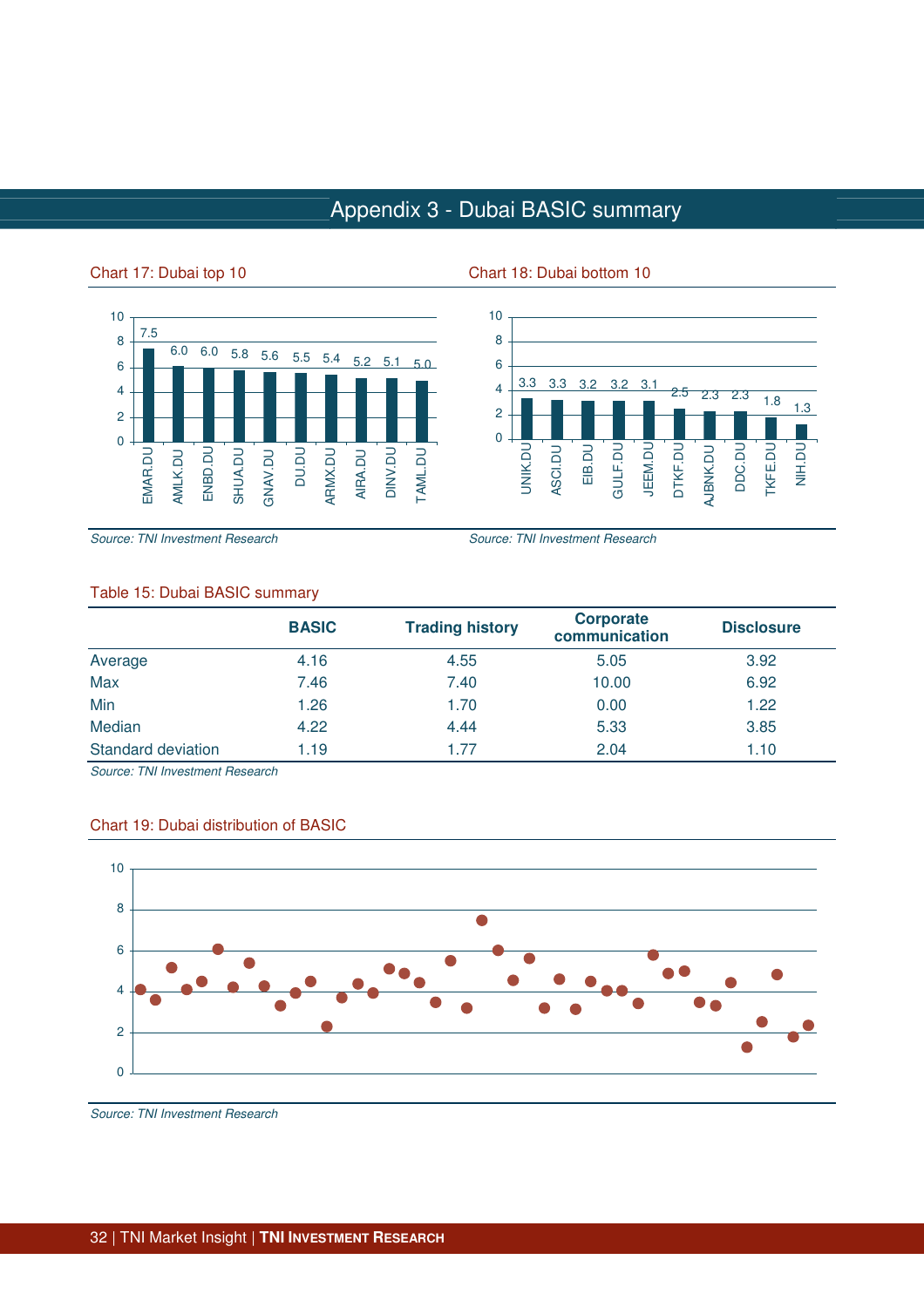# Appendix 3 - Dubai BASIC summary

Chart 17: Dubai top 10

| | EMAR.DU | AMLK.DU | ENBD.DU | SHUA.DU | GNAV.DU | DU.DU | ARMX.DU | AIRA.DU | DINV.DU | TAML.DU |
|---|---|---|---|---|---|---|---|---|---|---|
| BASIC | 7.5 | 6.0 | 6.0 | 5.8 | 5.6 | 5.5 | 5.4 | 5.2 | 5.1 | 5.0 |

*Source: TNI Investment Research*

Chart 18: Dubai bottom 10

| | UNIK.DU | ASCI.DU | EIB.DU | GULF.DU | JEEM.DU | DTKF.DU | AJBNK.DU | DDC.DU | TKFE.DU | NIH.DU |
|---|---|---|---|---|---|---|---|---|---|---|
| BASIC | 3.3 | 3.3 | 3.2 | 3.2 | 3.1 | 2.5 | 2.3 | 2.3 | 1.8 | 1.3 |

*Source: TNI Investment Research*

Table 15: Dubai BASIC summary

| | BASIC | Trading history | Corporate communication | Disclosure |
|---|---|---|---|---|
| Average | 4.16 | 4.55 | 5.05 | 3.92 |
| Max | 7.46 | 7.40 | 10.00 | 6.92 |
| Min | 1.26 | 1.70 | 0.00 | 1.22 |
| Median | 4.22 | 4.44 | 5.33 | 3.85 |
| Standard deviation | 1.19 | 1.77 | 2.04 | 1.10 |

*Source: TNI Investment Research*

Chart 19: Dubai distribution of BASIC

*Source: TNI Investment Research*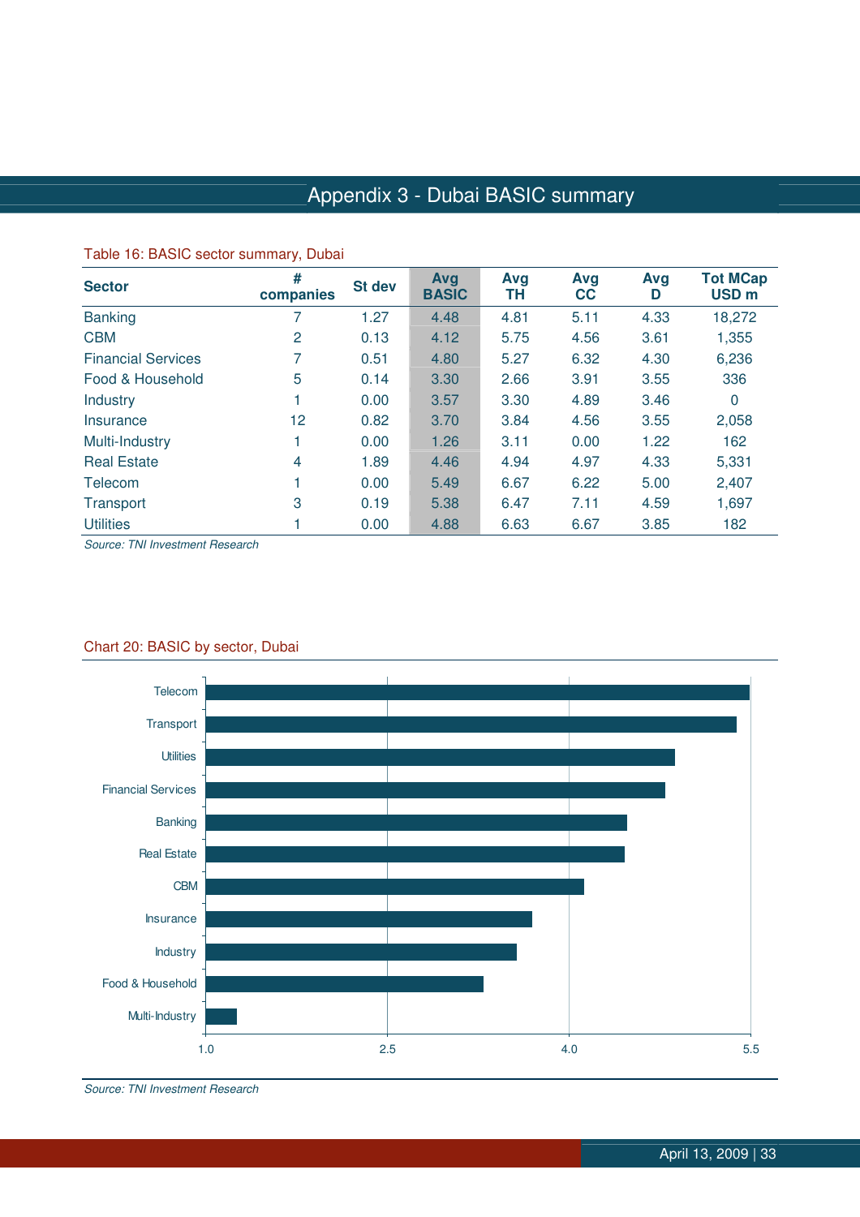# Appendix 3 - Dubai BASIC summary

Table 16: BASIC sector summary, Dubai

| Sector | # companies | St dev | Avg BASIC | Avg TH | Avg CC | Avg D | Tot MCap USD m |
|---|---|---|---|---|---|---|---|
| Banking | 7 | 1.27 | 4.48 | 4.81 | 5.11 | 4.33 | 18,272 |
| CBM | 2 | 0.13 | 4.12 | 5.75 | 4.56 | 3.61 | 1,355 |
| Financial Services | 7 | 0.51 | 4.80 | 5.27 | 6.32 | 4.30 | 6,236 |
| Food & Household | 5 | 0.14 | 3.30 | 2.66 | 3.91 | 3.55 | 336 |
| Industry | 1 | 0.00 | 3.57 | 3.30 | 4.89 | 3.46 | 0 |
| Insurance | 12 | 0.82 | 3.70 | 3.84 | 4.56 | 3.55 | 2,058 |
| Multi-Industry | 1 | 0.00 | 1.26 | 3.11 | 0.00 | 1.22 | 162 |
| Real Estate | 4 | 1.89 | 4.46 | 4.94 | 4.97 | 4.33 | 5,331 |
| Telecom | 1 | 0.00 | 5.49 | 6.67 | 6.22 | 5.00 | 2,407 |
| Transport | 3 | 0.19 | 5.38 | 6.47 | 7.11 | 4.59 | 1,697 |
| Utilities | 1 | 0.00 | 4.88 | 6.63 | 6.67 | 3.85 | 182 |

*Source: TNI Investment Research*

Chart 20: BASIC by sector, Dubai

| Sector | BASIC |
|---|---|
| Telecom | 5.49 |
| Transport | 5.38 |
| Utilities | 4.88 |
| Financial Services | 4.80 |
| Banking | 4.48 |
| Real Estate | 4.46 |
| CBM | 4.12 |
| Insurance | 3.70 |
| Industry | 3.57 |
| Food & Household | 3.30 |
| Multi-Industry | 1.26 |

*Source: TNI Investment Research*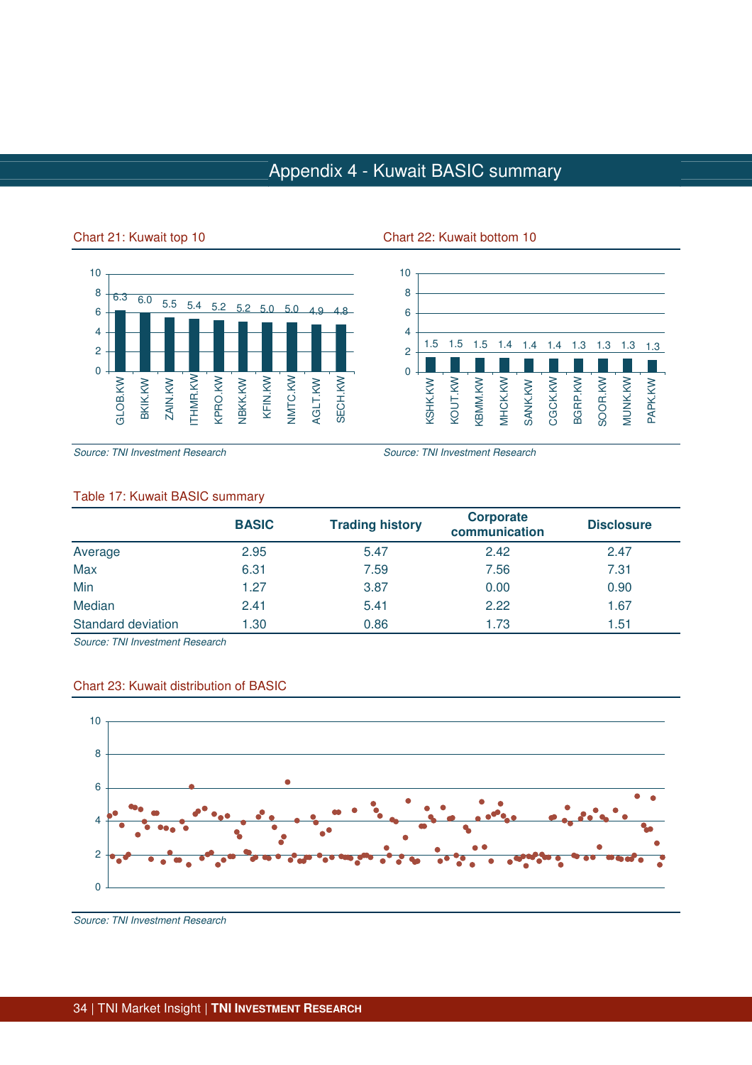# Appendix 4 - Kuwait BASIC summary

Chart 21: Kuwait top 10

| Company | BASIC |
|---|---|
| GLOB.KW | 6.3 |
| BKIK.KW | 6.0 |
| ZAIN.KW | 5.5 |
| ITHMR.KW | 5.4 |
| KPRO.KW | 5.2 |
| NBKK.KW | 5.2 |
| KFIN.KW | 5.0 |
| NMTC.KW | 5.0 |
| AGLT.KW | 4.9 |
| SECH.KW | 4.8 |

*Source: TNI Investment Research*

Chart 22: Kuwait bottom 10

| Company | BASIC |
|---|---|
| KSHK.KW | 1.5 |
| KOUT.KW | 1.5 |
| KBMM.KW | 1.5 |
| MHCK.KW | 1.4 |
| SANK.KW | 1.4 |
| CGCK.KW | 1.4 |
| BGRP.KW | 1.3 |
| SOOR.KW | 1.3 |
| MUNK.KW | 1.3 |
| PAPK.KW | 1.3 |

*Source: TNI Investment Research*

Table 17: Kuwait BASIC summary

| | BASIC | Trading history | Corporate communication | Disclosure |
|---|---|---|---|---|
| Average | 2.95 | 5.47 | 2.42 | 2.47 |
| Max | 6.31 | 7.59 | 7.56 | 7.31 |
| Min | 1.27 | 3.87 | 0.00 | 0.90 |
| Median | 2.41 | 5.41 | 2.22 | 1.67 |
| Standard deviation | 1.30 | 0.86 | 1.73 | 1.51 |

*Source: TNI Investment Research*

Chart 23: Kuwait distribution of BASIC

*Source: TNI Investment Research*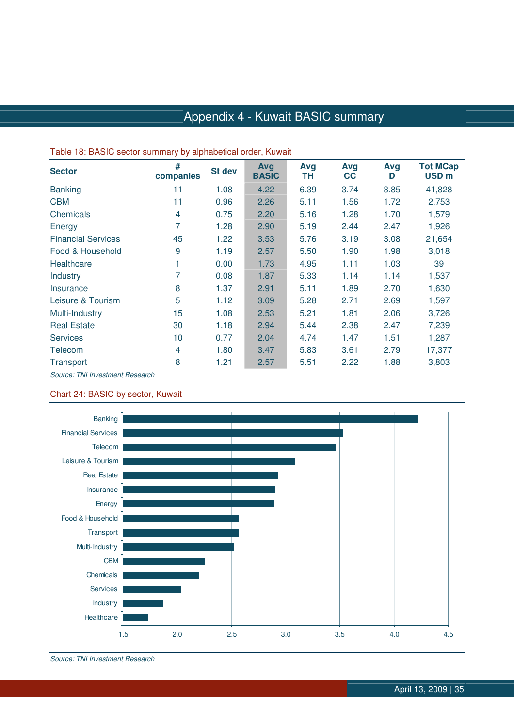# Appendix 4 - Kuwait BASIC summary

Table 18: BASIC sector summary by alphabetical order, Kuwait

| Sector | # companies | St dev | Avg BASIC | Avg TH | Avg CC | Avg D | Tot MCap USD m |
|---|---|---|---|---|---|---|---|
| Banking | 11 | 1.08 | 4.22 | 6.39 | 3.74 | 3.85 | 41,828 |
| CBM | 11 | 0.96 | 2.26 | 5.11 | 1.56 | 1.72 | 2,753 |
| Chemicals | 4 | 0.75 | 2.20 | 5.16 | 1.28 | 1.70 | 1,579 |
| Energy | 7 | 1.28 | 2.90 | 5.19 | 2.44 | 2.47 | 1,926 |
| Financial Services | 45 | 1.22 | 3.53 | 5.76 | 3.19 | 3.08 | 21,654 |
| Food & Household | 9 | 1.19 | 2.57 | 5.50 | 1.90 | 1.98 | 3,018 |
| Healthcare | 1 | 0.00 | 1.73 | 4.95 | 1.11 | 1.03 | 39 |
| Industry | 7 | 0.08 | 1.87 | 5.33 | 1.14 | 1.14 | 1,537 |
| Insurance | 8 | 1.37 | 2.91 | 5.11 | 1.89 | 2.70 | 1,630 |
| Leisure & Tourism | 5 | 1.12 | 3.09 | 5.28 | 2.71 | 2.69 | 1,597 |
| Multi-Industry | 15 | 1.08 | 2.53 | 5.21 | 1.81 | 2.06 | 3,726 |
| Real Estate | 30 | 1.18 | 2.94 | 5.44 | 2.38 | 2.47 | 7,239 |
| Services | 10 | 0.77 | 2.04 | 4.74 | 1.47 | 1.51 | 1,287 |
| Telecom | 4 | 1.80 | 3.47 | 5.83 | 3.61 | 2.79 | 17,377 |
| Transport | 8 | 1.21 | 2.57 | 5.51 | 2.22 | 1.88 | 3,803 |

*Source: TNI Investment Research*

Chart 24: BASIC by sector, Kuwait

| Sector | BASIC |
|---|---|
| Banking | 4.22 |
| Financial Services | 3.53 |
| Telecom | 3.47 |
| Leisure & Tourism | 3.09 |
| Real Estate | 2.94 |
| Insurance | 2.91 |
| Energy | 2.90 |
| Food & Household | 2.57 |
| Transport | 2.57 |
| Multi-Industry | 2.53 |
| CBM | 2.26 |
| Chemicals | 2.20 |
| Services | 2.04 |
| Industry | 1.87 |
| Healthcare | 1.73 |

*Source: TNI Investment Research*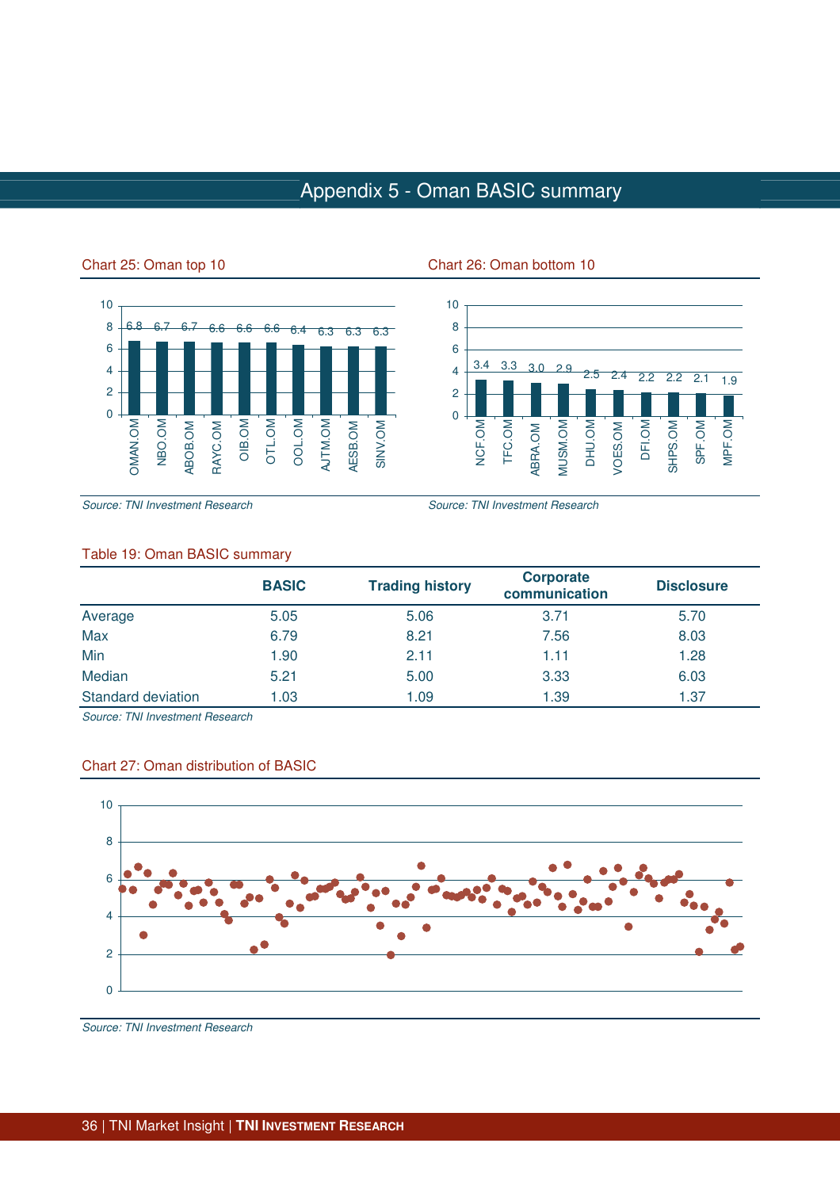# Appendix 5 - Oman BASIC summary

Chart 25: Oman top 10

| Company | BASIC |
|---|---|
| OMAN.OM | 6.8 |
| NBO.OM | 6.7 |
| ABOB.OM | 6.7 |
| RAYC.OM | 6.6 |
| OIB.OM | 6.6 |
| OTL.OM | 6.6 |
| OOL.OM | 6.4 |
| AJTM.OM | 6.3 |
| AESB.OM | 6.3 |
| SINV.OM | 6.3 |

*Source: TNI Investment Research*

Chart 26: Oman bottom 10

| Company | BASIC |
|---|---|
| NCF.OM | 3.4 |
| TFC.OM | 3.3 |
| ABRA.OM | 3.0 |
| MUSM.OM | 2.9 |
| DHU.OM | 2.5 |
| VOES.OM | 2.4 |
| DFI.OM | 2.2 |
| SHPS.OM | 2.2 |
| SPF.OM | 2.1 |
| MPF.OM | 1.9 |

*Source: TNI Investment Research*

Table 19: Oman BASIC summary

| | BASIC | Trading history | Corporate communication | Disclosure |
|---|---|---|---|---|
| Average | 5.05 | 5.06 | 3.71 | 5.70 |
| Max | 6.79 | 8.21 | 7.56 | 8.03 |
| Min | 1.90 | 2.11 | 1.11 | 1.28 |
| Median | 5.21 | 5.00 | 3.33 | 6.03 |
| Standard deviation | 1.03 | 1.09 | 1.39 | 1.37 |

*Source: TNI Investment Research*

Chart 27: Oman distribution of BASIC

*Source: TNI Investment Research*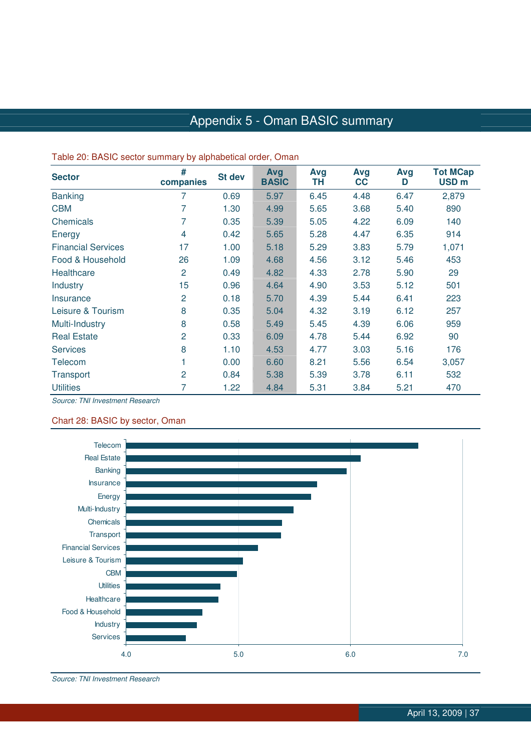# Appendix 5 - Oman BASIC summary

Table 20: BASIC sector summary by alphabetical order, Oman

| Sector | # companies | St dev | Avg BASIC | Avg TH | Avg CC | Avg D | Tot MCap USD m |
|---|---|---|---|---|---|---|---|
| Banking | 7 | 0.69 | 5.97 | 6.45 | 4.48 | 6.47 | 2,879 |
| CBM | 7 | 1.30 | 4.99 | 5.65 | 3.68 | 5.40 | 890 |
| Chemicals | 7 | 0.35 | 5.39 | 5.05 | 4.22 | 6.09 | 140 |
| Energy | 4 | 0.42 | 5.65 | 5.28 | 4.47 | 6.35 | 914 |
| Financial Services | 17 | 1.00 | 5.18 | 5.29 | 3.83 | 5.79 | 1,071 |
| Food & Household | 26 | 1.09 | 4.68 | 4.56 | 3.12 | 5.46 | 453 |
| Healthcare | 2 | 0.49 | 4.82 | 4.33 | 2.78 | 5.90 | 29 |
| Industry | 15 | 0.96 | 4.64 | 4.90 | 3.53 | 5.12 | 501 |
| Insurance | 2 | 0.18 | 5.70 | 4.39 | 5.44 | 6.41 | 223 |
| Leisure & Tourism | 8 | 0.35 | 5.04 | 4.32 | 3.19 | 6.12 | 257 |
| Multi-Industry | 8 | 0.58 | 5.49 | 5.45 | 4.39 | 6.06 | 959 |
| Real Estate | 2 | 0.33 | 6.09 | 4.78 | 5.44 | 6.92 | 90 |
| Services | 8 | 1.10 | 4.53 | 4.77 | 3.03 | 5.16 | 176 |
| Telecom | 1 | 0.00 | 6.60 | 8.21 | 5.56 | 6.54 | 3,057 |
| Transport | 2 | 0.84 | 5.38 | 5.39 | 3.78 | 6.11 | 532 |
| Utilities | 7 | 1.22 | 4.84 | 5.31 | 3.84 | 5.21 | 470 |

*Source: TNI Investment Research*

Chart 28: BASIC by sector, Oman

*Source: TNI Investment Research*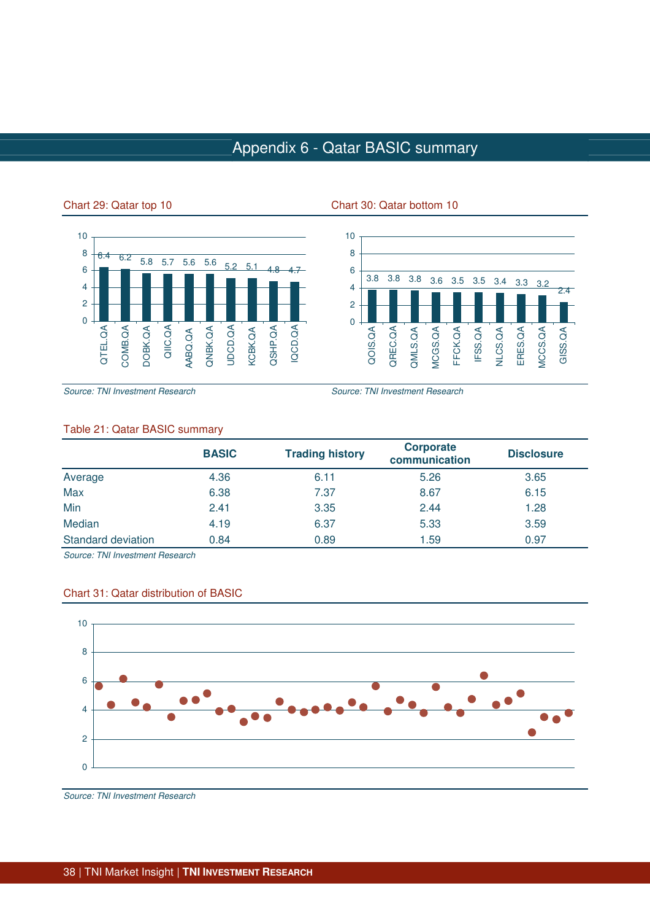# Appendix 6 - Qatar BASIC summary

Chart 29: Qatar top 10

| Company | BASIC |
|---|---|
| QTEL.QA | 6.4 |
| COMB.QA | 6.2 |
| DOBK.QA | 5.8 |
| QIIC.QA | 5.7 |
| AABQ.QA | 5.6 |
| QNBK.QA | 5.6 |
| UDCD.QA | 5.2 |
| KCBK.QA | 5.1 |
| QSHP.QA | 4.8 |
| IQCD.QA | 4.7 |

*Source: TNI Investment Research*

Chart 30: Qatar bottom 10

| Company | BASIC |
|---|---|
| QOIS.QA | 3.8 |
| QREC.QA | 3.8 |
| QMLS.QA | 3.8 |
| MCGS.QA | 3.6 |
| FFCK.QA | 3.5 |
| IFSS.QA | 3.5 |
| NLCS.QA | 3.4 |
| ERES.QA | 3.3 |
| MCCS.QA | 3.2 |
| GISS.QA | 2.4 |

*Source: TNI Investment Research*

Table 21: Qatar BASIC summary

| | BASIC | Trading history | Corporate communication | Disclosure |
|---|---|---|---|---|
| Average | 4.36 | 6.11 | 5.26 | 3.65 |
| Max | 6.38 | 7.37 | 8.67 | 6.15 |
| Min | 2.41 | 3.35 | 2.44 | 1.28 |
| Median | 4.19 | 6.37 | 5.33 | 3.59 |
| Standard deviation | 0.84 | 0.89 | 1.59 | 0.97 |

*Source: TNI Investment Research*

Chart 31: Qatar distribution of BASIC

*Source: TNI Investment Research*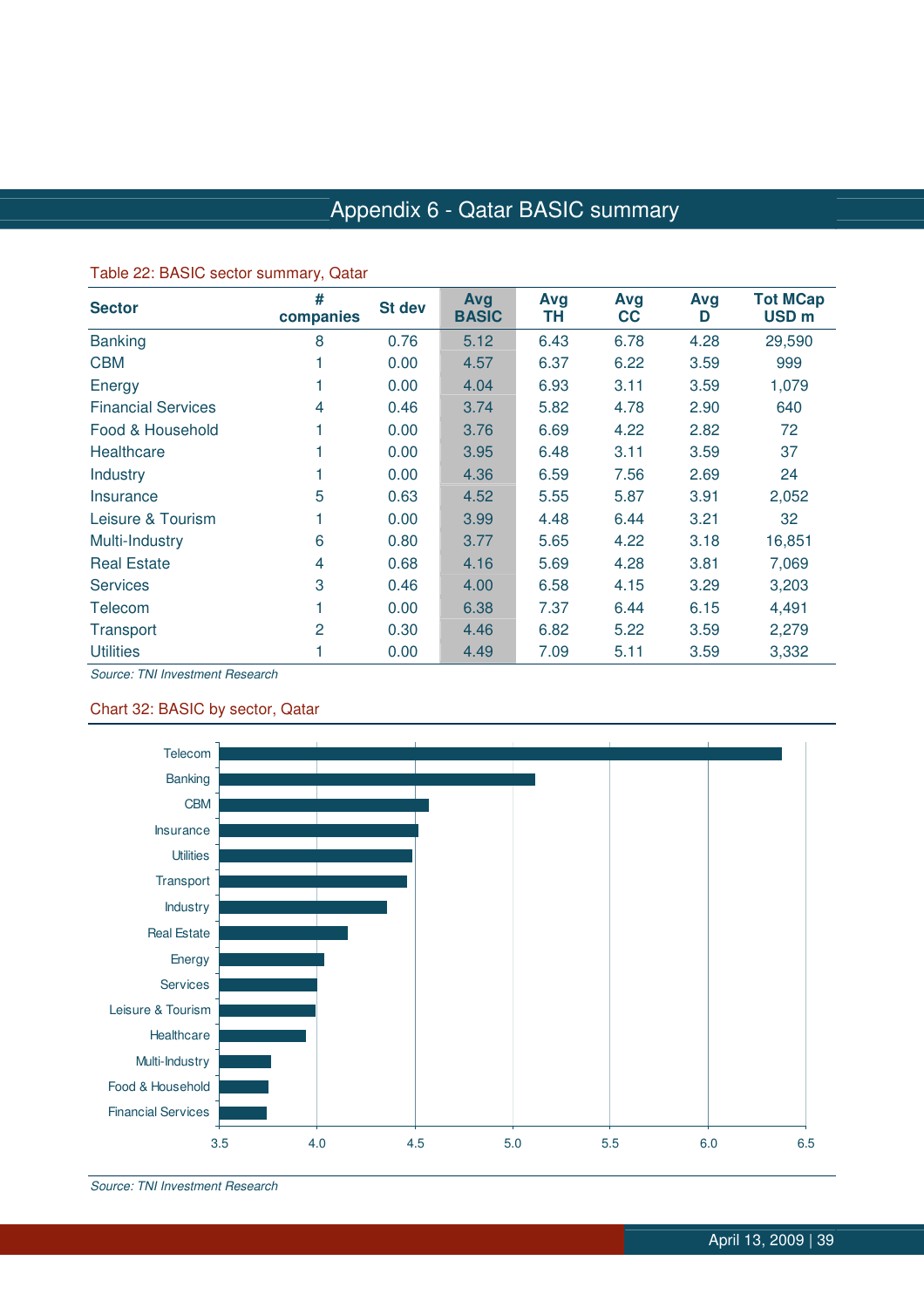# Appendix 6 - Qatar BASIC summary

Table 22: BASIC sector summary, Qatar

| Sector | # companies | St dev | Avg BASIC | Avg TH | Avg CC | Avg D | Tot MCap USD m |
|---|---|---|---|---|---|---|---|
| Banking | 8 | 0.76 | 5.12 | 6.43 | 6.78 | 4.28 | 29,590 |
| CBM | 1 | 0.00 | 4.57 | 6.37 | 6.22 | 3.59 | 999 |
| Energy | 1 | 0.00 | 4.04 | 6.93 | 3.11 | 3.59 | 1,079 |
| Financial Services | 4 | 0.46 | 3.74 | 5.82 | 4.78 | 2.90 | 640 |
| Food & Household | 1 | 0.00 | 3.76 | 6.69 | 4.22 | 2.82 | 72 |
| Healthcare | 1 | 0.00 | 3.95 | 6.48 | 3.11 | 3.59 | 37 |
| Industry | 1 | 0.00 | 4.36 | 6.59 | 7.56 | 2.69 | 24 |
| Insurance | 5 | 0.63 | 4.52 | 5.55 | 5.87 | 3.91 | 2,052 |
| Leisure & Tourism | 1 | 0.00 | 3.99 | 4.48 | 6.44 | 3.21 | 32 |
| Multi-Industry | 6 | 0.80 | 3.77 | 5.65 | 4.22 | 3.18 | 16,851 |
| Real Estate | 4 | 0.68 | 4.16 | 5.69 | 4.28 | 3.81 | 7,069 |
| Services | 3 | 0.46 | 4.00 | 6.58 | 4.15 | 3.29 | 3,203 |
| Telecom | 1 | 0.00 | 6.38 | 7.37 | 6.44 | 6.15 | 4,491 |
| Transport | 2 | 0.30 | 4.46 | 6.82 | 5.22 | 3.59 | 2,279 |
| Utilities | 1 | 0.00 | 4.49 | 7.09 | 5.11 | 3.59 | 3,332 |

*Source: TNI Investment Research*

Chart 32: BASIC by sector, Qatar

*Source: TNI Investment Research*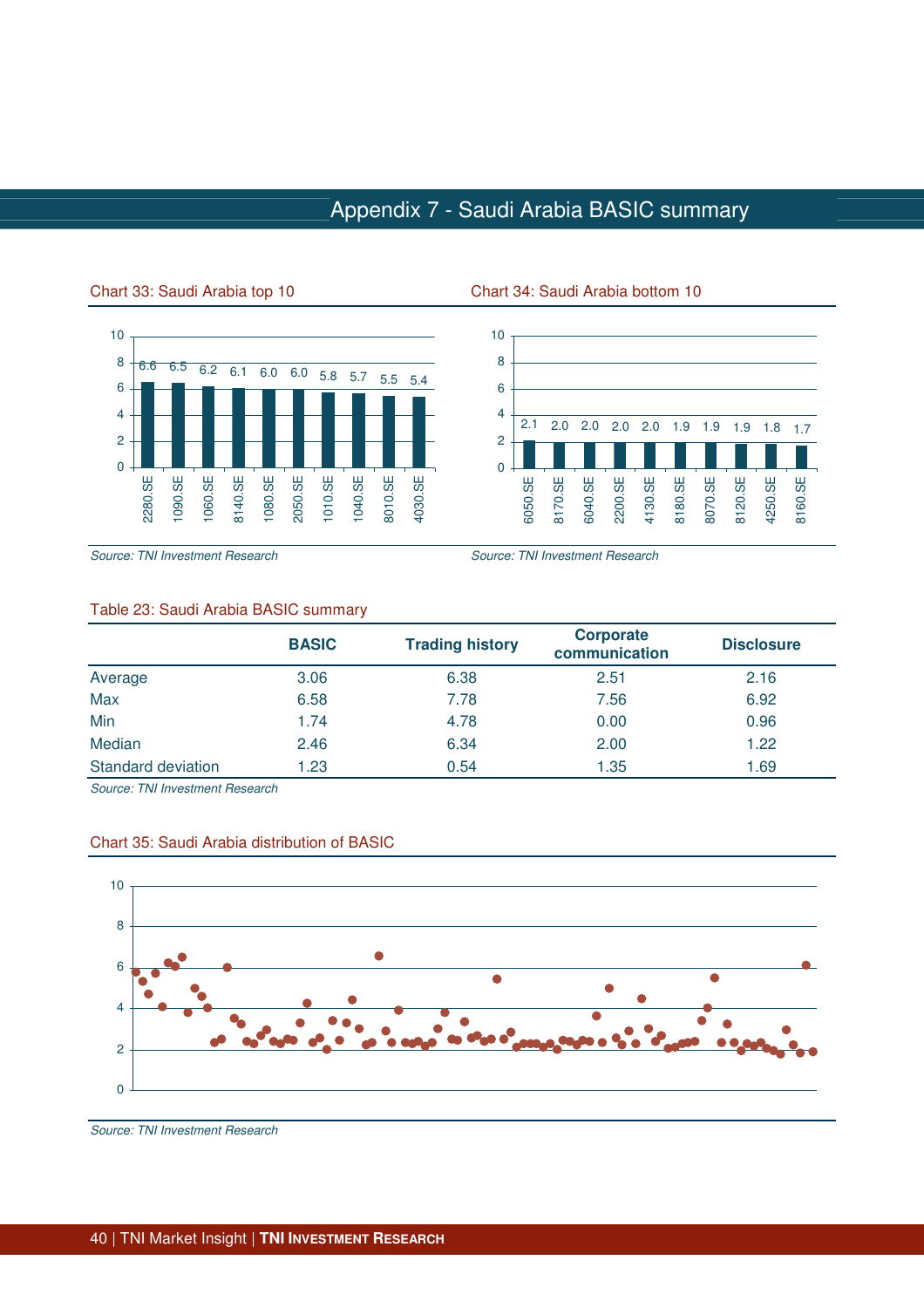# Appendix 7 - Saudi Arabia BASIC summary

Chart 33: Saudi Arabia top 10

| 2280.SE | 1090.SE | 1060.SE | 8140.SE | 1080.SE | 2050.SE | 1010.SE | 1040.SE | 8010.SE | 4030.SE |
|---|---|---|---|---|---|---|---|---|---|
| 6.6 | 6.5 | 6.2 | 6.1 | 6.0 | 6.0 | 5.8 | 5.7 | 5.5 | 5.4 |

*Source: TNI Investment Research*

Chart 34: Saudi Arabia bottom 10

| 6050.SE | 8170.SE | 6040.SE | 2200.SE | 4130.SE | 8180.SE | 8070.SE | 8120.SE | 4250.SE | 8160.SE |
|---|---|---|---|---|---|---|---|---|---|
| 2.1 | 2.0 | 2.0 | 2.0 | 2.0 | 1.9 | 1.9 | 1.9 | 1.8 | 1.7 |

*Source: TNI Investment Research*

Table 23: Saudi Arabia BASIC summary

| | BASIC | Trading history | Corporate communication | Disclosure |
|---|---|---|---|---|
| Average | 3.06 | 6.38 | 2.51 | 2.16 |
| Max | 6.58 | 7.78 | 7.56 | 6.92 |
| Min | 1.74 | 4.78 | 0.00 | 0.96 |
| Median | 2.46 | 6.34 | 2.00 | 1.22 |
| Standard deviation | 1.23 | 0.54 | 1.35 | 1.69 |

*Source: TNI Investment Research*

Chart 35: Saudi Arabia distribution of BASIC

*Source: TNI Investment Research*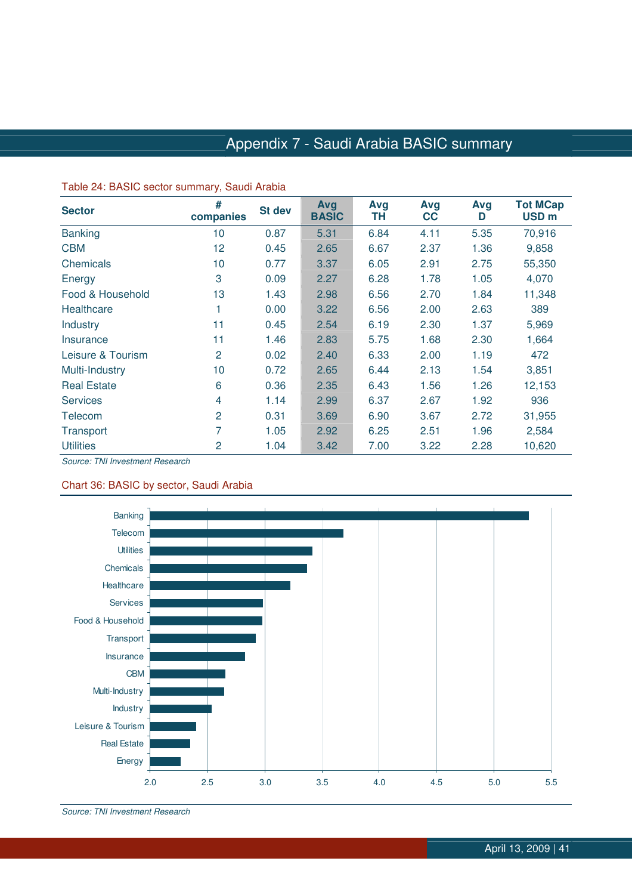# Appendix 7 - Saudi Arabia BASIC summary

Table 24: BASIC sector summary, Saudi Arabia

| Sector | # companies | St dev | Avg BASIC | Avg TH | Avg CC | Avg D | Tot MCap USD m |
|---|---|---|---|---|---|---|---|
| Banking | 10 | 0.87 | 5.31 | 6.84 | 4.11 | 5.35 | 70,916 |
| CBM | 12 | 0.45 | 2.65 | 6.67 | 2.37 | 1.36 | 9,858 |
| Chemicals | 10 | 0.77 | 3.37 | 6.05 | 2.91 | 2.75 | 55,350 |
| Energy | 3 | 0.09 | 2.27 | 6.28 | 1.78 | 1.05 | 4,070 |
| Food & Household | 13 | 1.43 | 2.98 | 6.56 | 2.70 | 1.84 | 11,348 |
| Healthcare | 1 | 0.00 | 3.22 | 6.56 | 2.00 | 2.63 | 389 |
| Industry | 11 | 0.45 | 2.54 | 6.19 | 2.30 | 1.37 | 5,969 |
| Insurance | 11 | 1.46 | 2.83 | 5.75 | 1.68 | 2.30 | 1,664 |
| Leisure & Tourism | 2 | 0.02 | 2.40 | 6.33 | 2.00 | 1.19 | 472 |
| Multi-Industry | 10 | 0.72 | 2.65 | 6.44 | 2.13 | 1.54 | 3,851 |
| Real Estate | 6 | 0.36 | 2.35 | 6.43 | 1.56 | 1.26 | 12,153 |
| Services | 4 | 1.14 | 2.99 | 6.37 | 2.67 | 1.92 | 936 |
| Telecom | 2 | 0.31 | 3.69 | 6.90 | 3.67 | 2.72 | 31,955 |
| Transport | 7 | 1.05 | 2.92 | 6.25 | 2.51 | 1.96 | 2,584 |
| Utilities | 2 | 1.04 | 3.42 | 7.00 | 3.22 | 2.28 | 10,620 |

*Source: TNI Investment Research*

Chart 36: BASIC by sector, Saudi Arabia

| Sector | BASIC |
|---|---|
| Banking | 5.31 |
| Telecom | 3.69 |
| Utilities | 3.42 |
| Chemicals | 3.37 |
| Healthcare | 3.22 |
| Services | 2.99 |
| Food & Household | 2.98 |
| Transport | 2.92 |
| Insurance | 2.83 |
| CBM | 2.65 |
| Multi-Industry | 2.65 |
| Industry | 2.54 |
| Leisure & Tourism | 2.40 |
| Real Estate | 2.35 |
| Energy | 2.27 |

*Source: TNI Investment Research*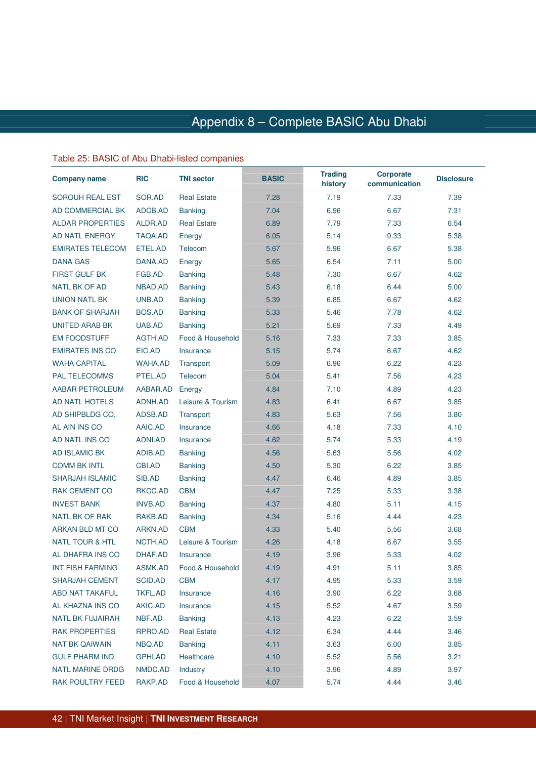# Appendix 8 – Complete BASIC Abu Dhabi

Table 25: BASIC of Abu Dhabi-listed companies

| Company name | RIC | TNI sector | BASIC | Trading history | Corporate communication | Disclosure |
|---|---|---|---|---|---|---|
| SOROUH REAL EST | SOR.AD | Real Estate | 7.28 | 7.19 | 7.33 | 7.39 |
| AD COMMERCIAL BK | ADCB.AD | Banking | 7.04 | 6.96 | 6.67 | 7.31 |
| ALDAR PROPERTIES | ALDR.AD | Real Estate | 6.89 | 7.79 | 7.33 | 6.54 |
| AD NATL ENERGY | TAQA.AD | Energy | 6.05 | 5.14 | 9.33 | 5.38 |
| EMIRATES TELECOM | ETEL.AD | Telecom | 5.67 | 5.96 | 6.67 | 5.38 |
| DANA GAS | DANA.AD | Energy | 5.65 | 6.54 | 7.11 | 5.00 |
| FIRST GULF BK | FGB.AD | Banking | 5.48 | 7.30 | 6.67 | 4.62 |
| NATL BK OF AD | NBAD.AD | Banking | 5.43 | 6.18 | 6.44 | 5.00 |
| UNION NATL BK | UNB.AD | Banking | 5.39 | 6.85 | 6.67 | 4.62 |
| BANK OF SHARJAH | BOS.AD | Banking | 5.33 | 5.46 | 7.78 | 4.62 |
| UNITED ARAB BK | UAB.AD | Banking | 5.21 | 5.69 | 7.33 | 4.49 |
| EM FOODSTUFF | AGTH.AD | Food & Household | 5.16 | 7.33 | 7.33 | 3.85 |
| EMIRATES INS CO | EIC.AD | Insurance | 5.15 | 5.74 | 6.67 | 4.62 |
| WAHA CAPITAL | WAHA.AD | Transport | 5.09 | 6.96 | 6.22 | 4.23 |
| PAL TELECOMMS | PTEL.AD | Telecom | 5.04 | 5.41 | 7.56 | 4.23 |
| AABAR PETROLEUM | AABAR.AD | Energy | 4.84 | 7.10 | 4.89 | 4.23 |
| AD NATL HOTELS | ADNH.AD | Leisure & Tourism | 4.83 | 6.41 | 6.67 | 3.85 |
| AD SHIPBLDG CO. | ADSB.AD | Transport | 4.83 | 5.63 | 7.56 | 3.80 |
| AL AIN INS CO | AAIC.AD | Insurance | 4.66 | 4.18 | 7.33 | 4.10 |
| AD NATL INS CO | ADNI.AD | Insurance | 4.62 | 5.74 | 5.33 | 4.19 |
| AD ISLAMIC BK | ADIB.AD | Banking | 4.56 | 5.63 | 5.56 | 4.02 |
| COMM BK INTL | CBI.AD | Banking | 4.50 | 5.30 | 6.22 | 3.85 |
| SHARJAH ISLAMIC | SIB.AD | Banking | 4.47 | 6.46 | 4.89 | 3.85 |
| RAK CEMENT CO | RKCC.AD | CBM | 4.47 | 7.25 | 5.33 | 3.38 |
| INVEST BANK | INVB.AD | Banking | 4.37 | 4.80 | 5.11 | 4.15 |
| NATL BK OF RAK | RAKB.AD | Banking | 4.34 | 5.16 | 4.44 | 4.23 |
| ARKAN BLD MT CO | ARKN.AD | CBM | 4.33 | 5.40 | 5.56 | 3.68 |
| NATL TOUR & HTL | NCTH.AD | Leisure & Tourism | 4.26 | 4.18 | 6.67 | 3.55 |
| AL DHAFRA INS CO | DHAF.AD | Insurance | 4.19 | 3.96 | 5.33 | 4.02 |
| INT FISH FARMING | ASMK.AD | Food & Household | 4.19 | 4.91 | 5.11 | 3.85 |
| SHARJAH CEMENT | SCID.AD | CBM | 4.17 | 4.95 | 5.33 | 3.59 |
| ABD NAT TAKAFUL | TKFL.AD | Insurance | 4.16 | 3.90 | 6.22 | 3.68 |
| AL KHAZNA INS CO | AKIC.AD | Insurance | 4.15 | 5.52 | 4.67 | 3.59 |
| NATL BK FUJAIRAH | NBF.AD | Banking | 4.13 | 4.23 | 6.22 | 3.59 |
| RAK PROPERTIES | RPRO.AD | Real Estate | 4.12 | 6.34 | 4.44 | 3.46 |
| NAT BK QAIWAIN | NBQ.AD | Banking | 4.11 | 3.63 | 6.00 | 3.85 |
| GULF PHARM IND | GPHI.AD | Healthcare | 4.10 | 5.52 | 5.56 | 3.21 |
| NATL MARINE DRDG | NMDC.AD | Industry | 4.10 | 3.96 | 4.89 | 3.97 |
| RAK POULTRY FEED | RAKP.AD | Food & Household | 4.07 | 5.74 | 4.44 | 3.46 |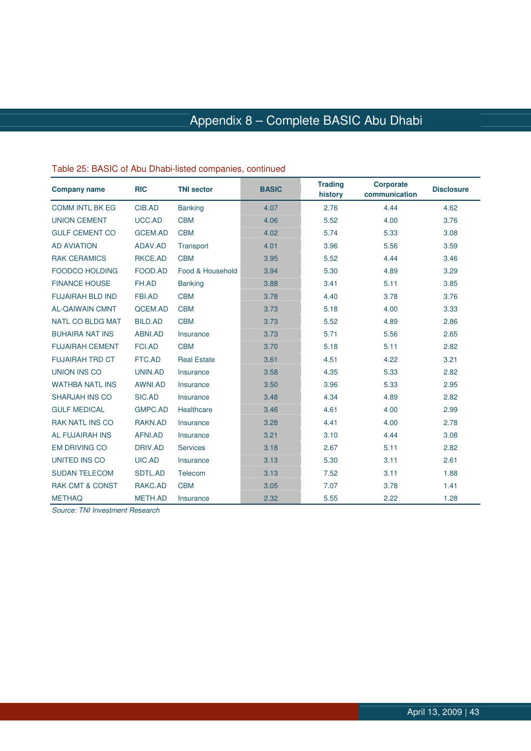# Appendix 8 – Complete BASIC Abu Dhabi

Table 25: BASIC of Abu Dhabi-listed companies, continued

| Company name | RIC | TNI sector | BASIC | Trading history | Corporate communication | Disclosure |
|---|---|---|---|---|---|---|
| COMM INTL BK EG | CIB.AD | Banking | 4.07 | 2.76 | 4.44 | 4.62 |
| UNION CEMENT | UCC.AD | CBM | 4.06 | 5.52 | 4.00 | 3.76 |
| GULF CEMENT CO | GCEM.AD | CBM | 4.02 | 5.74 | 5.33 | 3.08 |
| AD AVIATION | ADAV.AD | Transport | 4.01 | 3.96 | 5.56 | 3.59 |
| RAK CERAMICS | RKCE.AD | CBM | 3.95 | 5.52 | 4.44 | 3.46 |
| FOODCO HOLDING | FOOD.AD | Food & Household | 3.94 | 5.30 | 4.89 | 3.29 |
| FINANCE HOUSE | FH.AD | Banking | 3.88 | 3.41 | 5.11 | 3.85 |
| FUJAIRAH BLD IND | FBI.AD | CBM | 3.78 | 4.40 | 3.78 | 3.76 |
| AL-QAIWAIN CMNT | QCEM.AD | CBM | 3.73 | 5.18 | 4.00 | 3.33 |
| NATL CO BLDG MAT | BILD.AD | CBM | 3.73 | 5.52 | 4.89 | 2.86 |
| BUHAIRA NAT INS | ABNI.AD | Insurance | 3.73 | 5.71 | 5.56 | 2.65 |
| FUJAIRAH CEMENT | FCI.AD | CBM | 3.70 | 5.18 | 5.11 | 2.82 |
| FUJAIRAH TRD CT | FTC.AD | Real Estate | 3.61 | 4.51 | 4.22 | 3.21 |
| UNION INS CO | UNIN.AD | Insurance | 3.58 | 4.35 | 5.33 | 2.82 |
| WATHBA NATL INS | AWNI.AD | Insurance | 3.50 | 3.96 | 5.33 | 2.95 |
| SHARJAH INS CO | SIC.AD | Insurance | 3.48 | 4.34 | 4.89 | 2.82 |
| GULF MEDICAL | GMPC.AD | Healthcare | 3.46 | 4.61 | 4.00 | 2.99 |
| RAK NATL INS CO | RAKN.AD | Insurance | 3.28 | 4.41 | 4.00 | 2.78 |
| AL FUJAIRAH INS | AFNI.AD | Insurance | 3.21 | 3.10 | 4.44 | 3.08 |
| EM DRIVING CO | DRIV.AD | Services | 3.18 | 2.67 | 5.11 | 2.82 |
| UNITED INS CO | UIC.AD | Insurance | 3.13 | 5.30 | 3.11 | 2.61 |
| SUDAN TELECOM | SDTL.AD | Telecom | 3.13 | 7.52 | 3.11 | 1.88 |
| RAK CMT & CONST | RAKC.AD | CBM | 3.05 | 7.07 | 3.78 | 1.41 |
| METHAQ | METH.AD | Insurance | 2.32 | 5.55 | 2.22 | 1.28 |

*Source: TNI Investment Research*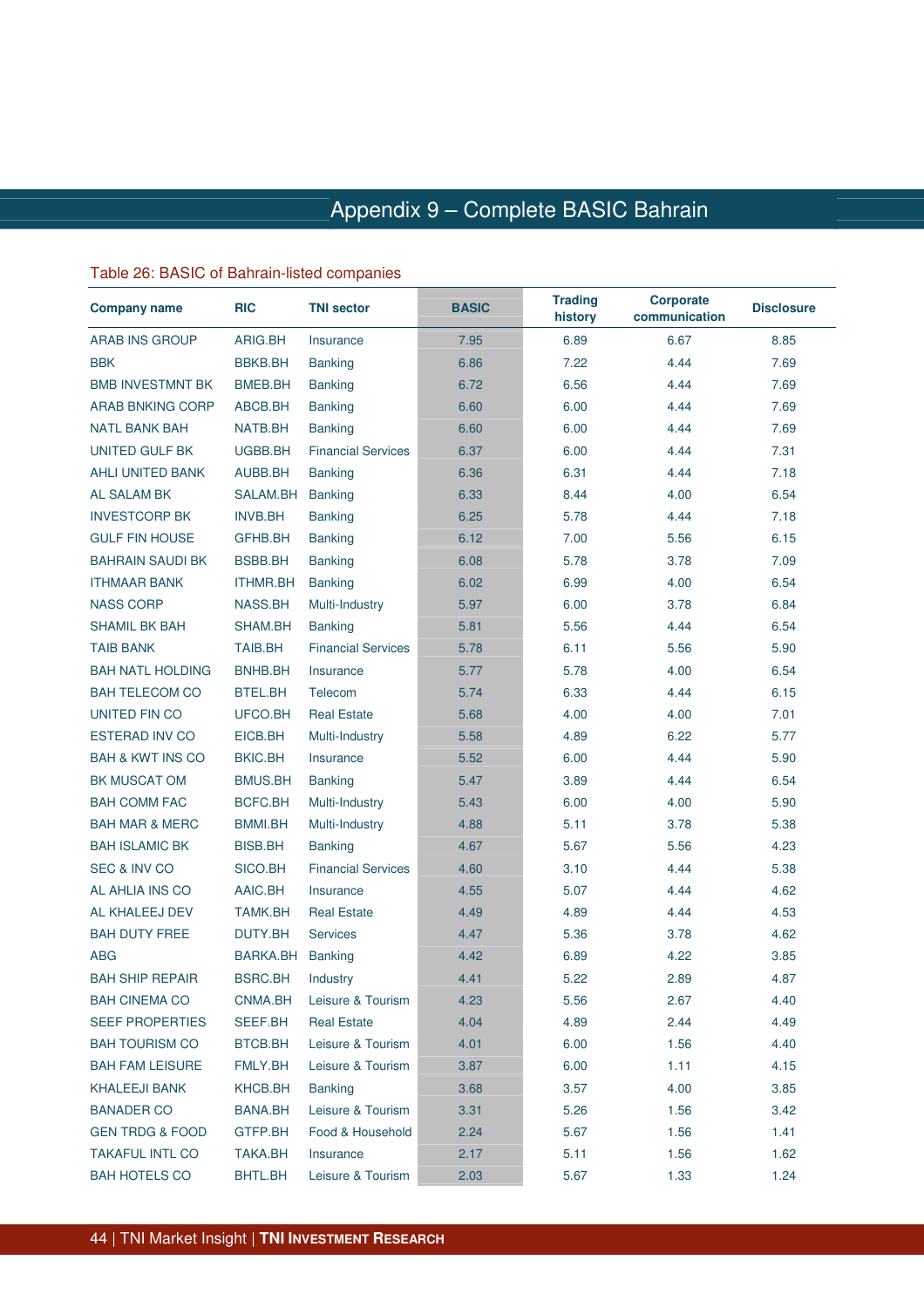# Appendix 9 – Complete BASIC Bahrain

Table 26: BASIC of Bahrain-listed companies

| Company name | RIC | TNI sector | BASIC | Trading history | Corporate communication | Disclosure |
|---|---|---|---|---|---|---|
| ARAB INS GROUP | ARIG.BH | Insurance | 7.95 | 6.89 | 6.67 | 8.85 |
| BBK | BBKB.BH | Banking | 6.86 | 7.22 | 4.44 | 7.69 |
| BMB INVESTMNT BK | BMEB.BH | Banking | 6.72 | 6.56 | 4.44 | 7.69 |
| ARAB BNKING CORP | ABCB.BH | Banking | 6.60 | 6.00 | 4.44 | 7.69 |
| NATL BANK BAH | NATB.BH | Banking | 6.60 | 6.00 | 4.44 | 7.69 |
| UNITED GULF BK | UGBB.BH | Financial Services | 6.37 | 6.00 | 4.44 | 7.31 |
| AHLI UNITED BANK | AUBB.BH | Banking | 6.36 | 6.31 | 4.44 | 7.18 |
| AL SALAM BK | SALAM.BH | Banking | 6.33 | 8.44 | 4.00 | 6.54 |
| INVESTCORP BK | INVB.BH | Banking | 6.25 | 5.78 | 4.44 | 7.18 |
| GULF FIN HOUSE | GFHB.BH | Banking | 6.12 | 7.00 | 5.56 | 6.15 |
| BAHRAIN SAUDI BK | BSBB.BH | Banking | 6.08 | 5.78 | 3.78 | 7.09 |
| ITHMAAR BANK | ITHMR.BH | Banking | 6.02 | 6.99 | 4.00 | 6.54 |
| NASS CORP | NASS.BH | Multi-Industry | 5.97 | 6.00 | 3.78 | 6.84 |
| SHAMIL BK BAH | SHAM.BH | Banking | 5.81 | 5.56 | 4.44 | 6.54 |
| TAIB BANK | TAIB.BH | Financial Services | 5.78 | 6.11 | 5.56 | 5.90 |
| BAH NATL HOLDING | BNHB.BH | Insurance | 5.77 | 5.78 | 4.00 | 6.54 |
| BAH TELECOM CO | BTEL.BH | Telecom | 5.74 | 6.33 | 4.44 | 6.15 |
| UNITED FIN CO | UFCO.BH | Real Estate | 5.68 | 4.00 | 4.00 | 7.01 |
| ESTERAD INV CO | EICB.BH | Multi-Industry | 5.58 | 4.89 | 6.22 | 5.77 |
| BAH & KWT INS CO | BKIC.BH | Insurance | 5.52 | 6.00 | 4.44 | 5.90 |
| BK MUSCAT OM | BMUS.BH | Banking | 5.47 | 3.89 | 4.44 | 6.54 |
| BAH COMM FAC | BCFC.BH | Multi-Industry | 5.43 | 6.00 | 4.00 | 5.90 |
| BAH MAR & MERC | BMMI.BH | Multi-Industry | 4.88 | 5.11 | 3.78 | 5.38 |
| BAH ISLAMIC BK | BISB.BH | Banking | 4.67 | 5.67 | 5.56 | 4.23 |
| SEC & INV CO | SICO.BH | Financial Services | 4.60 | 3.10 | 4.44 | 5.38 |
| AL AHLIA INS CO | AAIC.BH | Insurance | 4.55 | 5.07 | 4.44 | 4.62 |
| AL KHALEEJ DEV | TAMK.BH | Real Estate | 4.49 | 4.89 | 4.44 | 4.53 |
| BAH DUTY FREE | DUTY.BH | Services | 4.47 | 5.36 | 3.78 | 4.62 |
| ABG | BARKA.BH | Banking | 4.42 | 6.89 | 4.22 | 3.85 |
| BAH SHIP REPAIR | BSRC.BH | Industry | 4.41 | 5.22 | 2.89 | 4.87 |
| BAH CINEMA CO | CNMA.BH | Leisure & Tourism | 4.23 | 5.56 | 2.67 | 4.40 |
| SEEF PROPERTIES | SEEF.BH | Real Estate | 4.04 | 4.89 | 2.44 | 4.49 |
| BAH TOURISM CO | BTCB.BH | Leisure & Tourism | 4.01 | 6.00 | 1.56 | 4.40 |
| BAH FAM LEISURE | FMLY.BH | Leisure & Tourism | 3.87 | 6.00 | 1.11 | 4.15 |
| KHALEEJI BANK | KHCB.BH | Banking | 3.68 | 3.57 | 4.00 | 3.85 |
| BANADER CO | BANA.BH | Leisure & Tourism | 3.31 | 5.26 | 1.56 | 3.42 |
| GEN TRDG & FOOD | GTFP.BH | Food & Household | 2.24 | 5.67 | 1.56 | 1.41 |
| TAKAFUL INTL CO | TAKA.BH | Insurance | 2.17 | 5.11 | 1.56 | 1.62 |
| BAH HOTELS CO | BHTL.BH | Leisure & Tourism | 2.03 | 5.67 | 1.33 | 1.24 |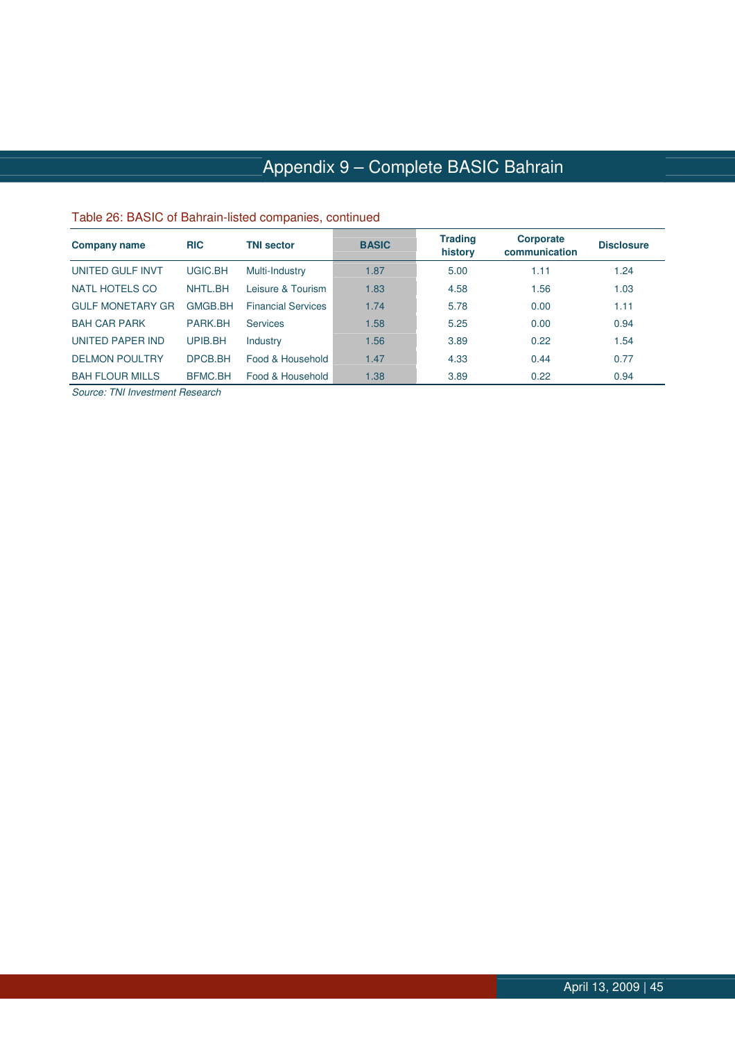# Appendix 9 – Complete BASIC Bahrain

Table 26: BASIC of Bahrain-listed companies, continued

| Company name | RIC | TNI sector | BASIC | Trading history | Corporate communication | Disclosure |
|---|---|---|---|---|---|---|
| UNITED GULF INVT | UGIC.BH | Multi-Industry | 1.87 | 5.00 | 1.11 | 1.24 |
| NATL HOTELS CO | NHTL.BH | Leisure & Tourism | 1.83 | 4.58 | 1.56 | 1.03 |
| GULF MONETARY GR | GMGB.BH | Financial Services | 1.74 | 5.78 | 0.00 | 1.11 |
| BAH CAR PARK | PARK.BH | Services | 1.58 | 5.25 | 0.00 | 0.94 |
| UNITED PAPER IND | UPIB.BH | Industry | 1.56 | 3.89 | 0.22 | 1.54 |
| DELMON POULTRY | DPCB.BH | Food & Household | 1.47 | 4.33 | 0.44 | 0.77 |
| BAH FLOUR MILLS | BFMC.BH | Food & Household | 1.38 | 3.89 | 0.22 | 0.94 |

*Source: TNI Investment Research*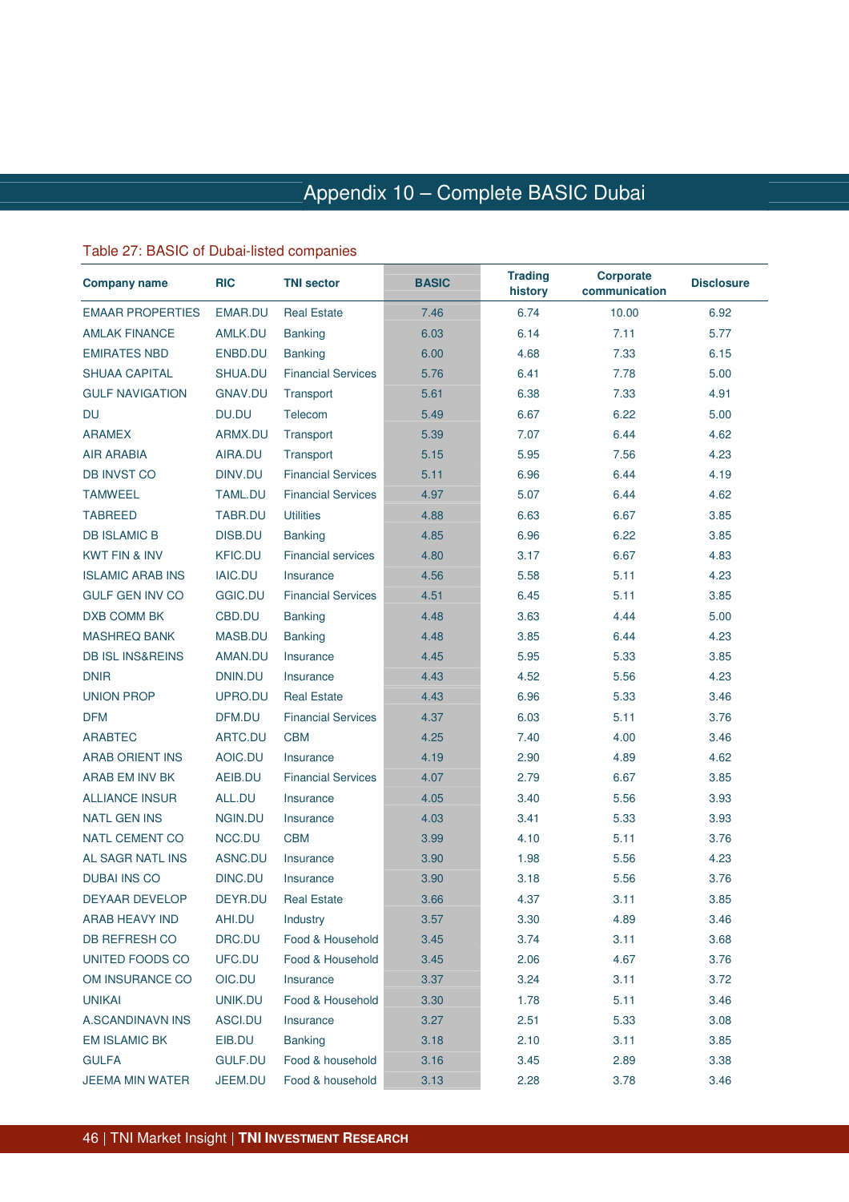# Appendix 10 – Complete BASIC Dubai

Table 27: BASIC of Dubai-listed companies

| Company name | RIC | TNI sector | BASIC | Trading history | Corporate communication | Disclosure |
|---|---|---|---|---|---|---|
| EMAAR PROPERTIES | EMAR.DU | Real Estate | 7.46 | 6.74 | 10.00 | 6.92 |
| AMLAK FINANCE | AMLK.DU | Banking | 6.03 | 6.14 | 7.11 | 5.77 |
| EMIRATES NBD | ENBD.DU | Banking | 6.00 | 4.68 | 7.33 | 6.15 |
| SHUAA CAPITAL | SHUA.DU | Financial Services | 5.76 | 6.41 | 7.78 | 5.00 |
| GULF NAVIGATION | GNAV.DU | Transport | 5.61 | 6.38 | 7.33 | 4.91 |
| DU | DU.DU | Telecom | 5.49 | 6.67 | 6.22 | 5.00 |
| ARAMEX | ARMX.DU | Transport | 5.39 | 7.07 | 6.44 | 4.62 |
| AIR ARABIA | AIRA.DU | Transport | 5.15 | 5.95 | 7.56 | 4.23 |
| DB INVST CO | DINV.DU | Financial Services | 5.11 | 6.96 | 6.44 | 4.19 |
| TAMWEEL | TAML.DU | Financial Services | 4.97 | 5.07 | 6.44 | 4.62 |
| TABREED | TABR.DU | Utilities | 4.88 | 6.63 | 6.67 | 3.85 |
| DB ISLAMIC B | DISB.DU | Banking | 4.85 | 6.96 | 6.22 | 3.85 |
| KWT FIN & INV | KFIC.DU | Financial services | 4.80 | 3.17 | 6.67 | 4.83 |
| ISLAMIC ARAB INS | IAIC.DU | Insurance | 4.56 | 5.58 | 5.11 | 4.23 |
| GULF GEN INV CO | GGIC.DU | Financial Services | 4.51 | 6.45 | 5.11 | 3.85 |
| DXB COMM BK | CBD.DU | Banking | 4.48 | 3.63 | 4.44 | 5.00 |
| MASHREQ BANK | MASB.DU | Banking | 4.48 | 3.85 | 6.44 | 4.23 |
| DB ISL INS&REINS | AMAN.DU | Insurance | 4.45 | 5.95 | 5.33 | 3.85 |
| DNIR | DNIN.DU | Insurance | 4.43 | 4.52 | 5.56 | 4.23 |
| UNION PROP | UPRO.DU | Real Estate | 4.43 | 6.96 | 5.33 | 3.46 |
| DFM | DFM.DU | Financial Services | 4.37 | 6.03 | 5.11 | 3.76 |
| ARABTEC | ARTC.DU | CBM | 4.25 | 7.40 | 4.00 | 3.46 |
| ARAB ORIENT INS | AOIC.DU | Insurance | 4.19 | 2.90 | 4.89 | 4.62 |
| ARAB EM INV BK | AEIB.DU | Financial Services | 4.07 | 2.79 | 6.67 | 3.85 |
| ALLIANCE INSUR | ALL.DU | Insurance | 4.05 | 3.40 | 5.56 | 3.93 |
| NATL GEN INS | NGIN.DU | Insurance | 4.03 | 3.41 | 5.33 | 3.93 |
| NATL CEMENT CO | NCC.DU | CBM | 3.99 | 4.10 | 5.11 | 3.76 |
| AL SAGR NATL INS | ASNC.DU | Insurance | 3.90 | 1.98 | 5.56 | 4.23 |
| DUBAI INS CO | DINC.DU | Insurance | 3.90 | 3.18 | 5.56 | 3.76 |
| DEYAAR DEVELOP | DEYR.DU | Real Estate | 3.66 | 4.37 | 3.11 | 3.85 |
| ARAB HEAVY IND | AHI.DU | Industry | 3.57 | 3.30 | 4.89 | 3.46 |
| DB REFRESH CO | DRC.DU | Food & Household | 3.45 | 3.74 | 3.11 | 3.68 |
| UNITED FOODS CO | UFC.DU | Food & Household | 3.45 | 2.06 | 4.67 | 3.76 |
| OM INSURANCE CO | OIC.DU | Insurance | 3.37 | 3.24 | 3.11 | 3.72 |
| UNIKAI | UNIK.DU | Food & Household | 3.30 | 1.78 | 5.11 | 3.46 |
| A.SCANDINAVN INS | ASCI.DU | Insurance | 3.27 | 2.51 | 5.33 | 3.08 |
| EM ISLAMIC BK | EIB.DU | Banking | 3.18 | 2.10 | 3.11 | 3.85 |
| GULFA | GULF.DU | Food & household | 3.16 | 3.45 | 2.89 | 3.38 |
| JEEMA MIN WATER | JEEM.DU | Food & household | 3.13 | 2.28 | 3.78 | 3.46 |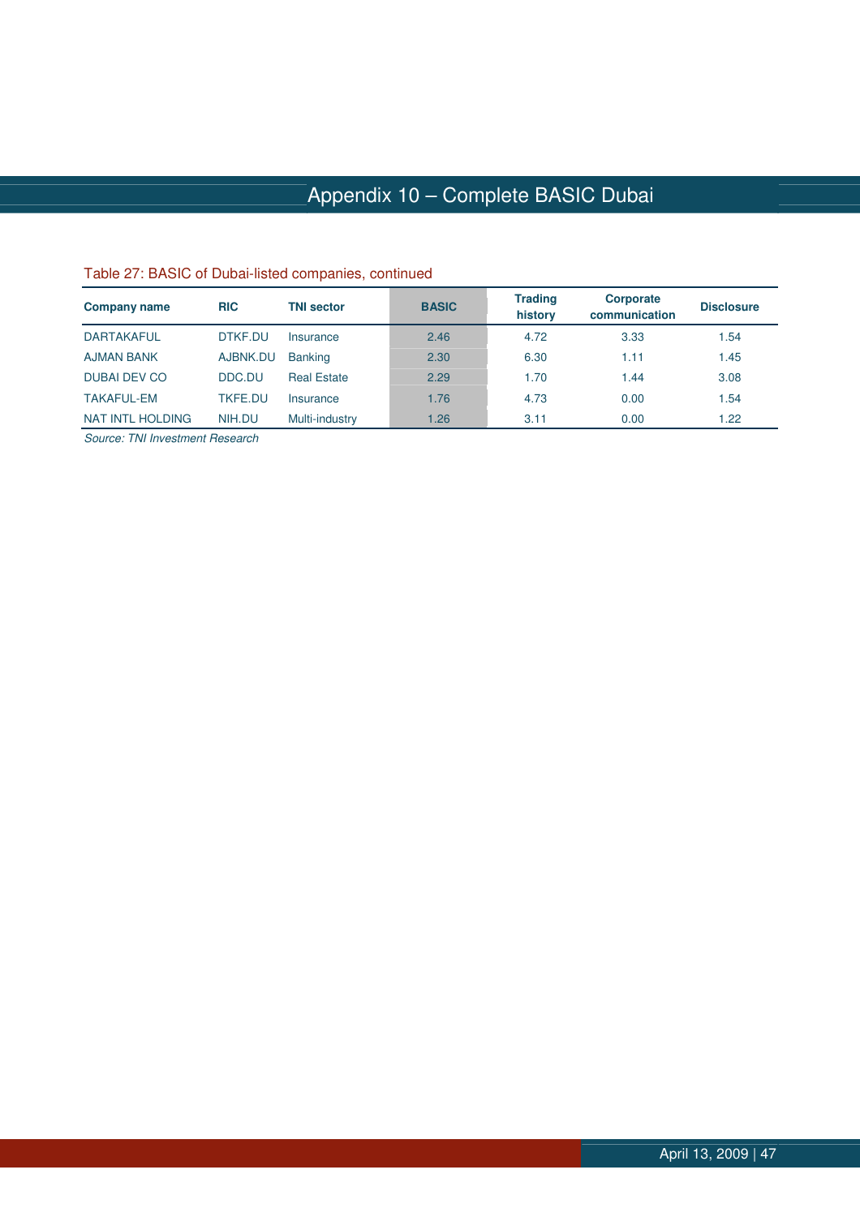# Appendix 10 – Complete BASIC Dubai

Table 27: BASIC of Dubai-listed companies, continued

| Company name | RIC | TNI sector | BASIC | Trading history | Corporate communication | Disclosure |
|---|---|---|---|---|---|---|
| DARTAKAFUL | DTKF.DU | Insurance | 2.46 | 4.72 | 3.33 | 1.54 |
| AJMAN BANK | AJBNK.DU | Banking | 2.30 | 6.30 | 1.11 | 1.45 |
| DUBAI DEV CO | DDC.DU | Real Estate | 2.29 | 1.70 | 1.44 | 3.08 |
| TAKAFUL-EM | TKFE.DU | Insurance | 1.76 | 4.73 | 0.00 | 1.54 |
| NAT INTL HOLDING | NIH.DU | Multi-industry | 1.26 | 3.11 | 0.00 | 1.22 |

*Source: TNI Investment Research*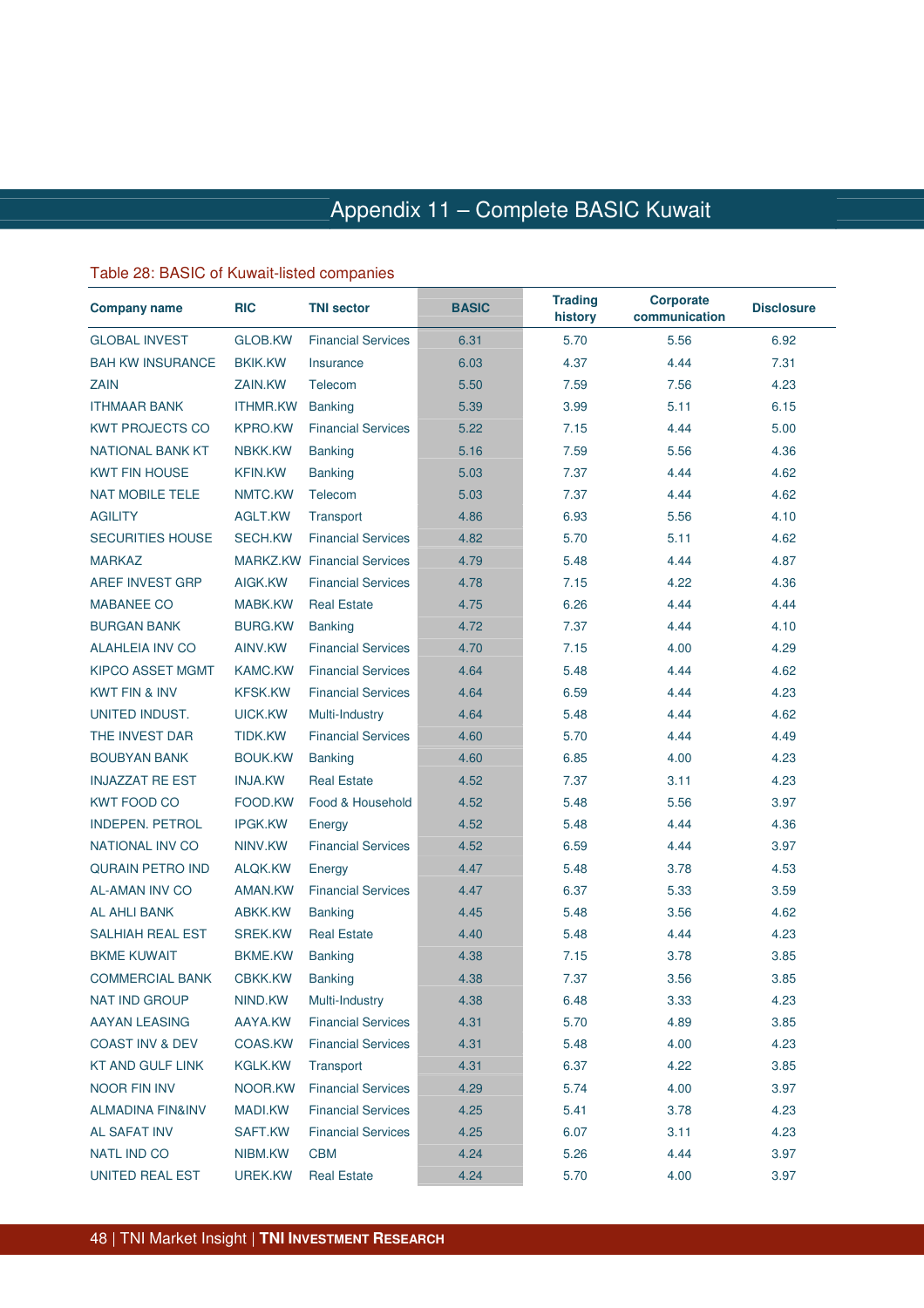# Appendix 11 – Complete BASIC Kuwait

Table 28: BASIC of Kuwait-listed companies

| Company name | RIC | TNI sector | BASIC | Trading history | Corporate communication | Disclosure |
|---|---|---|---|---|---|---|
| GLOBAL INVEST | GLOB.KW | Financial Services | 6.31 | 5.70 | 5.56 | 6.92 |
| BAH KW INSURANCE | BKIK.KW | Insurance | 6.03 | 4.37 | 4.44 | 7.31 |
| ZAIN | ZAIN.KW | Telecom | 5.50 | 7.59 | 7.56 | 4.23 |
| ITHMAAR BANK | ITHMR.KW | Banking | 5.39 | 3.99 | 5.11 | 6.15 |
| KWT PROJECTS CO | KPRO.KW | Financial Services | 5.22 | 7.15 | 4.44 | 5.00 |
| NATIONAL BANK KT | NBKK.KW | Banking | 5.16 | 7.59 | 5.56 | 4.36 |
| KWT FIN HOUSE | KFIN.KW | Banking | 5.03 | 7.37 | 4.44 | 4.62 |
| NAT MOBILE TELE | NMTC.KW | Telecom | 5.03 | 7.37 | 4.44 | 4.62 |
| AGILITY | AGLT.KW | Transport | 4.86 | 6.93 | 5.56 | 4.10 |
| SECURITIES HOUSE | SECH.KW | Financial Services | 4.82 | 5.70 | 5.11 | 4.62 |
| MARKAZ | MARKZ.KW | Financial Services | 4.79 | 5.48 | 4.44 | 4.87 |
| AREF INVEST GRP | AIGK.KW | Financial Services | 4.78 | 7.15 | 4.22 | 4.36 |
| MABANEE CO | MABK.KW | Real Estate | 4.75 | 6.26 | 4.44 | 4.44 |
| BURGAN BANK | BURG.KW | Banking | 4.72 | 7.37 | 4.44 | 4.10 |
| ALAHLEIA INV CO | AINV.KW | Financial Services | 4.70 | 7.15 | 4.00 | 4.29 |
| KIPCO ASSET MGMT | KAMC.KW | Financial Services | 4.64 | 5.48 | 4.44 | 4.62 |
| KWT FIN & INV | KFSK.KW | Financial Services | 4.64 | 6.59 | 4.44 | 4.23 |
| UNITED INDUST. | UICK.KW | Multi-Industry | 4.64 | 5.48 | 4.44 | 4.62 |
| THE INVEST DAR | TIDK.KW | Financial Services | 4.60 | 5.70 | 4.44 | 4.49 |
| BOUBYAN BANK | BOUK.KW | Banking | 4.60 | 6.85 | 4.00 | 4.23 |
| INJAZZAT RE EST | INJA.KW | Real Estate | 4.52 | 7.37 | 3.11 | 4.23 |
| KWT FOOD CO | FOOD.KW | Food & Household | 4.52 | 5.48 | 5.56 | 3.97 |
| INDEPEN. PETROL | IPGK.KW | Energy | 4.52 | 5.48 | 4.44 | 4.36 |
| NATIONAL INV CO | NINV.KW | Financial Services | 4.52 | 6.59 | 4.44 | 3.97 |
| QURAIN PETRO IND | ALQK.KW | Energy | 4.47 | 5.48 | 3.78 | 4.53 |
| AL-AMAN INV CO | AMAN.KW | Financial Services | 4.47 | 6.37 | 5.33 | 3.59 |
| AL AHLI BANK | ABKK.KW | Banking | 4.45 | 5.48 | 3.56 | 4.62 |
| SALHIAH REAL EST | SREK.KW | Real Estate | 4.40 | 5.48 | 4.44 | 4.23 |
| BKME KUWAIT | BKME.KW | Banking | 4.38 | 7.15 | 3.78 | 3.85 |
| COMMERCIAL BANK | CBKK.KW | Banking | 4.38 | 7.37 | 3.56 | 3.85 |
| NAT IND GROUP | NIND.KW | Multi-Industry | 4.38 | 6.48 | 3.33 | 4.23 |
| AAYAN LEASING | AAYA.KW | Financial Services | 4.31 | 5.70 | 4.89 | 3.85 |
| COAST INV & DEV | COAS.KW | Financial Services | 4.31 | 5.48 | 4.00 | 4.23 |
| KT AND GULF LINK | KGLK.KW | Transport | 4.31 | 6.37 | 4.22 | 3.85 |
| NOOR FIN INV | NOOR.KW | Financial Services | 4.29 | 5.74 | 4.00 | 3.97 |
| ALMADINA FIN&INV | MADI.KW | Financial Services | 4.25 | 5.41 | 3.78 | 4.23 |
| AL SAFAT INV | SAFT.KW | Financial Services | 4.25 | 6.07 | 3.11 | 4.23 |
| NATL IND CO | NIBM.KW | CBM | 4.24 | 5.26 | 4.44 | 3.97 |
| UNITED REAL EST | UREK.KW | Real Estate | 4.24 | 5.70 | 4.00 | 3.97 |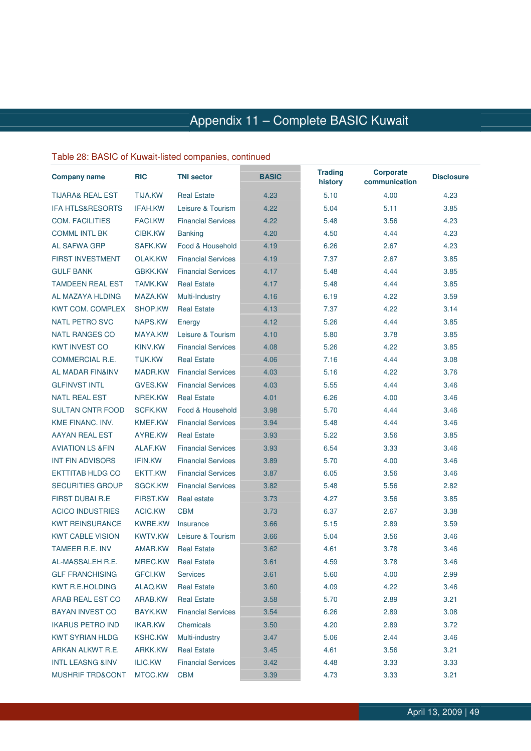# Appendix 11 – Complete BASIC Kuwait

Table 28: BASIC of Kuwait-listed companies, continued

| Company name | RIC | TNI sector | BASIC | Trading history | Corporate communication | Disclosure |
|---|---|---|---|---|---|---|
| TIJARA& REAL EST | TIJA.KW | Real Estate | 4.23 | 5.10 | 4.00 | 4.23 |
| IFA HTLS&RESORTS | IFAH.KW | Leisure & Tourism | 4.22 | 5.04 | 5.11 | 3.85 |
| COM. FACILITIES | FACI.KW | Financial Services | 4.22 | 5.48 | 3.56 | 4.23 |
| COMML INTL BK | CIBK.KW | Banking | 4.20 | 4.50 | 4.44 | 4.23 |
| AL SAFWA GRP | SAFK.KW | Food & Household | 4.19 | 6.26 | 2.67 | 4.23 |
| FIRST INVESTMENT | OLAK.KW | Financial Services | 4.19 | 7.37 | 2.67 | 3.85 |
| GULF BANK | GBKK.KW | Financial Services | 4.17 | 5.48 | 4.44 | 3.85 |
| TAMDEEN REAL EST | TAMK.KW | Real Estate | 4.17 | 5.48 | 4.44 | 3.85 |
| AL MAZAYA HLDING | MAZA.KW | Multi-Industry | 4.16 | 6.19 | 4.22 | 3.59 |
| KWT COM. COMPLEX | SHOP.KW | Real Estate | 4.13 | 7.37 | 4.22 | 3.14 |
| NATL PETRO SVC | NAPS.KW | Energy | 4.12 | 5.26 | 4.44 | 3.85 |
| NATL RANGES CO | MAYA.KW | Leisure & Tourism | 4.10 | 5.80 | 3.78 | 3.85 |
| KWT INVEST CO | KINV.KW | Financial Services | 4.08 | 5.26 | 4.22 | 3.85 |
| COMMERCIAL R.E. | TIJK.KW | Real Estate | 4.06 | 7.16 | 4.44 | 3.08 |
| AL MADAR FIN&INV | MADR.KW | Financial Services | 4.03 | 5.16 | 4.22 | 3.76 |
| GLFINVST INTL | GVES.KW | Financial Services | 4.03 | 5.55 | 4.44 | 3.46 |
| NATL REAL EST | NREK.KW | Real Estate | 4.01 | 6.26 | 4.00 | 3.46 |
| SULTAN CNTR FOOD | SCFK.KW | Food & Household | 3.98 | 5.70 | 4.44 | 3.46 |
| KME FINANC. INV. | KMEF.KW | Financial Services | 3.94 | 5.48 | 4.44 | 3.46 |
| AAYAN REAL EST | AYRE.KW | Real Estate | 3.93 | 5.22 | 3.56 | 3.85 |
| AVIATION LS &FIN | ALAF.KW | Financial Services | 3.93 | 6.54 | 3.33 | 3.46 |
| INT FIN ADVISORS | IFIN.KW | Financial Services | 3.89 | 5.70 | 4.00 | 3.46 |
| EKTTITAB HLDG CO | EKTT.KW | Financial Services | 3.87 | 6.05 | 3.56 | 3.46 |
| SECURITIES GROUP | SGCK.KW | Financial Services | 3.82 | 5.48 | 5.56 | 2.82 |
| FIRST DUBAI R.E | FIRST.KW | Real estate | 3.73 | 4.27 | 3.56 | 3.85 |
| ACICO INDUSTRIES | ACIC.KW | CBM | 3.73 | 6.37 | 2.67 | 3.38 |
| KWT REINSURANCE | KWRE.KW | Insurance | 3.66 | 5.15 | 2.89 | 3.59 |
| KWT CABLE VISION | KWTV.KW | Leisure & Tourism | 3.66 | 5.04 | 3.56 | 3.46 |
| TAMEER R.E. INV | AMAR.KW | Real Estate | 3.62 | 4.61 | 3.78 | 3.46 |
| AL-MASSALEH R.E. | MREC.KW | Real Estate | 3.61 | 4.59 | 3.78 | 3.46 |
| GLF FRANCHISING | GFCI.KW | Services | 3.61 | 5.60 | 4.00 | 2.99 |
| KWT R.E.HOLDING | ALAQ.KW | Real Estate | 3.60 | 4.09 | 4.22 | 3.46 |
| ARAB REAL EST CO | ARAB.KW | Real Estate | 3.58 | 5.70 | 2.89 | 3.21 |
| BAYAN INVEST CO | BAYK.KW | Financial Services | 3.54 | 6.26 | 2.89 | 3.08 |
| IKARUS PETRO IND | IKAR.KW | Chemicals | 3.50 | 4.20 | 2.89 | 3.72 |
| KWT SYRIAN HLDG | KSHC.KW | Multi-industry | 3.47 | 5.06 | 2.44 | 3.46 |
| ARKAN ALKWT R.E. | ARKK.KW | Real Estate | 3.45 | 4.61 | 3.56 | 3.21 |
| INTL LEASNG &INV | ILIC.KW | Financial Services | 3.42 | 4.48 | 3.33 | 3.33 |
| MUSHRIF TRD&CONT | MTCC.KW | CBM | 3.39 | 4.73 | 3.33 | 3.21 |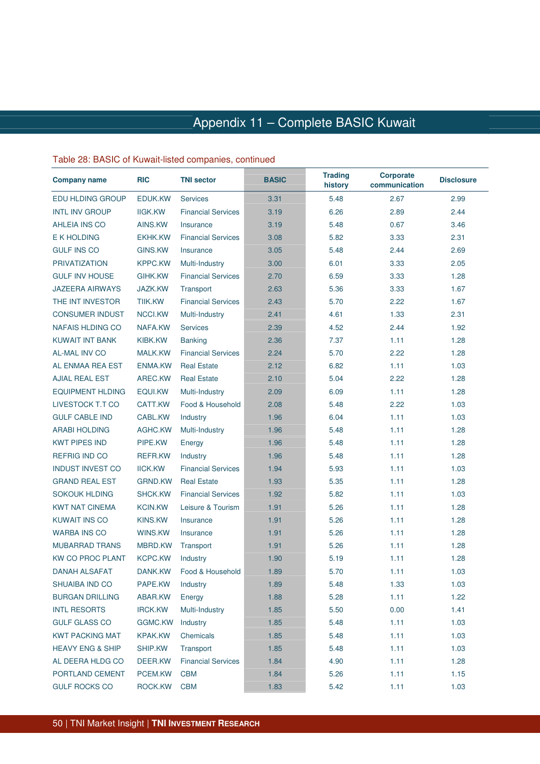# Appendix 11 – Complete BASIC Kuwait

Table 28: BASIC of Kuwait-listed companies, continued

| Company name | RIC | TNI sector | BASIC | Trading history | Corporate communication | Disclosure |
|---|---|---|---|---|---|---|
| EDU HLDING GROUP | EDUK.KW | Services | 3.31 | 5.48 | 2.67 | 2.99 |
| INTL INV GROUP | IIGK.KW | Financial Services | 3.19 | 6.26 | 2.89 | 2.44 |
| AHLEIA INS CO | AINS.KW | Insurance | 3.19 | 5.48 | 0.67 | 3.46 |
| E K HOLDING | EKHK.KW | Financial Services | 3.08 | 5.82 | 3.33 | 2.31 |
| GULF INS CO | GINS.KW | Insurance | 3.05 | 5.48 | 2.44 | 2.69 |
| PRIVATIZATION | KPPC.KW | Multi-Industry | 3.00 | 6.01 | 3.33 | 2.05 |
| GULF INV HOUSE | GIHK.KW | Financial Services | 2.70 | 6.59 | 3.33 | 1.28 |
| JAZEERA AIRWAYS | JAZK.KW | Transport | 2.63 | 5.36 | 3.33 | 1.67 |
| THE INT INVESTOR | TIIK.KW | Financial Services | 2.43 | 5.70 | 2.22 | 1.67 |
| CONSUMER INDUST | NCCI.KW | Multi-Industry | 2.41 | 4.61 | 1.33 | 2.31 |
| NAFAIS HLDING CO | NAFA.KW | Services | 2.39 | 4.52 | 2.44 | 1.92 |
| KUWAIT INT BANK | KIBK.KW | Banking | 2.36 | 7.37 | 1.11 | 1.28 |
| AL-MAL INV CO | MALK.KW | Financial Services | 2.24 | 5.70 | 2.22 | 1.28 |
| AL ENMAA REA EST | ENMA.KW | Real Estate | 2.12 | 6.82 | 1.11 | 1.03 |
| AJIAL REAL EST | AREC.KW | Real Estate | 2.10 | 5.04 | 2.22 | 1.28 |
| EQUIPMENT HLDING | EQUI.KW | Multi-Industry | 2.09 | 6.09 | 1.11 | 1.28 |
| LIVESTOCK T.T CO | CATT.KW | Food & Household | 2.08 | 5.48 | 2.22 | 1.03 |
| GULF CABLE IND | CABL.KW | Industry | 1.96 | 6.04 | 1.11 | 1.03 |
| ARABI HOLDING | AGHC.KW | Multi-Industry | 1.96 | 5.48 | 1.11 | 1.28 |
| KWT PIPES IND | PIPE.KW | Energy | 1.96 | 5.48 | 1.11 | 1.28 |
| REFRIG IND CO | REFR.KW | Industry | 1.96 | 5.48 | 1.11 | 1.28 |
| INDUST INVEST CO | IICK.KW | Financial Services | 1.94 | 5.93 | 1.11 | 1.03 |
| GRAND REAL EST | GRND.KW | Real Estate | 1.93 | 5.35 | 1.11 | 1.28 |
| SOKOUK HLDING | SHCK.KW | Financial Services | 1.92 | 5.82 | 1.11 | 1.03 |
| KWT NAT CINEMA | KCIN.KW | Leisure & Tourism | 1.91 | 5.26 | 1.11 | 1.28 |
| KUWAIT INS CO | KINS.KW | Insurance | 1.91 | 5.26 | 1.11 | 1.28 |
| WARBA INS CO | WINS.KW | Insurance | 1.91 | 5.26 | 1.11 | 1.28 |
| MUBARRAD TRANS | MBRD.KW | Transport | 1.91 | 5.26 | 1.11 | 1.28 |
| KW CO PROC PLANT | KCPC.KW | Industry | 1.90 | 5.19 | 1.11 | 1.28 |
| DANAH ALSAFAT | DANK.KW | Food & Household | 1.89 | 5.70 | 1.11 | 1.03 |
| SHUAIBA IND CO | PAPE.KW | Industry | 1.89 | 5.48 | 1.33 | 1.03 |
| BURGAN DRILLING | ABAR.KW | Energy | 1.88 | 5.28 | 1.11 | 1.22 |
| INTL RESORTS | IRCK.KW | Multi-Industry | 1.85 | 5.50 | 0.00 | 1.41 |
| GULF GLASS CO | GGMC.KW | Industry | 1.85 | 5.48 | 1.11 | 1.03 |
| KWT PACKING MAT | KPAK.KW | Chemicals | 1.85 | 5.48 | 1.11 | 1.03 |
| HEAVY ENG & SHIP | SHIP.KW | Transport | 1.85 | 5.48 | 1.11 | 1.03 |
| AL DEERA HLDG CO | DEER.KW | Financial Services | 1.84 | 4.90 | 1.11 | 1.28 |
| PORTLAND CEMENT | PCEM.KW | CBM | 1.84 | 5.26 | 1.11 | 1.15 |
| GULF ROCKS CO | ROCK.KW | CBM | 1.83 | 5.42 | 1.11 | 1.03 |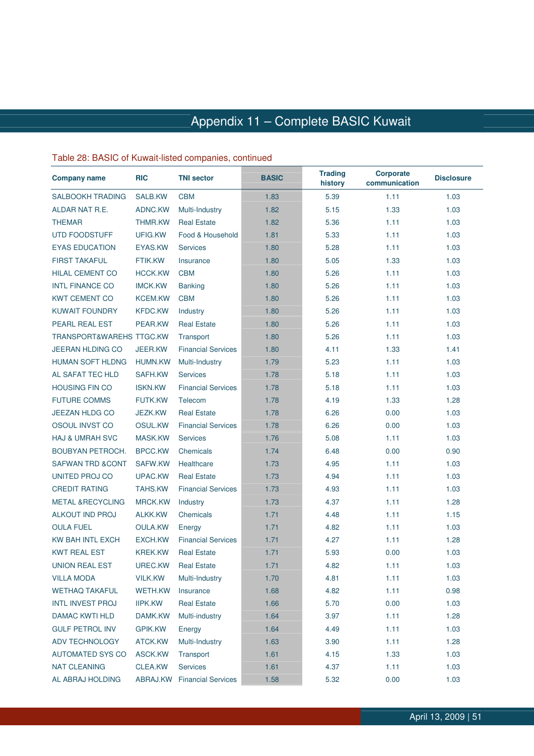# Appendix 11 – Complete BASIC Kuwait

Table 28: BASIC of Kuwait-listed companies, continued

| Company name | RIC | TNI sector | BASIC | Trading history | Corporate communication | Disclosure |
|---|---|---|---|---|---|---|
| SALBOOKH TRADING | SALB.KW | CBM | 1.83 | 5.39 | 1.11 | 1.03 |
| ALDAR NAT R.E. | ADNC.KW | Multi-Industry | 1.82 | 5.15 | 1.33 | 1.03 |
| THEMAR | THMR.KW | Real Estate | 1.82 | 5.36 | 1.11 | 1.03 |
| UTD FOODSTUFF | UFIG.KW | Food & Household | 1.81 | 5.33 | 1.11 | 1.03 |
| EYAS EDUCATION | EYAS.KW | Services | 1.80 | 5.28 | 1.11 | 1.03 |
| FIRST TAKAFUL | FTIK.KW | Insurance | 1.80 | 5.05 | 1.33 | 1.03 |
| HILAL CEMENT CO | HCCK.KW | CBM | 1.80 | 5.26 | 1.11 | 1.03 |
| INTL FINANCE CO | IMCK.KW | Banking | 1.80 | 5.26 | 1.11 | 1.03 |
| KWT CEMENT CO | KCEM.KW | CBM | 1.80 | 5.26 | 1.11 | 1.03 |
| KUWAIT FOUNDRY | KFDC.KW | Industry | 1.80 | 5.26 | 1.11 | 1.03 |
| PEARL REAL EST | PEAR.KW | Real Estate | 1.80 | 5.26 | 1.11 | 1.03 |
| TRANSPORT&WAREHS | TTGC.KW | Transport | 1.80 | 5.26 | 1.11 | 1.03 |
| JEERAN HLDING CO | JEER.KW | Financial Services | 1.80 | 4.11 | 1.33 | 1.41 |
| HUMAN SOFT HLDNG | HUMN.KW | Multi-Industry | 1.79 | 5.23 | 1.11 | 1.03 |
| AL SAFAT TEC HLD | SAFH.KW | Services | 1.78 | 5.18 | 1.11 | 1.03 |
| HOUSING FIN CO | ISKN.KW | Financial Services | 1.78 | 5.18 | 1.11 | 1.03 |
| FUTURE COMMS | FUTK.KW | Telecom | 1.78 | 4.19 | 1.33 | 1.28 |
| JEEZAN HLDG CO | JEZK.KW | Real Estate | 1.78 | 6.26 | 0.00 | 1.03 |
| OSOUL INVST CO | OSUL.KW | Financial Services | 1.78 | 6.26 | 0.00 | 1.03 |
| HAJ & UMRAH SVC | MASK.KW | Services | 1.76 | 5.08 | 1.11 | 1.03 |
| BOUBYAN PETROCH. | BPCC.KW | Chemicals | 1.74 | 6.48 | 0.00 | 0.90 |
| SAFWAN TRD &CONT | SAFW.KW | Healthcare | 1.73 | 4.95 | 1.11 | 1.03 |
| UNITED PROJ CO | UPAC.KW | Real Estate | 1.73 | 4.94 | 1.11 | 1.03 |
| CREDIT RATING | TAHS.KW | Financial Services | 1.73 | 4.93 | 1.11 | 1.03 |
| METAL &RECYCLING | MRCK.KW | Industry | 1.73 | 4.37 | 1.11 | 1.28 |
| ALKOUT IND PROJ | ALKK.KW | Chemicals | 1.71 | 4.48 | 1.11 | 1.15 |
| OULA FUEL | OULA.KW | Energy | 1.71 | 4.82 | 1.11 | 1.03 |
| KW BAH INTL EXCH | EXCH.KW | Financial Services | 1.71 | 4.27 | 1.11 | 1.28 |
| KWT REAL EST | KREK.KW | Real Estate | 1.71 | 5.93 | 0.00 | 1.03 |
| UNION REAL EST | UREC.KW | Real Estate | 1.71 | 4.82 | 1.11 | 1.03 |
| VILLA MODA | VILK.KW | Multi-Industry | 1.70 | 4.81 | 1.11 | 1.03 |
| WETHAQ TAKAFUL | WETH.KW | Insurance | 1.68 | 4.82 | 1.11 | 0.98 |
| INTL INVEST PROJ | IIPK.KW | Real Estate | 1.66 | 5.70 | 0.00 | 1.03 |
| DAMAC KWTI HLD | DAMK.KW | Multi-industry | 1.64 | 3.97 | 1.11 | 1.28 |
| GULF PETROL INV | GPIK.KW | Energy | 1.64 | 4.49 | 1.11 | 1.03 |
| ADV TECHNOLOGY | ATCK.KW | Multi-Industry | 1.63 | 3.90 | 1.11 | 1.28 |
| AUTOMATED SYS CO | ASCK.KW | Transport | 1.61 | 4.15 | 1.33 | 1.03 |
| NAT CLEANING | CLEA.KW | Services | 1.61 | 4.37 | 1.11 | 1.03 |
| AL ABRAJ HOLDING | ABRAJ.KW | Financial Services | 1.58 | 5.32 | 0.00 | 1.03 |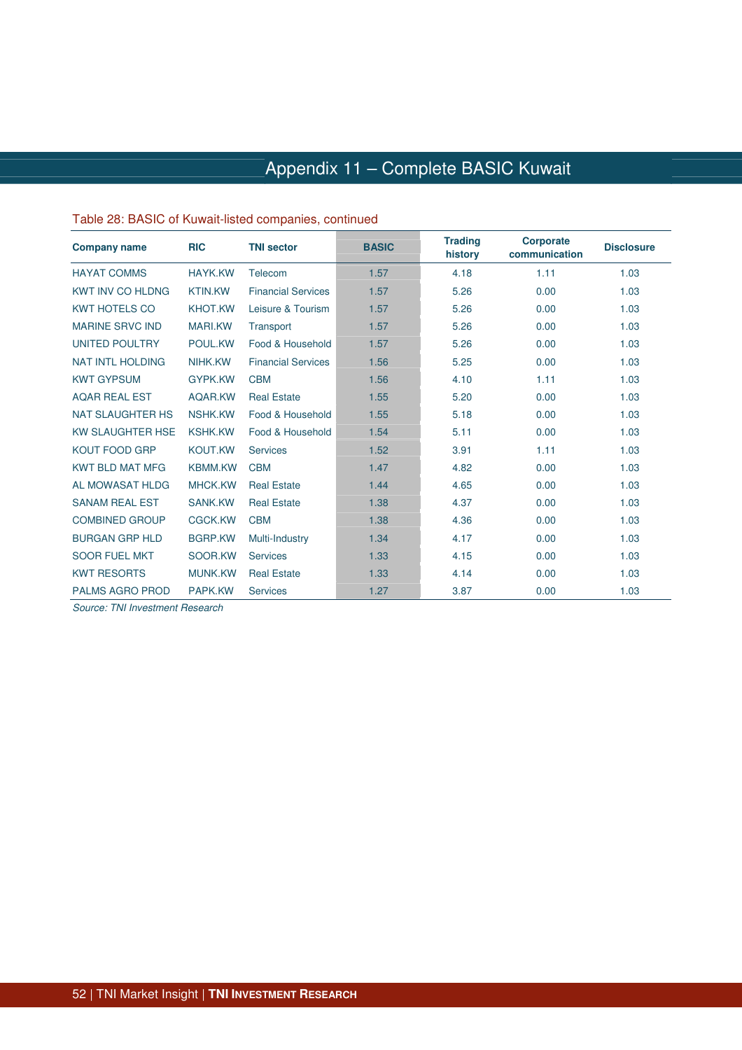# Appendix 11 – Complete BASIC Kuwait

Table 28: BASIC of Kuwait-listed companies, continued

| Company name | RIC | TNI sector | BASIC | Trading history | Corporate communication | Disclosure |
|---|---|---|---|---|---|---|
| HAYAT COMMS | HAYK.KW | Telecom | 1.57 | 4.18 | 1.11 | 1.03 |
| KWT INV CO HLDNG | KTIN.KW | Financial Services | 1.57 | 5.26 | 0.00 | 1.03 |
| KWT HOTELS CO | KHOT.KW | Leisure & Tourism | 1.57 | 5.26 | 0.00 | 1.03 |
| MARINE SRVC IND | MARI.KW | Transport | 1.57 | 5.26 | 0.00 | 1.03 |
| UNITED POULTRY | POUL.KW | Food & Household | 1.57 | 5.26 | 0.00 | 1.03 |
| NAT INTL HOLDING | NIHK.KW | Financial Services | 1.56 | 5.25 | 0.00 | 1.03 |
| KWT GYPSUM | GYPK.KW | CBM | 1.56 | 4.10 | 1.11 | 1.03 |
| AQAR REAL EST | AQAR.KW | Real Estate | 1.55 | 5.20 | 0.00 | 1.03 |
| NAT SLAUGHTER HS | NSHK.KW | Food & Household | 1.55 | 5.18 | 0.00 | 1.03 |
| KW SLAUGHTER HSE | KSHK.KW | Food & Household | 1.54 | 5.11 | 0.00 | 1.03 |
| KOUT FOOD GRP | KOUT.KW | Services | 1.52 | 3.91 | 1.11 | 1.03 |
| KWT BLD MAT MFG | KBMM.KW | CBM | 1.47 | 4.82 | 0.00 | 1.03 |
| AL MOWASAT HLDG | MHCK.KW | Real Estate | 1.44 | 4.65 | 0.00 | 1.03 |
| SANAM REAL EST | SANK.KW | Real Estate | 1.38 | 4.37 | 0.00 | 1.03 |
| COMBINED GROUP | CGCK.KW | CBM | 1.38 | 4.36 | 0.00 | 1.03 |
| BURGAN GRP HLD | BGRP.KW | Multi-Industry | 1.34 | 4.17 | 0.00 | 1.03 |
| SOOR FUEL MKT | SOOR.KW | Services | 1.33 | 4.15 | 0.00 | 1.03 |
| KWT RESORTS | MUNK.KW | Real Estate | 1.33 | 4.14 | 0.00 | 1.03 |
| PALMS AGRO PROD | PAPK.KW | Services | 1.27 | 3.87 | 0.00 | 1.03 |

*Source: TNI Investment Research*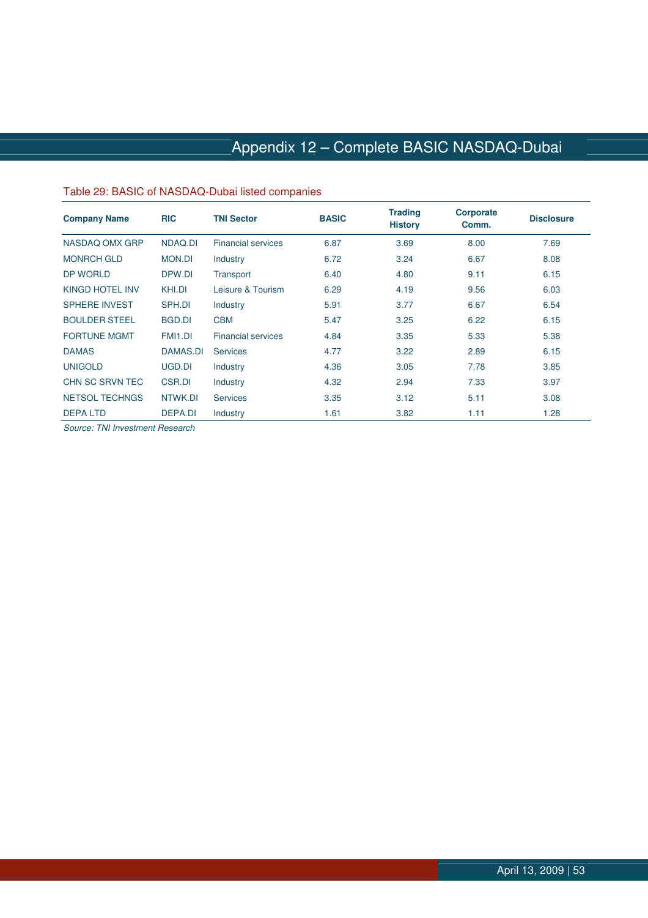# Appendix 12 – Complete BASIC NASDAQ-Dubai

Table 29: BASIC of NASDAQ-Dubai listed companies

| Company Name | RIC | TNI Sector | BASIC | Trading History | Corporate Comm. | Disclosure |
|---|---|---|---|---|---|---|
| NASDAQ OMX GRP | NDAQ.DI | Financial services | 6.87 | 3.69 | 8.00 | 7.69 |
| MONRCH GLD | MON.DI | Industry | 6.72 | 3.24 | 6.67 | 8.08 |
| DP WORLD | DPW.DI | Transport | 6.40 | 4.80 | 9.11 | 6.15 |
| KINGD HOTEL INV | KHI.DI | Leisure & Tourism | 6.29 | 4.19 | 9.56 | 6.03 |
| SPHERE INVEST | SPH.DI | Industry | 5.91 | 3.77 | 6.67 | 6.54 |
| BOULDER STEEL | BGD.DI | CBM | 5.47 | 3.25 | 6.22 | 6.15 |
| FORTUNE MGMT | FMI1.DI | Financial services | 4.84 | 3.35 | 5.33 | 5.38 |
| DAMAS | DAMAS.DI | Services | 4.77 | 3.22 | 2.89 | 6.15 |
| UNIGOLD | UGD.DI | Industry | 4.36 | 3.05 | 7.78 | 3.85 |
| CHN SC SRVN TEC | CSR.DI | Industry | 4.32 | 2.94 | 7.33 | 3.97 |
| NETSOL TECHNGS | NTWK.DI | Services | 3.35 | 3.12 | 5.11 | 3.08 |
| DEPA LTD | DEPA.DI | Industry | 1.61 | 3.82 | 1.11 | 1.28 |

*Source: TNI Investment Research*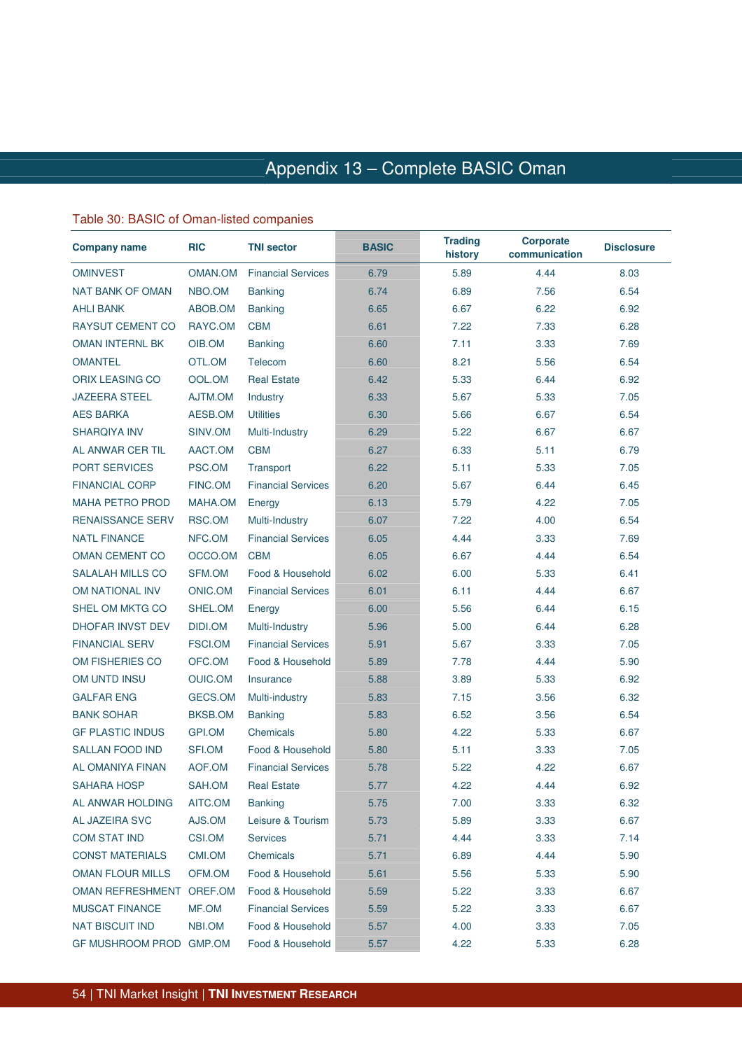# Appendix 13 – Complete BASIC Oman

Table 30: BASIC of Oman-listed companies

| Company name | RIC | TNI sector | BASIC | Trading history | Corporate communication | Disclosure |
|---|---|---|---|---|---|---|
| OMINVEST | OMAN.OM | Financial Services | 6.79 | 5.89 | 4.44 | 8.03 |
| NAT BANK OF OMAN | NBO.OM | Banking | 6.74 | 6.89 | 7.56 | 6.54 |
| AHLI BANK | ABOB.OM | Banking | 6.65 | 6.67 | 6.22 | 6.92 |
| RAYSUT CEMENT CO | RAYC.OM | CBM | 6.61 | 7.22 | 7.33 | 6.28 |
| OMAN INTERNL BK | OIB.OM | Banking | 6.60 | 7.11 | 3.33 | 7.69 |
| OMANTEL | OTL.OM | Telecom | 6.60 | 8.21 | 5.56 | 6.54 |
| ORIX LEASING CO | OOL.OM | Real Estate | 6.42 | 5.33 | 6.44 | 6.92 |
| JAZEERA STEEL | AJTM.OM | Industry | 6.33 | 5.67 | 5.33 | 7.05 |
| AES BARKA | AESB.OM | Utilities | 6.30 | 5.66 | 6.67 | 6.54 |
| SHARQIYA INV | SINV.OM | Multi-Industry | 6.29 | 5.22 | 6.67 | 6.67 |
| AL ANWAR CER TIL | AACT.OM | CBM | 6.27 | 6.33 | 5.11 | 6.79 |
| PORT SERVICES | PSC.OM | Transport | 6.22 | 5.11 | 5.33 | 7.05 |
| FINANCIAL CORP | FINC.OM | Financial Services | 6.20 | 5.67 | 6.44 | 6.45 |
| MAHA PETRO PROD | MAHA.OM | Energy | 6.13 | 5.79 | 4.22 | 7.05 |
| RENAISSANCE SERV | RSC.OM | Multi-Industry | 6.07 | 7.22 | 4.00 | 6.54 |
| NATL FINANCE | NFC.OM | Financial Services | 6.05 | 4.44 | 3.33 | 7.69 |
| OMAN CEMENT CO | OCCO.OM | CBM | 6.05 | 6.67 | 4.44 | 6.54 |
| SALALAH MILLS CO | SFM.OM | Food & Household | 6.02 | 6.00 | 5.33 | 6.41 |
| OM NATIONAL INV | ONIC.OM | Financial Services | 6.01 | 6.11 | 4.44 | 6.67 |
| SHEL OM MKTG CO | SHEL.OM | Energy | 6.00 | 5.56 | 6.44 | 6.15 |
| DHOFAR INVST DEV | DIDI.OM | Multi-Industry | 5.96 | 5.00 | 6.44 | 6.28 |
| FINANCIAL SERV | FSCI.OM | Financial Services | 5.91 | 5.67 | 3.33 | 7.05 |
| OM FISHERIES CO | OFC.OM | Food & Household | 5.89 | 7.78 | 4.44 | 5.90 |
| OM UNTD INSU | OUIC.OM | Insurance | 5.88 | 3.89 | 5.33 | 6.92 |
| GALFAR ENG | GECS.OM | Multi-industry | 5.83 | 7.15 | 3.56 | 6.32 |
| BANK SOHAR | BKSB.OM | Banking | 5.83 | 6.52 | 3.56 | 6.54 |
| GF PLASTIC INDUS | GPI.OM | Chemicals | 5.80 | 4.22 | 5.33 | 6.67 |
| SALLAN FOOD IND | SFI.OM | Food & Household | 5.80 | 5.11 | 3.33 | 7.05 |
| AL OMANIYA FINAN | AOF.OM | Financial Services | 5.78 | 5.22 | 4.22 | 6.67 |
| SAHARA HOSP | SAH.OM | Real Estate | 5.77 | 4.22 | 4.44 | 6.92 |
| AL ANWAR HOLDING | AITC.OM | Banking | 5.75 | 7.00 | 3.33 | 6.32 |
| AL JAZEIRA SVC | AJS.OM | Leisure & Tourism | 5.73 | 5.89 | 3.33 | 6.67 |
| COM STAT IND | CSI.OM | Services | 5.71 | 4.44 | 3.33 | 7.14 |
| CONST MATERIALS | CMI.OM | Chemicals | 5.71 | 6.89 | 4.44 | 5.90 |
| OMAN FLOUR MILLS | OFM.OM | Food & Household | 5.61 | 5.56 | 5.33 | 5.90 |
| OMAN REFRESHMENT | OREF.OM | Food & Household | 5.59 | 5.22 | 3.33 | 6.67 |
| MUSCAT FINANCE | MF.OM | Financial Services | 5.59 | 5.22 | 3.33 | 6.67 |
| NAT BISCUIT IND | NBI.OM | Food & Household | 5.57 | 4.00 | 3.33 | 7.05 |
| GF MUSHROOM PROD | GMP.OM | Food & Household | 5.57 | 4.22 | 5.33 | 6.28 |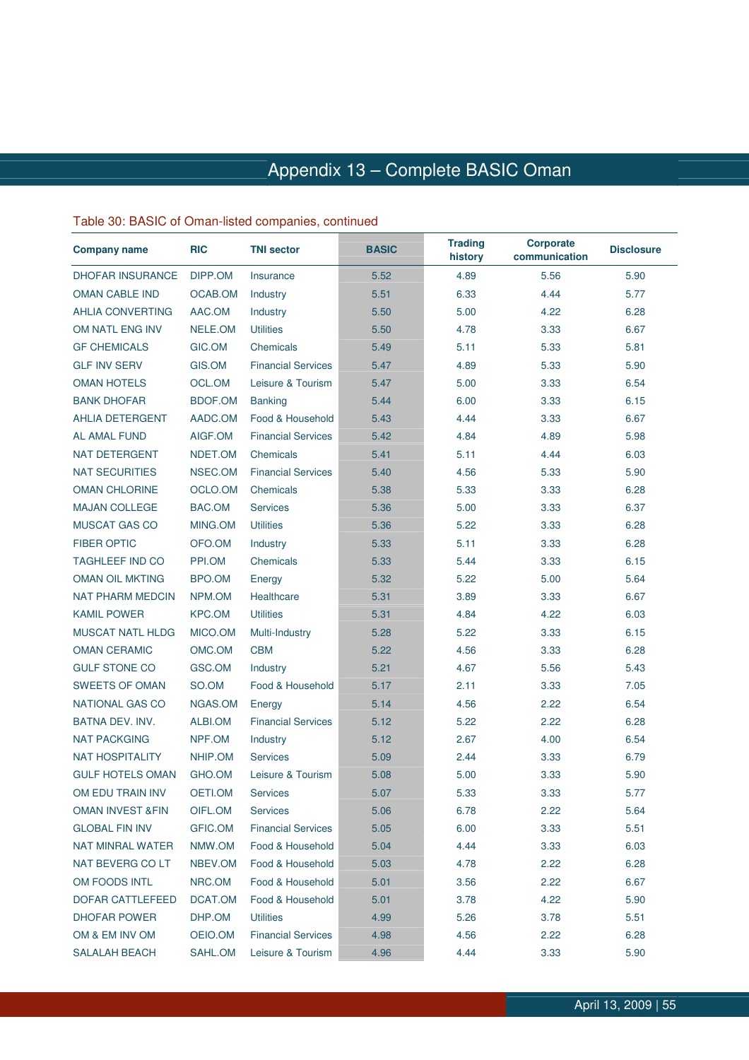# Appendix 13 – Complete BASIC Oman

Table 30: BASIC of Oman-listed companies, continued

| Company name | RIC | TNI sector | BASIC | Trading history | Corporate communication | Disclosure |
|---|---|---|---|---|---|---|
| DHOFAR INSURANCE | DIPP.OM | Insurance | 5.52 | 4.89 | 5.56 | 5.90 |
| OMAN CABLE IND | OCAB.OM | Industry | 5.51 | 6.33 | 4.44 | 5.77 |
| AHLIA CONVERTING | AAC.OM | Industry | 5.50 | 5.00 | 4.22 | 6.28 |
| OM NATL ENG INV | NELE.OM | Utilities | 5.50 | 4.78 | 3.33 | 6.67 |
| GF CHEMICALS | GIC.OM | Chemicals | 5.49 | 5.11 | 5.33 | 5.81 |
| GLF INV SERV | GIS.OM | Financial Services | 5.47 | 4.89 | 5.33 | 5.90 |
| OMAN HOTELS | OCL.OM | Leisure & Tourism | 5.47 | 5.00 | 3.33 | 6.54 |
| BANK DHOFAR | BDOF.OM | Banking | 5.44 | 6.00 | 3.33 | 6.15 |
| AHLIA DETERGENT | AADC.OM | Food & Household | 5.43 | 4.44 | 3.33 | 6.67 |
| AL AMAL FUND | AIGF.OM | Financial Services | 5.42 | 4.84 | 4.89 | 5.98 |
| NAT DETERGENT | NDET.OM | Chemicals | 5.41 | 5.11 | 4.44 | 6.03 |
| NAT SECURITIES | NSEC.OM | Financial Services | 5.40 | 4.56 | 5.33 | 5.90 |
| OMAN CHLORINE | OCLO.OM | Chemicals | 5.38 | 5.33 | 3.33 | 6.28 |
| MAJAN COLLEGE | BAC.OM | Services | 5.36 | 5.00 | 3.33 | 6.37 |
| MUSCAT GAS CO | MING.OM | Utilities | 5.36 | 5.22 | 3.33 | 6.28 |
| FIBER OPTIC | OFO.OM | Industry | 5.33 | 5.11 | 3.33 | 6.28 |
| TAGHLEEF IND CO | PPI.OM | Chemicals | 5.33 | 5.44 | 3.33 | 6.15 |
| OMAN OIL MKTING | BPO.OM | Energy | 5.32 | 5.22 | 5.00 | 5.64 |
| NAT PHARM MEDCIN | NPM.OM | Healthcare | 5.31 | 3.89 | 3.33 | 6.67 |
| KAMIL POWER | KPC.OM | Utilities | 5.31 | 4.84 | 4.22 | 6.03 |
| MUSCAT NATL HLDG | MICO.OM | Multi-Industry | 5.28 | 5.22 | 3.33 | 6.15 |
| OMAN CERAMIC | OMC.OM | CBM | 5.22 | 4.56 | 3.33 | 6.28 |
| GULF STONE CO | GSC.OM | Industry | 5.21 | 4.67 | 5.56 | 5.43 |
| SWEETS OF OMAN | SO.OM | Food & Household | 5.17 | 2.11 | 3.33 | 7.05 |
| NATIONAL GAS CO | NGAS.OM | Energy | 5.14 | 4.56 | 2.22 | 6.54 |
| BATNA DEV. INV. | ALBI.OM | Financial Services | 5.12 | 5.22 | 2.22 | 6.28 |
| NAT PACKGING | NPF.OM | Industry | 5.12 | 2.67 | 4.00 | 6.54 |
| NAT HOSPITALITY | NHIP.OM | Services | 5.09 | 2.44 | 3.33 | 6.79 |
| GULF HOTELS OMAN | GHO.OM | Leisure & Tourism | 5.08 | 5.00 | 3.33 | 5.90 |
| OM EDU TRAIN INV | OETI.OM | Services | 5.07 | 5.33 | 3.33 | 5.77 |
| OMAN INVEST &FIN | OIFL.OM | Services | 5.06 | 6.78 | 2.22 | 5.64 |
| GLOBAL FIN INV | GFIC.OM | Financial Services | 5.05 | 6.00 | 3.33 | 5.51 |
| NAT MINRAL WATER | NMW.OM | Food & Household | 5.04 | 4.44 | 3.33 | 6.03 |
| NAT BEVERG CO LT | NBEV.OM | Food & Household | 5.03 | 4.78 | 2.22 | 6.28 |
| OM FOODS INTL | NRC.OM | Food & Household | 5.01 | 3.56 | 2.22 | 6.67 |
| DOFAR CATTLEFEED | DCAT.OM | Food & Household | 5.01 | 3.78 | 4.22 | 5.90 |
| DHOFAR POWER | DHP.OM | Utilities | 4.99 | 5.26 | 3.78 | 5.51 |
| OM & EM INV OM | OEIO.OM | Financial Services | 4.98 | 4.56 | 2.22 | 6.28 |
| SALALAH BEACH | SAHL.OM | Leisure & Tourism | 4.96 | 4.44 | 3.33 | 5.90 |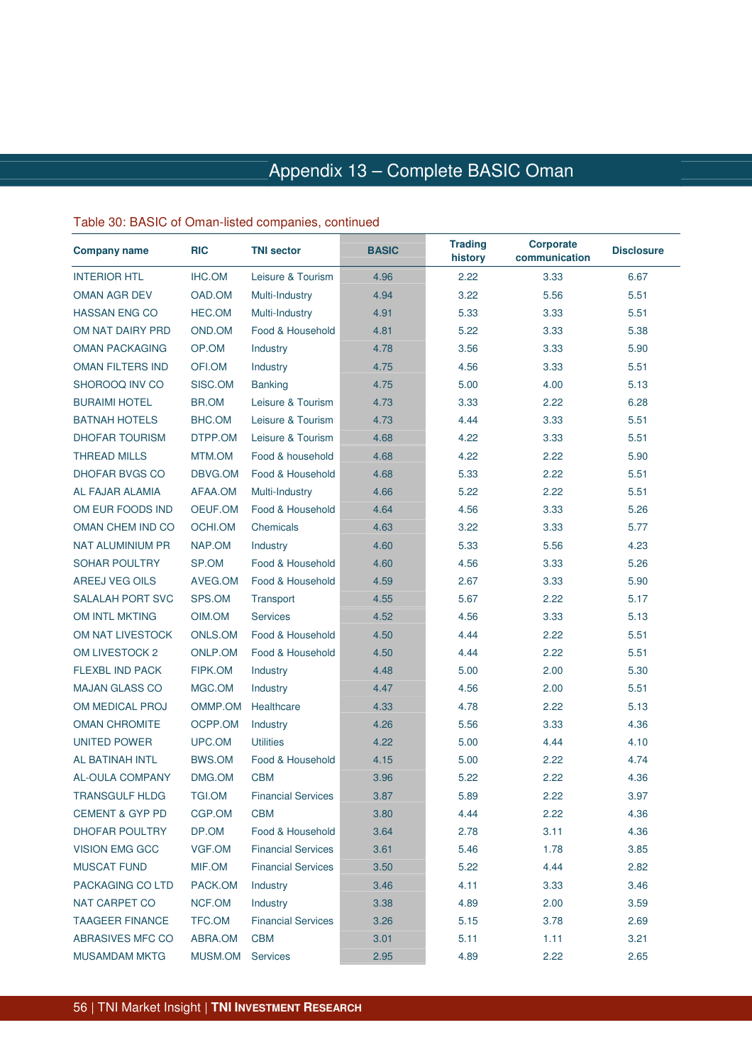# Appendix 13 – Complete BASIC Oman

Table 30: BASIC of Oman-listed companies, continued

| Company name | RIC | TNI sector | BASIC | Trading history | Corporate communication | Disclosure |
|---|---|---|---|---|---|---|
| INTERIOR HTL | IHC.OM | Leisure & Tourism | 4.96 | 2.22 | 3.33 | 6.67 |
| OMAN AGR DEV | OAD.OM | Multi-Industry | 4.94 | 3.22 | 5.56 | 5.51 |
| HASSAN ENG CO | HEC.OM | Multi-Industry | 4.91 | 5.33 | 3.33 | 5.51 |
| OM NAT DAIRY PRD | OND.OM | Food & Household | 4.81 | 5.22 | 3.33 | 5.38 |
| OMAN PACKAGING | OP.OM | Industry | 4.78 | 3.56 | 3.33 | 5.90 |
| OMAN FILTERS IND | OFI.OM | Industry | 4.75 | 4.56 | 3.33 | 5.51 |
| SHOROOQ INV CO | SISC.OM | Banking | 4.75 | 5.00 | 4.00 | 5.13 |
| BURAIMI HOTEL | BR.OM | Leisure & Tourism | 4.73 | 3.33 | 2.22 | 6.28 |
| BATNAH HOTELS | BHC.OM | Leisure & Tourism | 4.73 | 4.44 | 3.33 | 5.51 |
| DHOFAR TOURISM | DTPP.OM | Leisure & Tourism | 4.68 | 4.22 | 3.33 | 5.51 |
| THREAD MILLS | MTM.OM | Food & household | 4.68 | 4.22 | 2.22 | 5.90 |
| DHOFAR BVGS CO | DBVG.OM | Food & Household | 4.68 | 5.33 | 2.22 | 5.51 |
| AL FAJAR ALAMIA | AFAA.OM | Multi-Industry | 4.66 | 5.22 | 2.22 | 5.51 |
| OM EUR FOODS IND | OEUF.OM | Food & Household | 4.64 | 4.56 | 3.33 | 5.26 |
| OMAN CHEM IND CO | OCHI.OM | Chemicals | 4.63 | 3.22 | 3.33 | 5.77 |
| NAT ALUMINIUM PR | NAP.OM | Industry | 4.60 | 5.33 | 5.56 | 4.23 |
| SOHAR POULTRY | SP.OM | Food & Household | 4.60 | 4.56 | 3.33 | 5.26 |
| AREEJ VEG OILS | AVEG.OM | Food & Household | 4.59 | 2.67 | 3.33 | 5.90 |
| SALALAH PORT SVC | SPS.OM | Transport | 4.55 | 5.67 | 2.22 | 5.17 |
| OM INTL MKTING | OIM.OM | Services | 4.52 | 4.56 | 3.33 | 5.13 |
| OM NAT LIVESTOCK | ONLS.OM | Food & Household | 4.50 | 4.44 | 2.22 | 5.51 |
| OM LIVESTOCK 2 | ONLP.OM | Food & Household | 4.50 | 4.44 | 2.22 | 5.51 |
| FLEXBL IND PACK | FIPK.OM | Industry | 4.48 | 5.00 | 2.00 | 5.30 |
| MAJAN GLASS CO | MGC.OM | Industry | 4.47 | 4.56 | 2.00 | 5.51 |
| OM MEDICAL PROJ | OMMP.OM | Healthcare | 4.33 | 4.78 | 2.22 | 5.13 |
| OMAN CHROMITE | OCPP.OM | Industry | 4.26 | 5.56 | 3.33 | 4.36 |
| UNITED POWER | UPC.OM | Utilities | 4.22 | 5.00 | 4.44 | 4.10 |
| AL BATINAH INTL | BWS.OM | Food & Household | 4.15 | 5.00 | 2.22 | 4.74 |
| AL-OULA COMPANY | DMG.OM | CBM | 3.96 | 5.22 | 2.22 | 4.36 |
| TRANSGULF HLDG | TGI.OM | Financial Services | 3.87 | 5.89 | 2.22 | 3.97 |
| CEMENT & GYP PD | CGP.OM | CBM | 3.80 | 4.44 | 2.22 | 4.36 |
| DHOFAR POULTRY | DP.OM | Food & Household | 3.64 | 2.78 | 3.11 | 4.36 |
| VISION EMG GCC | VGF.OM | Financial Services | 3.61 | 5.46 | 1.78 | 3.85 |
| MUSCAT FUND | MIF.OM | Financial Services | 3.50 | 5.22 | 4.44 | 2.82 |
| PACKAGING CO LTD | PACK.OM | Industry | 3.46 | 4.11 | 3.33 | 3.46 |
| NAT CARPET CO | NCF.OM | Industry | 3.38 | 4.89 | 2.00 | 3.59 |
| TAAGEER FINANCE | TFC.OM | Financial Services | 3.26 | 5.15 | 3.78 | 2.69 |
| ABRASIVES MFC CO | ABRA.OM | CBM | 3.01 | 5.11 | 1.11 | 3.21 |
| MUSAMDAM MKTG | MUSM.OM | Services | 2.95 | 4.89 | 2.22 | 2.65 |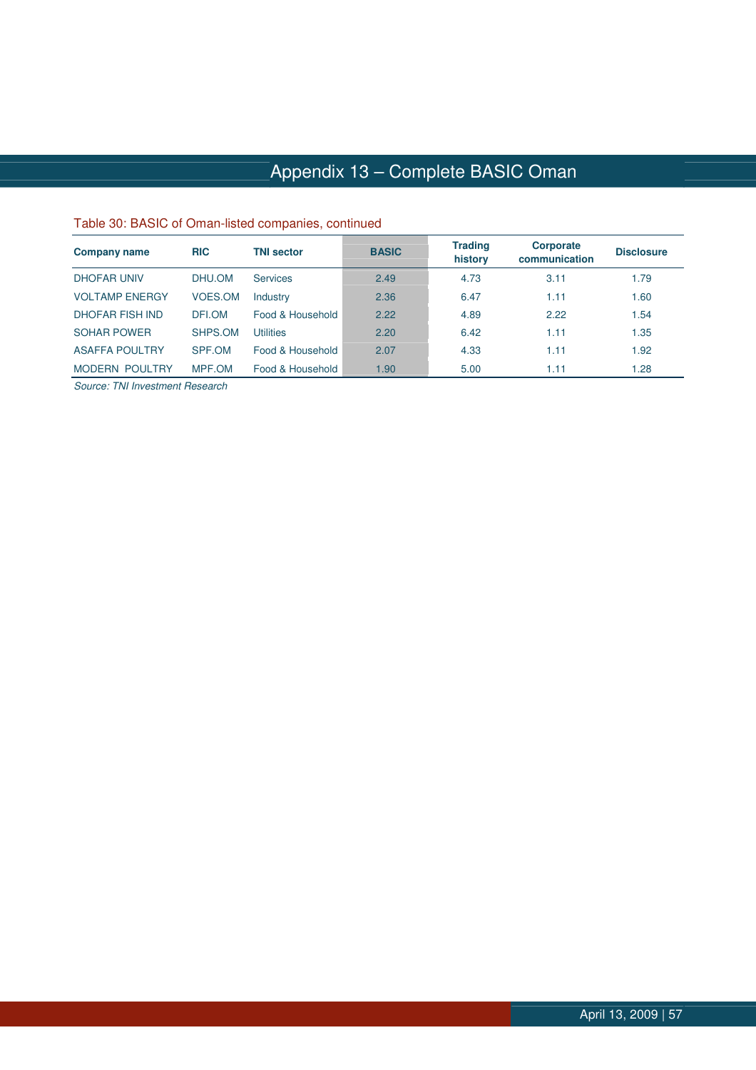# Appendix 13 – Complete BASIC Oman

Table 30: BASIC of Oman-listed companies, continued

| Company name | RIC | TNI sector | BASIC | Trading history | Corporate communication | Disclosure |
|---|---|---|---|---|---|---|
| DHOFAR UNIV | DHU.OM | Services | 2.49 | 4.73 | 3.11 | 1.79 |
| VOLTAMP ENERGY | VOES.OM | Industry | 2.36 | 6.47 | 1.11 | 1.60 |
| DHOFAR FISH IND | DFI.OM | Food & Household | 2.22 | 4.89 | 2.22 | 1.54 |
| SOHAR POWER | SHPS.OM | Utilities | 2.20 | 6.42 | 1.11 | 1.35 |
| ASAFFA POULTRY | SPF.OM | Food & Household | 2.07 | 4.33 | 1.11 | 1.92 |
| MODERN POULTRY | MPF.OM | Food & Household | 1.90 | 5.00 | 1.11 | 1.28 |

*Source: TNI Investment Research*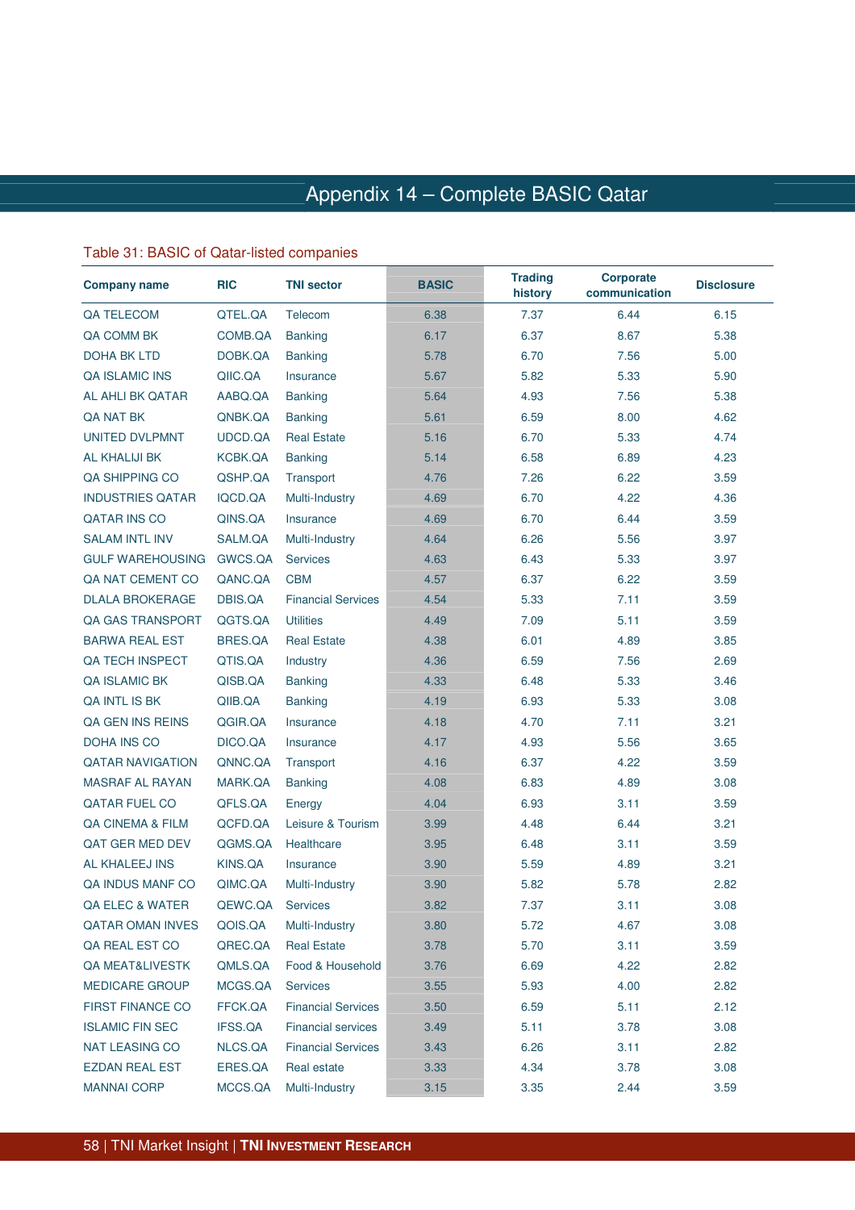# Appendix 14 – Complete BASIC Qatar

Table 31: BASIC of Qatar-listed companies

| Company name | RIC | TNI sector | BASIC | Trading history | Corporate communication | Disclosure |
|---|---|---|---|---|---|---|
| QA TELECOM | QTEL.QA | Telecom | 6.38 | 7.37 | 6.44 | 6.15 |
| QA COMM BK | COMB.QA | Banking | 6.17 | 6.37 | 8.67 | 5.38 |
| DOHA BK LTD | DOBK.QA | Banking | 5.78 | 6.70 | 7.56 | 5.00 |
| QA ISLAMIC INS | QIIC.QA | Insurance | 5.67 | 5.82 | 5.33 | 5.90 |
| AL AHLI BK QATAR | AABQ.QA | Banking | 5.64 | 4.93 | 7.56 | 5.38 |
| QA NAT BK | QNBK.QA | Banking | 5.61 | 6.59 | 8.00 | 4.62 |
| UNITED DVLPMNT | UDCD.QA | Real Estate | 5.16 | 6.70 | 5.33 | 4.74 |
| AL KHALIJI BK | KCBK.QA | Banking | 5.14 | 6.58 | 6.89 | 4.23 |
| QA SHIPPING CO | QSHP.QA | Transport | 4.76 | 7.26 | 6.22 | 3.59 |
| INDUSTRIES QATAR | IQCD.QA | Multi-Industry | 4.69 | 6.70 | 4.22 | 4.36 |
| QATAR INS CO | QINS.QA | Insurance | 4.69 | 6.70 | 6.44 | 3.59 |
| SALAM INTL INV | SALM.QA | Multi-Industry | 4.64 | 6.26 | 5.56 | 3.97 |
| GULF WAREHOUSING | GWCS.QA | Services | 4.63 | 6.43 | 5.33 | 3.97 |
| QA NAT CEMENT CO | QANC.QA | CBM | 4.57 | 6.37 | 6.22 | 3.59 |
| DLALA BROKERAGE | DBIS.QA | Financial Services | 4.54 | 5.33 | 7.11 | 3.59 |
| QA GAS TRANSPORT | QGTS.QA | Utilities | 4.49 | 7.09 | 5.11 | 3.59 |
| BARWA REAL EST | BRES.QA | Real Estate | 4.38 | 6.01 | 4.89 | 3.85 |
| QA TECH INSPECT | QTIS.QA | Industry | 4.36 | 6.59 | 7.56 | 2.69 |
| QA ISLAMIC BK | QISB.QA | Banking | 4.33 | 6.48 | 5.33 | 3.46 |
| QA INTL IS BK | QIIB.QA | Banking | 4.19 | 6.93 | 5.33 | 3.08 |
| QA GEN INS REINS | QGIR.QA | Insurance | 4.18 | 4.70 | 7.11 | 3.21 |
| DOHA INS CO | DICO.QA | Insurance | 4.17 | 4.93 | 5.56 | 3.65 |
| QATAR NAVIGATION | QNNC.QA | Transport | 4.16 | 6.37 | 4.22 | 3.59 |
| MASRAF AL RAYAN | MARK.QA | Banking | 4.08 | 6.83 | 4.89 | 3.08 |
| QATAR FUEL CO | QFLS.QA | Energy | 4.04 | 6.93 | 3.11 | 3.59 |
| QA CINEMA & FILM | QCFD.QA | Leisure & Tourism | 3.99 | 4.48 | 6.44 | 3.21 |
| QAT GER MED DEV | QGMS.QA | Healthcare | 3.95 | 6.48 | 3.11 | 3.59 |
| AL KHALEEJ INS | KINS.QA | Insurance | 3.90 | 5.59 | 4.89 | 3.21 |
| QA INDUS MANF CO | QIMC.QA | Multi-Industry | 3.90 | 5.82 | 5.78 | 2.82 |
| QA ELEC & WATER | QEWC.QA | Services | 3.82 | 7.37 | 3.11 | 3.08 |
| QATAR OMAN INVES | QOIS.QA | Multi-Industry | 3.80 | 5.72 | 4.67 | 3.08 |
| QA REAL EST CO | QREC.QA | Real Estate | 3.78 | 5.70 | 3.11 | 3.59 |
| QA MEAT&LIVESTK | QMLS.QA | Food & Household | 3.76 | 6.69 | 4.22 | 2.82 |
| MEDICARE GROUP | MCGS.QA | Services | 3.55 | 5.93 | 4.00 | 2.82 |
| FIRST FINANCE CO | FFCK.QA | Financial Services | 3.50 | 6.59 | 5.11 | 2.12 |
| ISLAMIC FIN SEC | IFSS.QA | Financial services | 3.49 | 5.11 | 3.78 | 3.08 |
| NAT LEASING CO | NLCS.QA | Financial Services | 3.43 | 6.26 | 3.11 | 2.82 |
| EZDAN REAL EST | ERES.QA | Real estate | 3.33 | 4.34 | 3.78 | 3.08 |
| MANNAI CORP | MCCS.QA | Multi-Industry | 3.15 | 3.35 | 2.44 | 3.59 |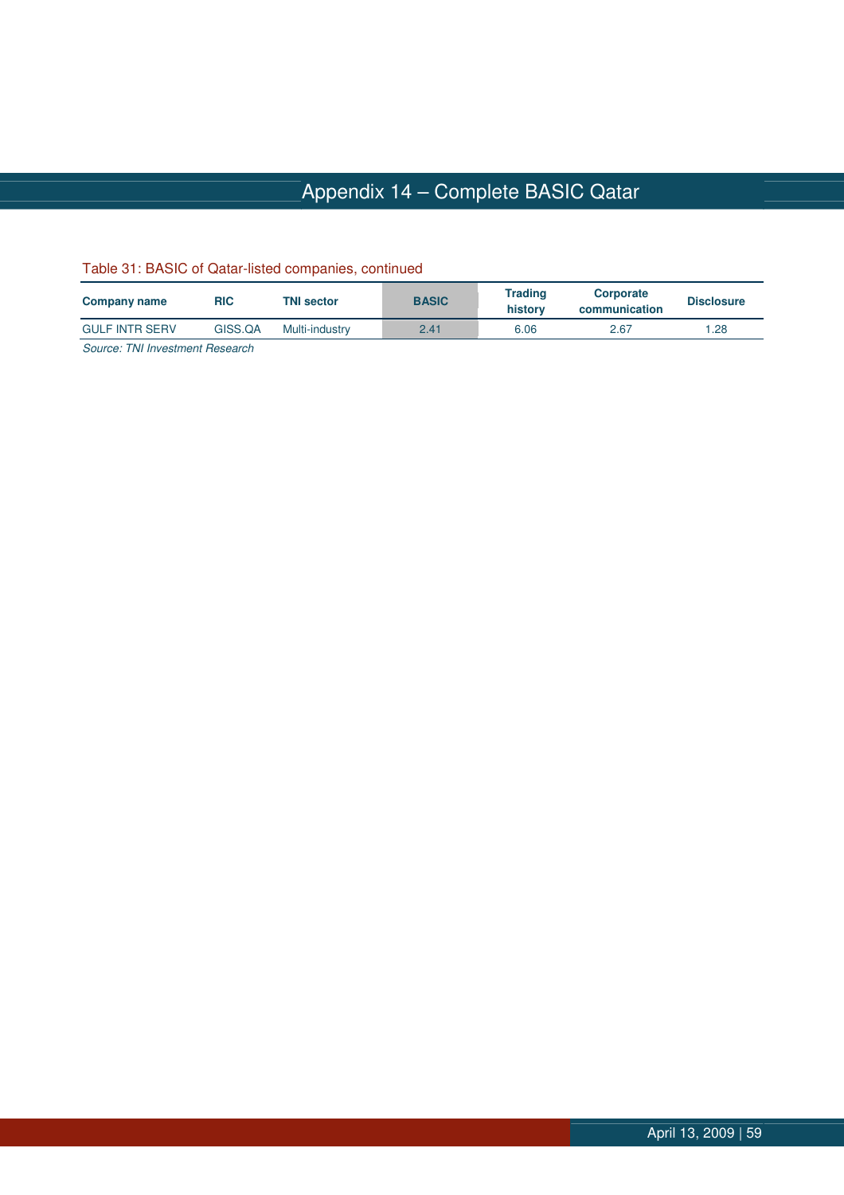# Appendix 14 – Complete BASIC Qatar

Table 31: BASIC of Qatar-listed companies, continued

| Company name | RIC | TNI sector | BASIC | Trading history | Corporate communication | Disclosure |
|---|---|---|---|---|---|---|
| GULF INTR SERV | GISS.QA | Multi-industry | 2.41 | 6.06 | 2.67 | 1.28 |

*Source: TNI Investment Research*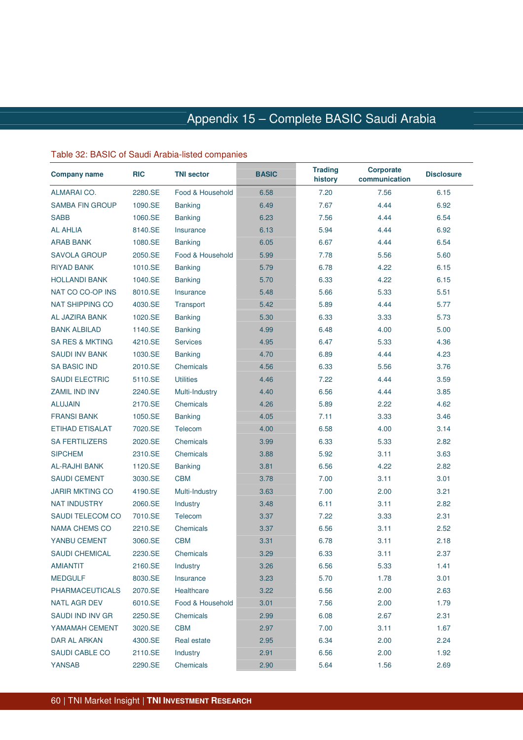# Appendix 15 – Complete BASIC Saudi Arabia

Table 32: BASIC of Saudi Arabia-listed companies

| Company name | RIC | TNI sector | BASIC | Trading history | Corporate communication | Disclosure |
|---|---|---|---|---|---|---|
| ALMARAI CO. | 2280.SE | Food & Household | 6.58 | 7.20 | 7.56 | 6.15 |
| SAMBA FIN GROUP | 1090.SE | Banking | 6.49 | 7.67 | 4.44 | 6.92 |
| SABB | 1060.SE | Banking | 6.23 | 7.56 | 4.44 | 6.54 |
| AL AHLIA | 8140.SE | Insurance | 6.13 | 5.94 | 4.44 | 6.92 |
| ARAB BANK | 1080.SE | Banking | 6.05 | 6.67 | 4.44 | 6.54 |
| SAVOLA GROUP | 2050.SE | Food & Household | 5.99 | 7.78 | 5.56 | 5.60 |
| RIYAD BANK | 1010.SE | Banking | 5.79 | 6.78 | 4.22 | 6.15 |
| HOLLANDI BANK | 1040.SE | Banking | 5.70 | 6.33 | 4.22 | 6.15 |
| NAT CO CO-OP INS | 8010.SE | Insurance | 5.48 | 5.66 | 5.33 | 5.51 |
| NAT SHIPPING CO | 4030.SE | Transport | 5.42 | 5.89 | 4.44 | 5.77 |
| AL JAZIRA BANK | 1020.SE | Banking | 5.30 | 6.33 | 3.33 | 5.73 |
| BANK ALBILAD | 1140.SE | Banking | 4.99 | 6.48 | 4.00 | 5.00 |
| SA RES & MKTING | 4210.SE | Services | 4.95 | 6.47 | 5.33 | 4.36 |
| SAUDI INV BANK | 1030.SE | Banking | 4.70 | 6.89 | 4.44 | 4.23 |
| SA BASIC IND | 2010.SE | Chemicals | 4.56 | 6.33 | 5.56 | 3.76 |
| SAUDI ELECTRIC | 5110.SE | Utilities | 4.46 | 7.22 | 4.44 | 3.59 |
| ZAMIL IND INV | 2240.SE | Multi-Industry | 4.40 | 6.56 | 4.44 | 3.85 |
| ALUJAIN | 2170.SE | Chemicals | 4.26 | 5.89 | 2.22 | 4.62 |
| FRANSI BANK | 1050.SE | Banking | 4.05 | 7.11 | 3.33 | 3.46 |
| ETIHAD ETISALAT | 7020.SE | Telecom | 4.00 | 6.58 | 4.00 | 3.14 |
| SA FERTILIZERS | 2020.SE | Chemicals | 3.99 | 6.33 | 5.33 | 2.82 |
| SIPCHEM | 2310.SE | Chemicals | 3.88 | 5.92 | 3.11 | 3.63 |
| AL-RAJHI BANK | 1120.SE | Banking | 3.81 | 6.56 | 4.22 | 2.82 |
| SAUDI CEMENT | 3030.SE | CBM | 3.78 | 7.00 | 3.11 | 3.01 |
| JARIR MKTING CO | 4190.SE | Multi-Industry | 3.63 | 7.00 | 2.00 | 3.21 |
| NAT INDUSTRY | 2060.SE | Industry | 3.48 | 6.11 | 3.11 | 2.82 |
| SAUDI TELECOM CO | 7010.SE | Telecom | 3.37 | 7.22 | 3.33 | 2.31 |
| NAMA CHEMS CO | 2210.SE | Chemicals | 3.37 | 6.56 | 3.11 | 2.52 |
| YANBU CEMENT | 3060.SE | CBM | 3.31 | 6.78 | 3.11 | 2.18 |
| SAUDI CHEMICAL | 2230.SE | Chemicals | 3.29 | 6.33 | 3.11 | 2.37 |
| AMIANTIT | 2160.SE | Industry | 3.26 | 6.56 | 5.33 | 1.41 |
| MEDGULF | 8030.SE | Insurance | 3.23 | 5.70 | 1.78 | 3.01 |
| PHARMACEUTICALS | 2070.SE | Healthcare | 3.22 | 6.56 | 2.00 | 2.63 |
| NATL AGR DEV | 6010.SE | Food & Household | 3.01 | 7.56 | 2.00 | 1.79 |
| SAUDI IND INV GR | 2250.SE | Chemicals | 2.99 | 6.08 | 2.67 | 2.31 |
| YAMAMAH CEMENT | 3020.SE | CBM | 2.97 | 7.00 | 3.11 | 1.67 |
| DAR AL ARKAN | 4300.SE | Real estate | 2.95 | 6.34 | 2.00 | 2.24 |
| SAUDI CABLE CO | 2110.SE | Industry | 2.91 | 6.56 | 2.00 | 1.92 |
| YANSAB | 2290.SE | Chemicals | 2.90 | 5.64 | 1.56 | 2.69 |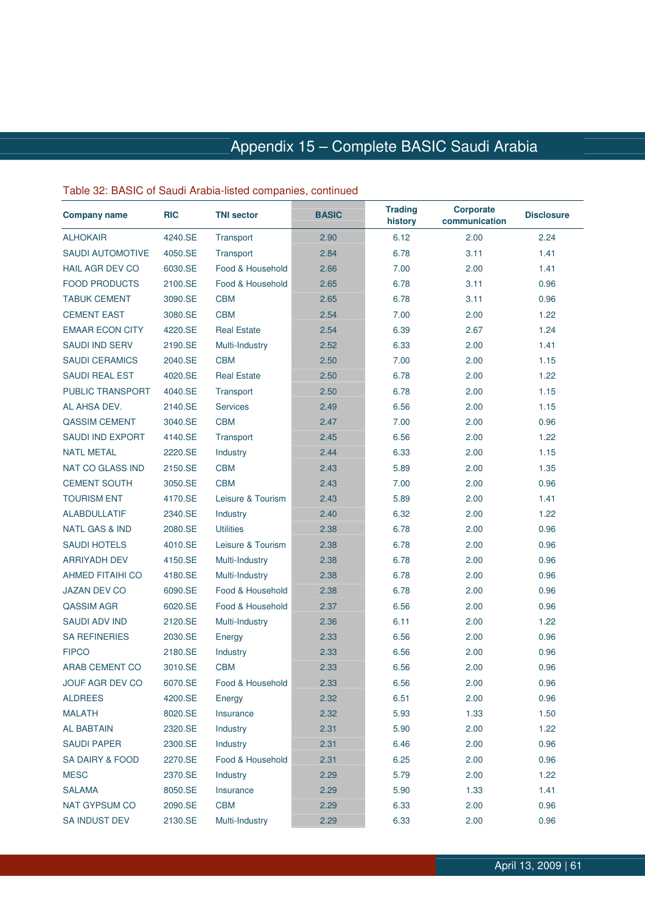# Appendix 15 – Complete BASIC Saudi Arabia

Table 32: BASIC of Saudi Arabia-listed companies, continued

| Company name | RIC | TNI sector | BASIC | Trading history | Corporate communication | Disclosure |
|---|---|---|---|---|---|---|
| ALHOKAIR | 4240.SE | Transport | 2.90 | 6.12 | 2.00 | 2.24 |
| SAUDI AUTOMOTIVE | 4050.SE | Transport | 2.84 | 6.78 | 3.11 | 1.41 |
| HAIL AGR DEV CO | 6030.SE | Food & Household | 2.66 | 7.00 | 2.00 | 1.41 |
| FOOD PRODUCTS | 2100.SE | Food & Household | 2.65 | 6.78 | 3.11 | 0.96 |
| TABUK CEMENT | 3090.SE | CBM | 2.65 | 6.78 | 3.11 | 0.96 |
| CEMENT EAST | 3080.SE | CBM | 2.54 | 7.00 | 2.00 | 1.22 |
| EMAAR ECON CITY | 4220.SE | Real Estate | 2.54 | 6.39 | 2.67 | 1.24 |
| SAUDI IND SERV | 2190.SE | Multi-Industry | 2.52 | 6.33 | 2.00 | 1.41 |
| SAUDI CERAMICS | 2040.SE | CBM | 2.50 | 7.00 | 2.00 | 1.15 |
| SAUDI REAL EST | 4020.SE | Real Estate | 2.50 | 6.78 | 2.00 | 1.22 |
| PUBLIC TRANSPORT | 4040.SE | Transport | 2.50 | 6.78 | 2.00 | 1.15 |
| AL AHSA DEV. | 2140.SE | Services | 2.49 | 6.56 | 2.00 | 1.15 |
| QASSIM CEMENT | 3040.SE | CBM | 2.47 | 7.00 | 2.00 | 0.96 |
| SAUDI IND EXPORT | 4140.SE | Transport | 2.45 | 6.56 | 2.00 | 1.22 |
| NATL METAL | 2220.SE | Industry | 2.44 | 6.33 | 2.00 | 1.15 |
| NAT CO GLASS IND | 2150.SE | CBM | 2.43 | 5.89 | 2.00 | 1.35 |
| CEMENT SOUTH | 3050.SE | CBM | 2.43 | 7.00 | 2.00 | 0.96 |
| TOURISM ENT | 4170.SE | Leisure & Tourism | 2.43 | 5.89 | 2.00 | 1.41 |
| ALABDULLATIF | 2340.SE | Industry | 2.40 | 6.32 | 2.00 | 1.22 |
| NATL GAS & IND | 2080.SE | Utilities | 2.38 | 6.78 | 2.00 | 0.96 |
| SAUDI HOTELS | 4010.SE | Leisure & Tourism | 2.38 | 6.78 | 2.00 | 0.96 |
| ARRIYADH DEV | 4150.SE | Multi-Industry | 2.38 | 6.78 | 2.00 | 0.96 |
| AHMED FITAIHI CO | 4180.SE | Multi-Industry | 2.38 | 6.78 | 2.00 | 0.96 |
| JAZAN DEV CO | 6090.SE | Food & Household | 2.38 | 6.78 | 2.00 | 0.96 |
| QASSIM AGR | 6020.SE | Food & Household | 2.37 | 6.56 | 2.00 | 0.96 |
| SAUDI ADV IND | 2120.SE | Multi-Industry | 2.36 | 6.11 | 2.00 | 1.22 |
| SA REFINERIES | 2030.SE | Energy | 2.33 | 6.56 | 2.00 | 0.96 |
| FIPCO | 2180.SE | Industry | 2.33 | 6.56 | 2.00 | 0.96 |
| ARAB CEMENT CO | 3010.SE | CBM | 2.33 | 6.56 | 2.00 | 0.96 |
| JOUF AGR DEV CO | 6070.SE | Food & Household | 2.33 | 6.56 | 2.00 | 0.96 |
| ALDREES | 4200.SE | Energy | 2.32 | 6.51 | 2.00 | 0.96 |
| MALATH | 8020.SE | Insurance | 2.32 | 5.93 | 1.33 | 1.50 |
| AL BABTAIN | 2320.SE | Industry | 2.31 | 5.90 | 2.00 | 1.22 |
| SAUDI PAPER | 2300.SE | Industry | 2.31 | 6.46 | 2.00 | 0.96 |
| SA DAIRY & FOOD | 2270.SE | Food & Household | 2.31 | 6.25 | 2.00 | 0.96 |
| MESC | 2370.SE | Industry | 2.29 | 5.79 | 2.00 | 1.22 |
| SALAMA | 8050.SE | Insurance | 2.29 | 5.90 | 1.33 | 1.41 |
| NAT GYPSUM CO | 2090.SE | CBM | 2.29 | 6.33 | 2.00 | 0.96 |
| SA INDUST DEV | 2130.SE | Multi-Industry | 2.29 | 6.33 | 2.00 | 0.96 |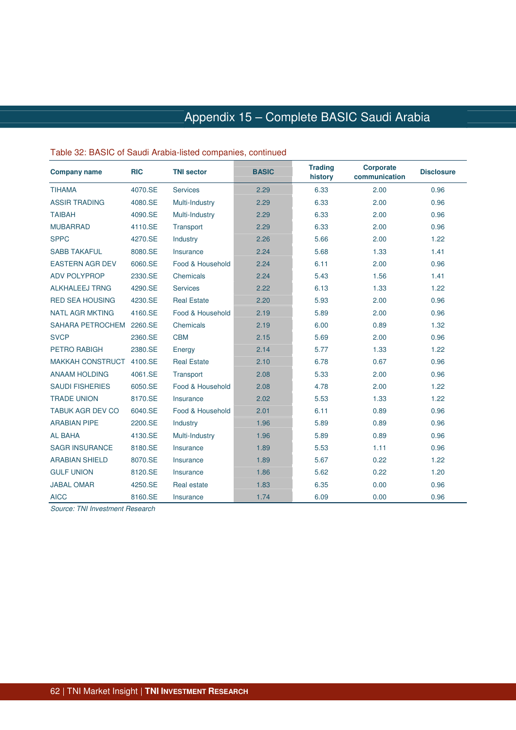# Appendix 15 – Complete BASIC Saudi Arabia

Table 32: BASIC of Saudi Arabia-listed companies, continued

| Company name | RIC | TNI sector | BASIC | Trading history | Corporate communication | Disclosure |
|---|---|---|---|---|---|---|
| TIHAMA | 4070.SE | Services | 2.29 | 6.33 | 2.00 | 0.96 |
| ASSIR TRADING | 4080.SE | Multi-Industry | 2.29 | 6.33 | 2.00 | 0.96 |
| TAIBAH | 4090.SE | Multi-Industry | 2.29 | 6.33 | 2.00 | 0.96 |
| MUBARRAD | 4110.SE | Transport | 2.29 | 6.33 | 2.00 | 0.96 |
| SPPC | 4270.SE | Industry | 2.26 | 5.66 | 2.00 | 1.22 |
| SABB TAKAFUL | 8080.SE | Insurance | 2.24 | 5.68 | 1.33 | 1.41 |
| EASTERN AGR DEV | 6060.SE | Food & Household | 2.24 | 6.11 | 2.00 | 0.96 |
| ADV POLYPROP | 2330.SE | Chemicals | 2.24 | 5.43 | 1.56 | 1.41 |
| ALKHALEEJ TRNG | 4290.SE | Services | 2.22 | 6.13 | 1.33 | 1.22 |
| RED SEA HOUSING | 4230.SE | Real Estate | 2.20 | 5.93 | 2.00 | 0.96 |
| NATL AGR MKTING | 4160.SE | Food & Household | 2.19 | 5.89 | 2.00 | 0.96 |
| SAHARA PETROCHEM | 2260.SE | Chemicals | 2.19 | 6.00 | 0.89 | 1.32 |
| SVCP | 2360.SE | CBM | 2.15 | 5.69 | 2.00 | 0.96 |
| PETRO RABIGH | 2380.SE | Energy | 2.14 | 5.77 | 1.33 | 1.22 |
| MAKKAH CONSTRUCT | 4100.SE | Real Estate | 2.10 | 6.78 | 0.67 | 0.96 |
| ANAAM HOLDING | 4061.SE | Transport | 2.08 | 5.33 | 2.00 | 0.96 |
| SAUDI FISHERIES | 6050.SE | Food & Household | 2.08 | 4.78 | 2.00 | 1.22 |
| TRADE UNION | 8170.SE | Insurance | 2.02 | 5.53 | 1.33 | 1.22 |
| TABUK AGR DEV CO | 6040.SE | Food & Household | 2.01 | 6.11 | 0.89 | 0.96 |
| ARABIAN PIPE | 2200.SE | Industry | 1.96 | 5.89 | 0.89 | 0.96 |
| AL BAHA | 4130.SE | Multi-Industry | 1.96 | 5.89 | 0.89 | 0.96 |
| SAGR INSURANCE | 8180.SE | Insurance | 1.89 | 5.53 | 1.11 | 0.96 |
| ARABIAN SHIELD | 8070.SE | Insurance | 1.89 | 5.67 | 0.22 | 1.22 |
| GULF UNION | 8120.SE | Insurance | 1.86 | 5.62 | 0.22 | 1.20 |
| JABAL OMAR | 4250.SE | Real estate | 1.83 | 6.35 | 0.00 | 0.96 |
| AICC | 8160.SE | Insurance | 1.74 | 6.09 | 0.00 | 0.96 |

*Source: TNI Investment Research*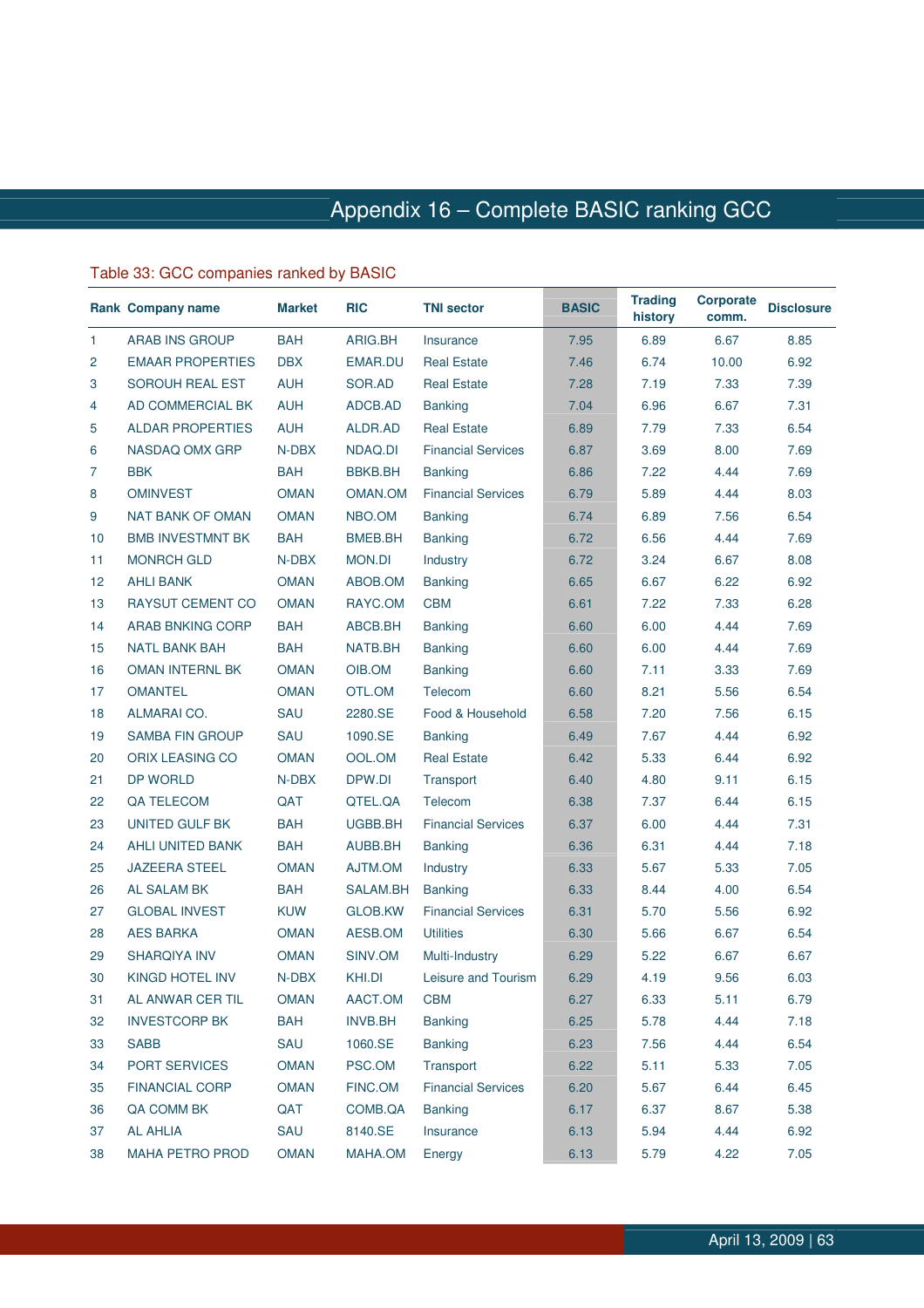# Appendix 16 – Complete BASIC ranking GCC

Table 33: GCC companies ranked by BASIC

| Rank | Company name | Market | RIC | TNI sector | BASIC | Trading history | Corporate comm. | Disclosure |
|---|---|---|---|---|---|---|---|---|
| 1 | ARAB INS GROUP | BAH | ARIG.BH | Insurance | 7.95 | 6.89 | 6.67 | 8.85 |
| 2 | EMAAR PROPERTIES | DBX | EMAR.DU | Real Estate | 7.46 | 6.74 | 10.00 | 6.92 |
| 3 | SOROUH REAL EST | AUH | SOR.AD | Real Estate | 7.28 | 7.19 | 7.33 | 7.39 |
| 4 | AD COMMERCIAL BK | AUH | ADCB.AD | Banking | 7.04 | 6.96 | 6.67 | 7.31 |
| 5 | ALDAR PROPERTIES | AUH | ALDR.AD | Real Estate | 6.89 | 7.79 | 7.33 | 6.54 |
| 6 | NASDAQ OMX GRP | N-DBX | NDAQ.DI | Financial Services | 6.87 | 3.69 | 8.00 | 7.69 |
| 7 | BBK | BAH | BBKB.BH | Banking | 6.86 | 7.22 | 4.44 | 7.69 |
| 8 | OMINVEST | OMAN | OMAN.OM | Financial Services | 6.79 | 5.89 | 4.44 | 8.03 |
| 9 | NAT BANK OF OMAN | OMAN | NBO.OM | Banking | 6.74 | 6.89 | 7.56 | 6.54 |
| 10 | BMB INVESTMNT BK | BAH | BMEB.BH | Banking | 6.72 | 6.56 | 4.44 | 7.69 |
| 11 | MONRCH GLD | N-DBX | MON.DI | Industry | 6.72 | 3.24 | 6.67 | 8.08 |
| 12 | AHLI BANK | OMAN | ABOB.OM | Banking | 6.65 | 6.67 | 6.22 | 6.92 |
| 13 | RAYSUT CEMENT CO | OMAN | RAYC.OM | CBM | 6.61 | 7.22 | 7.33 | 6.28 |
| 14 | ARAB BNKING CORP | BAH | ABCB.BH | Banking | 6.60 | 6.00 | 4.44 | 7.69 |
| 15 | NATL BANK BAH | BAH | NATB.BH | Banking | 6.60 | 6.00 | 4.44 | 7.69 |
| 16 | OMAN INTERNL BK | OMAN | OIB.OM | Banking | 6.60 | 7.11 | 3.33 | 7.69 |
| 17 | OMANTEL | OMAN | OTL.OM | Telecom | 6.60 | 8.21 | 5.56 | 6.54 |
| 18 | ALMARAI CO. | SAU | 2280.SE | Food & Household | 6.58 | 7.20 | 7.56 | 6.15 |
| 19 | SAMBA FIN GROUP | SAU | 1090.SE | Banking | 6.49 | 7.67 | 4.44 | 6.92 |
| 20 | ORIX LEASING CO | OMAN | OOL.OM | Real Estate | 6.42 | 5.33 | 6.44 | 6.92 |
| 21 | DP WORLD | N-DBX | DPW.DI | Transport | 6.40 | 4.80 | 9.11 | 6.15 |
| 22 | QA TELECOM | QAT | QTEL.QA | Telecom | 6.38 | 7.37 | 6.44 | 6.15 |
| 23 | UNITED GULF BK | BAH | UGBB.BH | Financial Services | 6.37 | 6.00 | 4.44 | 7.31 |
| 24 | AHLI UNITED BANK | BAH | AUBB.BH | Banking | 6.36 | 6.31 | 4.44 | 7.18 |
| 25 | JAZEERA STEEL | OMAN | AJTM.OM | Industry | 6.33 | 5.67 | 5.33 | 7.05 |
| 26 | AL SALAM BK | BAH | SALAM.BH | Banking | 6.33 | 8.44 | 4.00 | 6.54 |
| 27 | GLOBAL INVEST | KUW | GLOB.KW | Financial Services | 6.31 | 5.70 | 5.56 | 6.92 |
| 28 | AES BARKA | OMAN | AESB.OM | Utilities | 6.30 | 5.66 | 6.67 | 6.54 |
| 29 | SHARQIYA INV | OMAN | SINV.OM | Multi-Industry | 6.29 | 5.22 | 6.67 | 6.67 |
| 30 | KINGD HOTEL INV | N-DBX | KHI.DI | Leisure and Tourism | 6.29 | 4.19 | 9.56 | 6.03 |
| 31 | AL ANWAR CER TIL | OMAN | AACT.OM | CBM | 6.27 | 6.33 | 5.11 | 6.79 |
| 32 | INVESTCORP BK | BAH | INVB.BH | Banking | 6.25 | 5.78 | 4.44 | 7.18 |
| 33 | SABB | SAU | 1060.SE | Banking | 6.23 | 7.56 | 4.44 | 6.54 |
| 34 | PORT SERVICES | OMAN | PSC.OM | Transport | 6.22 | 5.11 | 5.33 | 7.05 |
| 35 | FINANCIAL CORP | OMAN | FINC.OM | Financial Services | 6.20 | 5.67 | 6.44 | 6.45 |
| 36 | QA COMM BK | QAT | COMB.QA | Banking | 6.17 | 6.37 | 8.67 | 5.38 |
| 37 | AL AHLIA | SAU | 8140.SE | Insurance | 6.13 | 5.94 | 4.44 | 6.92 |
| 38 | MAHA PETRO PROD | OMAN | MAHA.OM | Energy | 6.13 | 5.79 | 4.22 | 7.05 |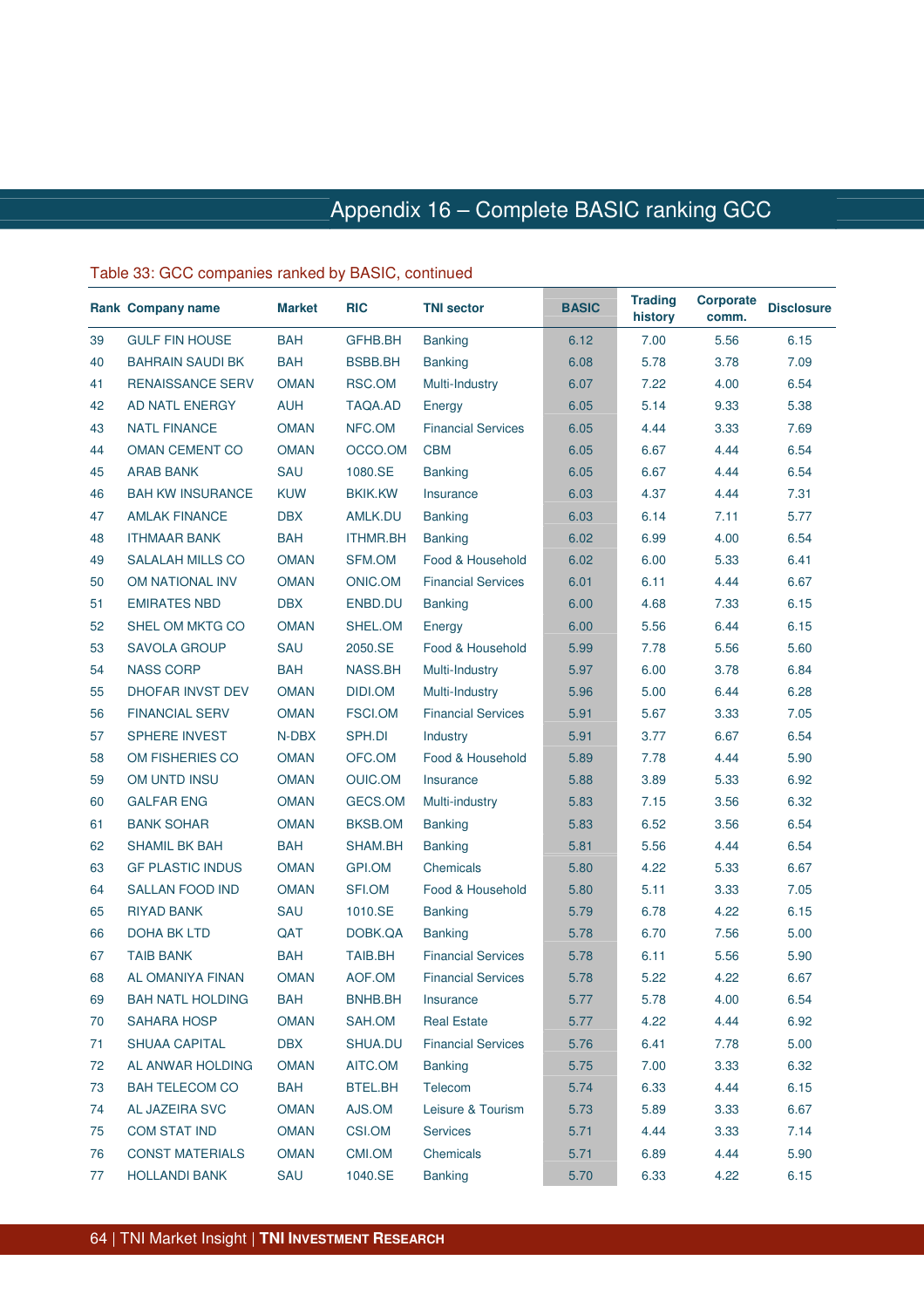# Appendix 16 – Complete BASIC ranking GCC

Table 33: GCC companies ranked by BASIC, continued

| Rank | Company name | Market | RIC | TNI sector | BASIC | Trading history | Corporate comm. | Disclosure |
|---|---|---|---|---|---|---|---|---|
| 39 | GULF FIN HOUSE | BAH | GFHB.BH | Banking | 6.12 | 7.00 | 5.56 | 6.15 |
| 40 | BAHRAIN SAUDI BK | BAH | BSBB.BH | Banking | 6.08 | 5.78 | 3.78 | 7.09 |
| 41 | RENAISSANCE SERV | OMAN | RSC.OM | Multi-Industry | 6.07 | 7.22 | 4.00 | 6.54 |
| 42 | AD NATL ENERGY | AUH | TAQA.AD | Energy | 6.05 | 5.14 | 9.33 | 5.38 |
| 43 | NATL FINANCE | OMAN | NFC.OM | Financial Services | 6.05 | 4.44 | 3.33 | 7.69 |
| 44 | OMAN CEMENT CO | OMAN | OCCO.OM | CBM | 6.05 | 6.67 | 4.44 | 6.54 |
| 45 | ARAB BANK | SAU | 1080.SE | Banking | 6.05 | 6.67 | 4.44 | 6.54 |
| 46 | BAH KW INSURANCE | KUW | BKIK.KW | Insurance | 6.03 | 4.37 | 4.44 | 7.31 |
| 47 | AMLAK FINANCE | DBX | AMLK.DU | Banking | 6.03 | 6.14 | 7.11 | 5.77 |
| 48 | ITHMAAR BANK | BAH | ITHMR.BH | Banking | 6.02 | 6.99 | 4.00 | 6.54 |
| 49 | SALALAH MILLS CO | OMAN | SFM.OM | Food & Household | 6.02 | 6.00 | 5.33 | 6.41 |
| 50 | OM NATIONAL INV | OMAN | ONIC.OM | Financial Services | 6.01 | 6.11 | 4.44 | 6.67 |
| 51 | EMIRATES NBD | DBX | ENBD.DU | Banking | 6.00 | 4.68 | 7.33 | 6.15 |
| 52 | SHEL OM MKTG CO | OMAN | SHEL.OM | Energy | 6.00 | 5.56 | 6.44 | 6.15 |
| 53 | SAVOLA GROUP | SAU | 2050.SE | Food & Household | 5.99 | 7.78 | 5.56 | 5.60 |
| 54 | NASS CORP | BAH | NASS.BH | Multi-Industry | 5.97 | 6.00 | 3.78 | 6.84 |
| 55 | DHOFAR INVST DEV | OMAN | DIDI.OM | Multi-Industry | 5.96 | 5.00 | 6.44 | 6.28 |
| 56 | FINANCIAL SERV | OMAN | FSCI.OM | Financial Services | 5.91 | 5.67 | 3.33 | 7.05 |
| 57 | SPHERE INVEST | N-DBX | SPH.DI | Industry | 5.91 | 3.77 | 6.67 | 6.54 |
| 58 | OM FISHERIES CO | OMAN | OFC.OM | Food & Household | 5.89 | 7.78 | 4.44 | 5.90 |
| 59 | OM UNTD INSU | OMAN | OUIC.OM | Insurance | 5.88 | 3.89 | 5.33 | 6.92 |
| 60 | GALFAR ENG | OMAN | GECS.OM | Multi-industry | 5.83 | 7.15 | 3.56 | 6.32 |
| 61 | BANK SOHAR | OMAN | BKSB.OM | Banking | 5.83 | 6.52 | 3.56 | 6.54 |
| 62 | SHAMIL BK BAH | BAH | SHAM.BH | Banking | 5.81 | 5.56 | 4.44 | 6.54 |
| 63 | GF PLASTIC INDUS | OMAN | GPI.OM | Chemicals | 5.80 | 4.22 | 5.33 | 6.67 |
| 64 | SALLAN FOOD IND | OMAN | SFI.OM | Food & Household | 5.80 | 5.11 | 3.33 | 7.05 |
| 65 | RIYAD BANK | SAU | 1010.SE | Banking | 5.79 | 6.78 | 4.22 | 6.15 |
| 66 | DOHA BK LTD | QAT | DOBK.QA | Banking | 5.78 | 6.70 | 7.56 | 5.00 |
| 67 | TAIB BANK | BAH | TAIB.BH | Financial Services | 5.78 | 6.11 | 5.56 | 5.90 |
| 68 | AL OMANIYA FINAN | OMAN | AOF.OM | Financial Services | 5.78 | 5.22 | 4.22 | 6.67 |
| 69 | BAH NATL HOLDING | BAH | BNHB.BH | Insurance | 5.77 | 5.78 | 4.00 | 6.54 |
| 70 | SAHARA HOSP | OMAN | SAH.OM | Real Estate | 5.77 | 4.22 | 4.44 | 6.92 |
| 71 | SHUAA CAPITAL | DBX | SHUA.DU | Financial Services | 5.76 | 6.41 | 7.78 | 5.00 |
| 72 | AL ANWAR HOLDING | OMAN | AITC.OM | Banking | 5.75 | 7.00 | 3.33 | 6.32 |
| 73 | BAH TELECOM CO | BAH | BTEL.BH | Telecom | 5.74 | 6.33 | 4.44 | 6.15 |
| 74 | AL JAZEIRA SVC | OMAN | AJS.OM | Leisure & Tourism | 5.73 | 5.89 | 3.33 | 6.67 |
| 75 | COM STAT IND | OMAN | CSI.OM | Services | 5.71 | 4.44 | 3.33 | 7.14 |
| 76 | CONST MATERIALS | OMAN | CMI.OM | Chemicals | 5.71 | 6.89 | 4.44 | 5.90 |
| 77 | HOLLANDI BANK | SAU | 1040.SE | Banking | 5.70 | 6.33 | 4.22 | 6.15 |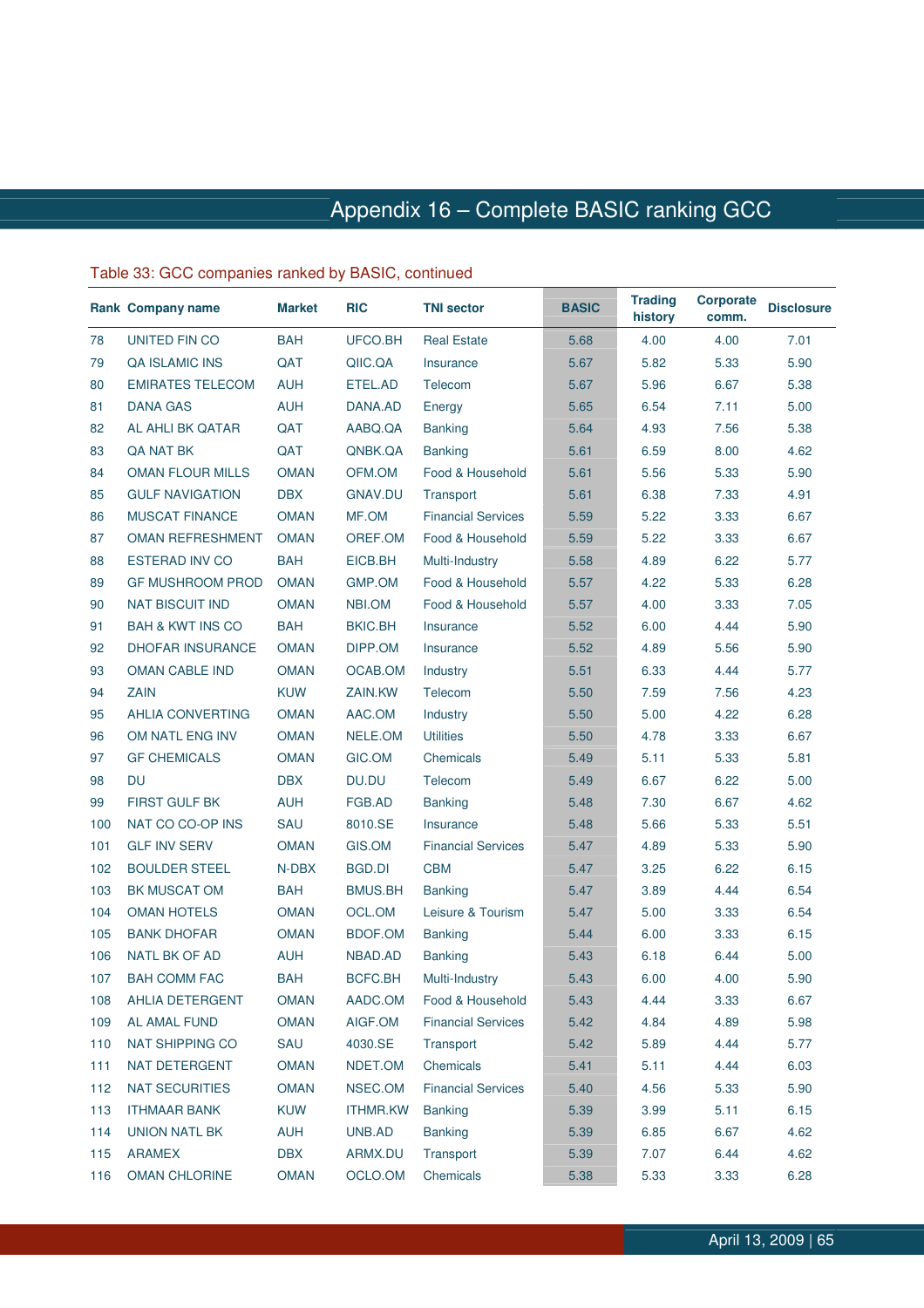# Appendix 16 – Complete BASIC ranking GCC

Table 33: GCC companies ranked by BASIC, continued

| Rank | Company name | Market | RIC | TNI sector | BASIC | Trading history | Corporate comm. | Disclosure |
|---|---|---|---|---|---|---|---|---|
| 78 | UNITED FIN CO | BAH | UFCO.BH | Real Estate | 5.68 | 4.00 | 4.00 | 7.01 |
| 79 | QA ISLAMIC INS | QAT | QIIC.QA | Insurance | 5.67 | 5.82 | 5.33 | 5.90 |
| 80 | EMIRATES TELECOM | AUH | ETEL.AD | Telecom | 5.67 | 5.96 | 6.67 | 5.38 |
| 81 | DANA GAS | AUH | DANA.AD | Energy | 5.65 | 6.54 | 7.11 | 5.00 |
| 82 | AL AHLI BK QATAR | QAT | AABQ.QA | Banking | 5.64 | 4.93 | 7.56 | 5.38 |
| 83 | QA NAT BK | QAT | QNBK.QA | Banking | 5.61 | 6.59 | 8.00 | 4.62 |
| 84 | OMAN FLOUR MILLS | OMAN | OFM.OM | Food & Household | 5.61 | 5.56 | 5.33 | 5.90 |
| 85 | GULF NAVIGATION | DBX | GNAV.DU | Transport | 5.61 | 6.38 | 7.33 | 4.91 |
| 86 | MUSCAT FINANCE | OMAN | MF.OM | Financial Services | 5.59 | 5.22 | 3.33 | 6.67 |
| 87 | OMAN REFRESHMENT | OMAN | OREF.OM | Food & Household | 5.59 | 5.22 | 3.33 | 6.67 |
| 88 | ESTERAD INV CO | BAH | EICB.BH | Multi-Industry | 5.58 | 4.89 | 6.22 | 5.77 |
| 89 | GF MUSHROOM PROD | OMAN | GMP.OM | Food & Household | 5.57 | 4.22 | 5.33 | 6.28 |
| 90 | NAT BISCUIT IND | OMAN | NBI.OM | Food & Household | 5.57 | 4.00 | 3.33 | 7.05 |
| 91 | BAH & KWT INS CO | BAH | BKIC.BH | Insurance | 5.52 | 6.00 | 4.44 | 5.90 |
| 92 | DHOFAR INSURANCE | OMAN | DIPP.OM | Insurance | 5.52 | 4.89 | 5.56 | 5.90 |
| 93 | OMAN CABLE IND | OMAN | OCAB.OM | Industry | 5.51 | 6.33 | 4.44 | 5.77 |
| 94 | ZAIN | KUW | ZAIN.KW | Telecom | 5.50 | 7.59 | 7.56 | 4.23 |
| 95 | AHLIA CONVERTING | OMAN | AAC.OM | Industry | 5.50 | 5.00 | 4.22 | 6.28 |
| 96 | OM NATL ENG INV | OMAN | NELE.OM | Utilities | 5.50 | 4.78 | 3.33 | 6.67 |
| 97 | GF CHEMICALS | OMAN | GIC.OM | Chemicals | 5.49 | 5.11 | 5.33 | 5.81 |
| 98 | DU | DBX | DU.DU | Telecom | 5.49 | 6.67 | 6.22 | 5.00 |
| 99 | FIRST GULF BK | AUH | FGB.AD | Banking | 5.48 | 7.30 | 6.67 | 4.62 |
| 100 | NAT CO CO-OP INS | SAU | 8010.SE | Insurance | 5.48 | 5.66 | 5.33 | 5.51 |
| 101 | GLF INV SERV | OMAN | GIS.OM | Financial Services | 5.47 | 4.89 | 5.33 | 5.90 |
| 102 | BOULDER STEEL | N-DBX | BGD.DI | CBM | 5.47 | 3.25 | 6.22 | 6.15 |
| 103 | BK MUSCAT OM | BAH | BMUS.BH | Banking | 5.47 | 3.89 | 4.44 | 6.54 |
| 104 | OMAN HOTELS | OMAN | OCL.OM | Leisure & Tourism | 5.47 | 5.00 | 3.33 | 6.54 |
| 105 | BANK DHOFAR | OMAN | BDOF.OM | Banking | 5.44 | 6.00 | 3.33 | 6.15 |
| 106 | NATL BK OF AD | AUH | NBAD.AD | Banking | 5.43 | 6.18 | 6.44 | 5.00 |
| 107 | BAH COMM FAC | BAH | BCFC.BH | Multi-Industry | 5.43 | 6.00 | 4.00 | 5.90 |
| 108 | AHLIA DETERGENT | OMAN | AADC.OM | Food & Household | 5.43 | 4.44 | 3.33 | 6.67 |
| 109 | AL AMAL FUND | OMAN | AIGF.OM | Financial Services | 5.42 | 4.84 | 4.89 | 5.98 |
| 110 | NAT SHIPPING CO | SAU | 4030.SE | Transport | 5.42 | 5.89 | 4.44 | 5.77 |
| 111 | NAT DETERGENT | OMAN | NDET.OM | Chemicals | 5.41 | 5.11 | 4.44 | 6.03 |
| 112 | NAT SECURITIES | OMAN | NSEC.OM | Financial Services | 5.40 | 4.56 | 5.33 | 5.90 |
| 113 | ITHMAAR BANK | KUW | ITHMR.KW | Banking | 5.39 | 3.99 | 5.11 | 6.15 |
| 114 | UNION NATL BK | AUH | UNB.AD | Banking | 5.39 | 6.85 | 6.67 | 4.62 |
| 115 | ARAMEX | DBX | ARMX.DU | Transport | 5.39 | 7.07 | 6.44 | 4.62 |
| 116 | OMAN CHLORINE | OMAN | OCLO.OM | Chemicals | 5.38 | 5.33 | 3.33 | 6.28 |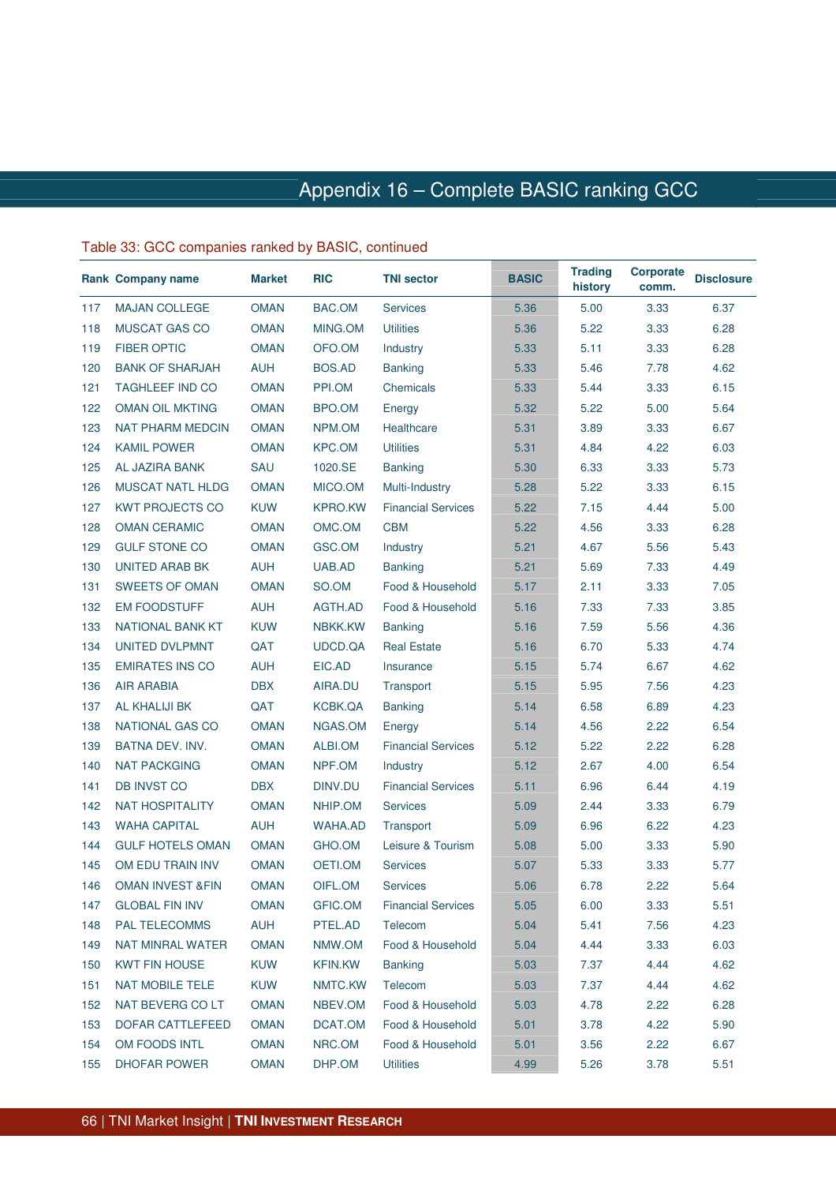# Appendix 16 – Complete BASIC ranking GCC

Table 33: GCC companies ranked by BASIC, continued

| Rank | Company name | Market | RIC | TNI sector | BASIC | Trading history | Corporate comm. | Disclosure |
|---|---|---|---|---|---|---|---|---|
| 117 | MAJAN COLLEGE | OMAN | BAC.OM | Services | 5.36 | 5.00 | 3.33 | 6.37 |
| 118 | MUSCAT GAS CO | OMAN | MING.OM | Utilities | 5.36 | 5.22 | 3.33 | 6.28 |
| 119 | FIBER OPTIC | OMAN | OFO.OM | Industry | 5.33 | 5.11 | 3.33 | 6.28 |
| 120 | BANK OF SHARJAH | AUH | BOS.AD | Banking | 5.33 | 5.46 | 7.78 | 4.62 |
| 121 | TAGHLEEF IND CO | OMAN | PPI.OM | Chemicals | 5.33 | 5.44 | 3.33 | 6.15 |
| 122 | OMAN OIL MKTING | OMAN | BPO.OM | Energy | 5.32 | 5.22 | 5.00 | 5.64 |
| 123 | NAT PHARM MEDCIN | OMAN | NPM.OM | Healthcare | 5.31 | 3.89 | 3.33 | 6.67 |
| 124 | KAMIL POWER | OMAN | KPC.OM | Utilities | 5.31 | 4.84 | 4.22 | 6.03 |
| 125 | AL JAZIRA BANK | SAU | 1020.SE | Banking | 5.30 | 6.33 | 3.33 | 5.73 |
| 126 | MUSCAT NATL HLDG | OMAN | MICO.OM | Multi-Industry | 5.28 | 5.22 | 3.33 | 6.15 |
| 127 | KWT PROJECTS CO | KUW | KPRO.KW | Financial Services | 5.22 | 7.15 | 4.44 | 5.00 |
| 128 | OMAN CERAMIC | OMAN | OMC.OM | CBM | 5.22 | 4.56 | 3.33 | 6.28 |
| 129 | GULF STONE CO | OMAN | GSC.OM | Industry | 5.21 | 4.67 | 5.56 | 5.43 |
| 130 | UNITED ARAB BK | AUH | UAB.AD | Banking | 5.21 | 5.69 | 7.33 | 4.49 |
| 131 | SWEETS OF OMAN | OMAN | SO.OM | Food & Household | 5.17 | 2.11 | 3.33 | 7.05 |
| 132 | EM FOODSTUFF | AUH | AGTH.AD | Food & Household | 5.16 | 7.33 | 7.33 | 3.85 |
| 133 | NATIONAL BANK KT | KUW | NBKK.KW | Banking | 5.16 | 7.59 | 5.56 | 4.36 |
| 134 | UNITED DVLPMNT | QAT | UDCD.QA | Real Estate | 5.16 | 6.70 | 5.33 | 4.74 |
| 135 | EMIRATES INS CO | AUH | EIC.AD | Insurance | 5.15 | 5.74 | 6.67 | 4.62 |
| 136 | AIR ARABIA | DBX | AIRA.DU | Transport | 5.15 | 5.95 | 7.56 | 4.23 |
| 137 | AL KHALIJI BK | QAT | KCBK.QA | Banking | 5.14 | 6.58 | 6.89 | 4.23 |
| 138 | NATIONAL GAS CO | OMAN | NGAS.OM | Energy | 5.14 | 4.56 | 2.22 | 6.54 |
| 139 | BATNA DEV. INV. | OMAN | ALBI.OM | Financial Services | 5.12 | 5.22 | 2.22 | 6.28 |
| 140 | NAT PACKGING | OMAN | NPF.OM | Industry | 5.12 | 2.67 | 4.00 | 6.54 |
| 141 | DB INVST CO | DBX | DINV.DU | Financial Services | 5.11 | 6.96 | 6.44 | 4.19 |
| 142 | NAT HOSPITALITY | OMAN | NHIP.OM | Services | 5.09 | 2.44 | 3.33 | 6.79 |
| 143 | WAHA CAPITAL | AUH | WAHA.AD | Transport | 5.09 | 6.96 | 6.22 | 4.23 |
| 144 | GULF HOTELS OMAN | OMAN | GHO.OM | Leisure & Tourism | 5.08 | 5.00 | 3.33 | 5.90 |
| 145 | OM EDU TRAIN INV | OMAN | OETI.OM | Services | 5.07 | 5.33 | 3.33 | 5.77 |
| 146 | OMAN INVEST &FIN | OMAN | OIFL.OM | Services | 5.06 | 6.78 | 2.22 | 5.64 |
| 147 | GLOBAL FIN INV | OMAN | GFIC.OM | Financial Services | 5.05 | 6.00 | 3.33 | 5.51 |
| 148 | PAL TELECOMMS | AUH | PTEL.AD | Telecom | 5.04 | 5.41 | 7.56 | 4.23 |
| 149 | NAT MINRAL WATER | OMAN | NMW.OM | Food & Household | 5.04 | 4.44 | 3.33 | 6.03 |
| 150 | KWT FIN HOUSE | KUW | KFIN.KW | Banking | 5.03 | 7.37 | 4.44 | 4.62 |
| 151 | NAT MOBILE TELE | KUW | NMTC.KW | Telecom | 5.03 | 7.37 | 4.44 | 4.62 |
| 152 | NAT BEVERG CO LT | OMAN | NBEV.OM | Food & Household | 5.03 | 4.78 | 2.22 | 6.28 |
| 153 | DOFAR CATTLEFEED | OMAN | DCAT.OM | Food & Household | 5.01 | 3.78 | 4.22 | 5.90 |
| 154 | OM FOODS INTL | OMAN | NRC.OM | Food & Household | 5.01 | 3.56 | 2.22 | 6.67 |
| 155 | DHOFAR POWER | OMAN | DHP.OM | Utilities | 4.99 | 5.26 | 3.78 | 5.51 |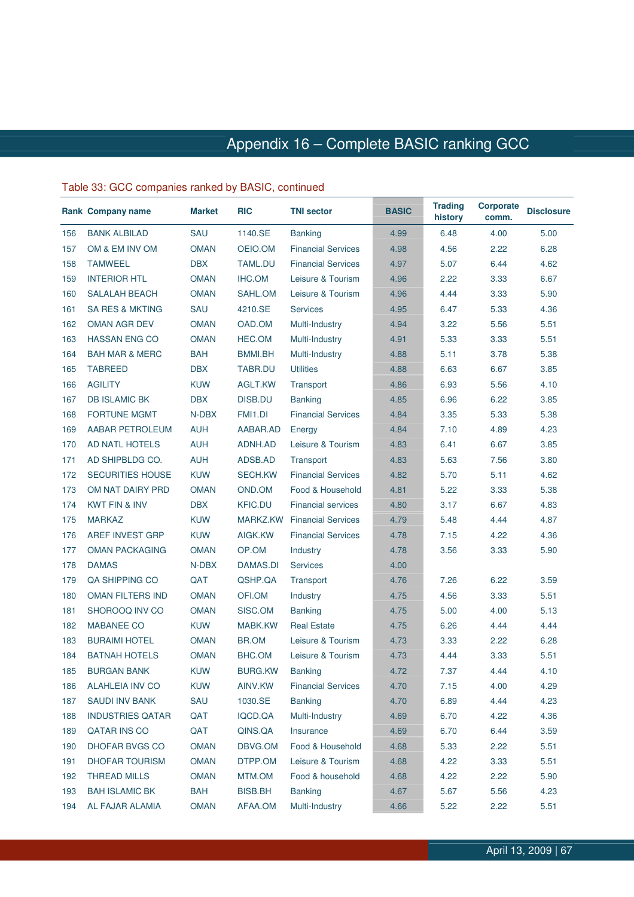# Appendix 16 – Complete BASIC ranking GCC

Table 33: GCC companies ranked by BASIC, continued

| Rank | Company name | Market | RIC | TNI sector | BASIC | Trading history | Corporate comm. | Disclosure |
|---|---|---|---|---|---|---|---|---|
| 156 | BANK ALBILAD | SAU | 1140.SE | Banking | 4.99 | 6.48 | 4.00 | 5.00 |
| 157 | OM & EM INV OM | OMAN | OEIO.OM | Financial Services | 4.98 | 4.56 | 2.22 | 6.28 |
| 158 | TAMWEEL | DBX | TAML.DU | Financial Services | 4.97 | 5.07 | 6.44 | 4.62 |
| 159 | INTERIOR HTL | OMAN | IHC.OM | Leisure & Tourism | 4.96 | 2.22 | 3.33 | 6.67 |
| 160 | SALALAH BEACH | OMAN | SAHL.OM | Leisure & Tourism | 4.96 | 4.44 | 3.33 | 5.90 |
| 161 | SA RES & MKTING | SAU | 4210.SE | Services | 4.95 | 6.47 | 5.33 | 4.36 |
| 162 | OMAN AGR DEV | OMAN | OAD.OM | Multi-Industry | 4.94 | 3.22 | 5.56 | 5.51 |
| 163 | HASSAN ENG CO | OMAN | HEC.OM | Multi-Industry | 4.91 | 5.33 | 3.33 | 5.51 |
| 164 | BAH MAR & MERC | BAH | BMMI.BH | Multi-Industry | 4.88 | 5.11 | 3.78 | 5.38 |
| 165 | TABREED | DBX | TABR.DU | Utilities | 4.88 | 6.63 | 6.67 | 3.85 |
| 166 | AGILITY | KUW | AGLT.KW | Transport | 4.86 | 6.93 | 5.56 | 4.10 |
| 167 | DB ISLAMIC BK | DBX | DISB.DU | Banking | 4.85 | 6.96 | 6.22 | 3.85 |
| 168 | FORTUNE MGMT | N-DBX | FMI1.DI | Financial Services | 4.84 | 3.35 | 5.33 | 5.38 |
| 169 | AABAR PETROLEUM | AUH | AABAR.AD | Energy | 4.84 | 7.10 | 4.89 | 4.23 |
| 170 | AD NATL HOTELS | AUH | ADNH.AD | Leisure & Tourism | 4.83 | 6.41 | 6.67 | 3.85 |
| 171 | AD SHIPBLDG CO. | AUH | ADSB.AD | Transport | 4.83 | 5.63 | 7.56 | 3.80 |
| 172 | SECURITIES HOUSE | KUW | SECH.KW | Financial Services | 4.82 | 5.70 | 5.11 | 4.62 |
| 173 | OM NAT DAIRY PRD | OMAN | OND.OM | Food & Household | 4.81 | 5.22 | 3.33 | 5.38 |
| 174 | KWT FIN & INV | DBX | KFIC.DU | Financial services | 4.80 | 3.17 | 6.67 | 4.83 |
| 175 | MARKAZ | KUW | MARKZ.KW | Financial Services | 4.79 | 5.48 | 4.44 | 4.87 |
| 176 | AREF INVEST GRP | KUW | AIGK.KW | Financial Services | 4.78 | 7.15 | 4.22 | 4.36 |
| 177 | OMAN PACKAGING | OMAN | OP.OM | Industry | 4.78 | 3.56 | 3.33 | 5.90 |
| 178 | DAMAS | N-DBX | DAMAS.DI | Services | 4.00 | | | |
| 179 | QA SHIPPING CO | QAT | QSHP.QA | Transport | 4.76 | 7.26 | 6.22 | 3.59 |
| 180 | OMAN FILTERS IND | OMAN | OFI.OM | Industry | 4.75 | 4.56 | 3.33 | 5.51 |
| 181 | SHOROOQ INV CO | OMAN | SISC.OM | Banking | 4.75 | 5.00 | 4.00 | 5.13 |
| 182 | MABANEE CO | KUW | MABK.KW | Real Estate | 4.75 | 6.26 | 4.44 | 4.44 |
| 183 | BURAIMI HOTEL | OMAN | BR.OM | Leisure & Tourism | 4.73 | 3.33 | 2.22 | 6.28 |
| 184 | BATNAH HOTELS | OMAN | BHC.OM | Leisure & Tourism | 4.73 | 4.44 | 3.33 | 5.51 |
| 185 | BURGAN BANK | KUW | BURG.KW | Banking | 4.72 | 7.37 | 4.44 | 4.10 |
| 186 | ALAHLEIA INV CO | KUW | AINV.KW | Financial Services | 4.70 | 7.15 | 4.00 | 4.29 |
| 187 | SAUDI INV BANK | SAU | 1030.SE | Banking | 4.70 | 6.89 | 4.44 | 4.23 |
| 188 | INDUSTRIES QATAR | QAT | IQCD.QA | Multi-Industry | 4.69 | 6.70 | 4.22 | 4.36 |
| 189 | QATAR INS CO | QAT | QINS.QA | Insurance | 4.69 | 6.70 | 6.44 | 3.59 |
| 190 | DHOFAR BVGS CO | OMAN | DBVG.OM | Food & Household | 4.68 | 5.33 | 2.22 | 5.51 |
| 191 | DHOFAR TOURISM | OMAN | DTPP.OM | Leisure & Tourism | 4.68 | 4.22 | 3.33 | 5.51 |
| 192 | THREAD MILLS | OMAN | MTM.OM | Food & household | 4.68 | 4.22 | 2.22 | 5.90 |
| 193 | BAH ISLAMIC BK | BAH | BISB.BH | Banking | 4.67 | 5.67 | 5.56 | 4.23 |
| 194 | AL FAJAR ALAMIA | OMAN | AFAA.OM | Multi-Industry | 4.66 | 5.22 | 2.22 | 5.51 |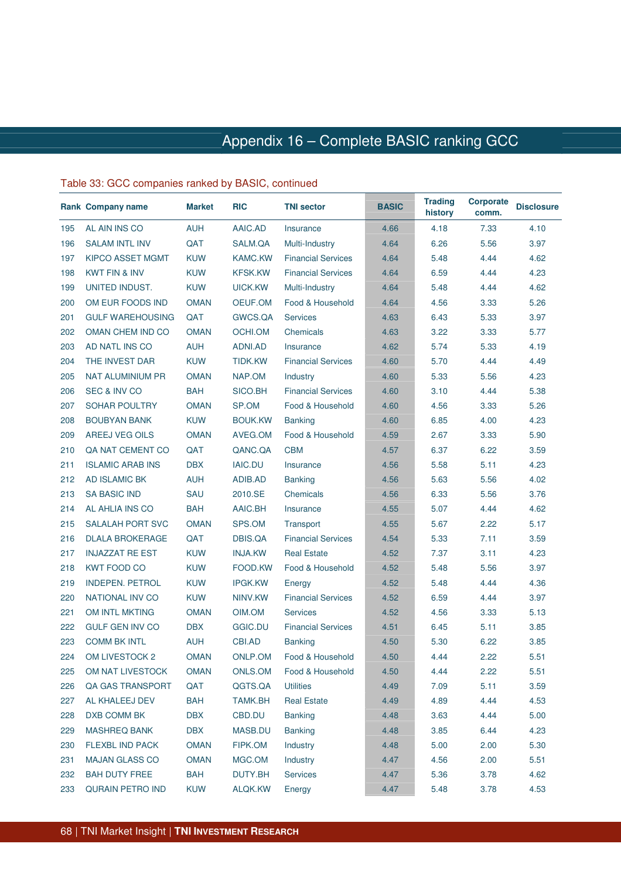# Appendix 16 – Complete BASIC ranking GCC

Table 33: GCC companies ranked by BASIC, continued

| Rank | Company name | Market | RIC | TNI sector | BASIC | Trading history | Corporate comm. | Disclosure |
|---|---|---|---|---|---|---|---|---|
| 195 | AL AIN INS CO | AUH | AAIC.AD | Insurance | 4.66 | 4.18 | 7.33 | 4.10 |
| 196 | SALAM INTL INV | QAT | SALM.QA | Multi-Industry | 4.64 | 6.26 | 5.56 | 3.97 |
| 197 | KIPCO ASSET MGMT | KUW | KAMC.KW | Financial Services | 4.64 | 5.48 | 4.44 | 4.62 |
| 198 | KWT FIN & INV | KUW | KFSK.KW | Financial Services | 4.64 | 6.59 | 4.44 | 4.23 |
| 199 | UNITED INDUST. | KUW | UICK.KW | Multi-Industry | 4.64 | 5.48 | 4.44 | 4.62 |
| 200 | OM EUR FOODS IND | OMAN | OEUF.OM | Food & Household | 4.64 | 4.56 | 3.33 | 5.26 |
| 201 | GULF WAREHOUSING | QAT | GWCS.QA | Services | 4.63 | 6.43 | 5.33 | 3.97 |
| 202 | OMAN CHEM IND CO | OMAN | OCHI.OM | Chemicals | 4.63 | 3.22 | 3.33 | 5.77 |
| 203 | AD NATL INS CO | AUH | ADNI.AD | Insurance | 4.62 | 5.74 | 5.33 | 4.19 |
| 204 | THE INVEST DAR | KUW | TIDK.KW | Financial Services | 4.60 | 5.70 | 4.44 | 4.49 |
| 205 | NAT ALUMINIUM PR | OMAN | NAP.OM | Industry | 4.60 | 5.33 | 5.56 | 4.23 |
| 206 | SEC & INV CO | BAH | SICO.BH | Financial Services | 4.60 | 3.10 | 4.44 | 5.38 |
| 207 | SOHAR POULTRY | OMAN | SP.OM | Food & Household | 4.60 | 4.56 | 3.33 | 5.26 |
| 208 | BOUBYAN BANK | KUW | BOUK.KW | Banking | 4.60 | 6.85 | 4.00 | 4.23 |
| 209 | AREEJ VEG OILS | OMAN | AVEG.OM | Food & Household | 4.59 | 2.67 | 3.33 | 5.90 |
| 210 | QA NAT CEMENT CO | QAT | QANC.QA | CBM | 4.57 | 6.37 | 6.22 | 3.59 |
| 211 | ISLAMIC ARAB INS | DBX | IAIC.DU | Insurance | 4.56 | 5.58 | 5.11 | 4.23 |
| 212 | AD ISLAMIC BK | AUH | ADIB.AD | Banking | 4.56 | 5.63 | 5.56 | 4.02 |
| 213 | SA BASIC IND | SAU | 2010.SE | Chemicals | 4.56 | 6.33 | 5.56 | 3.76 |
| 214 | AL AHLIA INS CO | BAH | AAIC.BH | Insurance | 4.55 | 5.07 | 4.44 | 4.62 |
| 215 | SALALAH PORT SVC | OMAN | SPS.OM | Transport | 4.55 | 5.67 | 2.22 | 5.17 |
| 216 | DLALA BROKERAGE | QAT | DBIS.QA | Financial Services | 4.54 | 5.33 | 7.11 | 3.59 |
| 217 | INJAZZAT RE EST | KUW | INJA.KW | Real Estate | 4.52 | 7.37 | 3.11 | 4.23 |
| 218 | KWT FOOD CO | KUW | FOOD.KW | Food & Household | 4.52 | 5.48 | 5.56 | 3.97 |
| 219 | INDEPEN. PETROL | KUW | IPGK.KW | Energy | 4.52 | 5.48 | 4.44 | 4.36 |
| 220 | NATIONAL INV CO | KUW | NINV.KW | Financial Services | 4.52 | 6.59 | 4.44 | 3.97 |
| 221 | OM INTL MKTING | OMAN | OIM.OM | Services | 4.52 | 4.56 | 3.33 | 5.13 |
| 222 | GULF GEN INV CO | DBX | GGIC.DU | Financial Services | 4.51 | 6.45 | 5.11 | 3.85 |
| 223 | COMM BK INTL | AUH | CBI.AD | Banking | 4.50 | 5.30 | 6.22 | 3.85 |
| 224 | OM LIVESTOCK 2 | OMAN | ONLP.OM | Food & Household | 4.50 | 4.44 | 2.22 | 5.51 |
| 225 | OM NAT LIVESTOCK | OMAN | ONLS.OM | Food & Household | 4.50 | 4.44 | 2.22 | 5.51 |
| 226 | QA GAS TRANSPORT | QAT | QGTS.QA | Utilities | 4.49 | 7.09 | 5.11 | 3.59 |
| 227 | AL KHALEEJ DEV | BAH | TAMK.BH | Real Estate | 4.49 | 4.89 | 4.44 | 4.53 |
| 228 | DXB COMM BK | DBX | CBD.DU | Banking | 4.48 | 3.63 | 4.44 | 5.00 |
| 229 | MASHREQ BANK | DBX | MASB.DU | Banking | 4.48 | 3.85 | 6.44 | 4.23 |
| 230 | FLEXBL IND PACK | OMAN | FIPK.OM | Industry | 4.48 | 5.00 | 2.00 | 5.30 |
| 231 | MAJAN GLASS CO | OMAN | MGC.OM | Industry | 4.47 | 4.56 | 2.00 | 5.51 |
| 232 | BAH DUTY FREE | BAH | DUTY.BH | Services | 4.47 | 5.36 | 3.78 | 4.62 |
| 233 | QURAIN PETRO IND | KUW | ALQK.KW | Energy | 4.47 | 5.48 | 3.78 | 4.53 |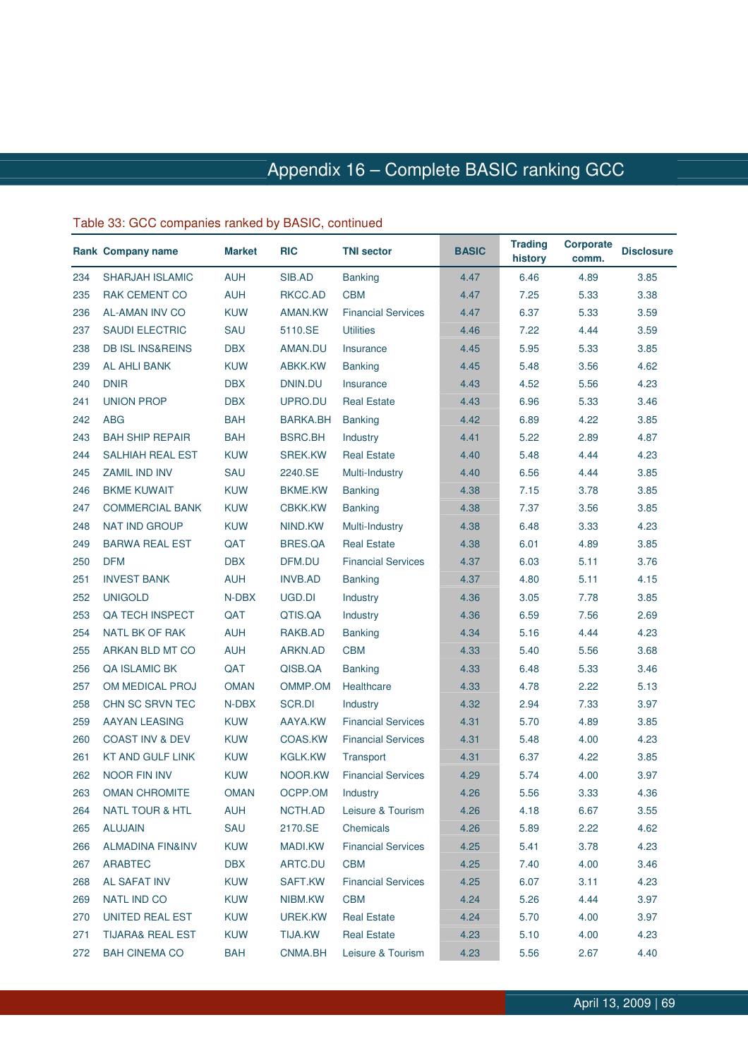# Appendix 16 – Complete BASIC ranking GCC

Table 33: GCC companies ranked by BASIC, continued

| Rank | Company name | Market | RIC | TNI sector | BASIC | Trading history | Corporate comm. | Disclosure |
|---|---|---|---|---|---|---|---|---|
| 234 | SHARJAH ISLAMIC | AUH | SIB.AD | Banking | 4.47 | 6.46 | 4.89 | 3.85 |
| 235 | RAK CEMENT CO | AUH | RKCC.AD | CBM | 4.47 | 7.25 | 5.33 | 3.38 |
| 236 | AL-AMAN INV CO | KUW | AMAN.KW | Financial Services | 4.47 | 6.37 | 5.33 | 3.59 |
| 237 | SAUDI ELECTRIC | SAU | 5110.SE | Utilities | 4.46 | 7.22 | 4.44 | 3.59 |
| 238 | DB ISL INS&REINS | DBX | AMAN.DU | Insurance | 4.45 | 5.95 | 5.33 | 3.85 |
| 239 | AL AHLI BANK | KUW | ABKK.KW | Banking | 4.45 | 5.48 | 3.56 | 4.62 |
| 240 | DNIR | DBX | DNIN.DU | Insurance | 4.43 | 4.52 | 5.56 | 4.23 |
| 241 | UNION PROP | DBX | UPRO.DU | Real Estate | 4.43 | 6.96 | 5.33 | 3.46 |
| 242 | ABG | BAH | BARKA.BH | Banking | 4.42 | 6.89 | 4.22 | 3.85 |
| 243 | BAH SHIP REPAIR | BAH | BSRC.BH | Industry | 4.41 | 5.22 | 2.89 | 4.87 |
| 244 | SALHIAH REAL EST | KUW | SREK.KW | Real Estate | 4.40 | 5.48 | 4.44 | 4.23 |
| 245 | ZAMIL IND INV | SAU | 2240.SE | Multi-Industry | 4.40 | 6.56 | 4.44 | 3.85 |
| 246 | BKME KUWAIT | KUW | BKME.KW | Banking | 4.38 | 7.15 | 3.78 | 3.85 |
| 247 | COMMERCIAL BANK | KUW | CBKK.KW | Banking | 4.38 | 7.37 | 3.56 | 3.85 |
| 248 | NAT IND GROUP | KUW | NIND.KW | Multi-Industry | 4.38 | 6.48 | 3.33 | 4.23 |
| 249 | BARWA REAL EST | QAT | BRES.QA | Real Estate | 4.38 | 6.01 | 4.89 | 3.85 |
| 250 | DFM | DBX | DFM.DU | Financial Services | 4.37 | 6.03 | 5.11 | 3.76 |
| 251 | INVEST BANK | AUH | INVB.AD | Banking | 4.37 | 4.80 | 5.11 | 4.15 |
| 252 | UNIGOLD | N-DBX | UGD.DI | Industry | 4.36 | 3.05 | 7.78 | 3.85 |
| 253 | QA TECH INSPECT | QAT | QTIS.QA | Industry | 4.36 | 6.59 | 7.56 | 2.69 |
| 254 | NATL BK OF RAK | AUH | RAKB.AD | Banking | 4.34 | 5.16 | 4.44 | 4.23 |
| 255 | ARKAN BLD MT CO | AUH | ARKN.AD | CBM | 4.33 | 5.40 | 5.56 | 3.68 |
| 256 | QA ISLAMIC BK | QAT | QISB.QA | Banking | 4.33 | 6.48 | 5.33 | 3.46 |
| 257 | OM MEDICAL PROJ | OMAN | OMMP.OM | Healthcare | 4.33 | 4.78 | 2.22 | 5.13 |
| 258 | CHN SC SRVN TEC | N-DBX | SCR.DI | Industry | 4.32 | 2.94 | 7.33 | 3.97 |
| 259 | AAYAN LEASING | KUW | AAYA.KW | Financial Services | 4.31 | 5.70 | 4.89 | 3.85 |
| 260 | COAST INV & DEV | KUW | COAS.KW | Financial Services | 4.31 | 5.48 | 4.00 | 4.23 |
| 261 | KT AND GULF LINK | KUW | KGLK.KW | Transport | 4.31 | 6.37 | 4.22 | 3.85 |
| 262 | NOOR FIN INV | KUW | NOOR.KW | Financial Services | 4.29 | 5.74 | 4.00 | 3.97 |
| 263 | OMAN CHROMITE | OMAN | OCPP.OM | Industry | 4.26 | 5.56 | 3.33 | 4.36 |
| 264 | NATL TOUR & HTL | AUH | NCTH.AD | Leisure & Tourism | 4.26 | 4.18 | 6.67 | 3.55 |
| 265 | ALUJAIN | SAU | 2170.SE | Chemicals | 4.26 | 5.89 | 2.22 | 4.62 |
| 266 | ALMADINA FIN&INV | KUW | MADI.KW | Financial Services | 4.25 | 5.41 | 3.78 | 4.23 |
| 267 | ARABTEC | DBX | ARTC.DU | CBM | 4.25 | 7.40 | 4.00 | 3.46 |
| 268 | AL SAFAT INV | KUW | SAFT.KW | Financial Services | 4.25 | 6.07 | 3.11 | 4.23 |
| 269 | NATL IND CO | KUW | NIBM.KW | CBM | 4.24 | 5.26 | 4.44 | 3.97 |
| 270 | UNITED REAL EST | KUW | UREK.KW | Real Estate | 4.24 | 5.70 | 4.00 | 3.97 |
| 271 | TIJARA& REAL EST | KUW | TIJA.KW | Real Estate | 4.23 | 5.10 | 4.00 | 4.23 |
| 272 | BAH CINEMA CO | BAH | CNMA.BH | Leisure & Tourism | 4.23 | 5.56 | 2.67 | 4.40 |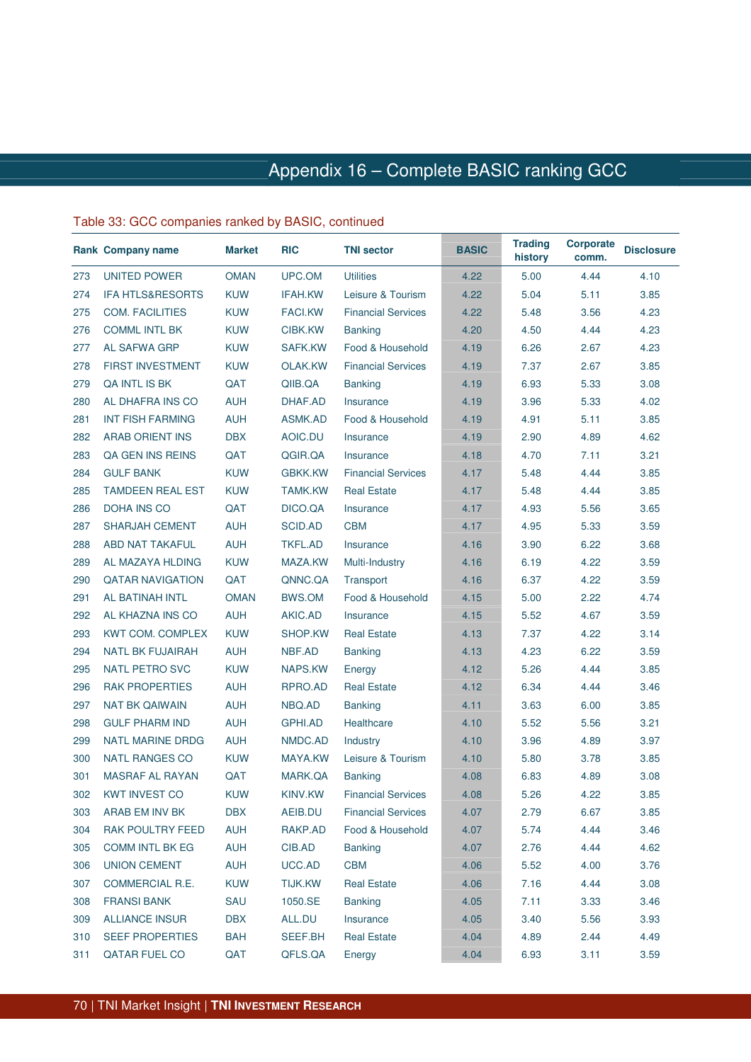# Appendix 16 – Complete BASIC ranking GCC

Table 33: GCC companies ranked by BASIC, continued

| Rank | Company name | Market | RIC | TNI sector | BASIC | Trading history | Corporate comm. | Disclosure |
|---|---|---|---|---|---|---|---|---|
| 273 | UNITED POWER | OMAN | UPC.OM | Utilities | 4.22 | 5.00 | 4.44 | 4.10 |
| 274 | IFA HTLS&RESORTS | KUW | IFAH.KW | Leisure & Tourism | 4.22 | 5.04 | 5.11 | 3.85 |
| 275 | COM. FACILITIES | KUW | FACI.KW | Financial Services | 4.22 | 5.48 | 3.56 | 4.23 |
| 276 | COMML INTL BK | KUW | CIBK.KW | Banking | 4.20 | 4.50 | 4.44 | 4.23 |
| 277 | AL SAFWA GRP | KUW | SAFK.KW | Food & Household | 4.19 | 6.26 | 2.67 | 4.23 |
| 278 | FIRST INVESTMENT | KUW | OLAK.KW | Financial Services | 4.19 | 7.37 | 2.67 | 3.85 |
| 279 | QA INTL IS BK | QAT | QIIB.QA | Banking | 4.19 | 6.93 | 5.33 | 3.08 |
| 280 | AL DHAFRA INS CO | AUH | DHAF.AD | Insurance | 4.19 | 3.96 | 5.33 | 4.02 |
| 281 | INT FISH FARMING | AUH | ASMK.AD | Food & Household | 4.19 | 4.91 | 5.11 | 3.85 |
| 282 | ARAB ORIENT INS | DBX | AOIC.DU | Insurance | 4.19 | 2.90 | 4.89 | 4.62 |
| 283 | QA GEN INS REINS | QAT | QGIR.QA | Insurance | 4.18 | 4.70 | 7.11 | 3.21 |
| 284 | GULF BANK | KUW | GBKK.KW | Financial Services | 4.17 | 5.48 | 4.44 | 3.85 |
| 285 | TAMDEEN REAL EST | KUW | TAMK.KW | Real Estate | 4.17 | 5.48 | 4.44 | 3.85 |
| 286 | DOHA INS CO | QAT | DICO.QA | Insurance | 4.17 | 4.93 | 5.56 | 3.65 |
| 287 | SHARJAH CEMENT | AUH | SCID.AD | CBM | 4.17 | 4.95 | 5.33 | 3.59 |
| 288 | ABD NAT TAKAFUL | AUH | TKFL.AD | Insurance | 4.16 | 3.90 | 6.22 | 3.68 |
| 289 | AL MAZAYA HLDING | KUW | MAZA.KW | Multi-Industry | 4.16 | 6.19 | 4.22 | 3.59 |
| 290 | QATAR NAVIGATION | QAT | QNNC.QA | Transport | 4.16 | 6.37 | 4.22 | 3.59 |
| 291 | AL BATINAH INTL | OMAN | BWS.OM | Food & Household | 4.15 | 5.00 | 2.22 | 4.74 |
| 292 | AL KHAZNA INS CO | AUH | AKIC.AD | Insurance | 4.15 | 5.52 | 4.67 | 3.59 |
| 293 | KWT COM. COMPLEX | KUW | SHOP.KW | Real Estate | 4.13 | 7.37 | 4.22 | 3.14 |
| 294 | NATL BK FUJAIRAH | AUH | NBF.AD | Banking | 4.13 | 4.23 | 6.22 | 3.59 |
| 295 | NATL PETRO SVC | KUW | NAPS.KW | Energy | 4.12 | 5.26 | 4.44 | 3.85 |
| 296 | RAK PROPERTIES | AUH | RPRO.AD | Real Estate | 4.12 | 6.34 | 4.44 | 3.46 |
| 297 | NAT BK QAIWAIN | AUH | NBQ.AD | Banking | 4.11 | 3.63 | 6.00 | 3.85 |
| 298 | GULF PHARM IND | AUH | GPHI.AD | Healthcare | 4.10 | 5.52 | 5.56 | 3.21 |
| 299 | NATL MARINE DRDG | AUH | NMDC.AD | Industry | 4.10 | 3.96 | 4.89 | 3.97 |
| 300 | NATL RANGES CO | KUW | MAYA.KW | Leisure & Tourism | 4.10 | 5.80 | 3.78 | 3.85 |
| 301 | MASRAF AL RAYAN | QAT | MARK.QA | Banking | 4.08 | 6.83 | 4.89 | 3.08 |
| 302 | KWT INVEST CO | KUW | KINV.KW | Financial Services | 4.08 | 5.26 | 4.22 | 3.85 |
| 303 | ARAB EM INV BK | DBX | AEIB.DU | Financial Services | 4.07 | 2.79 | 6.67 | 3.85 |
| 304 | RAK POULTRY FEED | AUH | RAKP.AD | Food & Household | 4.07 | 5.74 | 4.44 | 3.46 |
| 305 | COMM INTL BK EG | AUH | CIB.AD | Banking | 4.07 | 2.76 | 4.44 | 4.62 |
| 306 | UNION CEMENT | AUH | UCC.AD | CBM | 4.06 | 5.52 | 4.00 | 3.76 |
| 307 | COMMERCIAL R.E. | KUW | TIJK.KW | Real Estate | 4.06 | 7.16 | 4.44 | 3.08 |
| 308 | FRANSI BANK | SAU | 1050.SE | Banking | 4.05 | 7.11 | 3.33 | 3.46 |
| 309 | ALLIANCE INSUR | DBX | ALL.DU | Insurance | 4.05 | 3.40 | 5.56 | 3.93 |
| 310 | SEEF PROPERTIES | BAH | SEEF.BH | Real Estate | 4.04 | 4.89 | 2.44 | 4.49 |
| 311 | QATAR FUEL CO | QAT | QFLS.QA | Energy | 4.04 | 6.93 | 3.11 | 3.59 |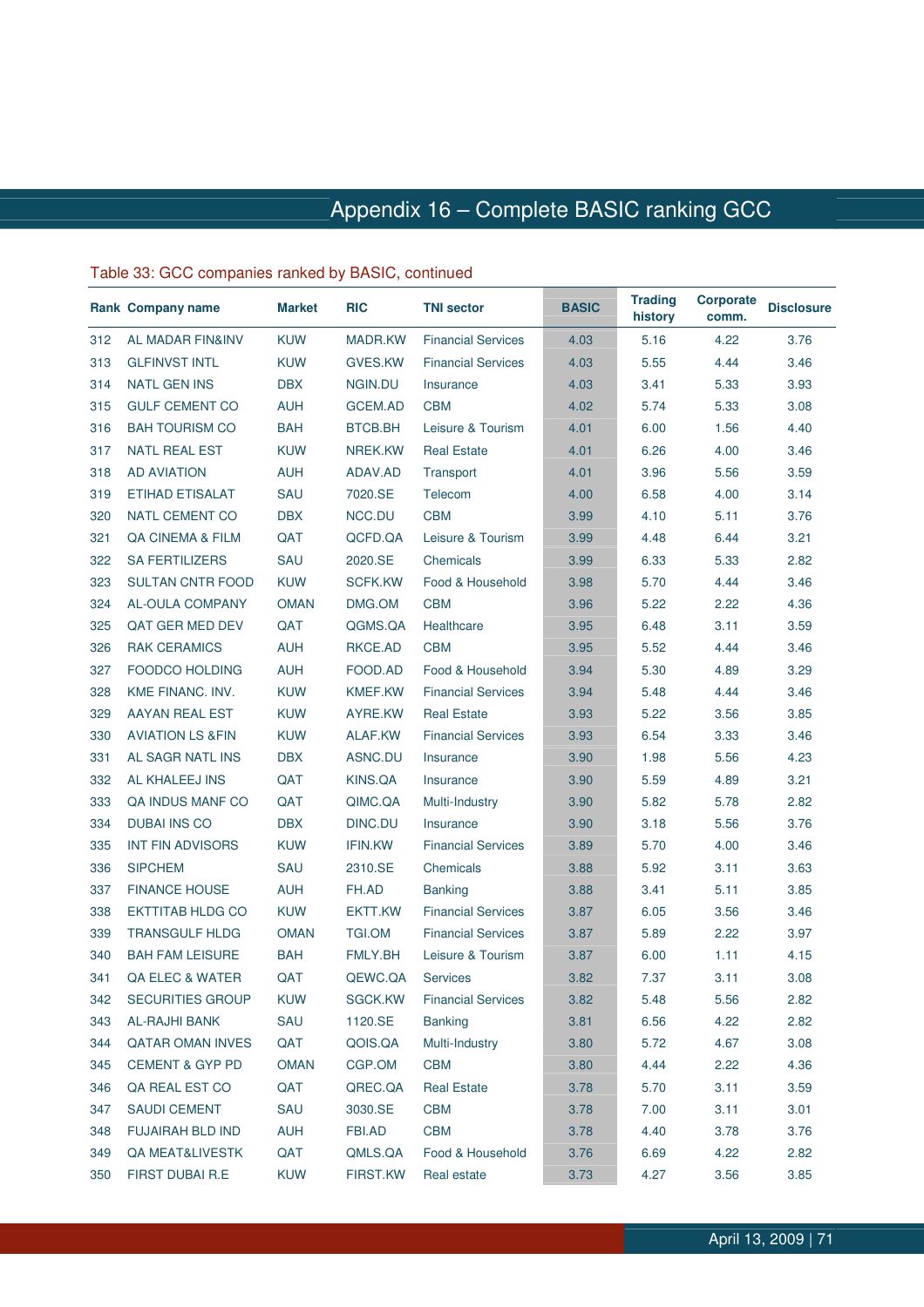# Appendix 16 – Complete BASIC ranking GCC

Table 33: GCC companies ranked by BASIC, continued

| Rank | Company name | Market | RIC | TNI sector | BASIC | Trading history | Corporate comm. | Disclosure |
|---|---|---|---|---|---|---|---|---|
| 312 | AL MADAR FIN&INV | KUW | MADR.KW | Financial Services | 4.03 | 5.16 | 4.22 | 3.76 |
| 313 | GLFINVST INTL | KUW | GVES.KW | Financial Services | 4.03 | 5.55 | 4.44 | 3.46 |
| 314 | NATL GEN INS | DBX | NGIN.DU | Insurance | 4.03 | 3.41 | 5.33 | 3.93 |
| 315 | GULF CEMENT CO | AUH | GCEM.AD | CBM | 4.02 | 5.74 | 5.33 | 3.08 |
| 316 | BAH TOURISM CO | BAH | BTCB.BH | Leisure & Tourism | 4.01 | 6.00 | 1.56 | 4.40 |
| 317 | NATL REAL EST | KUW | NREK.KW | Real Estate | 4.01 | 6.26 | 4.00 | 3.46 |
| 318 | AD AVIATION | AUH | ADAV.AD | Transport | 4.01 | 3.96 | 5.56 | 3.59 |
| 319 | ETIHAD ETISALAT | SAU | 7020.SE | Telecom | 4.00 | 6.58 | 4.00 | 3.14 |
| 320 | NATL CEMENT CO | DBX | NCC.DU | CBM | 3.99 | 4.10 | 5.11 | 3.76 |
| 321 | QA CINEMA & FILM | QAT | QCFD.QA | Leisure & Tourism | 3.99 | 4.48 | 6.44 | 3.21 |
| 322 | SA FERTILIZERS | SAU | 2020.SE | Chemicals | 3.99 | 6.33 | 5.33 | 2.82 |
| 323 | SULTAN CNTR FOOD | KUW | SCFK.KW | Food & Household | 3.98 | 5.70 | 4.44 | 3.46 |
| 324 | AL-OULA COMPANY | OMAN | DMG.OM | CBM | 3.96 | 5.22 | 2.22 | 4.36 |
| 325 | QAT GER MED DEV | QAT | QGMS.QA | Healthcare | 3.95 | 6.48 | 3.11 | 3.59 |
| 326 | RAK CERAMICS | AUH | RKCE.AD | CBM | 3.95 | 5.52 | 4.44 | 3.46 |
| 327 | FOODCO HOLDING | AUH | FOOD.AD | Food & Household | 3.94 | 5.30 | 4.89 | 3.29 |
| 328 | KME FINANC. INV. | KUW | KMEF.KW | Financial Services | 3.94 | 5.48 | 4.44 | 3.46 |
| 329 | AAYAN REAL EST | KUW | AYRE.KW | Real Estate | 3.93 | 5.22 | 3.56 | 3.85 |
| 330 | AVIATION LS &FIN | KUW | ALAF.KW | Financial Services | 3.93 | 6.54 | 3.33 | 3.46 |
| 331 | AL SAGR NATL INS | DBX | ASNC.DU | Insurance | 3.90 | 1.98 | 5.56 | 4.23 |
| 332 | AL KHALEEJ INS | QAT | KINS.QA | Insurance | 3.90 | 5.59 | 4.89 | 3.21 |
| 333 | QA INDUS MANF CO | QAT | QIMC.QA | Multi-Industry | 3.90 | 5.82 | 5.78 | 2.82 |
| 334 | DUBAI INS CO | DBX | DINC.DU | Insurance | 3.90 | 3.18 | 5.56 | 3.76 |
| 335 | INT FIN ADVISORS | KUW | IFIN.KW | Financial Services | 3.89 | 5.70 | 4.00 | 3.46 |
| 336 | SIPCHEM | SAU | 2310.SE | Chemicals | 3.88 | 5.92 | 3.11 | 3.63 |
| 337 | FINANCE HOUSE | AUH | FH.AD | Banking | 3.88 | 3.41 | 5.11 | 3.85 |
| 338 | EKTTITAB HLDG CO | KUW | EKTT.KW | Financial Services | 3.87 | 6.05 | 3.56 | 3.46 |
| 339 | TRANSGULF HLDG | OMAN | TGI.OM | Financial Services | 3.87 | 5.89 | 2.22 | 3.97 |
| 340 | BAH FAM LEISURE | BAH | FMLY.BH | Leisure & Tourism | 3.87 | 6.00 | 1.11 | 4.15 |
| 341 | QA ELEC & WATER | QAT | QEWC.QA | Services | 3.82 | 7.37 | 3.11 | 3.08 |
| 342 | SECURITIES GROUP | KUW | SGCK.KW | Financial Services | 3.82 | 5.48 | 5.56 | 2.82 |
| 343 | AL-RAJHI BANK | SAU | 1120.SE | Banking | 3.81 | 6.56 | 4.22 | 2.82 |
| 344 | QATAR OMAN INVES | QAT | QOIS.QA | Multi-Industry | 3.80 | 5.72 | 4.67 | 3.08 |
| 345 | CEMENT & GYP PD | OMAN | CGP.OM | CBM | 3.80 | 4.44 | 2.22 | 4.36 |
| 346 | QA REAL EST CO | QAT | QREC.QA | Real Estate | 3.78 | 5.70 | 3.11 | 3.59 |
| 347 | SAUDI CEMENT | SAU | 3030.SE | CBM | 3.78 | 7.00 | 3.11 | 3.01 |
| 348 | FUJAIRAH BLD IND | AUH | FBI.AD | CBM | 3.78 | 4.40 | 3.78 | 3.76 |
| 349 | QA MEAT&LIVESTK | QAT | QMLS.QA | Food & Household | 3.76 | 6.69 | 4.22 | 2.82 |
| 350 | FIRST DUBAI R.E | KUW | FIRST.KW | Real estate | 3.73 | 4.27 | 3.56 | 3.85 |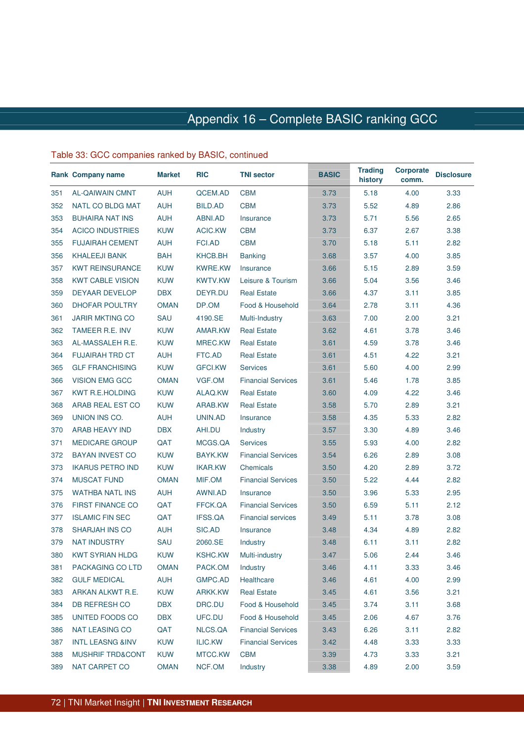# Appendix 16 – Complete BASIC ranking GCC

Table 33: GCC companies ranked by BASIC, continued

| Rank | Company name | Market | RIC | TNI sector | BASIC | Trading history | Corporate comm. | Disclosure |
|---|---|---|---|---|---|---|---|---|
| 351 | AL-QAIWAIN CMNT | AUH | QCEM.AD | CBM | 3.73 | 5.18 | 4.00 | 3.33 |
| 352 | NATL CO BLDG MAT | AUH | BILD.AD | CBM | 3.73 | 5.52 | 4.89 | 2.86 |
| 353 | BUHAIRA NAT INS | AUH | ABNI.AD | Insurance | 3.73 | 5.71 | 5.56 | 2.65 |
| 354 | ACICO INDUSTRIES | KUW | ACIC.KW | CBM | 3.73 | 6.37 | 2.67 | 3.38 |
| 355 | FUJAIRAH CEMENT | AUH | FCI.AD | CBM | 3.70 | 5.18 | 5.11 | 2.82 |
| 356 | KHALEEJI BANK | BAH | KHCB.BH | Banking | 3.68 | 3.57 | 4.00 | 3.85 |
| 357 | KWT REINSURANCE | KUW | KWRE.KW | Insurance | 3.66 | 5.15 | 2.89 | 3.59 |
| 358 | KWT CABLE VISION | KUW | KWTV.KW | Leisure & Tourism | 3.66 | 5.04 | 3.56 | 3.46 |
| 359 | DEYAAR DEVELOP | DBX | DEYR.DU | Real Estate | 3.66 | 4.37 | 3.11 | 3.85 |
| 360 | DHOFAR POULTRY | OMAN | DP.OM | Food & Household | 3.64 | 2.78 | 3.11 | 4.36 |
| 361 | JARIR MKTING CO | SAU | 4190.SE | Multi-Industry | 3.63 | 7.00 | 2.00 | 3.21 |
| 362 | TAMEER R.E. INV | KUW | AMAR.KW | Real Estate | 3.62 | 4.61 | 3.78 | 3.46 |
| 363 | AL-MASSALEH R.E. | KUW | MREC.KW | Real Estate | 3.61 | 4.59 | 3.78 | 3.46 |
| 364 | FUJAIRAH TRD CT | AUH | FTC.AD | Real Estate | 3.61 | 4.51 | 4.22 | 3.21 |
| 365 | GLF FRANCHISING | KUW | GFCI.KW | Services | 3.61 | 5.60 | 4.00 | 2.99 |
| 366 | VISION EMG GCC | OMAN | VGF.OM | Financial Services | 3.61 | 5.46 | 1.78 | 3.85 |
| 367 | KWT R.E.HOLDING | KUW | ALAQ.KW | Real Estate | 3.60 | 4.09 | 4.22 | 3.46 |
| 368 | ARAB REAL EST CO | KUW | ARAB.KW | Real Estate | 3.58 | 5.70 | 2.89 | 3.21 |
| 369 | UNION INS CO. | AUH | UNIN.AD | Insurance | 3.58 | 4.35 | 5.33 | 2.82 |
| 370 | ARAB HEAVY IND | DBX | AHI.DU | Industry | 3.57 | 3.30 | 4.89 | 3.46 |
| 371 | MEDICARE GROUP | QAT | MCGS.QA | Services | 3.55 | 5.93 | 4.00 | 2.82 |
| 372 | BAYAN INVEST CO | KUW | BAYK.KW | Financial Services | 3.54 | 6.26 | 2.89 | 3.08 |
| 373 | IKARUS PETRO IND | KUW | IKAR.KW | Chemicals | 3.50 | 4.20 | 2.89 | 3.72 |
| 374 | MUSCAT FUND | OMAN | MIF.OM | Financial Services | 3.50 | 5.22 | 4.44 | 2.82 |
| 375 | WATHBA NATL INS | AUH | AWNI.AD | Insurance | 3.50 | 3.96 | 5.33 | 2.95 |
| 376 | FIRST FINANCE CO | QAT | FFCK.QA | Financial Services | 3.50 | 6.59 | 5.11 | 2.12 |
| 377 | ISLAMIC FIN SEC | QAT | IFSS.QA | Financial services | 3.49 | 5.11 | 3.78 | 3.08 |
| 378 | SHARJAH INS CO | AUH | SIC.AD | Insurance | 3.48 | 4.34 | 4.89 | 2.82 |
| 379 | NAT INDUSTRY | SAU | 2060.SE | Industry | 3.48 | 6.11 | 3.11 | 2.82 |
| 380 | KWT SYRIAN HLDG | KUW | KSHC.KW | Multi-industry | 3.47 | 5.06 | 2.44 | 3.46 |
| 381 | PACKAGING CO LTD | OMAN | PACK.OM | Industry | 3.46 | 4.11 | 3.33 | 3.46 |
| 382 | GULF MEDICAL | AUH | GMPC.AD | Healthcare | 3.46 | 4.61 | 4.00 | 2.99 |
| 383 | ARKAN ALKWT R.E. | KUW | ARKK.KW | Real Estate | 3.45 | 4.61 | 3.56 | 3.21 |
| 384 | DB REFRESH CO | DBX | DRC.DU | Food & Household | 3.45 | 3.74 | 3.11 | 3.68 |
| 385 | UNITED FOODS CO | DBX | UFC.DU | Food & Household | 3.45 | 2.06 | 4.67 | 3.76 |
| 386 | NAT LEASING CO | QAT | NLCS.QA | Financial Services | 3.43 | 6.26 | 3.11 | 2.82 |
| 387 | INTL LEASNG &INV | KUW | ILIC.KW | Financial Services | 3.42 | 4.48 | 3.33 | 3.33 |
| 388 | MUSHRIF TRD&CONT | KUW | MTCC.KW | CBM | 3.39 | 4.73 | 3.33 | 3.21 |
| 389 | NAT CARPET CO | OMAN | NCF.OM | Industry | 3.38 | 4.89 | 2.00 | 3.59 |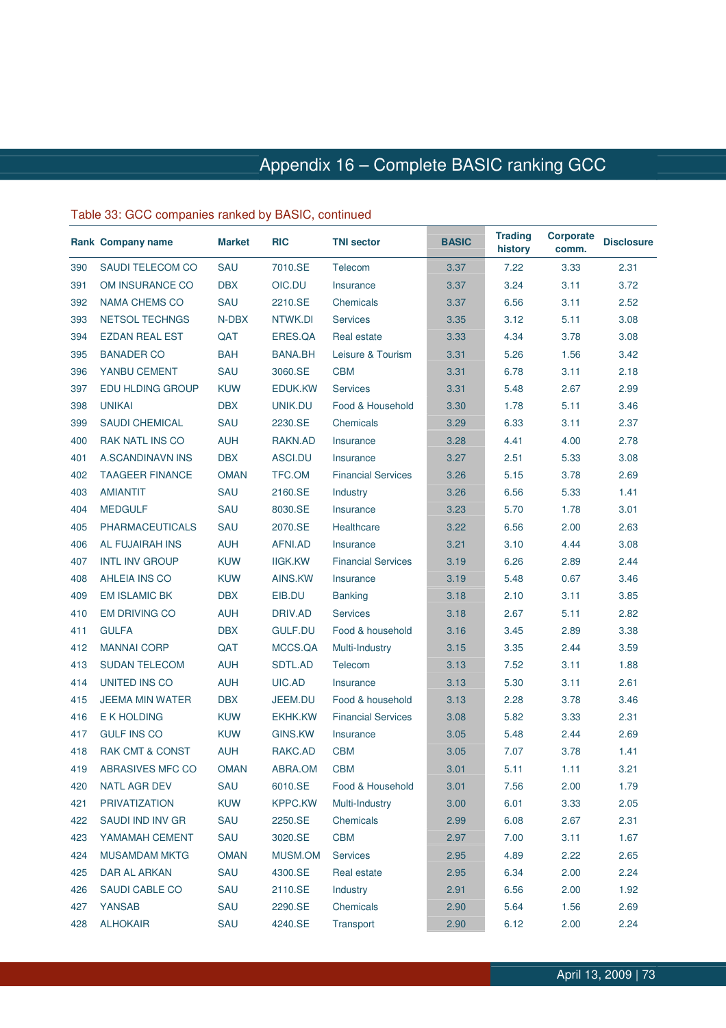# Appendix 16 – Complete BASIC ranking GCC

Table 33: GCC companies ranked by BASIC, continued

| Rank | Company name | Market | RIC | TNI sector | BASIC | Trading history | Corporate comm. | Disclosure |
|---|---|---|---|---|---|---|---|---|
| 390 | SAUDI TELECOM CO | SAU | 7010.SE | Telecom | 3.37 | 7.22 | 3.33 | 2.31 |
| 391 | OM INSURANCE CO | DBX | OIC.DU | Insurance | 3.37 | 3.24 | 3.11 | 3.72 |
| 392 | NAMA CHEMS CO | SAU | 2210.SE | Chemicals | 3.37 | 6.56 | 3.11 | 2.52 |
| 393 | NETSOL TECHNGS | N-DBX | NTWK.DI | Services | 3.35 | 3.12 | 5.11 | 3.08 |
| 394 | EZDAN REAL EST | QAT | ERES.QA | Real estate | 3.33 | 4.34 | 3.78 | 3.08 |
| 395 | BANADER CO | BAH | BANA.BH | Leisure & Tourism | 3.31 | 5.26 | 1.56 | 3.42 |
| 396 | YANBU CEMENT | SAU | 3060.SE | CBM | 3.31 | 6.78 | 3.11 | 2.18 |
| 397 | EDU HLDING GROUP | KUW | EDUK.KW | Services | 3.31 | 5.48 | 2.67 | 2.99 |
| 398 | UNIKAI | DBX | UNIK.DU | Food & Household | 3.30 | 1.78 | 5.11 | 3.46 |
| 399 | SAUDI CHEMICAL | SAU | 2230.SE | Chemicals | 3.29 | 6.33 | 3.11 | 2.37 |
| 400 | RAK NATL INS CO | AUH | RAKN.AD | Insurance | 3.28 | 4.41 | 4.00 | 2.78 |
| 401 | A.SCANDINAVN INS | DBX | ASCI.DU | Insurance | 3.27 | 2.51 | 5.33 | 3.08 |
| 402 | TAAGEER FINANCE | OMAN | TFC.OM | Financial Services | 3.26 | 5.15 | 3.78 | 2.69 |
| 403 | AMIANTIT | SAU | 2160.SE | Industry | 3.26 | 6.56 | 5.33 | 1.41 |
| 404 | MEDGULF | SAU | 8030.SE | Insurance | 3.23 | 5.70 | 1.78 | 3.01 |
| 405 | PHARMACEUTICALS | SAU | 2070.SE | Healthcare | 3.22 | 6.56 | 2.00 | 2.63 |
| 406 | AL FUJAIRAH INS | AUH | AFNI.AD | Insurance | 3.21 | 3.10 | 4.44 | 3.08 |
| 407 | INTL INV GROUP | KUW | IIGK.KW | Financial Services | 3.19 | 6.26 | 2.89 | 2.44 |
| 408 | AHLEIA INS CO | KUW | AINS.KW | Insurance | 3.19 | 5.48 | 0.67 | 3.46 |
| 409 | EM ISLAMIC BK | DBX | EIB.DU | Banking | 3.18 | 2.10 | 3.11 | 3.85 |
| 410 | EM DRIVING CO | AUH | DRIV.AD | Services | 3.18 | 2.67 | 5.11 | 2.82 |
| 411 | GULFA | DBX | GULF.DU | Food & household | 3.16 | 3.45 | 2.89 | 3.38 |
| 412 | MANNAI CORP | QAT | MCCS.QA | Multi-Industry | 3.15 | 3.35 | 2.44 | 3.59 |
| 413 | SUDAN TELECOM | AUH | SDTL.AD | Telecom | 3.13 | 7.52 | 3.11 | 1.88 |
| 414 | UNITED INS CO | AUH | UIC.AD | Insurance | 3.13 | 5.30 | 3.11 | 2.61 |
| 415 | JEEMA MIN WATER | DBX | JEEM.DU | Food & household | 3.13 | 2.28 | 3.78 | 3.46 |
| 416 | E K HOLDING | KUW | EKHK.KW | Financial Services | 3.08 | 5.82 | 3.33 | 2.31 |
| 417 | GULF INS CO | KUW | GINS.KW | Insurance | 3.05 | 5.48 | 2.44 | 2.69 |
| 418 | RAK CMT & CONST | AUH | RAKC.AD | CBM | 3.05 | 7.07 | 3.78 | 1.41 |
| 419 | ABRASIVES MFC CO | OMAN | ABRA.OM | CBM | 3.01 | 5.11 | 1.11 | 3.21 |
| 420 | NATL AGR DEV | SAU | 6010.SE | Food & Household | 3.01 | 7.56 | 2.00 | 1.79 |
| 421 | PRIVATIZATION | KUW | KPPC.KW | Multi-Industry | 3.00 | 6.01 | 3.33 | 2.05 |
| 422 | SAUDI IND INV GR | SAU | 2250.SE | Chemicals | 2.99 | 6.08 | 2.67 | 2.31 |
| 423 | YAMAMAH CEMENT | SAU | 3020.SE | CBM | 2.97 | 7.00 | 3.11 | 1.67 |
| 424 | MUSAMDAM MKTG | OMAN | MUSM.OM | Services | 2.95 | 4.89 | 2.22 | 2.65 |
| 425 | DAR AL ARKAN | SAU | 4300.SE | Real estate | 2.95 | 6.34 | 2.00 | 2.24 |
| 426 | SAUDI CABLE CO | SAU | 2110.SE | Industry | 2.91 | 6.56 | 2.00 | 1.92 |
| 427 | YANSAB | SAU | 2290.SE | Chemicals | 2.90 | 5.64 | 1.56 | 2.69 |
| 428 | ALHOKAIR | SAU | 4240.SE | Transport | 2.90 | 6.12 | 2.00 | 2.24 |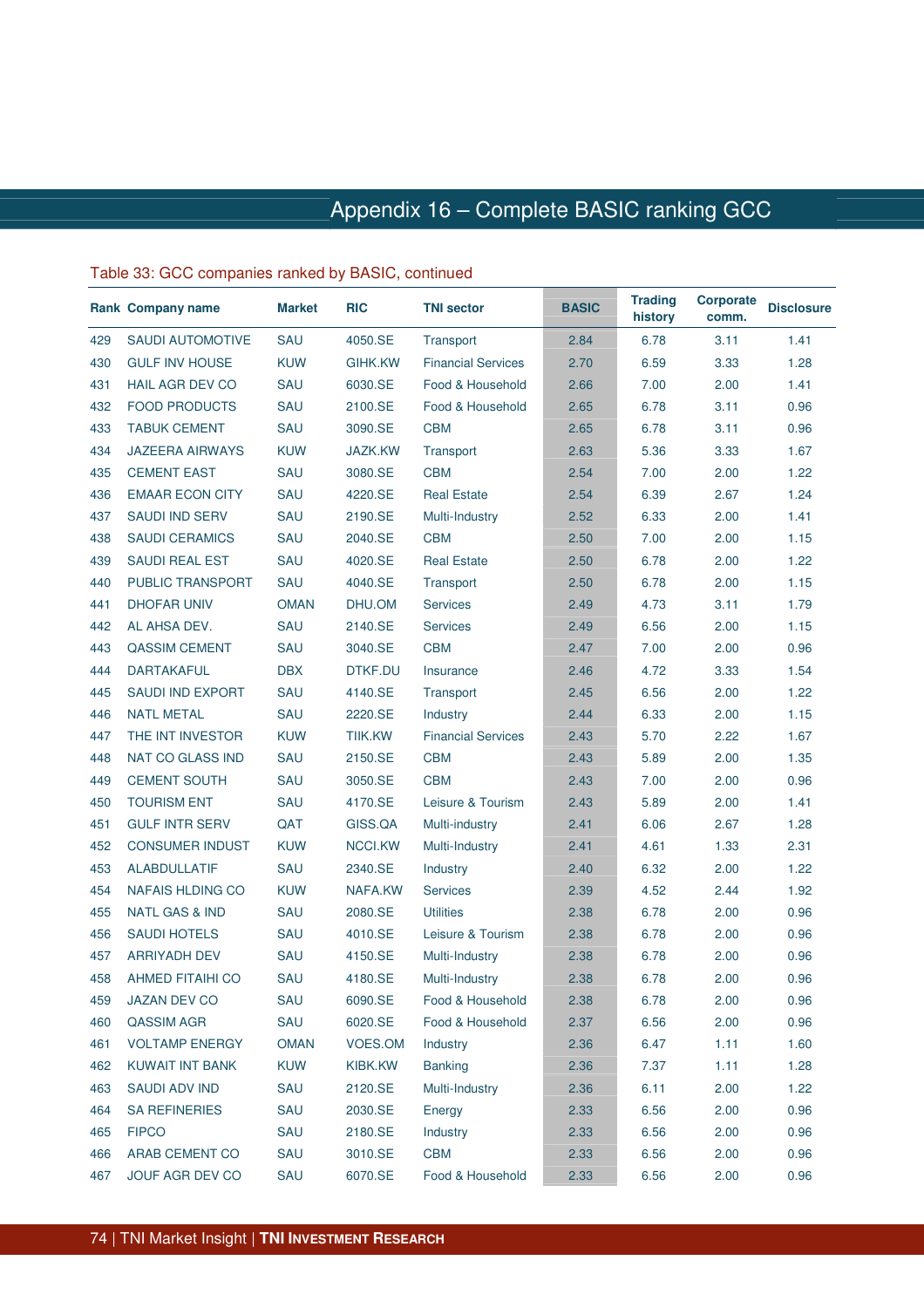# Appendix 16 – Complete BASIC ranking GCC

Table 33: GCC companies ranked by BASIC, continued

| Rank | Company name | Market | RIC | TNI sector | BASIC | Trading history | Corporate comm. | Disclosure |
|---|---|---|---|---|---|---|---|---|
| 429 | SAUDI AUTOMOTIVE | SAU | 4050.SE | Transport | 2.84 | 6.78 | 3.11 | 1.41 |
| 430 | GULF INV HOUSE | KUW | GIHK.KW | Financial Services | 2.70 | 6.59 | 3.33 | 1.28 |
| 431 | HAIL AGR DEV CO | SAU | 6030.SE | Food & Household | 2.66 | 7.00 | 2.00 | 1.41 |
| 432 | FOOD PRODUCTS | SAU | 2100.SE | Food & Household | 2.65 | 6.78 | 3.11 | 0.96 |
| 433 | TABUK CEMENT | SAU | 3090.SE | CBM | 2.65 | 6.78 | 3.11 | 0.96 |
| 434 | JAZEERA AIRWAYS | KUW | JAZK.KW | Transport | 2.63 | 5.36 | 3.33 | 1.67 |
| 435 | CEMENT EAST | SAU | 3080.SE | CBM | 2.54 | 7.00 | 2.00 | 1.22 |
| 436 | EMAAR ECON CITY | SAU | 4220.SE | Real Estate | 2.54 | 6.39 | 2.67 | 1.24 |
| 437 | SAUDI IND SERV | SAU | 2190.SE | Multi-Industry | 2.52 | 6.33 | 2.00 | 1.41 |
| 438 | SAUDI CERAMICS | SAU | 2040.SE | CBM | 2.50 | 7.00 | 2.00 | 1.15 |
| 439 | SAUDI REAL EST | SAU | 4020.SE | Real Estate | 2.50 | 6.78 | 2.00 | 1.22 |
| 440 | PUBLIC TRANSPORT | SAU | 4040.SE | Transport | 2.50 | 6.78 | 2.00 | 1.15 |
| 441 | DHOFAR UNIV | OMAN | DHU.OM | Services | 2.49 | 4.73 | 3.11 | 1.79 |
| 442 | AL AHSA DEV. | SAU | 2140.SE | Services | 2.49 | 6.56 | 2.00 | 1.15 |
| 443 | QASSIM CEMENT | SAU | 3040.SE | CBM | 2.47 | 7.00 | 2.00 | 0.96 |
| 444 | DARTAKAFUL | DBX | DTKF.DU | Insurance | 2.46 | 4.72 | 3.33 | 1.54 |
| 445 | SAUDI IND EXPORT | SAU | 4140.SE | Transport | 2.45 | 6.56 | 2.00 | 1.22 |
| 446 | NATL METAL | SAU | 2220.SE | Industry | 2.44 | 6.33 | 2.00 | 1.15 |
| 447 | THE INT INVESTOR | KUW | TIIK.KW | Financial Services | 2.43 | 5.70 | 2.22 | 1.67 |
| 448 | NAT CO GLASS IND | SAU | 2150.SE | CBM | 2.43 | 5.89 | 2.00 | 1.35 |
| 449 | CEMENT SOUTH | SAU | 3050.SE | CBM | 2.43 | 7.00 | 2.00 | 0.96 |
| 450 | TOURISM ENT | SAU | 4170.SE | Leisure & Tourism | 2.43 | 5.89 | 2.00 | 1.41 |
| 451 | GULF INTR SERV | QAT | GISS.QA | Multi-industry | 2.41 | 6.06 | 2.67 | 1.28 |
| 452 | CONSUMER INDUST | KUW | NCCI.KW | Multi-Industry | 2.41 | 4.61 | 1.33 | 2.31 |
| 453 | ALABDULLATIF | SAU | 2340.SE | Industry | 2.40 | 6.32 | 2.00 | 1.22 |
| 454 | NAFAIS HLDING CO | KUW | NAFA.KW | Services | 2.39 | 4.52 | 2.44 | 1.92 |
| 455 | NATL GAS & IND | SAU | 2080.SE | Utilities | 2.38 | 6.78 | 2.00 | 0.96 |
| 456 | SAUDI HOTELS | SAU | 4010.SE | Leisure & Tourism | 2.38 | 6.78 | 2.00 | 0.96 |
| 457 | ARRIYADH DEV | SAU | 4150.SE | Multi-Industry | 2.38 | 6.78 | 2.00 | 0.96 |
| 458 | AHMED FITAIHI CO | SAU | 4180.SE | Multi-Industry | 2.38 | 6.78 | 2.00 | 0.96 |
| 459 | JAZAN DEV CO | SAU | 6090.SE | Food & Household | 2.38 | 6.78 | 2.00 | 0.96 |
| 460 | QASSIM AGR | SAU | 6020.SE | Food & Household | 2.37 | 6.56 | 2.00 | 0.96 |
| 461 | VOLTAMP ENERGY | OMAN | VOES.OM | Industry | 2.36 | 6.47 | 1.11 | 1.60 |
| 462 | KUWAIT INT BANK | KUW | KIBK.KW | Banking | 2.36 | 7.37 | 1.11 | 1.28 |
| 463 | SAUDI ADV IND | SAU | 2120.SE | Multi-Industry | 2.36 | 6.11 | 2.00 | 1.22 |
| 464 | SA REFINERIES | SAU | 2030.SE | Energy | 2.33 | 6.56 | 2.00 | 0.96 |
| 465 | FIPCO | SAU | 2180.SE | Industry | 2.33 | 6.56 | 2.00 | 0.96 |
| 466 | ARAB CEMENT CO | SAU | 3010.SE | CBM | 2.33 | 6.56 | 2.00 | 0.96 |
| 467 | JOUF AGR DEV CO | SAU | 6070.SE | Food & Household | 2.33 | 6.56 | 2.00 | 0.96 |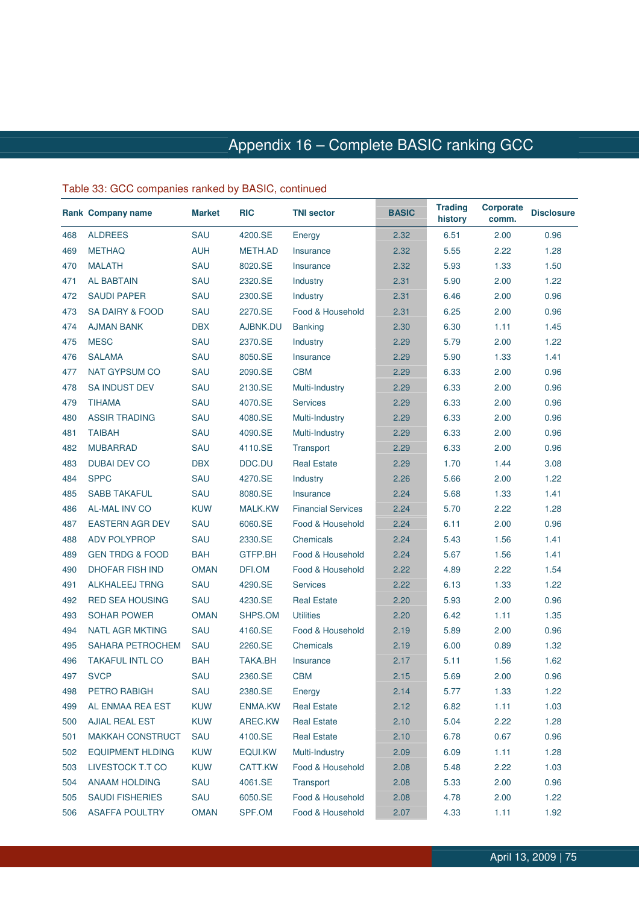# Appendix 16 – Complete BASIC ranking GCC

Table 33: GCC companies ranked by BASIC, continued

| Rank | Company name | Market | RIC | TNI sector | BASIC | Trading history | Corporate comm. | Disclosure |
|---|---|---|---|---|---|---|---|---|
| 468 | ALDREES | SAU | 4200.SE | Energy | 2.32 | 6.51 | 2.00 | 0.96 |
| 469 | METHAQ | AUH | METH.AD | Insurance | 2.32 | 5.55 | 2.22 | 1.28 |
| 470 | MALATH | SAU | 8020.SE | Insurance | 2.32 | 5.93 | 1.33 | 1.50 |
| 471 | AL BABTAIN | SAU | 2320.SE | Industry | 2.31 | 5.90 | 2.00 | 1.22 |
| 472 | SAUDI PAPER | SAU | 2300.SE | Industry | 2.31 | 6.46 | 2.00 | 0.96 |
| 473 | SA DAIRY & FOOD | SAU | 2270.SE | Food & Household | 2.31 | 6.25 | 2.00 | 0.96 |
| 474 | AJMAN BANK | DBX | AJBNK.DU | Banking | 2.30 | 6.30 | 1.11 | 1.45 |
| 475 | MESC | SAU | 2370.SE | Industry | 2.29 | 5.79 | 2.00 | 1.22 |
| 476 | SALAMA | SAU | 8050.SE | Insurance | 2.29 | 5.90 | 1.33 | 1.41 |
| 477 | NAT GYPSUM CO | SAU | 2090.SE | CBM | 2.29 | 6.33 | 2.00 | 0.96 |
| 478 | SA INDUST DEV | SAU | 2130.SE | Multi-Industry | 2.29 | 6.33 | 2.00 | 0.96 |
| 479 | TIHAMA | SAU | 4070.SE | Services | 2.29 | 6.33 | 2.00 | 0.96 |
| 480 | ASSIR TRADING | SAU | 4080.SE | Multi-Industry | 2.29 | 6.33 | 2.00 | 0.96 |
| 481 | TAIBAH | SAU | 4090.SE | Multi-Industry | 2.29 | 6.33 | 2.00 | 0.96 |
| 482 | MUBARRAD | SAU | 4110.SE | Transport | 2.29 | 6.33 | 2.00 | 0.96 |
| 483 | DUBAI DEV CO | DBX | DDC.DU | Real Estate | 2.29 | 1.70 | 1.44 | 3.08 |
| 484 | SPPC | SAU | 4270.SE | Industry | 2.26 | 5.66 | 2.00 | 1.22 |
| 485 | SABB TAKAFUL | SAU | 8080.SE | Insurance | 2.24 | 5.68 | 1.33 | 1.41 |
| 486 | AL-MAL INV CO | KUW | MALK.KW | Financial Services | 2.24 | 5.70 | 2.22 | 1.28 |
| 487 | EASTERN AGR DEV | SAU | 6060.SE | Food & Household | 2.24 | 6.11 | 2.00 | 0.96 |
| 488 | ADV POLYPROP | SAU | 2330.SE | Chemicals | 2.24 | 5.43 | 1.56 | 1.41 |
| 489 | GEN TRDG & FOOD | BAH | GTFP.BH | Food & Household | 2.24 | 5.67 | 1.56 | 1.41 |
| 490 | DHOFAR FISH IND | OMAN | DFI.OM | Food & Household | 2.22 | 4.89 | 2.22 | 1.54 |
| 491 | ALKHALEEJ TRNG | SAU | 4290.SE | Services | 2.22 | 6.13 | 1.33 | 1.22 |
| 492 | RED SEA HOUSING | SAU | 4230.SE | Real Estate | 2.20 | 5.93 | 2.00 | 0.96 |
| 493 | SOHAR POWER | OMAN | SHPS.OM | Utilities | 2.20 | 6.42 | 1.11 | 1.35 |
| 494 | NATL AGR MKTING | SAU | 4160.SE | Food & Household | 2.19 | 5.89 | 2.00 | 0.96 |
| 495 | SAHARA PETROCHEM | SAU | 2260.SE | Chemicals | 2.19 | 6.00 | 0.89 | 1.32 |
| 496 | TAKAFUL INTL CO | BAH | TAKA.BH | Insurance | 2.17 | 5.11 | 1.56 | 1.62 |
| 497 | SVCP | SAU | 2360.SE | CBM | 2.15 | 5.69 | 2.00 | 0.96 |
| 498 | PETRO RABIGH | SAU | 2380.SE | Energy | 2.14 | 5.77 | 1.33 | 1.22 |
| 499 | AL ENMAA REA EST | KUW | ENMA.KW | Real Estate | 2.12 | 6.82 | 1.11 | 1.03 |
| 500 | AJIAL REAL EST | KUW | AREC.KW | Real Estate | 2.10 | 5.04 | 2.22 | 1.28 |
| 501 | MAKKAH CONSTRUCT | SAU | 4100.SE | Real Estate | 2.10 | 6.78 | 0.67 | 0.96 |
| 502 | EQUIPMENT HLDING | KUW | EQUI.KW | Multi-Industry | 2.09 | 6.09 | 1.11 | 1.28 |
| 503 | LIVESTOCK T.T CO | KUW | CATT.KW | Food & Household | 2.08 | 5.48 | 2.22 | 1.03 |
| 504 | ANAAM HOLDING | SAU | 4061.SE | Transport | 2.08 | 5.33 | 2.00 | 0.96 |
| 505 | SAUDI FISHERIES | SAU | 6050.SE | Food & Household | 2.08 | 4.78 | 2.00 | 1.22 |
| 506 | ASAFFA POULTRY | OMAN | SPF.OM | Food & Household | 2.07 | 4.33 | 1.11 | 1.92 |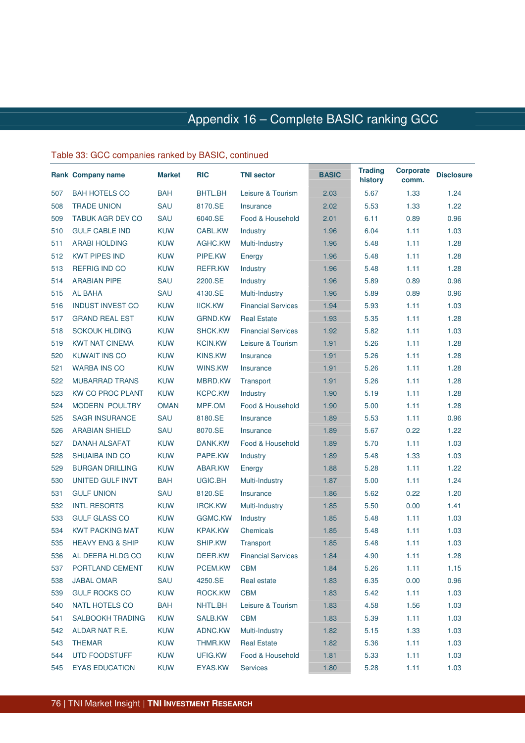# Appendix 16 – Complete BASIC ranking GCC

Table 33: GCC companies ranked by BASIC, continued

| Rank | Company name | Market | RIC | TNI sector | BASIC | Trading history | Corporate comm. | Disclosure |
|---|---|---|---|---|---|---|---|---|
| 507 | BAH HOTELS CO | BAH | BHTL.BH | Leisure & Tourism | 2.03 | 5.67 | 1.33 | 1.24 |
| 508 | TRADE UNION | SAU | 8170.SE | Insurance | 2.02 | 5.53 | 1.33 | 1.22 |
| 509 | TABUK AGR DEV CO | SAU | 6040.SE | Food & Household | 2.01 | 6.11 | 0.89 | 0.96 |
| 510 | GULF CABLE IND | KUW | CABL.KW | Industry | 1.96 | 6.04 | 1.11 | 1.03 |
| 511 | ARABI HOLDING | KUW | AGHC.KW | Multi-Industry | 1.96 | 5.48 | 1.11 | 1.28 |
| 512 | KWT PIPES IND | KUW | PIPE.KW | Energy | 1.96 | 5.48 | 1.11 | 1.28 |
| 513 | REFRIG IND CO | KUW | REFR.KW | Industry | 1.96 | 5.48 | 1.11 | 1.28 |
| 514 | ARABIAN PIPE | SAU | 2200.SE | Industry | 1.96 | 5.89 | 0.89 | 0.96 |
| 515 | AL BAHA | SAU | 4130.SE | Multi-Industry | 1.96 | 5.89 | 0.89 | 0.96 |
| 516 | INDUST INVEST CO | KUW | IICK.KW | Financial Services | 1.94 | 5.93 | 1.11 | 1.03 |
| 517 | GRAND REAL EST | KUW | GRND.KW | Real Estate | 1.93 | 5.35 | 1.11 | 1.28 |
| 518 | SOKOUK HLDING | KUW | SHCK.KW | Financial Services | 1.92 | 5.82 | 1.11 | 1.03 |
| 519 | KWT NAT CINEMA | KUW | KCIN.KW | Leisure & Tourism | 1.91 | 5.26 | 1.11 | 1.28 |
| 520 | KUWAIT INS CO | KUW | KINS.KW | Insurance | 1.91 | 5.26 | 1.11 | 1.28 |
| 521 | WARBA INS CO | KUW | WINS.KW | Insurance | 1.91 | 5.26 | 1.11 | 1.28 |
| 522 | MUBARRAD TRANS | KUW | MBRD.KW | Transport | 1.91 | 5.26 | 1.11 | 1.28 |
| 523 | KW CO PROC PLANT | KUW | KCPC.KW | Industry | 1.90 | 5.19 | 1.11 | 1.28 |
| 524 | MODERN POULTRY | OMAN | MPF.OM | Food & Household | 1.90 | 5.00 | 1.11 | 1.28 |
| 525 | SAGR INSURANCE | SAU | 8180.SE | Insurance | 1.89 | 5.53 | 1.11 | 0.96 |
| 526 | ARABIAN SHIELD | SAU | 8070.SE | Insurance | 1.89 | 5.67 | 0.22 | 1.22 |
| 527 | DANAH ALSAFAT | KUW | DANK.KW | Food & Household | 1.89 | 5.70 | 1.11 | 1.03 |
| 528 | SHUAIBA IND CO | KUW | PAPE.KW | Industry | 1.89 | 5.48 | 1.33 | 1.03 |
| 529 | BURGAN DRILLING | KUW | ABAR.KW | Energy | 1.88 | 5.28 | 1.11 | 1.22 |
| 530 | UNITED GULF INVT | BAH | UGIC.BH | Multi-Industry | 1.87 | 5.00 | 1.11 | 1.24 |
| 531 | GULF UNION | SAU | 8120.SE | Insurance | 1.86 | 5.62 | 0.22 | 1.20 |
| 532 | INTL RESORTS | KUW | IRCK.KW | Multi-Industry | 1.85 | 5.50 | 0.00 | 1.41 |
| 533 | GULF GLASS CO | KUW | GGMC.KW | Industry | 1.85 | 5.48 | 1.11 | 1.03 |
| 534 | KWT PACKING MAT | KUW | KPAK.KW | Chemicals | 1.85 | 5.48 | 1.11 | 1.03 |
| 535 | HEAVY ENG & SHIP | KUW | SHIP.KW | Transport | 1.85 | 5.48 | 1.11 | 1.03 |
| 536 | AL DEERA HLDG CO | KUW | DEER.KW | Financial Services | 1.84 | 4.90 | 1.11 | 1.28 |
| 537 | PORTLAND CEMENT | KUW | PCEM.KW | CBM | 1.84 | 5.26 | 1.11 | 1.15 |
| 538 | JABAL OMAR | SAU | 4250.SE | Real estate | 1.83 | 6.35 | 0.00 | 0.96 |
| 539 | GULF ROCKS CO | KUW | ROCK.KW | CBM | 1.83 | 5.42 | 1.11 | 1.03 |
| 540 | NATL HOTELS CO | BAH | NHTL.BH | Leisure & Tourism | 1.83 | 4.58 | 1.56 | 1.03 |
| 541 | SALBOOKH TRADING | KUW | SALB.KW | CBM | 1.83 | 5.39 | 1.11 | 1.03 |
| 542 | ALDAR NAT R.E. | KUW | ADNC.KW | Multi-Industry | 1.82 | 5.15 | 1.33 | 1.03 |
| 543 | THEMAR | KUW | THMR.KW | Real Estate | 1.82 | 5.36 | 1.11 | 1.03 |
| 544 | UTD FOODSTUFF | KUW | UFIG.KW | Food & Household | 1.81 | 5.33 | 1.11 | 1.03 |
| 545 | EYAS EDUCATION | KUW | EYAS.KW | Services | 1.80 | 5.28 | 1.11 | 1.03 |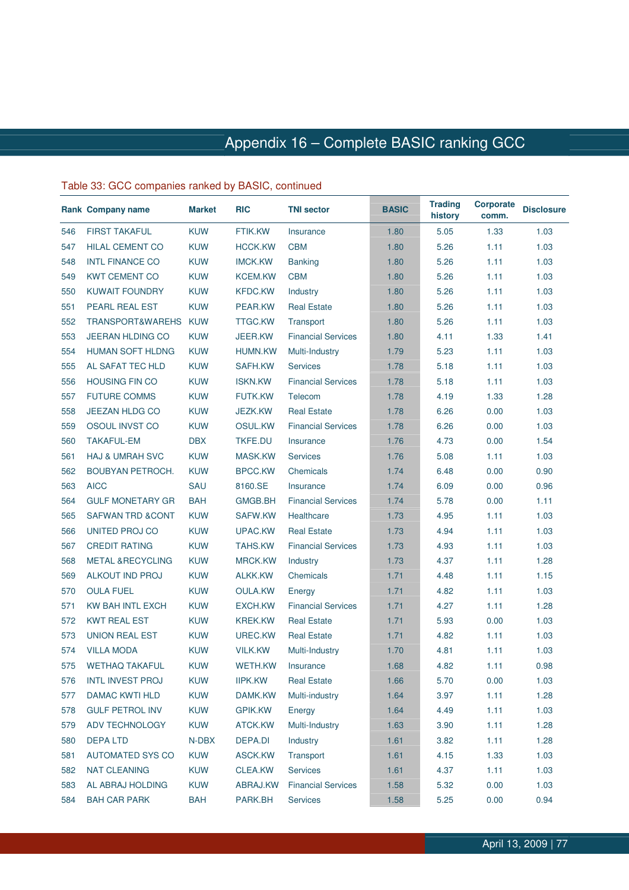# Appendix 16 – Complete BASIC ranking GCC

Table 33: GCC companies ranked by BASIC, continued

| Rank | Company name | Market | RIC | TNI sector | BASIC | Trading history | Corporate comm. | Disclosure |
|---|---|---|---|---|---|---|---|---|
| 546 | FIRST TAKAFUL | KUW | FTIK.KW | Insurance | 1.80 | 5.05 | 1.33 | 1.03 |
| 547 | HILAL CEMENT CO | KUW | HCCK.KW | CBM | 1.80 | 5.26 | 1.11 | 1.03 |
| 548 | INTL FINANCE CO | KUW | IMCK.KW | Banking | 1.80 | 5.26 | 1.11 | 1.03 |
| 549 | KWT CEMENT CO | KUW | KCEM.KW | CBM | 1.80 | 5.26 | 1.11 | 1.03 |
| 550 | KUWAIT FOUNDRY | KUW | KFDC.KW | Industry | 1.80 | 5.26 | 1.11 | 1.03 |
| 551 | PEARL REAL EST | KUW | PEAR.KW | Real Estate | 1.80 | 5.26 | 1.11 | 1.03 |
| 552 | TRANSPORT&WAREHS | KUW | TTGC.KW | Transport | 1.80 | 5.26 | 1.11 | 1.03 |
| 553 | JEERAN HLDING CO | KUW | JEER.KW | Financial Services | 1.80 | 4.11 | 1.33 | 1.41 |
| 554 | HUMAN SOFT HLDNG | KUW | HUMN.KW | Multi-Industry | 1.79 | 5.23 | 1.11 | 1.03 |
| 555 | AL SAFAT TEC HLD | KUW | SAFH.KW | Services | 1.78 | 5.18 | 1.11 | 1.03 |
| 556 | HOUSING FIN CO | KUW | ISKN.KW | Financial Services | 1.78 | 5.18 | 1.11 | 1.03 |
| 557 | FUTURE COMMS | KUW | FUTK.KW | Telecom | 1.78 | 4.19 | 1.33 | 1.28 |
| 558 | JEEZAN HLDG CO | KUW | JEZK.KW | Real Estate | 1.78 | 6.26 | 0.00 | 1.03 |
| 559 | OSOUL INVST CO | KUW | OSUL.KW | Financial Services | 1.78 | 6.26 | 0.00 | 1.03 |
| 560 | TAKAFUL-EM | DBX | TKFE.DU | Insurance | 1.76 | 4.73 | 0.00 | 1.54 |
| 561 | HAJ & UMRAH SVC | KUW | MASK.KW | Services | 1.76 | 5.08 | 1.11 | 1.03 |
| 562 | BOUBYAN PETROCH. | KUW | BPCC.KW | Chemicals | 1.74 | 6.48 | 0.00 | 0.90 |
| 563 | AICC | SAU | 8160.SE | Insurance | 1.74 | 6.09 | 0.00 | 0.96 |
| 564 | GULF MONETARY GR | BAH | GMGB.BH | Financial Services | 1.74 | 5.78 | 0.00 | 1.11 |
| 565 | SAFWAN TRD &CONT | KUW | SAFW.KW | Healthcare | 1.73 | 4.95 | 1.11 | 1.03 |
| 566 | UNITED PROJ CO | KUW | UPAC.KW | Real Estate | 1.73 | 4.94 | 1.11 | 1.03 |
| 567 | CREDIT RATING | KUW | TAHS.KW | Financial Services | 1.73 | 4.93 | 1.11 | 1.03 |
| 568 | METAL &RECYCLING | KUW | MRCK.KW | Industry | 1.73 | 4.37 | 1.11 | 1.28 |
| 569 | ALKOUT IND PROJ | KUW | ALKK.KW | Chemicals | 1.71 | 4.48 | 1.11 | 1.15 |
| 570 | OULA FUEL | KUW | OULA.KW | Energy | 1.71 | 4.82 | 1.11 | 1.03 |
| 571 | KW BAH INTL EXCH | KUW | EXCH.KW | Financial Services | 1.71 | 4.27 | 1.11 | 1.28 |
| 572 | KWT REAL EST | KUW | KREK.KW | Real Estate | 1.71 | 5.93 | 0.00 | 1.03 |
| 573 | UNION REAL EST | KUW | UREC.KW | Real Estate | 1.71 | 4.82 | 1.11 | 1.03 |
| 574 | VILLA MODA | KUW | VILK.KW | Multi-Industry | 1.70 | 4.81 | 1.11 | 1.03 |
| 575 | WETHAQ TAKAFUL | KUW | WETH.KW | Insurance | 1.68 | 4.82 | 1.11 | 0.98 |
| 576 | INTL INVEST PROJ | KUW | IIPK.KW | Real Estate | 1.66 | 5.70 | 0.00 | 1.03 |
| 577 | DAMAC KWTI HLD | KUW | DAMK.KW | Multi-industry | 1.64 | 3.97 | 1.11 | 1.28 |
| 578 | GULF PETROL INV | KUW | GPIK.KW | Energy | 1.64 | 4.49 | 1.11 | 1.03 |
| 579 | ADV TECHNOLOGY | KUW | ATCK.KW | Multi-Industry | 1.63 | 3.90 | 1.11 | 1.28 |
| 580 | DEPA LTD | N-DBX | DEPA.DI | Industry | 1.61 | 3.82 | 1.11 | 1.28 |
| 581 | AUTOMATED SYS CO | KUW | ASCK.KW | Transport | 1.61 | 4.15 | 1.33 | 1.03 |
| 582 | NAT CLEANING | KUW | CLEA.KW | Services | 1.61 | 4.37 | 1.11 | 1.03 |
| 583 | AL ABRAJ HOLDING | KUW | ABRAJ.KW | Financial Services | 1.58 | 5.32 | 0.00 | 1.03 |
| 584 | BAH CAR PARK | BAH | PARK.BH | Services | 1.58 | 5.25 | 0.00 | 0.94 |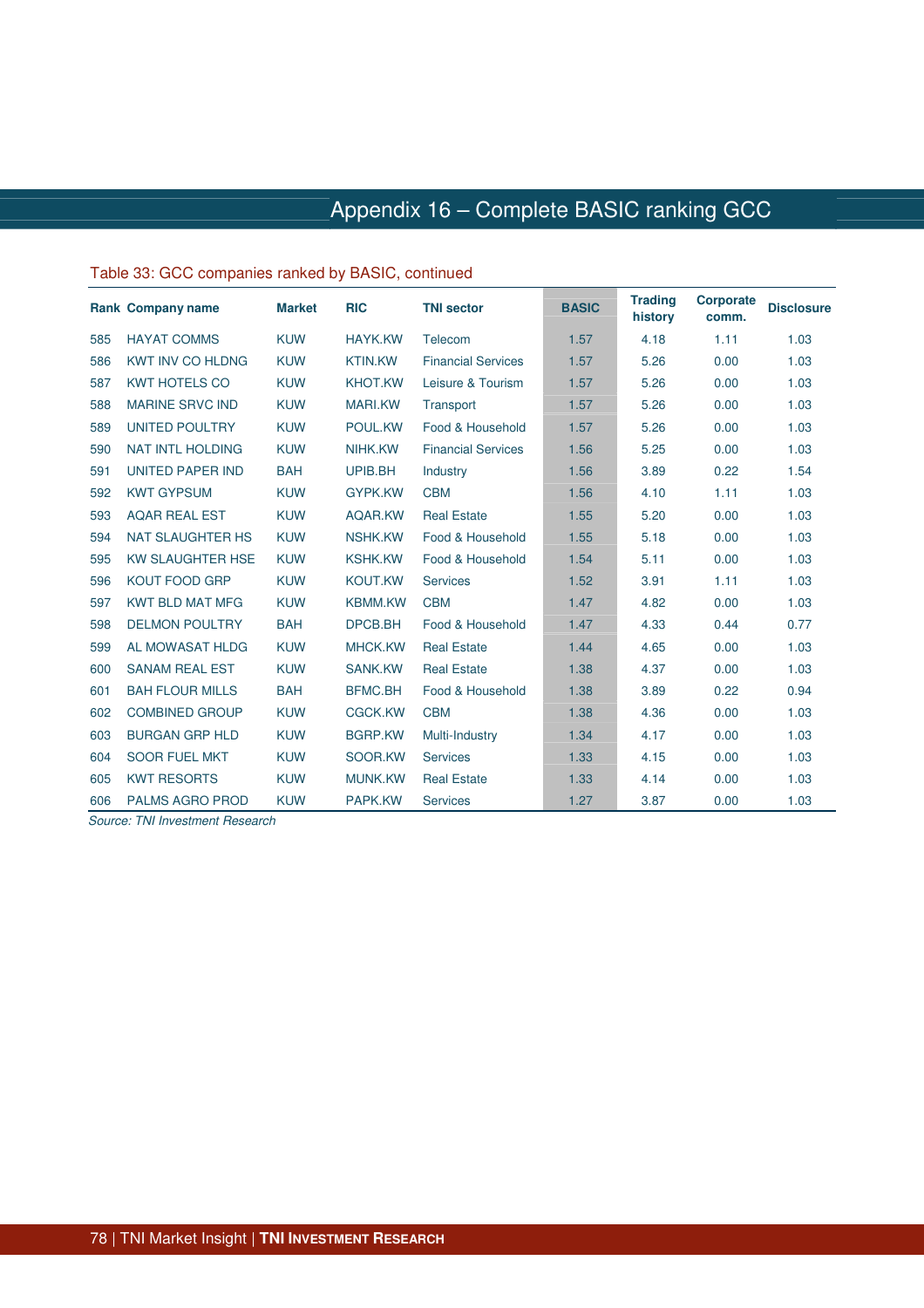# Appendix 16 – Complete BASIC ranking GCC

Table 33: GCC companies ranked by BASIC, continued

| Rank | Company name | Market | RIC | TNI sector | BASIC | Trading history | Corporate comm. | Disclosure |
|---|---|---|---|---|---|---|---|---|
| 585 | HAYAT COMMS | KUW | HAYK.KW | Telecom | 1.57 | 4.18 | 1.11 | 1.03 |
| 586 | KWT INV CO HLDNG | KUW | KTIN.KW | Financial Services | 1.57 | 5.26 | 0.00 | 1.03 |
| 587 | KWT HOTELS CO | KUW | KHOT.KW | Leisure & Tourism | 1.57 | 5.26 | 0.00 | 1.03 |
| 588 | MARINE SRVC IND | KUW | MARI.KW | Transport | 1.57 | 5.26 | 0.00 | 1.03 |
| 589 | UNITED POULTRY | KUW | POUL.KW | Food & Household | 1.57 | 5.26 | 0.00 | 1.03 |
| 590 | NAT INTL HOLDING | KUW | NIHK.KW | Financial Services | 1.56 | 5.25 | 0.00 | 1.03 |
| 591 | UNITED PAPER IND | BAH | UPIB.BH | Industry | 1.56 | 3.89 | 0.22 | 1.54 |
| 592 | KWT GYPSUM | KUW | GYPK.KW | CBM | 1.56 | 4.10 | 1.11 | 1.03 |
| 593 | AQAR REAL EST | KUW | AQAR.KW | Real Estate | 1.55 | 5.20 | 0.00 | 1.03 |
| 594 | NAT SLAUGHTER HS | KUW | NSHK.KW | Food & Household | 1.55 | 5.18 | 0.00 | 1.03 |
| 595 | KW SLAUGHTER HSE | KUW | KSHK.KW | Food & Household | 1.54 | 5.11 | 0.00 | 1.03 |
| 596 | KOUT FOOD GRP | KUW | KOUT.KW | Services | 1.52 | 3.91 | 1.11 | 1.03 |
| 597 | KWT BLD MAT MFG | KUW | KBMM.KW | CBM | 1.47 | 4.82 | 0.00 | 1.03 |
| 598 | DELMON POULTRY | BAH | DPCB.BH | Food & Household | 1.47 | 4.33 | 0.44 | 0.77 |
| 599 | AL MOWASAT HLDG | KUW | MHCK.KW | Real Estate | 1.44 | 4.65 | 0.00 | 1.03 |
| 600 | SANAM REAL EST | KUW | SANK.KW | Real Estate | 1.38 | 4.37 | 0.00 | 1.03 |
| 601 | BAH FLOUR MILLS | BAH | BFMC.BH | Food & Household | 1.38 | 3.89 | 0.22 | 0.94 |
| 602 | COMBINED GROUP | KUW | CGCK.KW | CBM | 1.38 | 4.36 | 0.00 | 1.03 |
| 603 | BURGAN GRP HLD | KUW | BGRP.KW | Multi-Industry | 1.34 | 4.17 | 0.00 | 1.03 |
| 604 | SOOR FUEL MKT | KUW | SOOR.KW | Services | 1.33 | 4.15 | 0.00 | 1.03 |
| 605 | KWT RESORTS | KUW | MUNK.KW | Real Estate | 1.33 | 4.14 | 0.00 | 1.03 |
| 606 | PALMS AGRO PROD | KUW | PAPK.KW | Services | 1.27 | 3.87 | 0.00 | 1.03 |

*Source: TNI Investment Research*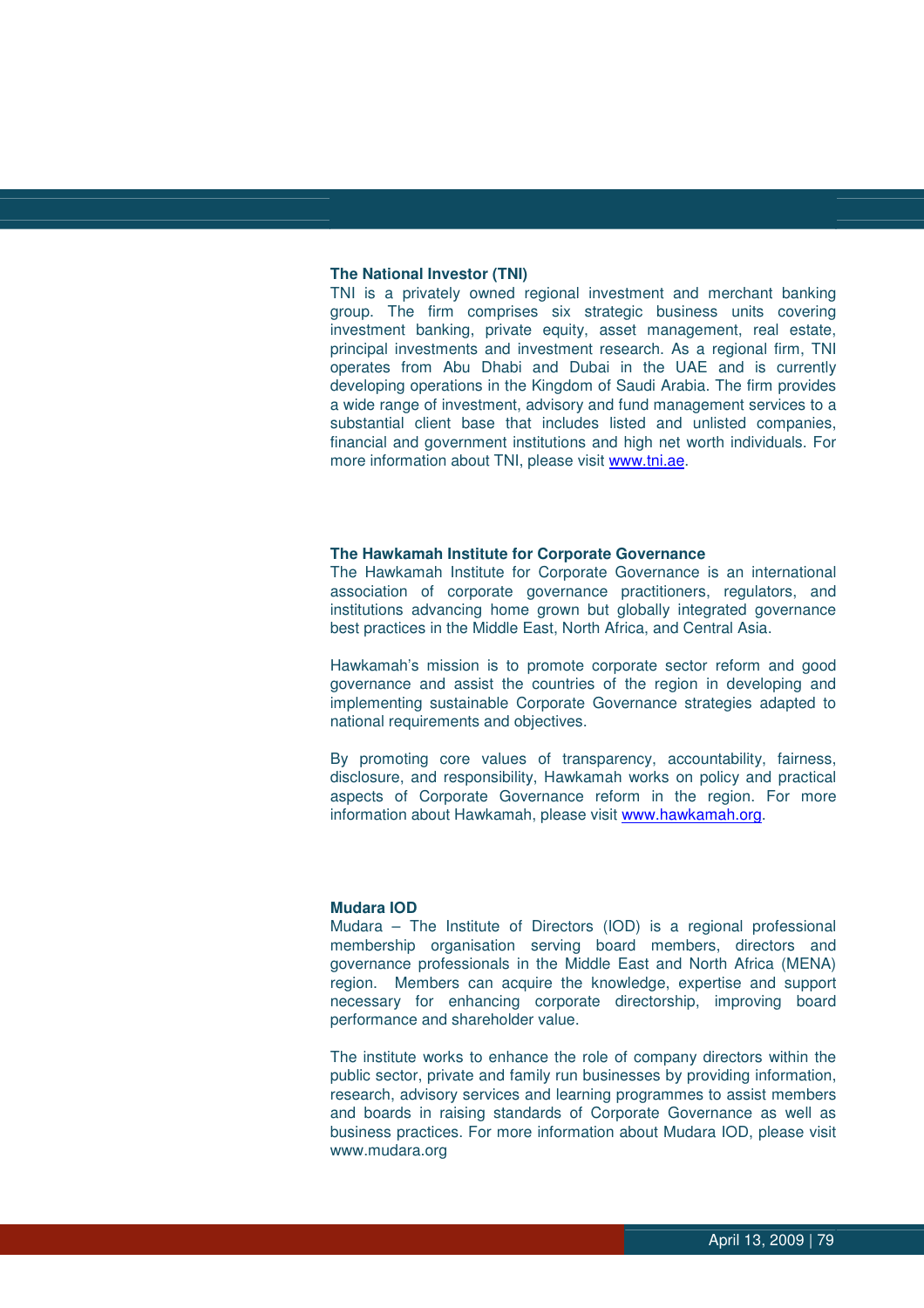### The National Investor (TNI)

TNI is a privately owned regional investment and merchant banking group. The firm comprises six strategic business units covering investment banking, private equity, asset management, real estate, principal investments and investment research. As a regional firm, TNI operates from Abu Dhabi and Dubai in the UAE and is currently developing operations in the Kingdom of Saudi Arabia. The firm provides a wide range of investment, advisory and fund management services to a substantial client base that includes listed and unlisted companies, financial and government institutions and high net worth individuals. For more information about TNI, please visit www.tni.ae.

### The Hawkamah Institute for Corporate Governance

The Hawkamah Institute for Corporate Governance is an international association of corporate governance practitioners, regulators, and institutions advancing home grown but globally integrated governance best practices in the Middle East, North Africa, and Central Asia.

Hawkamah's mission is to promote corporate sector reform and good governance and assist the countries of the region in developing and implementing sustainable Corporate Governance strategies adapted to national requirements and objectives.

By promoting core values of transparency, accountability, fairness, disclosure, and responsibility, Hawkamah works on policy and practical aspects of Corporate Governance reform in the region. For more information about Hawkamah, please visit www.hawkamah.org.

### Mudara IOD

Mudara – The Institute of Directors (IOD) is a regional professional membership organisation serving board members, directors and governance professionals in the Middle East and North Africa (MENA) region. Members can acquire the knowledge, expertise and support necessary for enhancing corporate directorship, improving board performance and shareholder value.

The institute works to enhance the role of company directors within the public sector, private and family run businesses by providing information, research, advisory services and learning programmes to assist members and boards in raising standards of Corporate Governance as well as business practices. For more information about Mudara IOD, please visit www.mudara.org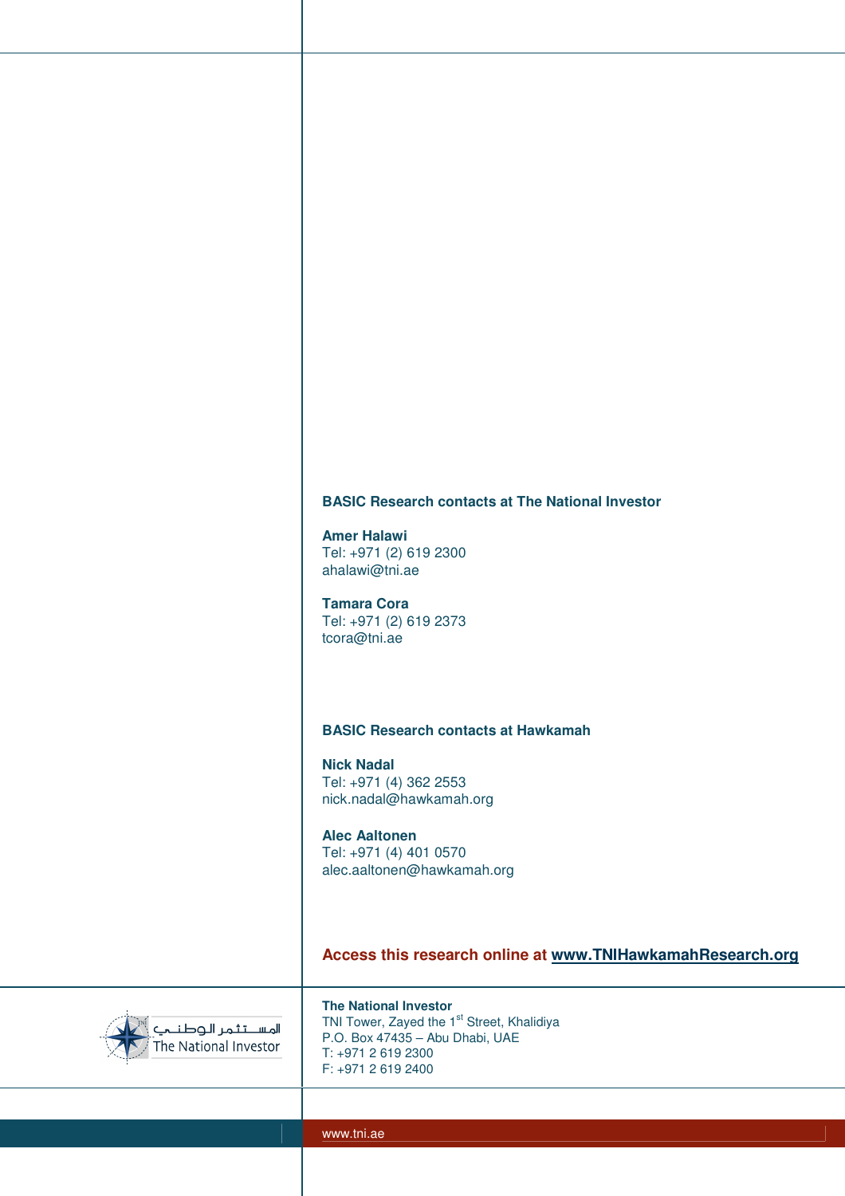**BASIC Research contacts at The National Investor**

**Amer Halawi**
Tel: +971 (2) 619 2300
ahalawi@tni.ae

**Tamara Cora**
Tel: +971 (2) 619 2373
tcora@tni.ae

**BASIC Research contacts at Hawkamah**

**Nick Nadal**
Tel: +971 (4) 362 2553
nick.nadal@hawkamah.org

**Alec Aaltonen**
Tel: +971 (4) 401 0570
alec.aaltonen@hawkamah.org

**Access this research online at www.TNIHawkamahResearch.org**

المستثمر الوطني
The National Investor

**The National Investor**
TNI Tower, Zayed the 1st Street, Khalidiya
P.O. Box 47435 – Abu Dhabi, UAE
T: +971 2 619 2300
F: +971 2 619 2400

www.tni.ae